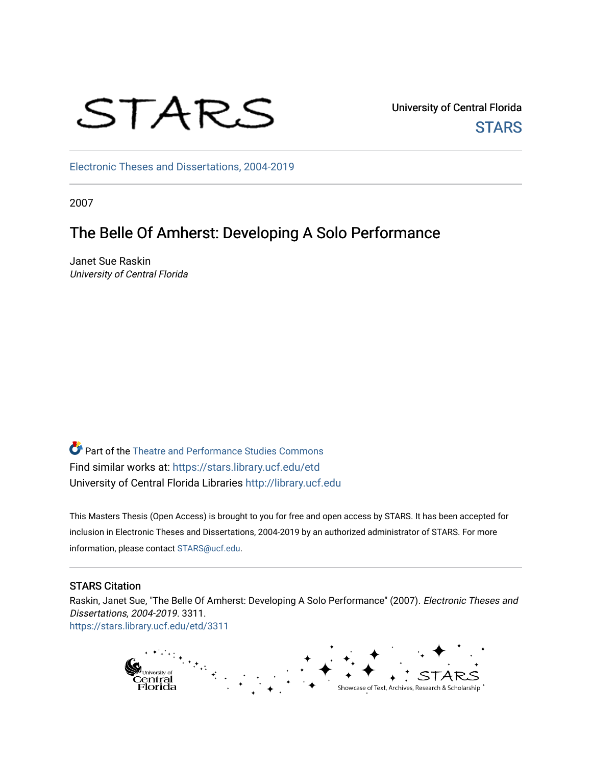STARS

University of Central Florida

STARS

Electronic Theses and Dissertations, 2004-2019

2007

# The Belle Of Amherst: Developing A Solo Performance

Janet Sue Raskin
*University of Central Florida*

Part of the Theatre and Performance Studies Commons
Find similar works at: https://stars.library.ucf.edu/etd
University of Central Florida Libraries http://library.ucf.edu

This Masters Thesis (Open Access) is brought to you for free and open access by STARS. It has been accepted for inclusion in Electronic Theses and Dissertations, 2004-2019 by an authorized administrator of STARS. For more information, please contact STARS@ucf.edu.

## STARS Citation

Raskin, Janet Sue, "The Belle Of Amherst: Developing A Solo Performance" (2007). *Electronic Theses and Dissertations, 2004-2019*. 3311.
https://stars.library.ucf.edu/etd/3311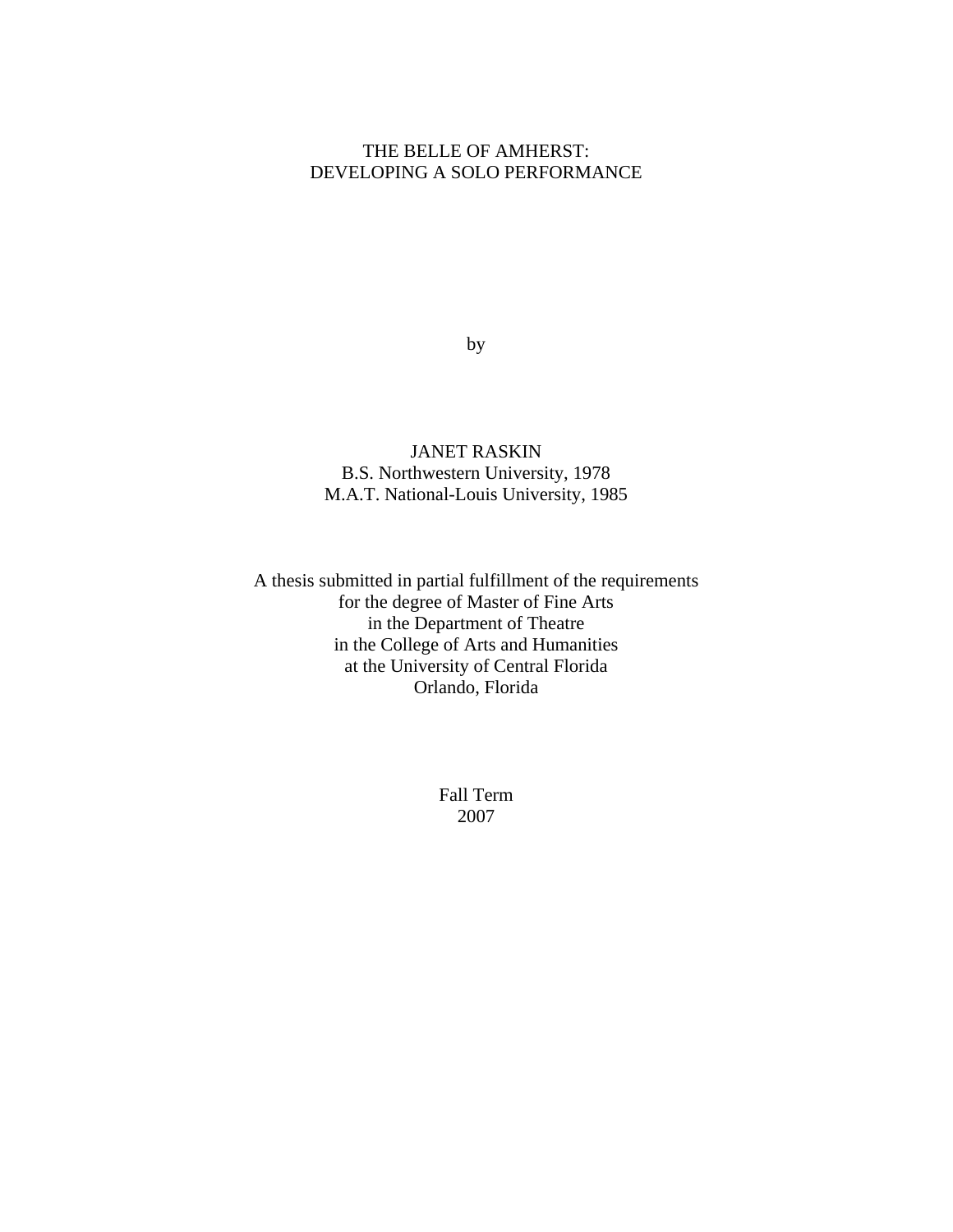# THE BELLE OF AMHERST:
# DEVELOPING A SOLO PERFORMANCE

by

JANET RASKIN
B.S. Northwestern University, 1978
M.A.T. National-Louis University, 1985

A thesis submitted in partial fulfillment of the requirements
for the degree of Master of Fine Arts
in the Department of Theatre
in the College of Arts and Humanities
at the University of Central Florida
Orlando, Florida

Fall Term
2007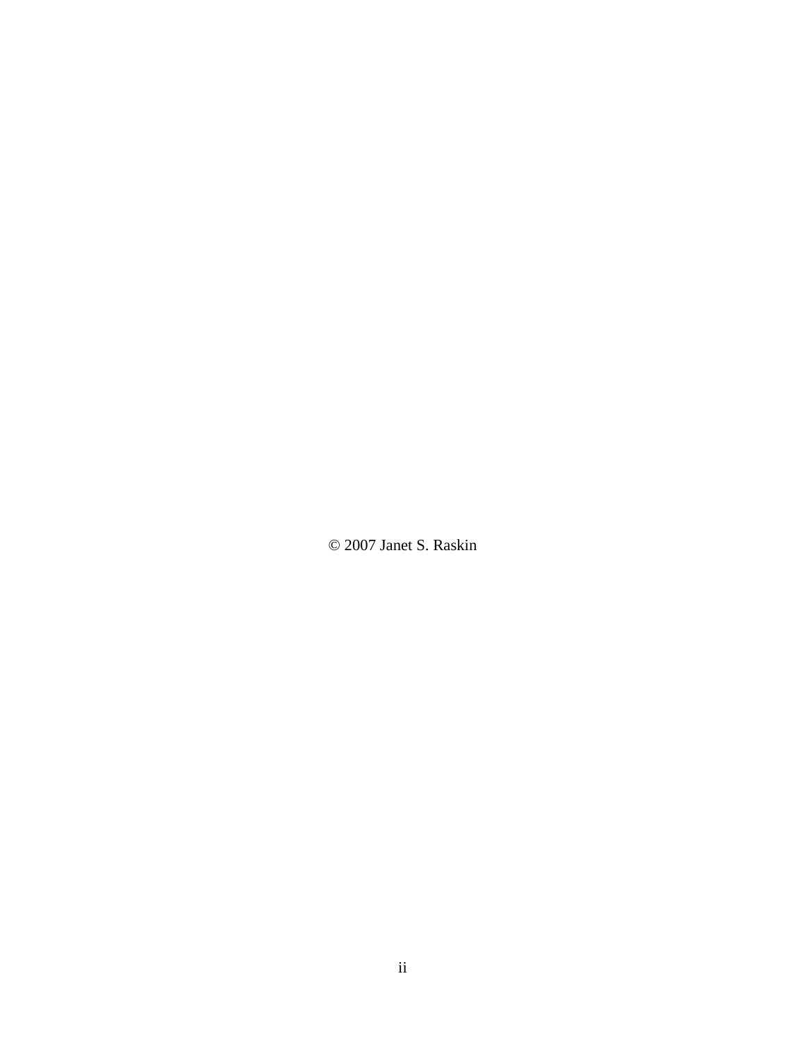© 2007 Janet S. Raskin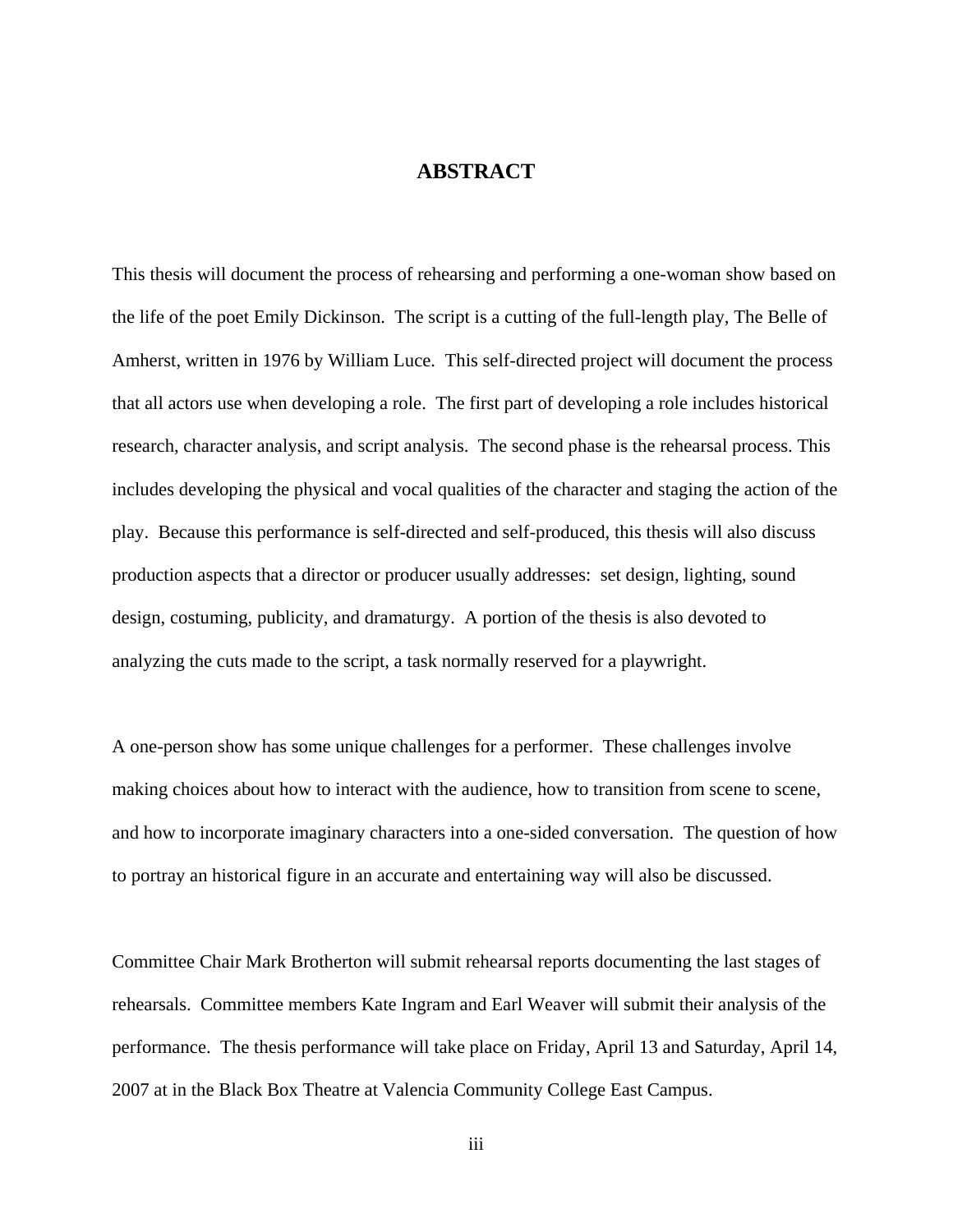# ABSTRACT

This thesis will document the process of rehearsing and performing a one-woman show based on the life of the poet Emily Dickinson. The script is a cutting of the full-length play, The Belle of Amherst, written in 1976 by William Luce. This self-directed project will document the process that all actors use when developing a role. The first part of developing a role includes historical research, character analysis, and script analysis. The second phase is the rehearsal process. This includes developing the physical and vocal qualities of the character and staging the action of the play. Because this performance is self-directed and self-produced, this thesis will also discuss production aspects that a director or producer usually addresses: set design, lighting, sound design, costuming, publicity, and dramaturgy. A portion of the thesis is also devoted to analyzing the cuts made to the script, a task normally reserved for a playwright.

A one-person show has some unique challenges for a performer. These challenges involve making choices about how to interact with the audience, how to transition from scene to scene, and how to incorporate imaginary characters into a one-sided conversation. The question of how to portray an historical figure in an accurate and entertaining way will also be discussed.

Committee Chair Mark Brotherton will submit rehearsal reports documenting the last stages of rehearsals. Committee members Kate Ingram and Earl Weaver will submit their analysis of the performance. The thesis performance will take place on Friday, April 13 and Saturday, April 14, 2007 at in the Black Box Theatre at Valencia Community College East Campus.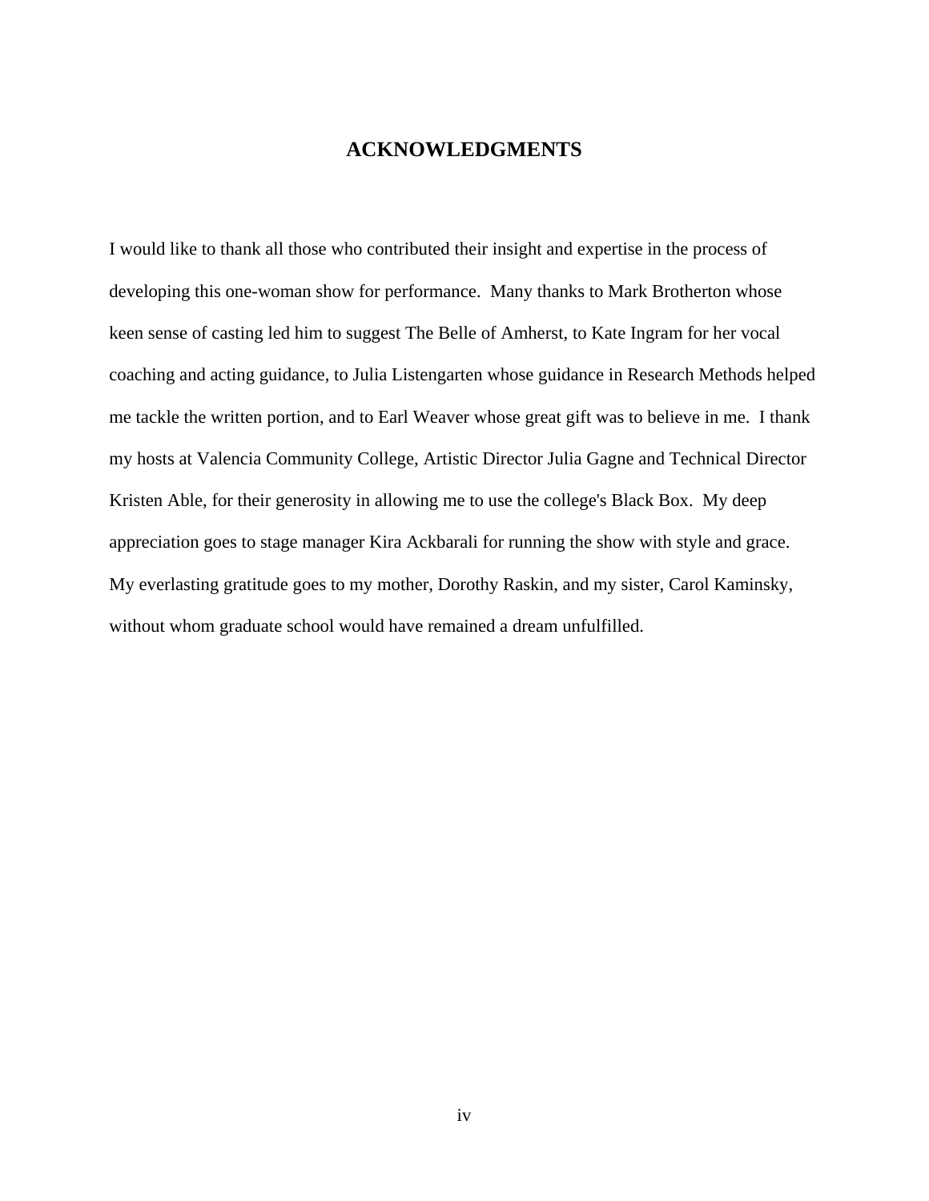# ACKNOWLEDGMENTS

I would like to thank all those who contributed their insight and expertise in the process of developing this one-woman show for performance. Many thanks to Mark Brotherton whose keen sense of casting led him to suggest The Belle of Amherst, to Kate Ingram for her vocal coaching and acting guidance, to Julia Listengarten whose guidance in Research Methods helped me tackle the written portion, and to Earl Weaver whose great gift was to believe in me. I thank my hosts at Valencia Community College, Artistic Director Julia Gagne and Technical Director Kristen Able, for their generosity in allowing me to use the college's Black Box. My deep appreciation goes to stage manager Kira Ackbarali for running the show with style and grace. My everlasting gratitude goes to my mother, Dorothy Raskin, and my sister, Carol Kaminsky, without whom graduate school would have remained a dream unfulfilled.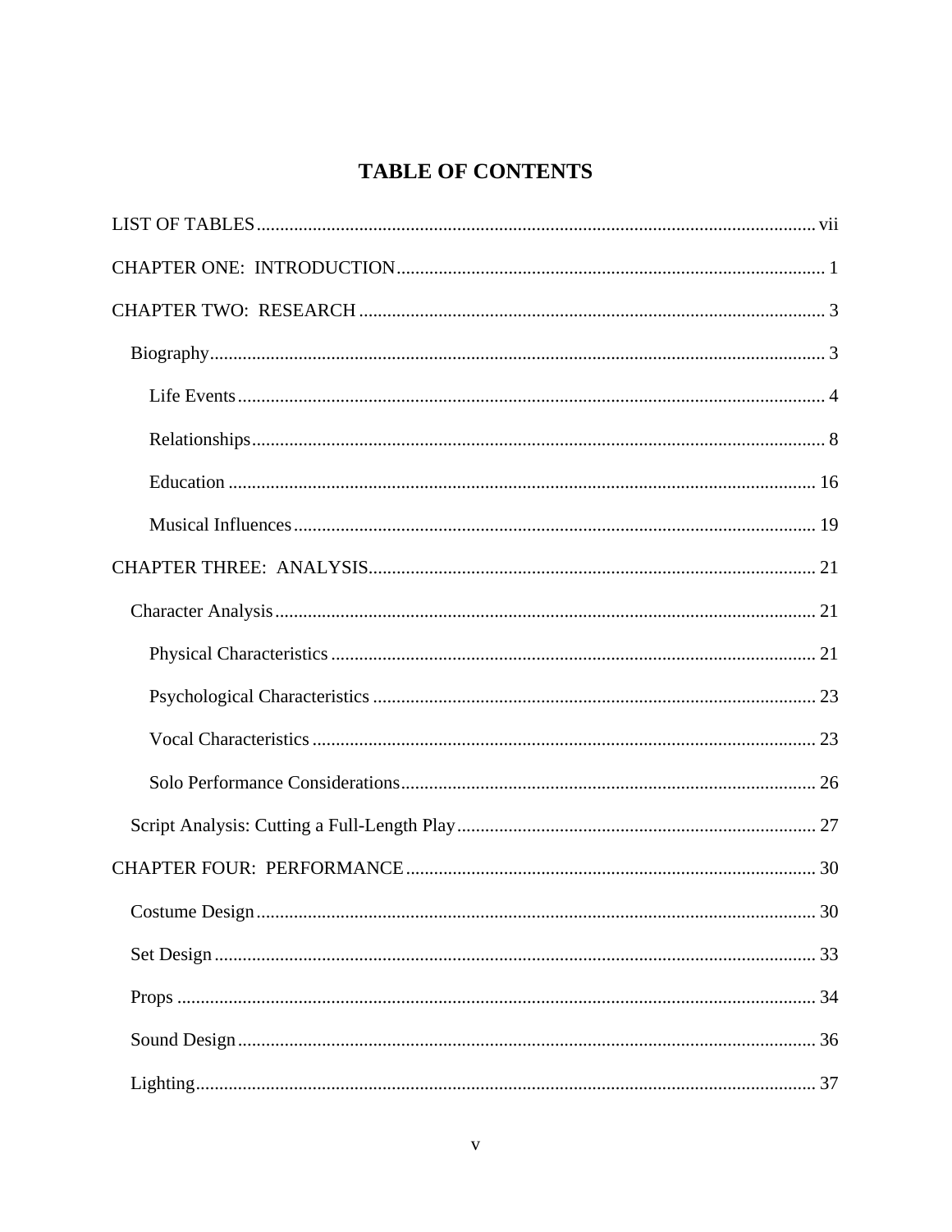# TABLE OF CONTENTS

LIST OF TABLES ..... vii

CHAPTER ONE: INTRODUCTION ..... 1

CHAPTER TWO: RESEARCH ..... 3

- Biography ..... 3
  - Life Events ..... 4
  - Relationships ..... 8
  - Education ..... 16
  - Musical Influences ..... 19

CHAPTER THREE: ANALYSIS ..... 21

- Character Analysis ..... 21
  - Physical Characteristics ..... 21
  - Psychological Characteristics ..... 23
  - Vocal Characteristics ..... 23
  - Solo Performance Considerations ..... 26
- Script Analysis: Cutting a Full-Length Play ..... 27

CHAPTER FOUR: PERFORMANCE ..... 30

- Costume Design ..... 30
- Set Design ..... 33
- Props ..... 34
- Sound Design ..... 36
- Lighting ..... 37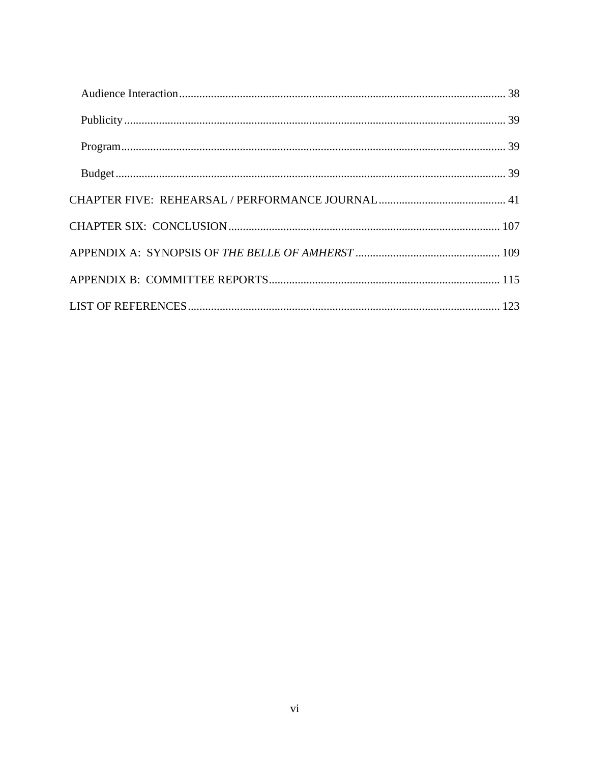Audience Interaction ..... 38

Publicity ..... 39

Program ..... 39

Budget ..... 39

CHAPTER FIVE: REHEARSAL / PERFORMANCE JOURNAL ..... 41

CHAPTER SIX: CONCLUSION ..... 107

APPENDIX A: SYNOPSIS OF *THE BELLE OF AMHERST* ..... 109

APPENDIX B: COMMITTEE REPORTS ..... 115

LIST OF REFERENCES ..... 123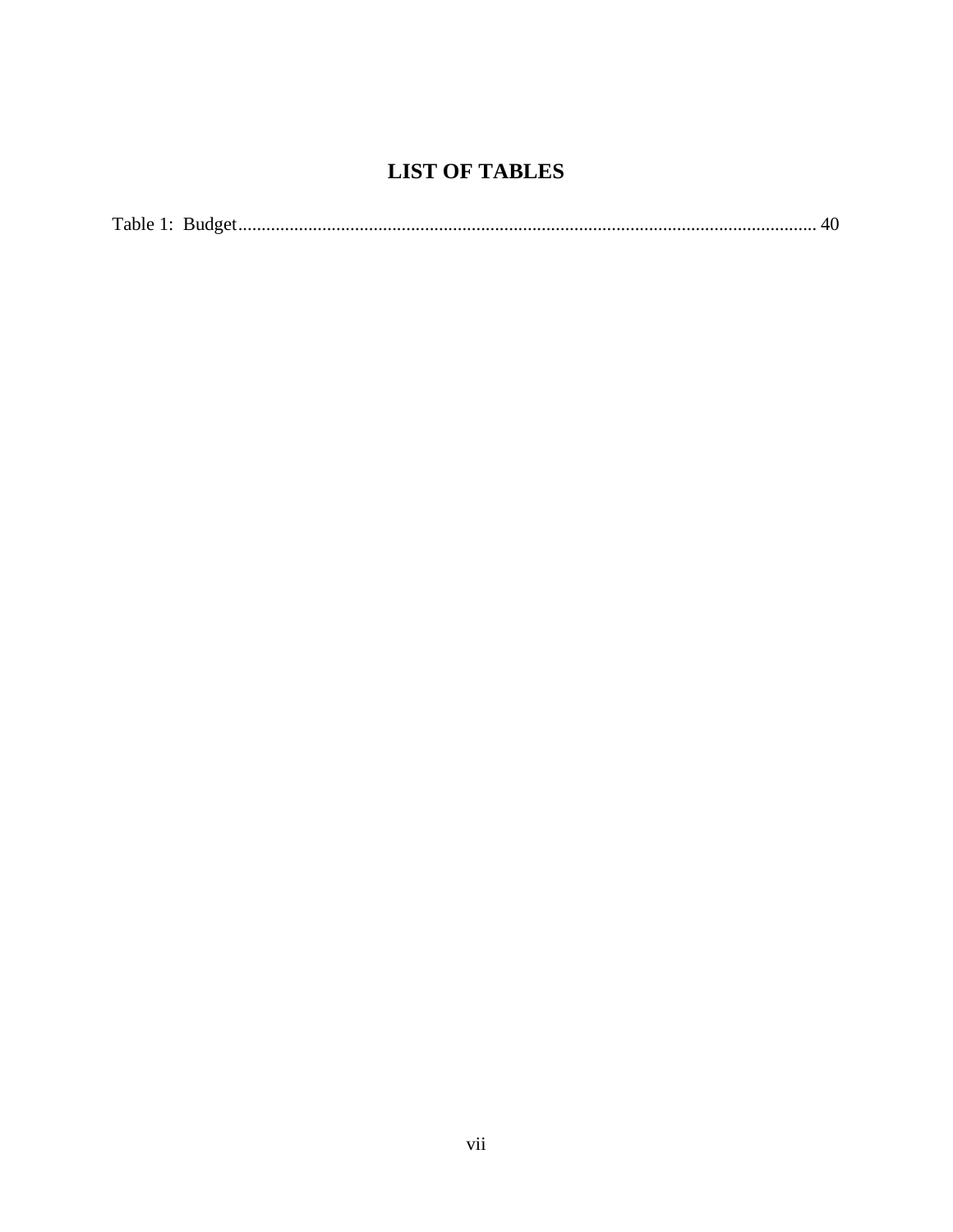# LIST OF TABLES

Table 1: Budget........................................................................................................................... 40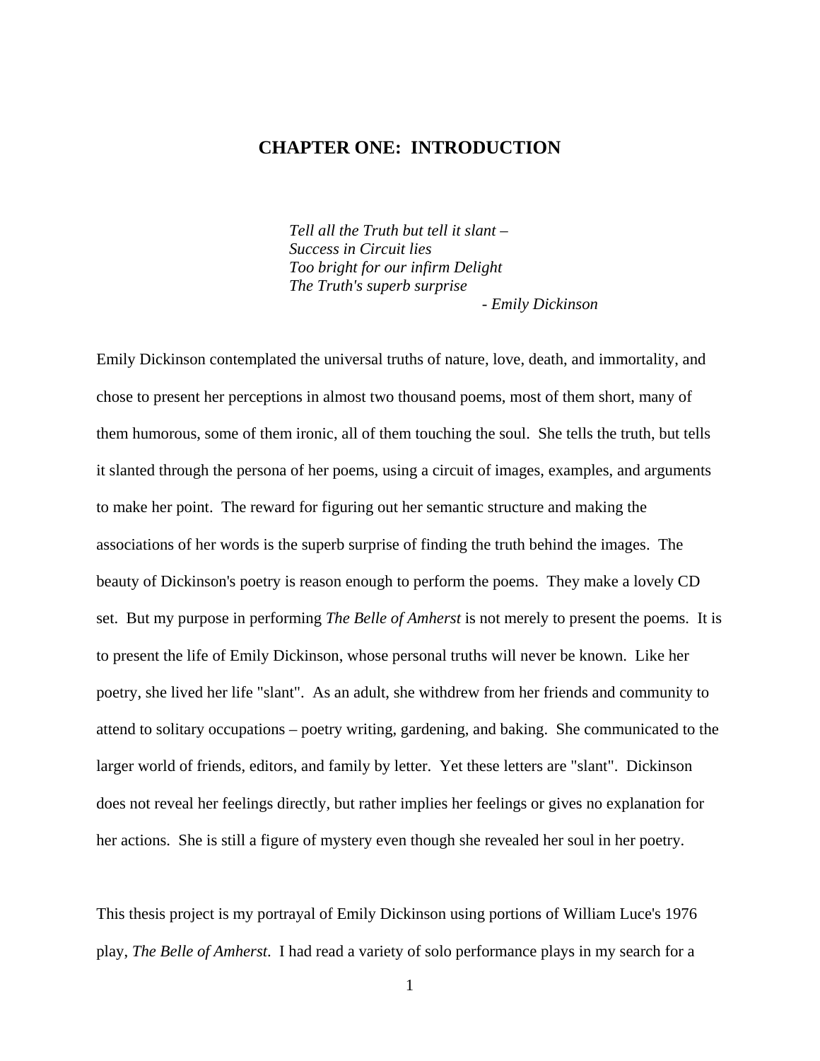# CHAPTER ONE: INTRODUCTION

*Tell all the Truth but tell it slant –*
*Success in Circuit lies*
*Too bright for our infirm Delight*
*The Truth's superb surprise*
*- Emily Dickinson*

Emily Dickinson contemplated the universal truths of nature, love, death, and immortality, and chose to present her perceptions in almost two thousand poems, most of them short, many of them humorous, some of them ironic, all of them touching the soul. She tells the truth, but tells it slanted through the persona of her poems, using a circuit of images, examples, and arguments to make her point. The reward for figuring out her semantic structure and making the associations of her words is the superb surprise of finding the truth behind the images. The beauty of Dickinson's poetry is reason enough to perform the poems. They make a lovely CD set. But my purpose in performing *The Belle of Amherst* is not merely to present the poems. It is to present the life of Emily Dickinson, whose personal truths will never be known. Like her poetry, she lived her life "slant". As an adult, she withdrew from her friends and community to attend to solitary occupations – poetry writing, gardening, and baking. She communicated to the larger world of friends, editors, and family by letter. Yet these letters are "slant". Dickinson does not reveal her feelings directly, but rather implies her feelings or gives no explanation for her actions. She is still a figure of mystery even though she revealed her soul in her poetry.

This thesis project is my portrayal of Emily Dickinson using portions of William Luce's 1976 play, *The Belle of Amherst*. I had read a variety of solo performance plays in my search for a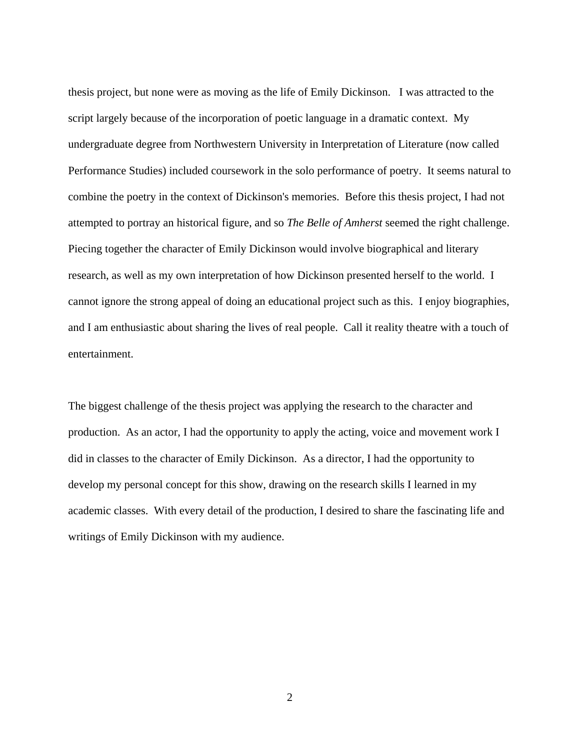thesis project, but none were as moving as the life of Emily Dickinson. I was attracted to the script largely because of the incorporation of poetic language in a dramatic context. My undergraduate degree from Northwestern University in Interpretation of Literature (now called Performance Studies) included coursework in the solo performance of poetry. It seems natural to combine the poetry in the context of Dickinson's memories. Before this thesis project, I had not attempted to portray an historical figure, and so *The Belle of Amherst* seemed the right challenge. Piecing together the character of Emily Dickinson would involve biographical and literary research, as well as my own interpretation of how Dickinson presented herself to the world. I cannot ignore the strong appeal of doing an educational project such as this. I enjoy biographies, and I am enthusiastic about sharing the lives of real people. Call it reality theatre with a touch of entertainment.

The biggest challenge of the thesis project was applying the research to the character and production. As an actor, I had the opportunity to apply the acting, voice and movement work I did in classes to the character of Emily Dickinson. As a director, I had the opportunity to develop my personal concept for this show, drawing on the research skills I learned in my academic classes. With every detail of the production, I desired to share the fascinating life and writings of Emily Dickinson with my audience.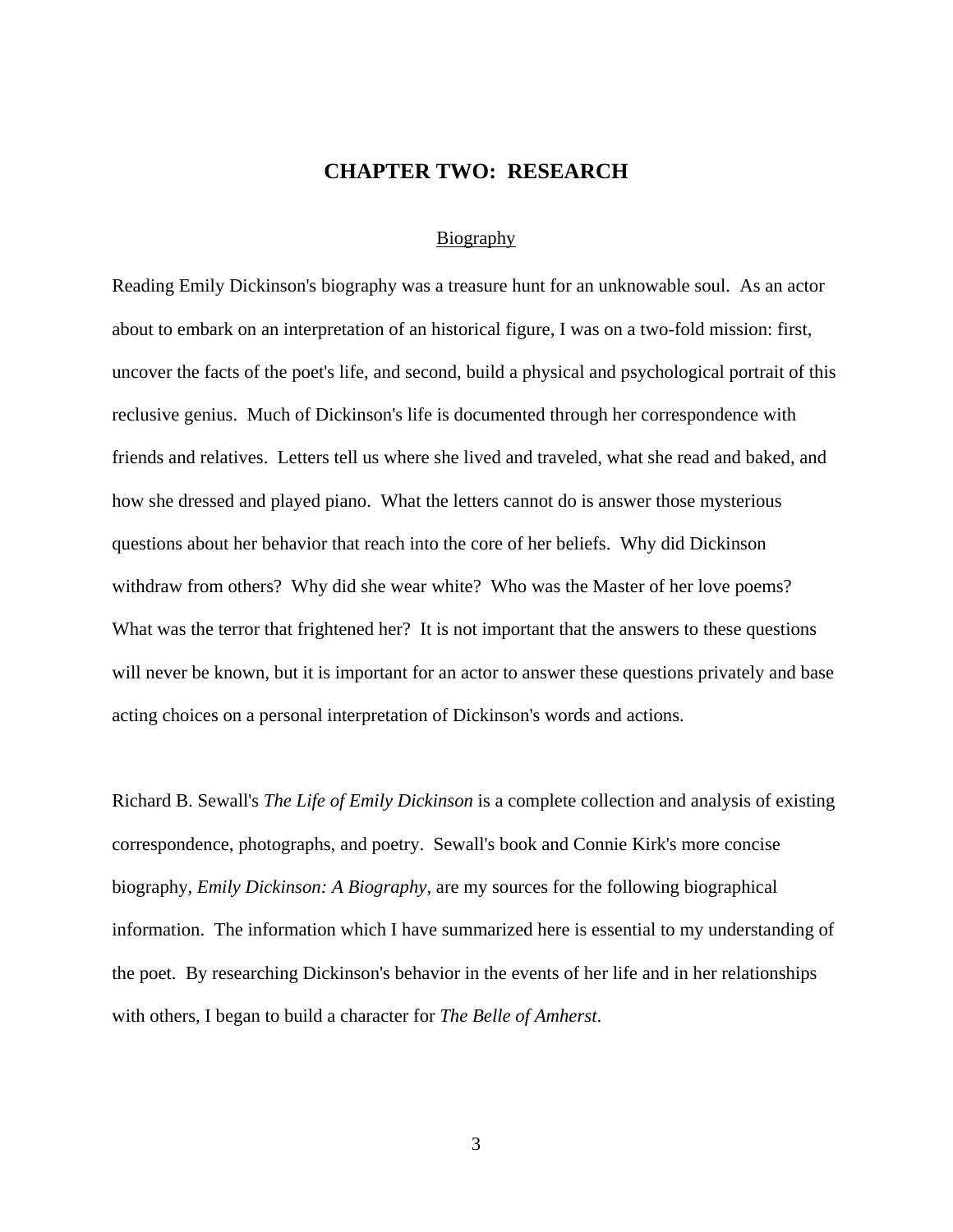# CHAPTER TWO: RESEARCH

## Biography

Reading Emily Dickinson's biography was a treasure hunt for an unknowable soul. As an actor about to embark on an interpretation of an historical figure, I was on a two-fold mission: first, uncover the facts of the poet's life, and second, build a physical and psychological portrait of this reclusive genius. Much of Dickinson's life is documented through her correspondence with friends and relatives. Letters tell us where she lived and traveled, what she read and baked, and how she dressed and played piano. What the letters cannot do is answer those mysterious questions about her behavior that reach into the core of her beliefs. Why did Dickinson withdraw from others? Why did she wear white? Who was the Master of her love poems? What was the terror that frightened her? It is not important that the answers to these questions will never be known, but it is important for an actor to answer these questions privately and base acting choices on a personal interpretation of Dickinson's words and actions.

Richard B. Sewall's *The Life of Emily Dickinson* is a complete collection and analysis of existing correspondence, photographs, and poetry. Sewall's book and Connie Kirk's more concise biography, *Emily Dickinson: A Biography*, are my sources for the following biographical information. The information which I have summarized here is essential to my understanding of the poet. By researching Dickinson's behavior in the events of her life and in her relationships with others, I began to build a character for *The Belle of Amherst*.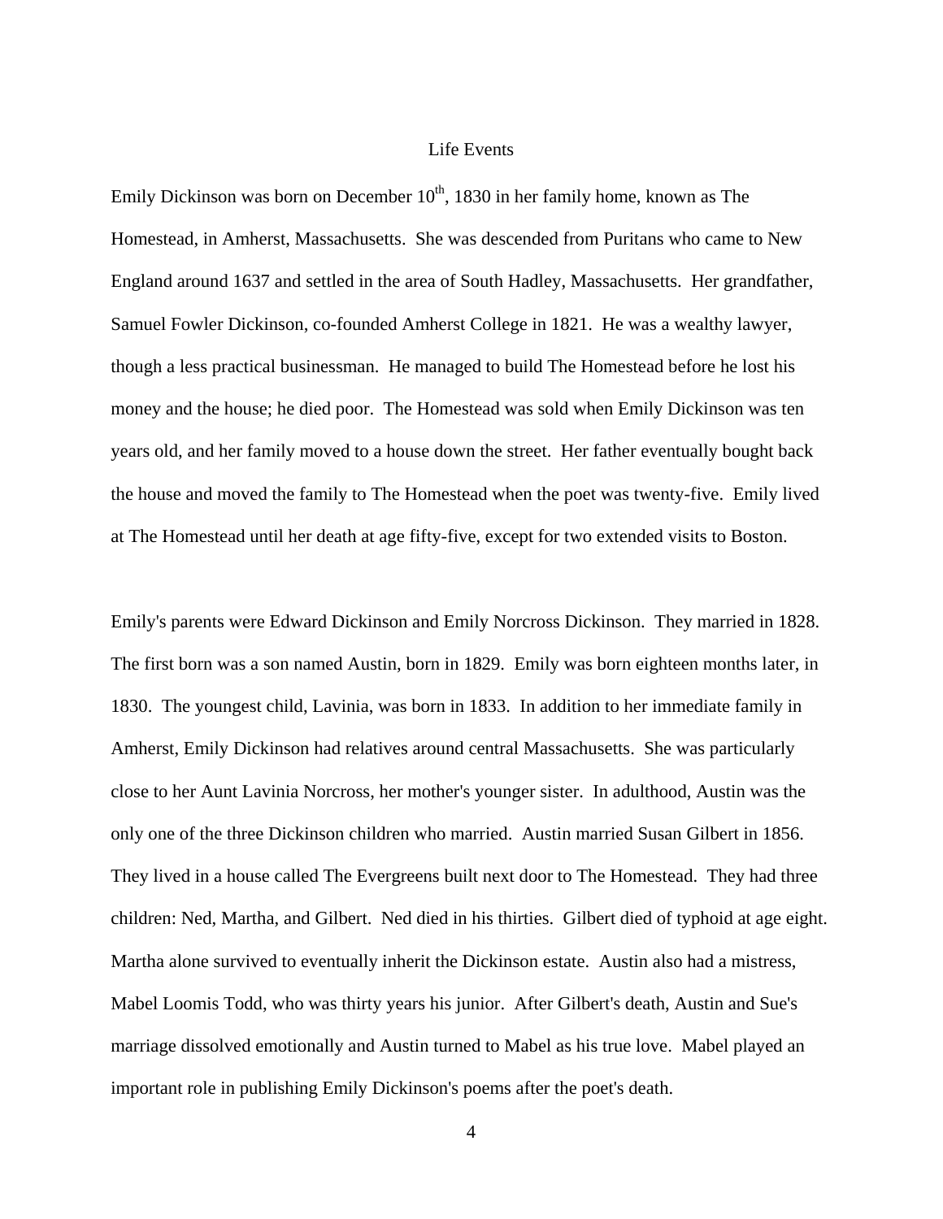## Life Events

Emily Dickinson was born on December 10th, 1830 in her family home, known as The Homestead, in Amherst, Massachusetts. She was descended from Puritans who came to New England around 1637 and settled in the area of South Hadley, Massachusetts. Her grandfather, Samuel Fowler Dickinson, co-founded Amherst College in 1821. He was a wealthy lawyer, though a less practical businessman. He managed to build The Homestead before he lost his money and the house; he died poor. The Homestead was sold when Emily Dickinson was ten years old, and her family moved to a house down the street. Her father eventually bought back the house and moved the family to The Homestead when the poet was twenty-five. Emily lived at The Homestead until her death at age fifty-five, except for two extended visits to Boston.

Emily's parents were Edward Dickinson and Emily Norcross Dickinson. They married in 1828. The first born was a son named Austin, born in 1829. Emily was born eighteen months later, in 1830. The youngest child, Lavinia, was born in 1833. In addition to her immediate family in Amherst, Emily Dickinson had relatives around central Massachusetts. She was particularly close to her Aunt Lavinia Norcross, her mother's younger sister. In adulthood, Austin was the only one of the three Dickinson children who married. Austin married Susan Gilbert in 1856. They lived in a house called The Evergreens built next door to The Homestead. They had three children: Ned, Martha, and Gilbert. Ned died in his thirties. Gilbert died of typhoid at age eight. Martha alone survived to eventually inherit the Dickinson estate. Austin also had a mistress, Mabel Loomis Todd, who was thirty years his junior. After Gilbert's death, Austin and Sue's marriage dissolved emotionally and Austin turned to Mabel as his true love. Mabel played an important role in publishing Emily Dickinson's poems after the poet's death.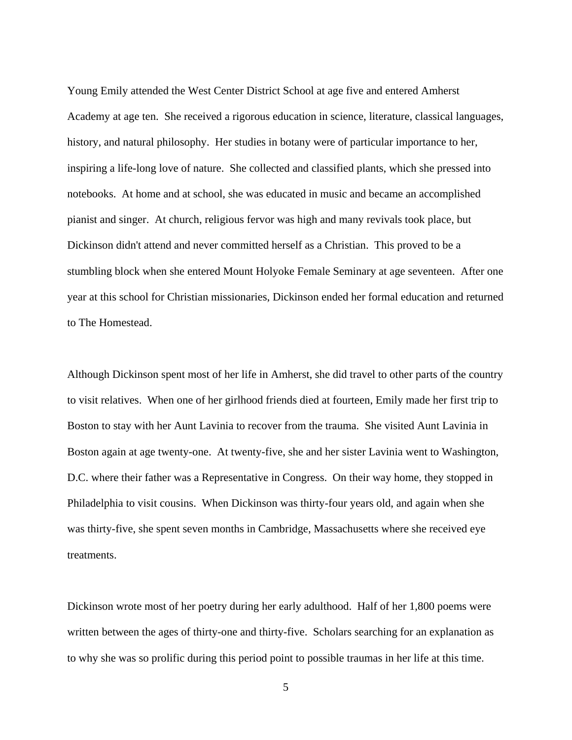Young Emily attended the West Center District School at age five and entered Amherst Academy at age ten. She received a rigorous education in science, literature, classical languages, history, and natural philosophy. Her studies in botany were of particular importance to her, inspiring a life-long love of nature. She collected and classified plants, which she pressed into notebooks. At home and at school, she was educated in music and became an accomplished pianist and singer. At church, religious fervor was high and many revivals took place, but Dickinson didn't attend and never committed herself as a Christian. This proved to be a stumbling block when she entered Mount Holyoke Female Seminary at age seventeen. After one year at this school for Christian missionaries, Dickinson ended her formal education and returned to The Homestead.

Although Dickinson spent most of her life in Amherst, she did travel to other parts of the country to visit relatives. When one of her girlhood friends died at fourteen, Emily made her first trip to Boston to stay with her Aunt Lavinia to recover from the trauma. She visited Aunt Lavinia in Boston again at age twenty-one. At twenty-five, she and her sister Lavinia went to Washington, D.C. where their father was a Representative in Congress. On their way home, they stopped in Philadelphia to visit cousins. When Dickinson was thirty-four years old, and again when she was thirty-five, she spent seven months in Cambridge, Massachusetts where she received eye treatments.

Dickinson wrote most of her poetry during her early adulthood. Half of her 1,800 poems were written between the ages of thirty-one and thirty-five. Scholars searching for an explanation as to why she was so prolific during this period point to possible traumas in her life at this time.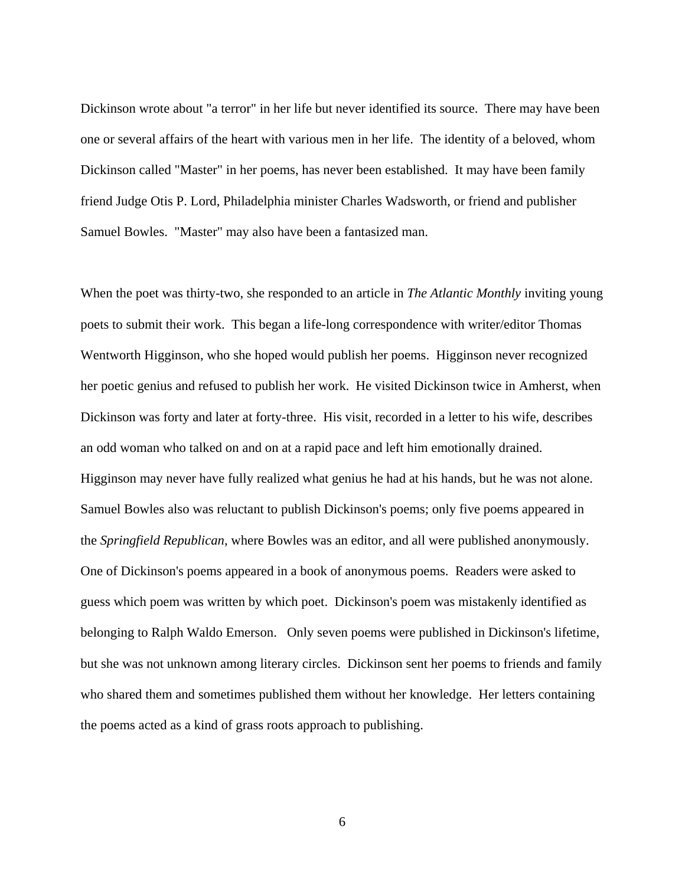Dickinson wrote about "a terror" in her life but never identified its source. There may have been one or several affairs of the heart with various men in her life. The identity of a beloved, whom Dickinson called "Master" in her poems, has never been established. It may have been family friend Judge Otis P. Lord, Philadelphia minister Charles Wadsworth, or friend and publisher Samuel Bowles. "Master" may also have been a fantasized man.

When the poet was thirty-two, she responded to an article in *The Atlantic Monthly* inviting young poets to submit their work. This began a life-long correspondence with writer/editor Thomas Wentworth Higginson, who she hoped would publish her poems. Higginson never recognized her poetic genius and refused to publish her work. He visited Dickinson twice in Amherst, when Dickinson was forty and later at forty-three. His visit, recorded in a letter to his wife, describes an odd woman who talked on and on at a rapid pace and left him emotionally drained. Higginson may never have fully realized what genius he had at his hands, but he was not alone. Samuel Bowles also was reluctant to publish Dickinson's poems; only five poems appeared in the *Springfield Republican*, where Bowles was an editor, and all were published anonymously. One of Dickinson's poems appeared in a book of anonymous poems. Readers were asked to guess which poem was written by which poet. Dickinson's poem was mistakenly identified as belonging to Ralph Waldo Emerson. Only seven poems were published in Dickinson's lifetime, but she was not unknown among literary circles. Dickinson sent her poems to friends and family who shared them and sometimes published them without her knowledge. Her letters containing the poems acted as a kind of grass roots approach to publishing.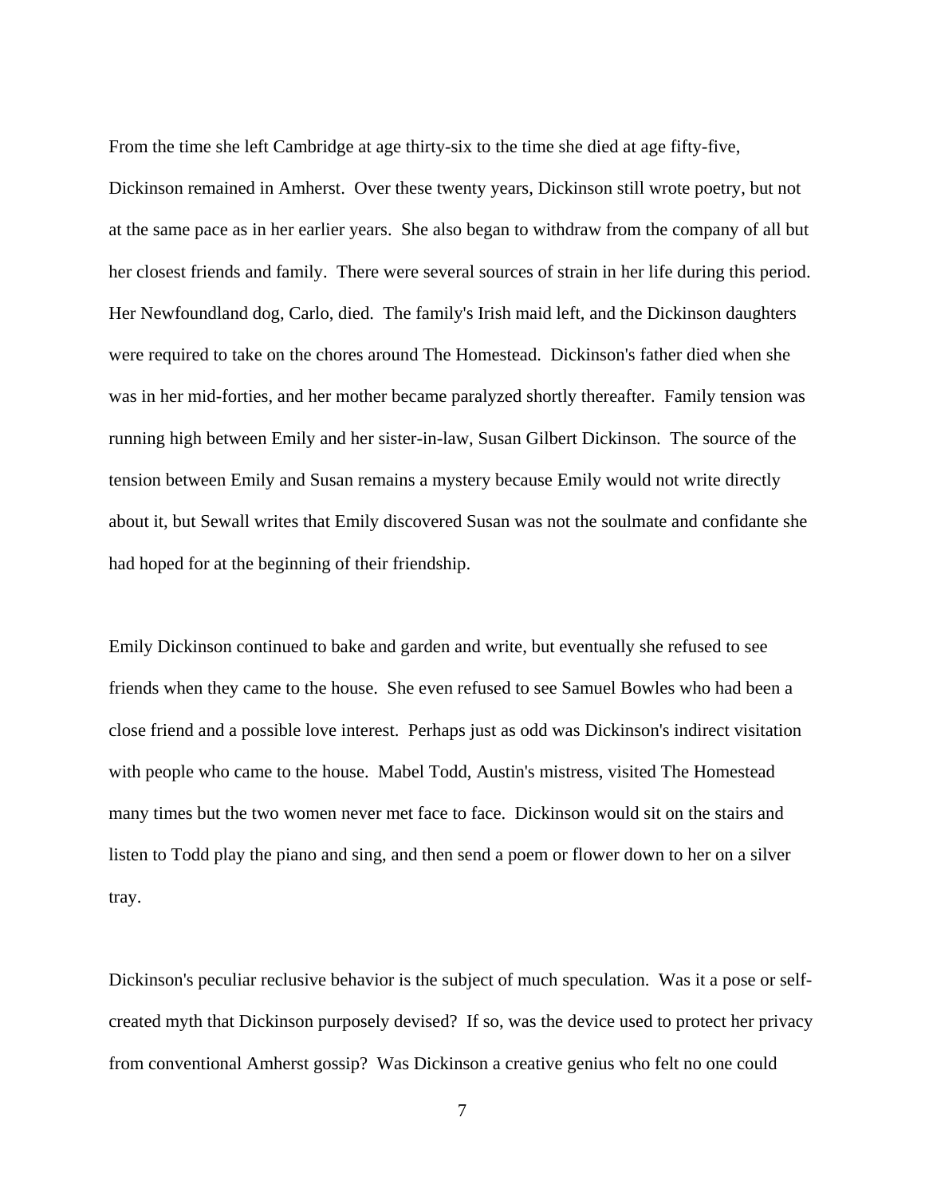From the time she left Cambridge at age thirty-six to the time she died at age fifty-five, Dickinson remained in Amherst. Over these twenty years, Dickinson still wrote poetry, but not at the same pace as in her earlier years. She also began to withdraw from the company of all but her closest friends and family. There were several sources of strain in her life during this period. Her Newfoundland dog, Carlo, died. The family's Irish maid left, and the Dickinson daughters were required to take on the chores around The Homestead. Dickinson's father died when she was in her mid-forties, and her mother became paralyzed shortly thereafter. Family tension was running high between Emily and her sister-in-law, Susan Gilbert Dickinson. The source of the tension between Emily and Susan remains a mystery because Emily would not write directly about it, but Sewall writes that Emily discovered Susan was not the soulmate and confidante she had hoped for at the beginning of their friendship.

Emily Dickinson continued to bake and garden and write, but eventually she refused to see friends when they came to the house. She even refused to see Samuel Bowles who had been a close friend and a possible love interest. Perhaps just as odd was Dickinson's indirect visitation with people who came to the house. Mabel Todd, Austin's mistress, visited The Homestead many times but the two women never met face to face. Dickinson would sit on the stairs and listen to Todd play the piano and sing, and then send a poem or flower down to her on a silver tray.

Dickinson's peculiar reclusive behavior is the subject of much speculation. Was it a pose or self-created myth that Dickinson purposely devised? If so, was the device used to protect her privacy from conventional Amherst gossip? Was Dickinson a creative genius who felt no one could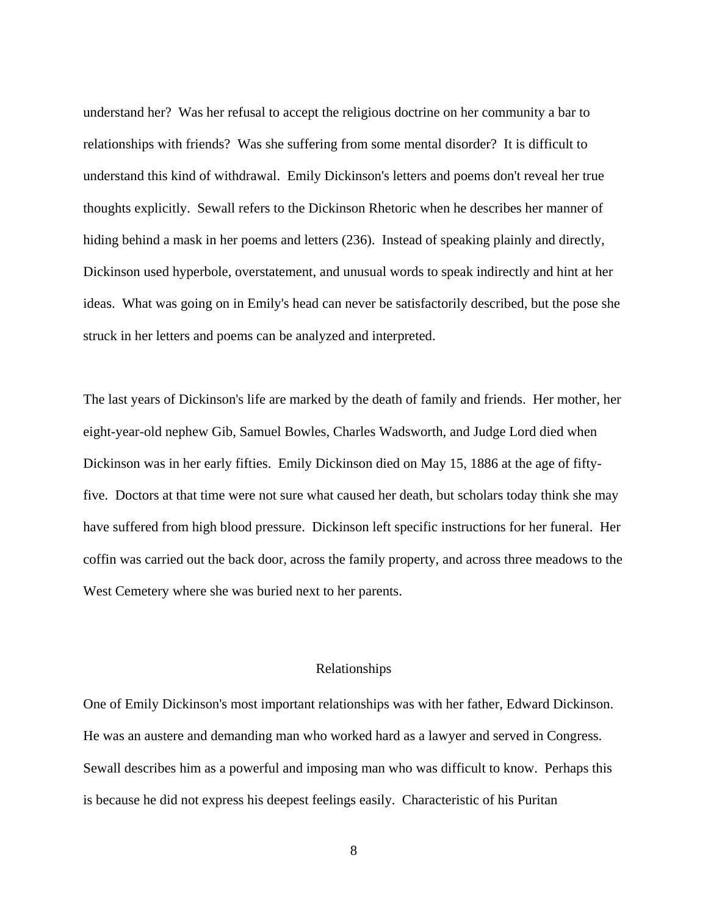understand her? Was her refusal to accept the religious doctrine on her community a bar to relationships with friends? Was she suffering from some mental disorder? It is difficult to understand this kind of withdrawal. Emily Dickinson's letters and poems don't reveal her true thoughts explicitly. Sewall refers to the Dickinson Rhetoric when he describes her manner of hiding behind a mask in her poems and letters (236). Instead of speaking plainly and directly, Dickinson used hyperbole, overstatement, and unusual words to speak indirectly and hint at her ideas. What was going on in Emily's head can never be satisfactorily described, but the pose she struck in her letters and poems can be analyzed and interpreted.

The last years of Dickinson's life are marked by the death of family and friends. Her mother, her eight-year-old nephew Gib, Samuel Bowles, Charles Wadsworth, and Judge Lord died when Dickinson was in her early fifties. Emily Dickinson died on May 15, 1886 at the age of fifty-five. Doctors at that time were not sure what caused her death, but scholars today think she may have suffered from high blood pressure. Dickinson left specific instructions for her funeral. Her coffin was carried out the back door, across the family property, and across three meadows to the West Cemetery where she was buried next to her parents.

## Relationships

One of Emily Dickinson's most important relationships was with her father, Edward Dickinson. He was an austere and demanding man who worked hard as a lawyer and served in Congress. Sewall describes him as a powerful and imposing man who was difficult to know. Perhaps this is because he did not express his deepest feelings easily. Characteristic of his Puritan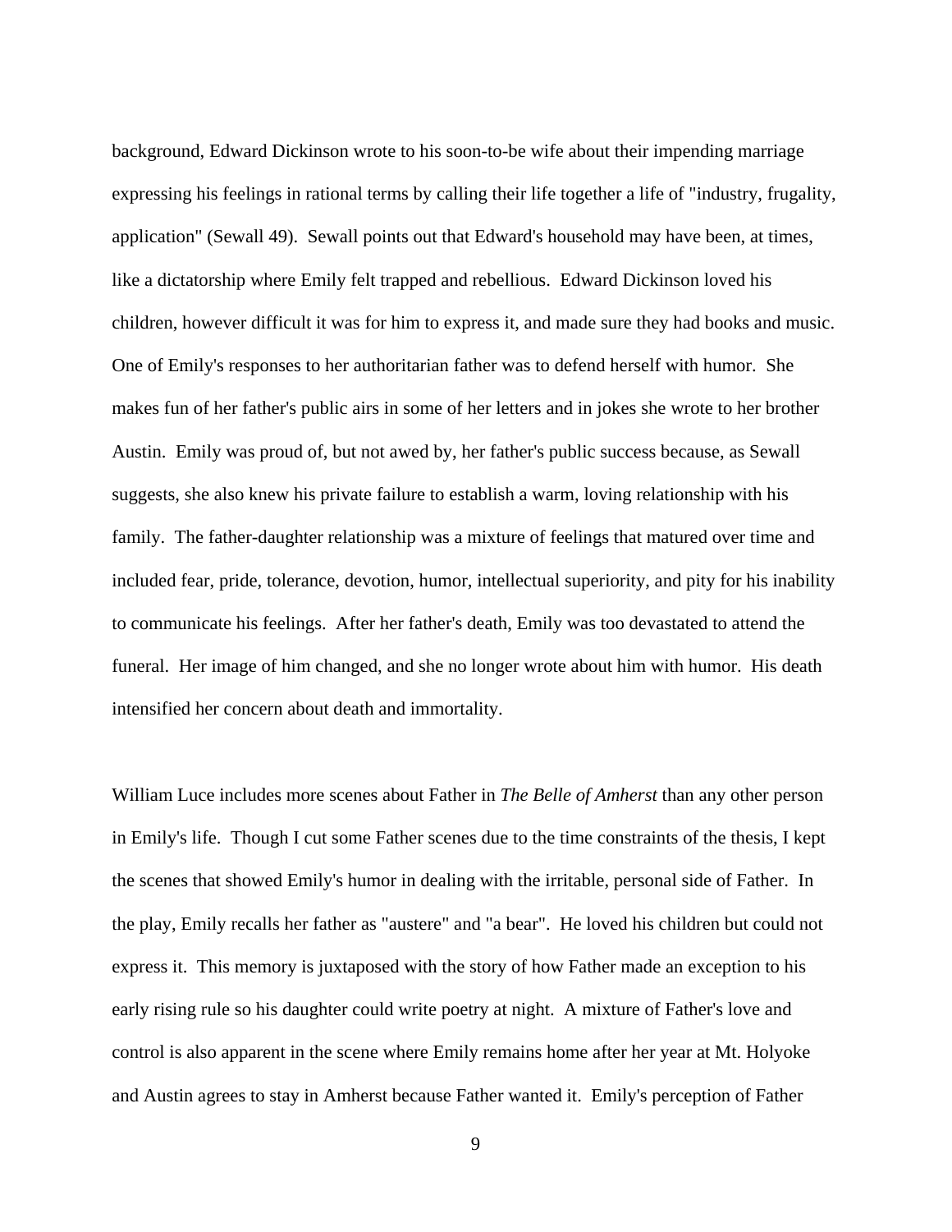background, Edward Dickinson wrote to his soon-to-be wife about their impending marriage expressing his feelings in rational terms by calling their life together a life of "industry, frugality, application" (Sewall 49). Sewall points out that Edward's household may have been, at times, like a dictatorship where Emily felt trapped and rebellious. Edward Dickinson loved his children, however difficult it was for him to express it, and made sure they had books and music. One of Emily's responses to her authoritarian father was to defend herself with humor. She makes fun of her father's public airs in some of her letters and in jokes she wrote to her brother Austin. Emily was proud of, but not awed by, her father's public success because, as Sewall suggests, she also knew his private failure to establish a warm, loving relationship with his family. The father-daughter relationship was a mixture of feelings that matured over time and included fear, pride, tolerance, devotion, humor, intellectual superiority, and pity for his inability to communicate his feelings. After her father's death, Emily was too devastated to attend the funeral. Her image of him changed, and she no longer wrote about him with humor. His death intensified her concern about death and immortality.

William Luce includes more scenes about Father in *The Belle of Amherst* than any other person in Emily's life. Though I cut some Father scenes due to the time constraints of the thesis, I kept the scenes that showed Emily's humor in dealing with the irritable, personal side of Father. In the play, Emily recalls her father as "austere" and "a bear". He loved his children but could not express it. This memory is juxtaposed with the story of how Father made an exception to his early rising rule so his daughter could write poetry at night. A mixture of Father's love and control is also apparent in the scene where Emily remains home after her year at Mt. Holyoke and Austin agrees to stay in Amherst because Father wanted it. Emily's perception of Father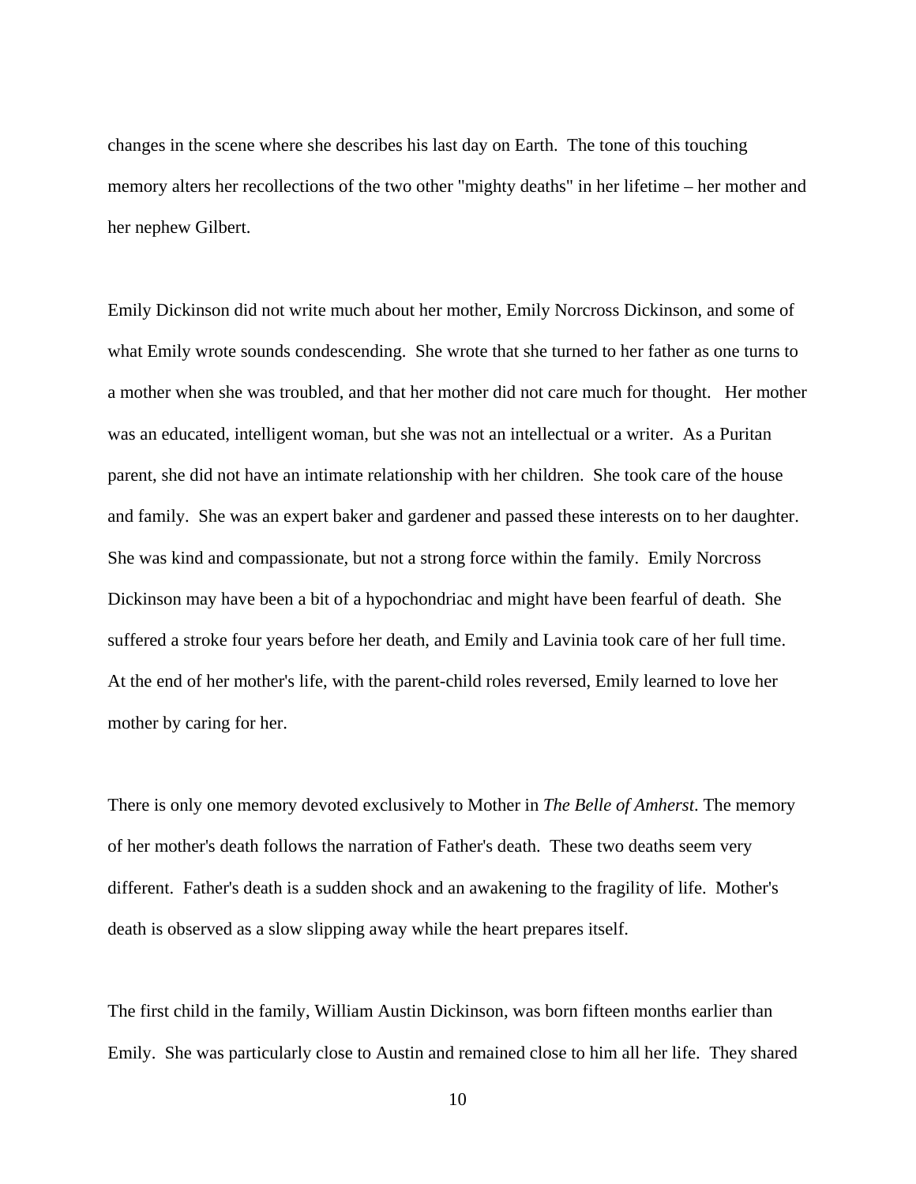changes in the scene where she describes his last day on Earth. The tone of this touching memory alters her recollections of the two other "mighty deaths" in her lifetime – her mother and her nephew Gilbert.

Emily Dickinson did not write much about her mother, Emily Norcross Dickinson, and some of what Emily wrote sounds condescending. She wrote that she turned to her father as one turns to a mother when she was troubled, and that her mother did not care much for thought. Her mother was an educated, intelligent woman, but she was not an intellectual or a writer. As a Puritan parent, she did not have an intimate relationship with her children. She took care of the house and family. She was an expert baker and gardener and passed these interests on to her daughter. She was kind and compassionate, but not a strong force within the family. Emily Norcross Dickinson may have been a bit of a hypochondriac and might have been fearful of death. She suffered a stroke four years before her death, and Emily and Lavinia took care of her full time. At the end of her mother's life, with the parent-child roles reversed, Emily learned to love her mother by caring for her.

There is only one memory devoted exclusively to Mother in *The Belle of Amherst*. The memory of her mother's death follows the narration of Father's death. These two deaths seem very different. Father's death is a sudden shock and an awakening to the fragility of life. Mother's death is observed as a slow slipping away while the heart prepares itself.

The first child in the family, William Austin Dickinson, was born fifteen months earlier than Emily. She was particularly close to Austin and remained close to him all her life. They shared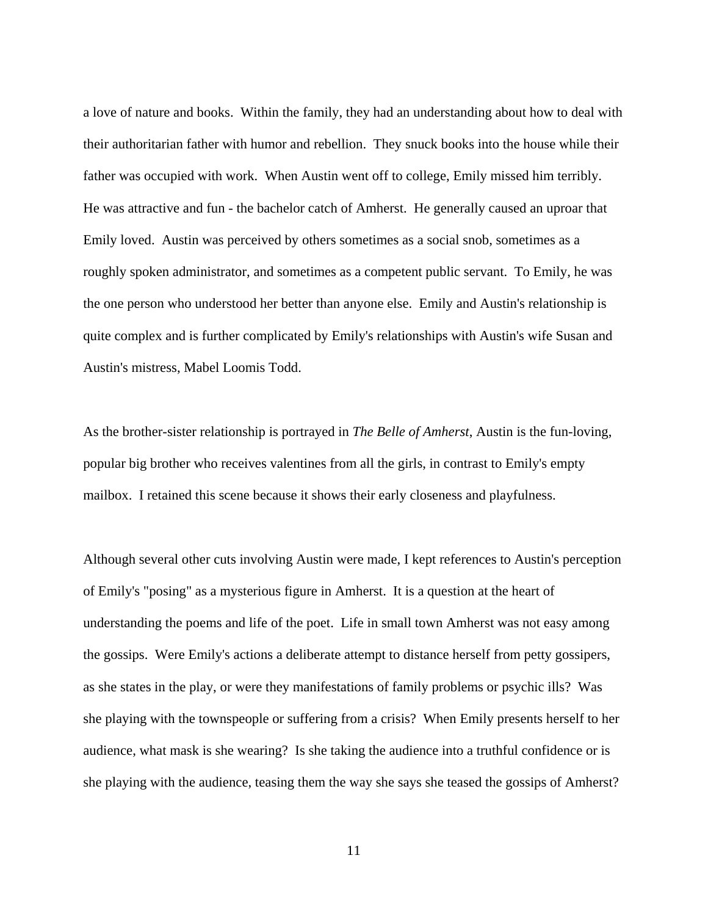a love of nature and books. Within the family, they had an understanding about how to deal with their authoritarian father with humor and rebellion. They snuck books into the house while their father was occupied with work. When Austin went off to college, Emily missed him terribly. He was attractive and fun - the bachelor catch of Amherst. He generally caused an uproar that Emily loved. Austin was perceived by others sometimes as a social snob, sometimes as a roughly spoken administrator, and sometimes as a competent public servant. To Emily, he was the one person who understood her better than anyone else. Emily and Austin's relationship is quite complex and is further complicated by Emily's relationships with Austin's wife Susan and Austin's mistress, Mabel Loomis Todd.

As the brother-sister relationship is portrayed in *The Belle of Amherst*, Austin is the fun-loving, popular big brother who receives valentines from all the girls, in contrast to Emily's empty mailbox. I retained this scene because it shows their early closeness and playfulness.

Although several other cuts involving Austin were made, I kept references to Austin's perception of Emily's "posing" as a mysterious figure in Amherst. It is a question at the heart of understanding the poems and life of the poet. Life in small town Amherst was not easy among the gossips. Were Emily's actions a deliberate attempt to distance herself from petty gossipers, as she states in the play, or were they manifestations of family problems or psychic ills? Was she playing with the townspeople or suffering from a crisis? When Emily presents herself to her audience, what mask is she wearing? Is she taking the audience into a truthful confidence or is she playing with the audience, teasing them the way she says she teased the gossips of Amherst?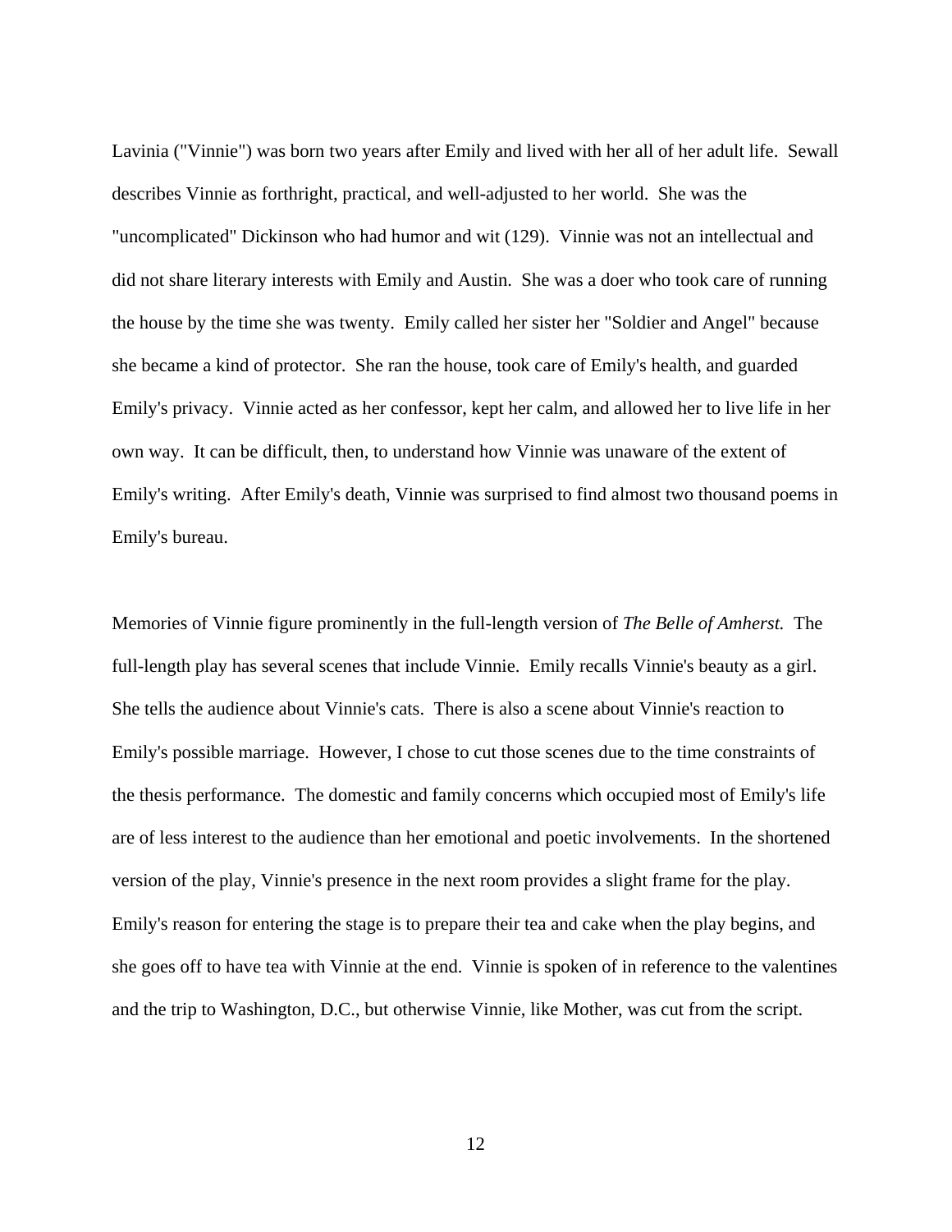Lavinia ("Vinnie") was born two years after Emily and lived with her all of her adult life. Sewall describes Vinnie as forthright, practical, and well-adjusted to her world. She was the "uncomplicated" Dickinson who had humor and wit (129). Vinnie was not an intellectual and did not share literary interests with Emily and Austin. She was a doer who took care of running the house by the time she was twenty. Emily called her sister her "Soldier and Angel" because she became a kind of protector. She ran the house, took care of Emily's health, and guarded Emily's privacy. Vinnie acted as her confessor, kept her calm, and allowed her to live life in her own way. It can be difficult, then, to understand how Vinnie was unaware of the extent of Emily's writing. After Emily's death, Vinnie was surprised to find almost two thousand poems in Emily's bureau.

Memories of Vinnie figure prominently in the full-length version of *The Belle of Amherst.* The full-length play has several scenes that include Vinnie. Emily recalls Vinnie's beauty as a girl. She tells the audience about Vinnie's cats. There is also a scene about Vinnie's reaction to Emily's possible marriage. However, I chose to cut those scenes due to the time constraints of the thesis performance. The domestic and family concerns which occupied most of Emily's life are of less interest to the audience than her emotional and poetic involvements. In the shortened version of the play, Vinnie's presence in the next room provides a slight frame for the play. Emily's reason for entering the stage is to prepare their tea and cake when the play begins, and she goes off to have tea with Vinnie at the end. Vinnie is spoken of in reference to the valentines and the trip to Washington, D.C., but otherwise Vinnie, like Mother, was cut from the script.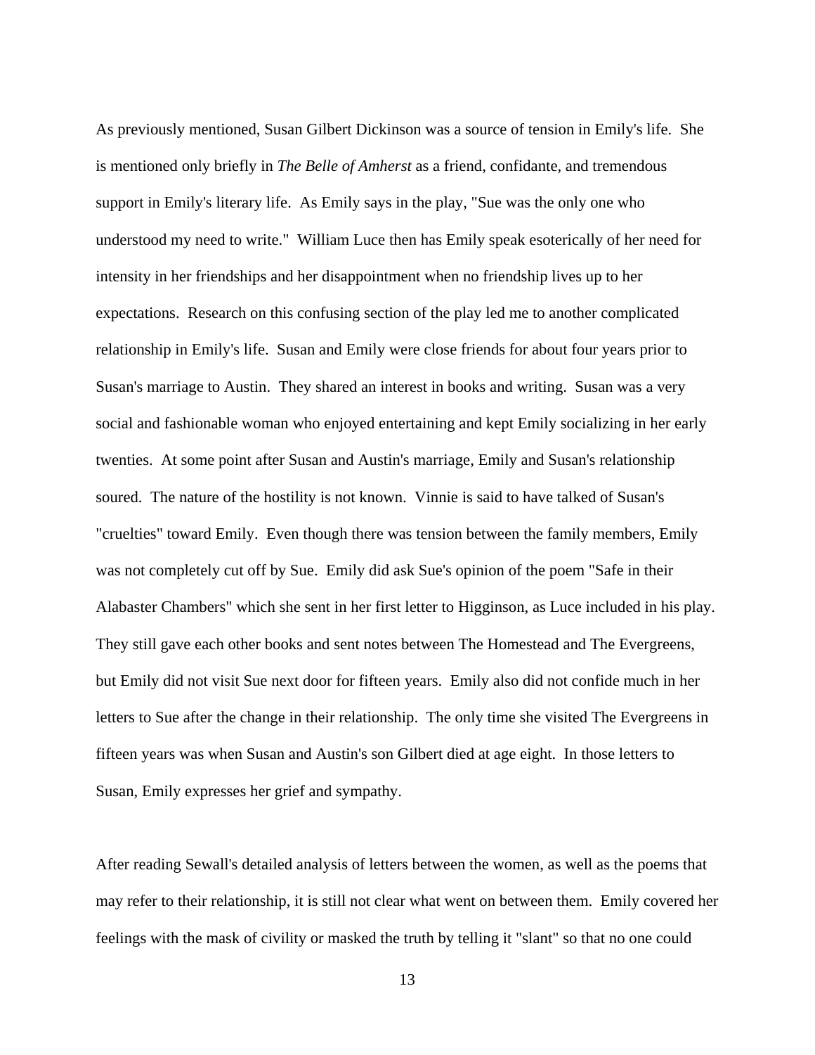As previously mentioned, Susan Gilbert Dickinson was a source of tension in Emily's life. She is mentioned only briefly in *The Belle of Amherst* as a friend, confidante, and tremendous support in Emily's literary life. As Emily says in the play, "Sue was the only one who understood my need to write." William Luce then has Emily speak esoterically of her need for intensity in her friendships and her disappointment when no friendship lives up to her expectations. Research on this confusing section of the play led me to another complicated relationship in Emily's life. Susan and Emily were close friends for about four years prior to Susan's marriage to Austin. They shared an interest in books and writing. Susan was a very social and fashionable woman who enjoyed entertaining and kept Emily socializing in her early twenties. At some point after Susan and Austin's marriage, Emily and Susan's relationship soured. The nature of the hostility is not known. Vinnie is said to have talked of Susan's "cruelties" toward Emily. Even though there was tension between the family members, Emily was not completely cut off by Sue. Emily did ask Sue's opinion of the poem "Safe in their Alabaster Chambers" which she sent in her first letter to Higginson, as Luce included in his play. They still gave each other books and sent notes between The Homestead and The Evergreens, but Emily did not visit Sue next door for fifteen years. Emily also did not confide much in her letters to Sue after the change in their relationship. The only time she visited The Evergreens in fifteen years was when Susan and Austin's son Gilbert died at age eight. In those letters to Susan, Emily expresses her grief and sympathy.

After reading Sewall's detailed analysis of letters between the women, as well as the poems that may refer to their relationship, it is still not clear what went on between them. Emily covered her feelings with the mask of civility or masked the truth by telling it "slant" so that no one could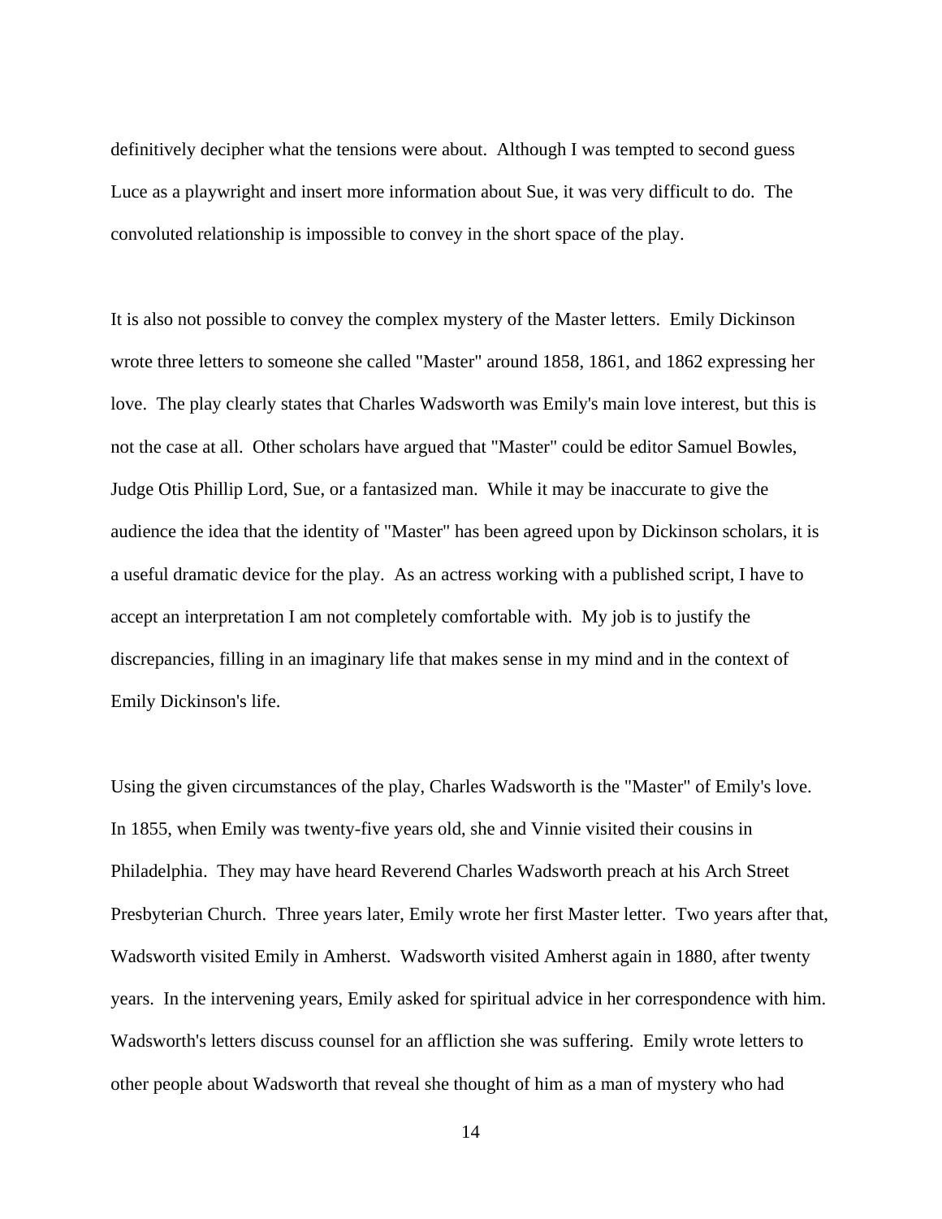definitively decipher what the tensions were about. Although I was tempted to second guess Luce as a playwright and insert more information about Sue, it was very difficult to do. The convoluted relationship is impossible to convey in the short space of the play.

It is also not possible to convey the complex mystery of the Master letters. Emily Dickinson wrote three letters to someone she called "Master" around 1858, 1861, and 1862 expressing her love. The play clearly states that Charles Wadsworth was Emily's main love interest, but this is not the case at all. Other scholars have argued that "Master" could be editor Samuel Bowles, Judge Otis Phillip Lord, Sue, or a fantasized man. While it may be inaccurate to give the audience the idea that the identity of "Master" has been agreed upon by Dickinson scholars, it is a useful dramatic device for the play. As an actress working with a published script, I have to accept an interpretation I am not completely comfortable with. My job is to justify the discrepancies, filling in an imaginary life that makes sense in my mind and in the context of Emily Dickinson's life.

Using the given circumstances of the play, Charles Wadsworth is the "Master" of Emily's love. In 1855, when Emily was twenty-five years old, she and Vinnie visited their cousins in Philadelphia. They may have heard Reverend Charles Wadsworth preach at his Arch Street Presbyterian Church. Three years later, Emily wrote her first Master letter. Two years after that, Wadsworth visited Emily in Amherst. Wadsworth visited Amherst again in 1880, after twenty years. In the intervening years, Emily asked for spiritual advice in her correspondence with him. Wadsworth's letters discuss counsel for an affliction she was suffering. Emily wrote letters to other people about Wadsworth that reveal she thought of him as a man of mystery who had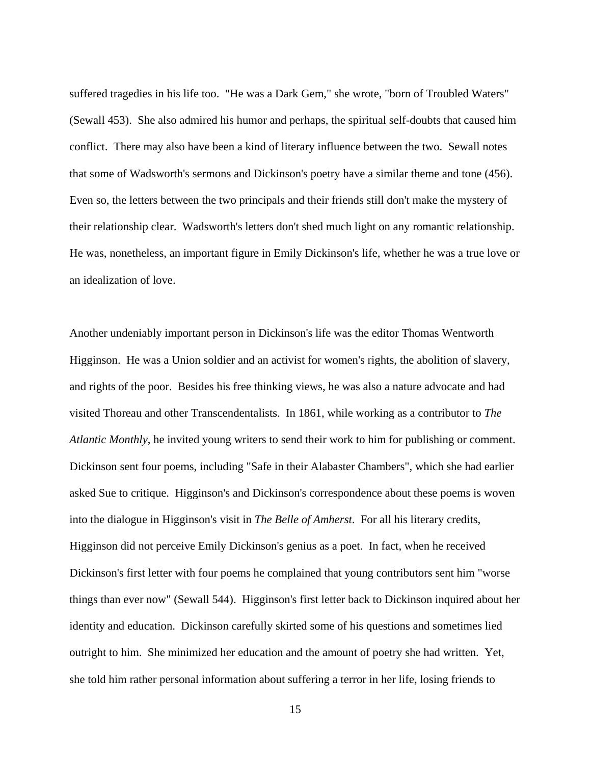suffered tragedies in his life too. "He was a Dark Gem," she wrote, "born of Troubled Waters" (Sewall 453). She also admired his humor and perhaps, the spiritual self-doubts that caused him conflict. There may also have been a kind of literary influence between the two. Sewall notes that some of Wadsworth's sermons and Dickinson's poetry have a similar theme and tone (456). Even so, the letters between the two principals and their friends still don't make the mystery of their relationship clear. Wadsworth's letters don't shed much light on any romantic relationship. He was, nonetheless, an important figure in Emily Dickinson's life, whether he was a true love or an idealization of love.

Another undeniably important person in Dickinson's life was the editor Thomas Wentworth Higginson. He was a Union soldier and an activist for women's rights, the abolition of slavery, and rights of the poor. Besides his free thinking views, he was also a nature advocate and had visited Thoreau and other Transcendentalists. In 1861, while working as a contributor to *The Atlantic Monthly*, he invited young writers to send their work to him for publishing or comment. Dickinson sent four poems, including "Safe in their Alabaster Chambers", which she had earlier asked Sue to critique. Higginson's and Dickinson's correspondence about these poems is woven into the dialogue in Higginson's visit in *The Belle of Amherst*. For all his literary credits, Higginson did not perceive Emily Dickinson's genius as a poet. In fact, when he received Dickinson's first letter with four poems he complained that young contributors sent him "worse things than ever now" (Sewall 544). Higginson's first letter back to Dickinson inquired about her identity and education. Dickinson carefully skirted some of his questions and sometimes lied outright to him. She minimized her education and the amount of poetry she had written. Yet, she told him rather personal information about suffering a terror in her life, losing friends to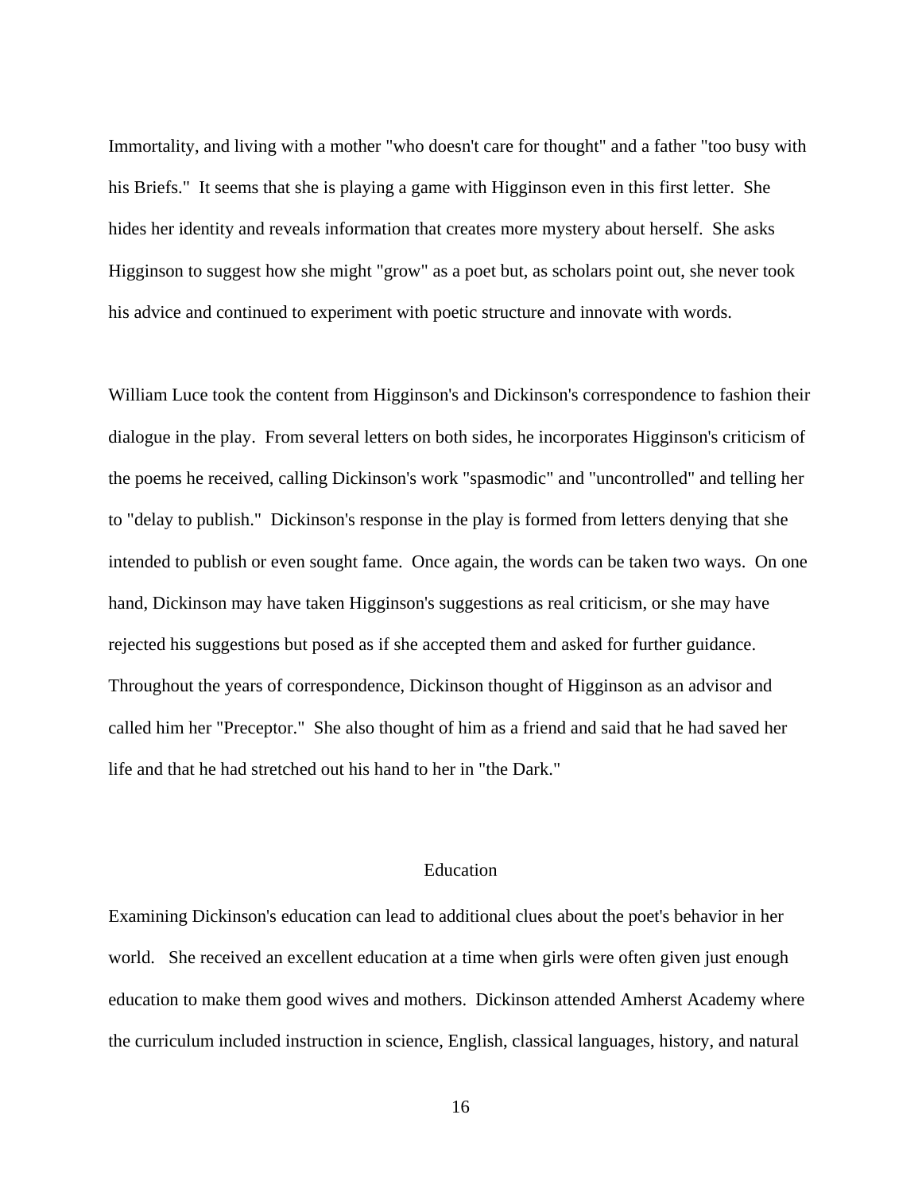Immortality, and living with a mother "who doesn't care for thought" and a father "too busy with his Briefs." It seems that she is playing a game with Higginson even in this first letter. She hides her identity and reveals information that creates more mystery about herself. She asks Higginson to suggest how she might "grow" as a poet but, as scholars point out, she never took his advice and continued to experiment with poetic structure and innovate with words.

William Luce took the content from Higginson's and Dickinson's correspondence to fashion their dialogue in the play. From several letters on both sides, he incorporates Higginson's criticism of the poems he received, calling Dickinson's work "spasmodic" and "uncontrolled" and telling her to "delay to publish." Dickinson's response in the play is formed from letters denying that she intended to publish or even sought fame. Once again, the words can be taken two ways. On one hand, Dickinson may have taken Higginson's suggestions as real criticism, or she may have rejected his suggestions but posed as if she accepted them and asked for further guidance. Throughout the years of correspondence, Dickinson thought of Higginson as an advisor and called him her "Preceptor." She also thought of him as a friend and said that he had saved her life and that he had stretched out his hand to her in "the Dark."

## Education

Examining Dickinson's education can lead to additional clues about the poet's behavior in her world. She received an excellent education at a time when girls were often given just enough education to make them good wives and mothers. Dickinson attended Amherst Academy where the curriculum included instruction in science, English, classical languages, history, and natural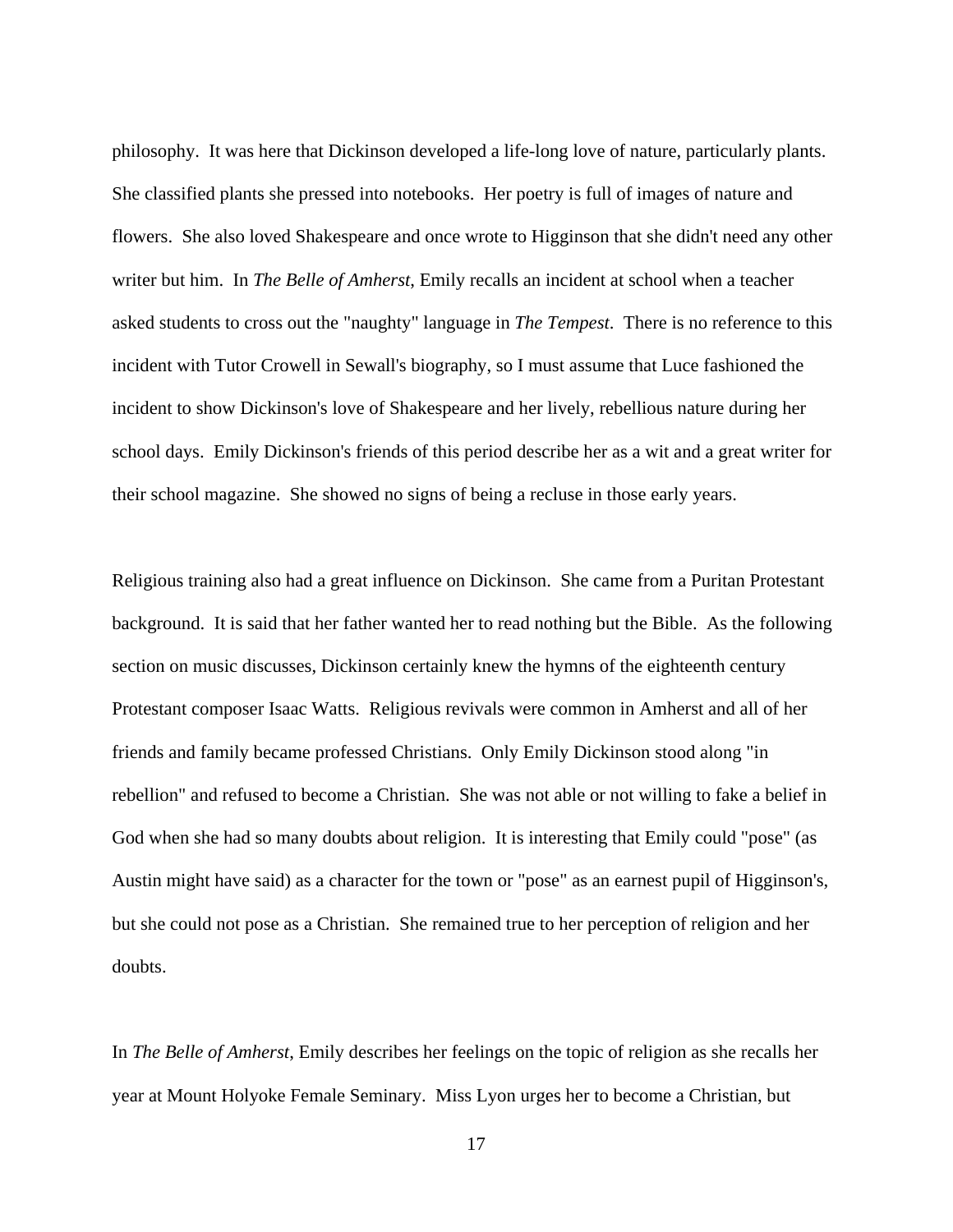philosophy.  It was here that Dickinson developed a life-long love of nature, particularly plants.  She classified plants she pressed into notebooks.  Her poetry is full of images of nature and flowers.  She also loved Shakespeare and once wrote to Higginson that she didn't need any other writer but him.  In *The Belle of Amherst*, Emily recalls an incident at school when a teacher asked students to cross out the "naughty" language in *The Tempest*.  There is no reference to this incident with Tutor Crowell in Sewall's biography, so I must assume that Luce fashioned the incident to show Dickinson's love of Shakespeare and her lively, rebellious nature during her school days.  Emily Dickinson's friends of this period describe her as a wit and a great writer for their school magazine.  She showed no signs of being a recluse in those early years.

Religious training also had a great influence on Dickinson.  She came from a Puritan Protestant background.  It is said that her father wanted her to read nothing but the Bible.  As the following section on music discusses, Dickinson certainly knew the hymns of the eighteenth century Protestant composer Isaac Watts.  Religious revivals were common in Amherst and all of her friends and family became professed Christians.  Only Emily Dickinson stood along "in rebellion" and refused to become a Christian.  She was not able or not willing to fake a belief in God when she had so many doubts about religion.  It is interesting that Emily could "pose" (as Austin might have said) as a character for the town or "pose" as an earnest pupil of Higginson's, but she could not pose as a Christian.  She remained true to her perception of religion and her doubts.

In *The Belle of Amherst*, Emily describes her feelings on the topic of religion as she recalls her year at Mount Holyoke Female Seminary.  Miss Lyon urges her to become a Christian, but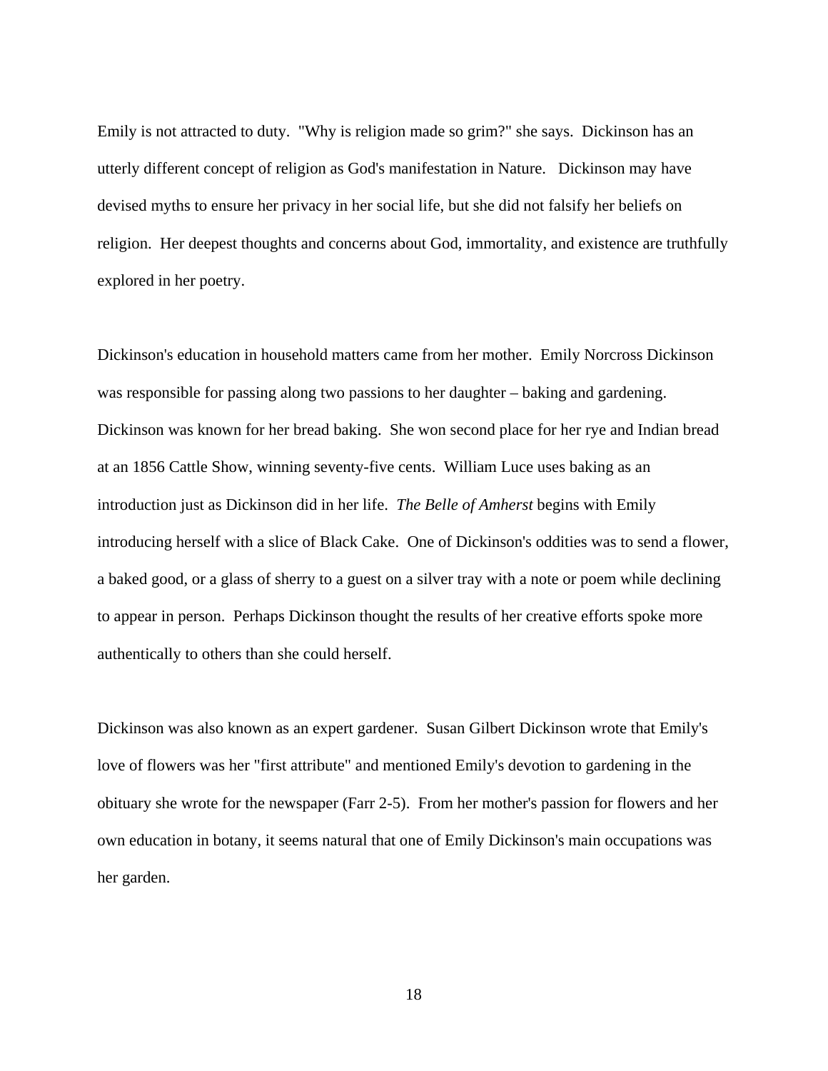Emily is not attracted to duty. "Why is religion made so grim?" she says. Dickinson has an utterly different concept of religion as God's manifestation in Nature. Dickinson may have devised myths to ensure her privacy in her social life, but she did not falsify her beliefs on religion. Her deepest thoughts and concerns about God, immortality, and existence are truthfully explored in her poetry.

Dickinson's education in household matters came from her mother. Emily Norcross Dickinson was responsible for passing along two passions to her daughter – baking and gardening. Dickinson was known for her bread baking. She won second place for her rye and Indian bread at an 1856 Cattle Show, winning seventy-five cents. William Luce uses baking as an introduction just as Dickinson did in her life. *The Belle of Amherst* begins with Emily introducing herself with a slice of Black Cake. One of Dickinson's oddities was to send a flower, a baked good, or a glass of sherry to a guest on a silver tray with a note or poem while declining to appear in person. Perhaps Dickinson thought the results of her creative efforts spoke more authentically to others than she could herself.

Dickinson was also known as an expert gardener. Susan Gilbert Dickinson wrote that Emily's love of flowers was her "first attribute" and mentioned Emily's devotion to gardening in the obituary she wrote for the newspaper (Farr 2-5). From her mother's passion for flowers and her own education in botany, it seems natural that one of Emily Dickinson's main occupations was her garden.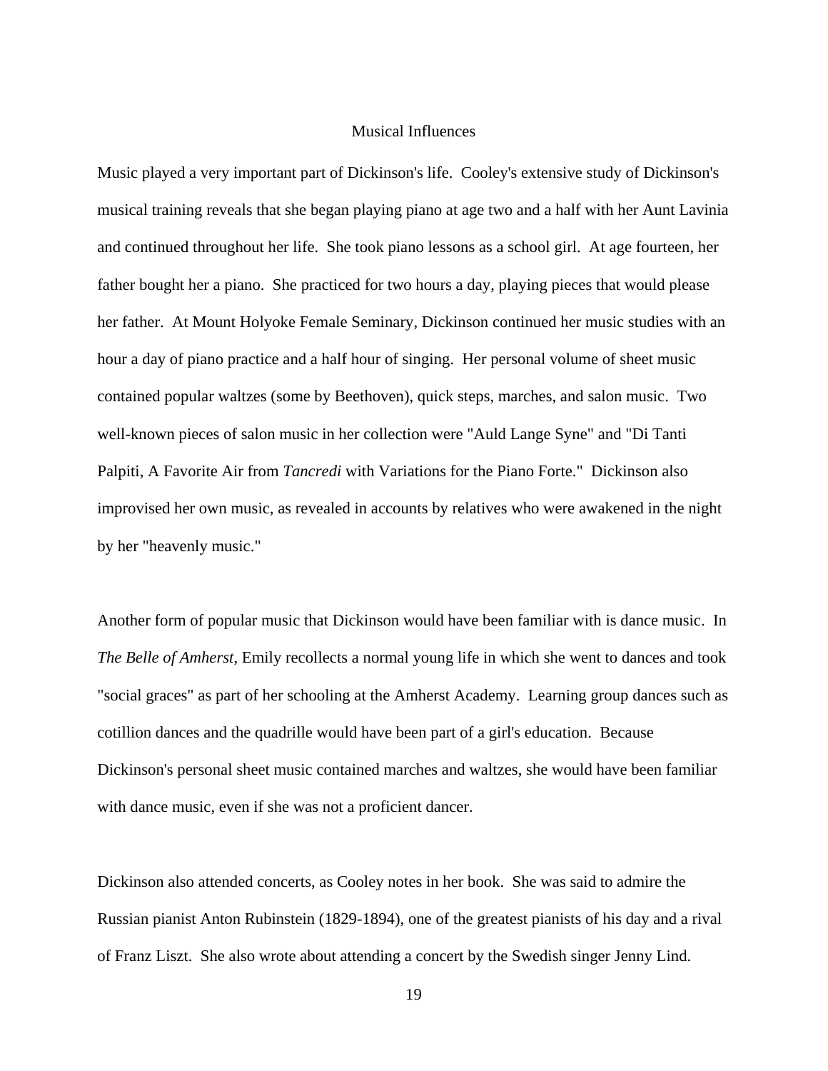## Musical Influences

Music played a very important part of Dickinson's life. Cooley's extensive study of Dickinson's musical training reveals that she began playing piano at age two and a half with her Aunt Lavinia and continued throughout her life. She took piano lessons as a school girl. At age fourteen, her father bought her a piano. She practiced for two hours a day, playing pieces that would please her father. At Mount Holyoke Female Seminary, Dickinson continued her music studies with an hour a day of piano practice and a half hour of singing. Her personal volume of sheet music contained popular waltzes (some by Beethoven), quick steps, marches, and salon music. Two well-known pieces of salon music in her collection were "Auld Lange Syne" and "Di Tanti Palpiti, A Favorite Air from *Tancredi* with Variations for the Piano Forte." Dickinson also improvised her own music, as revealed in accounts by relatives who were awakened in the night by her "heavenly music."

Another form of popular music that Dickinson would have been familiar with is dance music. In *The Belle of Amherst*, Emily recollects a normal young life in which she went to dances and took "social graces" as part of her schooling at the Amherst Academy. Learning group dances such as cotillion dances and the quadrille would have been part of a girl's education. Because Dickinson's personal sheet music contained marches and waltzes, she would have been familiar with dance music, even if she was not a proficient dancer.

Dickinson also attended concerts, as Cooley notes in her book. She was said to admire the Russian pianist Anton Rubinstein (1829-1894), one of the greatest pianists of his day and a rival of Franz Liszt. She also wrote about attending a concert by the Swedish singer Jenny Lind.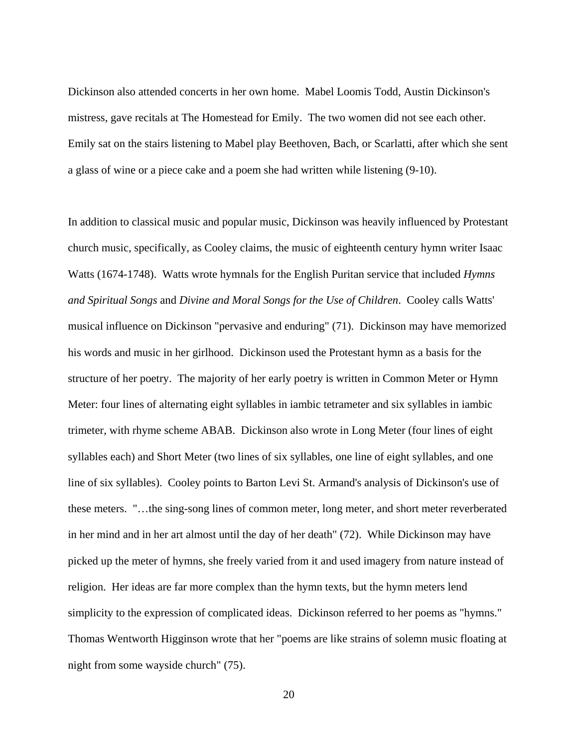Dickinson also attended concerts in her own home. Mabel Loomis Todd, Austin Dickinson's mistress, gave recitals at The Homestead for Emily. The two women did not see each other. Emily sat on the stairs listening to Mabel play Beethoven, Bach, or Scarlatti, after which she sent a glass of wine or a piece cake and a poem she had written while listening (9-10).

In addition to classical music and popular music, Dickinson was heavily influenced by Protestant church music, specifically, as Cooley claims, the music of eighteenth century hymn writer Isaac Watts (1674-1748). Watts wrote hymnals for the English Puritan service that included *Hymns and Spiritual Songs* and *Divine and Moral Songs for the Use of Children*. Cooley calls Watts' musical influence on Dickinson "pervasive and enduring" (71). Dickinson may have memorized his words and music in her girlhood. Dickinson used the Protestant hymn as a basis for the structure of her poetry. The majority of her early poetry is written in Common Meter or Hymn Meter: four lines of alternating eight syllables in iambic tetrameter and six syllables in iambic trimeter, with rhyme scheme ABAB. Dickinson also wrote in Long Meter (four lines of eight syllables each) and Short Meter (two lines of six syllables, one line of eight syllables, and one line of six syllables). Cooley points to Barton Levi St. Armand's analysis of Dickinson's use of these meters. "…the sing-song lines of common meter, long meter, and short meter reverberated in her mind and in her art almost until the day of her death" (72). While Dickinson may have picked up the meter of hymns, she freely varied from it and used imagery from nature instead of religion. Her ideas are far more complex than the hymn texts, but the hymn meters lend simplicity to the expression of complicated ideas. Dickinson referred to her poems as "hymns." Thomas Wentworth Higginson wrote that her "poems are like strains of solemn music floating at night from some wayside church" (75).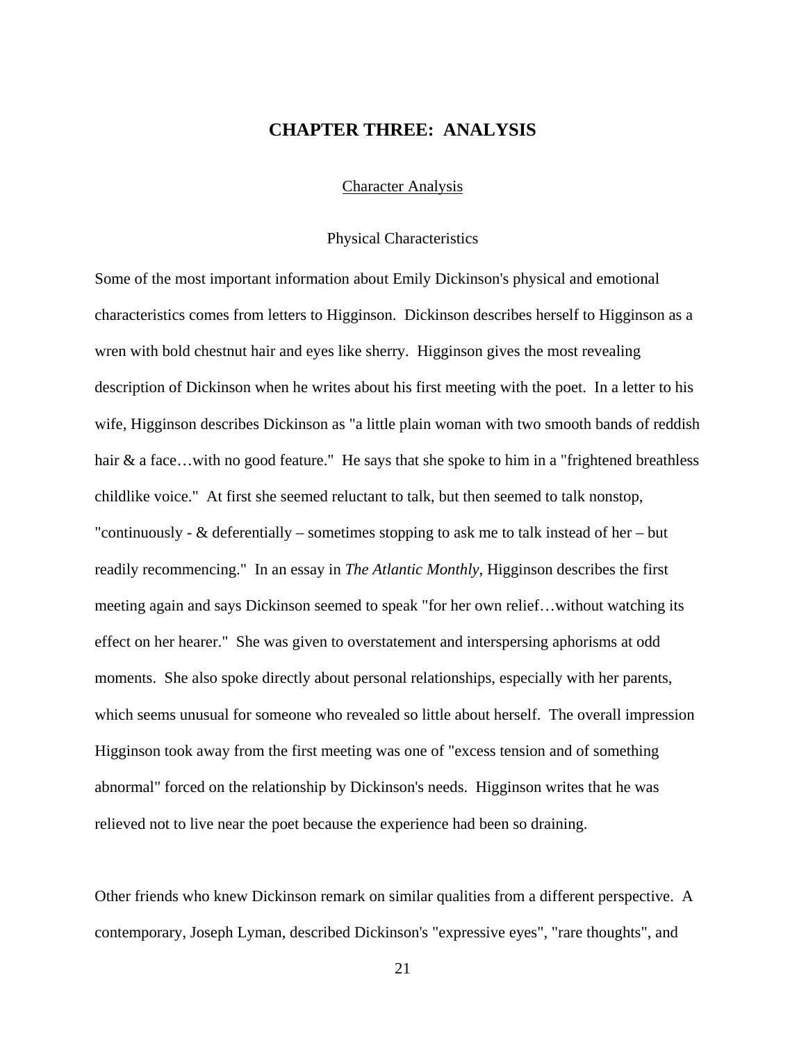# CHAPTER THREE: ANALYSIS

## Character Analysis

### Physical Characteristics

Some of the most important information about Emily Dickinson's physical and emotional characteristics comes from letters to Higginson. Dickinson describes herself to Higginson as a wren with bold chestnut hair and eyes like sherry. Higginson gives the most revealing description of Dickinson when he writes about his first meeting with the poet. In a letter to his wife, Higginson describes Dickinson as "a little plain woman with two smooth bands of reddish hair & a face…with no good feature." He says that she spoke to him in a "frightened breathless childlike voice." At first she seemed reluctant to talk, but then seemed to talk nonstop, "continuously - & deferentially – sometimes stopping to ask me to talk instead of her – but readily recommencing." In an essay in *The Atlantic Monthly*, Higginson describes the first meeting again and says Dickinson seemed to speak "for her own relief…without watching its effect on her hearer." She was given to overstatement and interspersing aphorisms at odd moments. She also spoke directly about personal relationships, especially with her parents, which seems unusual for someone who revealed so little about herself. The overall impression Higginson took away from the first meeting was one of "excess tension and of something abnormal" forced on the relationship by Dickinson's needs. Higginson writes that he was relieved not to live near the poet because the experience had been so draining.

Other friends who knew Dickinson remark on similar qualities from a different perspective. A contemporary, Joseph Lyman, described Dickinson's "expressive eyes", "rare thoughts", and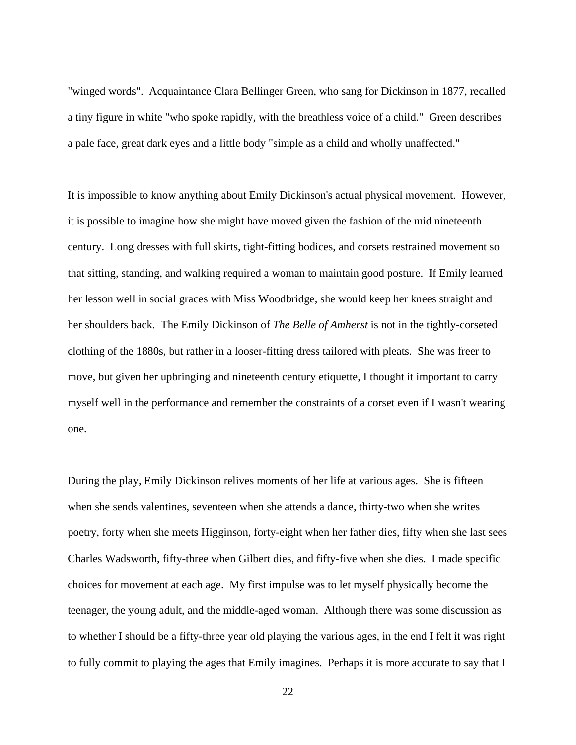"winged words". Acquaintance Clara Bellinger Green, who sang for Dickinson in 1877, recalled a tiny figure in white "who spoke rapidly, with the breathless voice of a child." Green describes a pale face, great dark eyes and a little body "simple as a child and wholly unaffected."

It is impossible to know anything about Emily Dickinson's actual physical movement. However, it is possible to imagine how she might have moved given the fashion of the mid nineteenth century. Long dresses with full skirts, tight-fitting bodices, and corsets restrained movement so that sitting, standing, and walking required a woman to maintain good posture. If Emily learned her lesson well in social graces with Miss Woodbridge, she would keep her knees straight and her shoulders back. The Emily Dickinson of *The Belle of Amherst* is not in the tightly-corseted clothing of the 1880s, but rather in a looser-fitting dress tailored with pleats. She was freer to move, but given her upbringing and nineteenth century etiquette, I thought it important to carry myself well in the performance and remember the constraints of a corset even if I wasn't wearing one.

During the play, Emily Dickinson relives moments of her life at various ages. She is fifteen when she sends valentines, seventeen when she attends a dance, thirty-two when she writes poetry, forty when she meets Higginson, forty-eight when her father dies, fifty when she last sees Charles Wadsworth, fifty-three when Gilbert dies, and fifty-five when she dies. I made specific choices for movement at each age. My first impulse was to let myself physically become the teenager, the young adult, and the middle-aged woman. Although there was some discussion as to whether I should be a fifty-three year old playing the various ages, in the end I felt it was right to fully commit to playing the ages that Emily imagines. Perhaps it is more accurate to say that I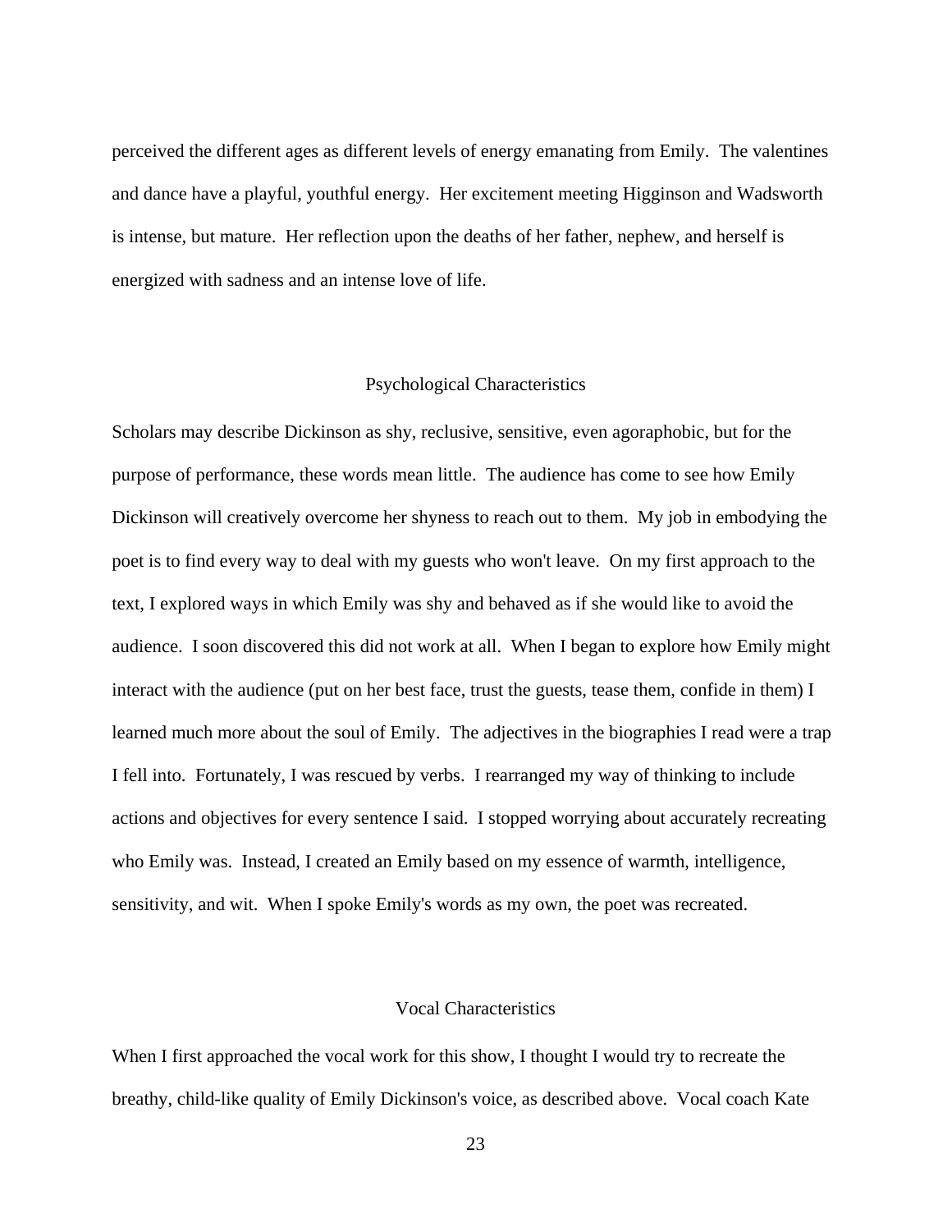perceived the different ages as different levels of energy emanating from Emily. The valentines and dance have a playful, youthful energy. Her excitement meeting Higginson and Wadsworth is intense, but mature. Her reflection upon the deaths of her father, nephew, and herself is energized with sadness and an intense love of life.

## Psychological Characteristics

Scholars may describe Dickinson as shy, reclusive, sensitive, even agoraphobic, but for the purpose of performance, these words mean little. The audience has come to see how Emily Dickinson will creatively overcome her shyness to reach out to them. My job in embodying the poet is to find every way to deal with my guests who won't leave. On my first approach to the text, I explored ways in which Emily was shy and behaved as if she would like to avoid the audience. I soon discovered this did not work at all. When I began to explore how Emily might interact with the audience (put on her best face, trust the guests, tease them, confide in them) I learned much more about the soul of Emily. The adjectives in the biographies I read were a trap I fell into. Fortunately, I was rescued by verbs. I rearranged my way of thinking to include actions and objectives for every sentence I said. I stopped worrying about accurately recreating who Emily was. Instead, I created an Emily based on my essence of warmth, intelligence, sensitivity, and wit. When I spoke Emily's words as my own, the poet was recreated.

## Vocal Characteristics

When I first approached the vocal work for this show, I thought I would try to recreate the breathy, child-like quality of Emily Dickinson's voice, as described above. Vocal coach Kate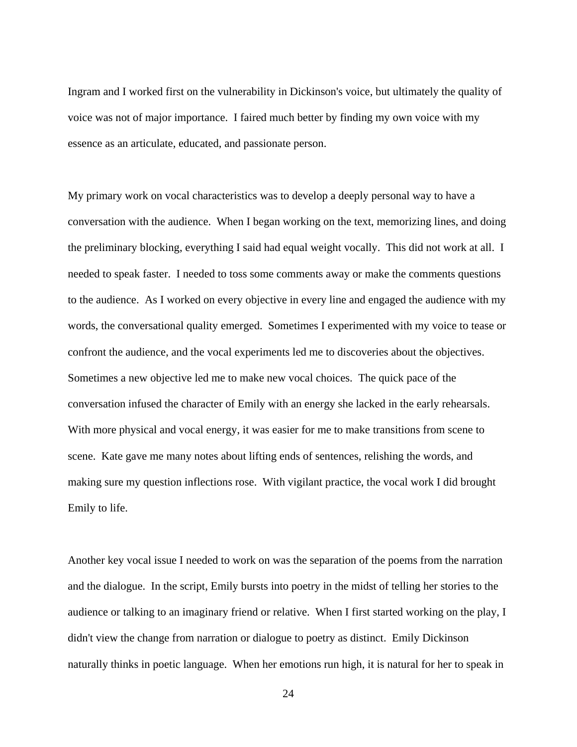Ingram and I worked first on the vulnerability in Dickinson's voice, but ultimately the quality of voice was not of major importance. I faired much better by finding my own voice with my essence as an articulate, educated, and passionate person.

My primary work on vocal characteristics was to develop a deeply personal way to have a conversation with the audience. When I began working on the text, memorizing lines, and doing the preliminary blocking, everything I said had equal weight vocally. This did not work at all. I needed to speak faster. I needed to toss some comments away or make the comments questions to the audience. As I worked on every objective in every line and engaged the audience with my words, the conversational quality emerged. Sometimes I experimented with my voice to tease or confront the audience, and the vocal experiments led me to discoveries about the objectives. Sometimes a new objective led me to make new vocal choices. The quick pace of the conversation infused the character of Emily with an energy she lacked in the early rehearsals. With more physical and vocal energy, it was easier for me to make transitions from scene to scene. Kate gave me many notes about lifting ends of sentences, relishing the words, and making sure my question inflections rose. With vigilant practice, the vocal work I did brought Emily to life.

Another key vocal issue I needed to work on was the separation of the poems from the narration and the dialogue. In the script, Emily bursts into poetry in the midst of telling her stories to the audience or talking to an imaginary friend or relative. When I first started working on the play, I didn't view the change from narration or dialogue to poetry as distinct. Emily Dickinson naturally thinks in poetic language. When her emotions run high, it is natural for her to speak in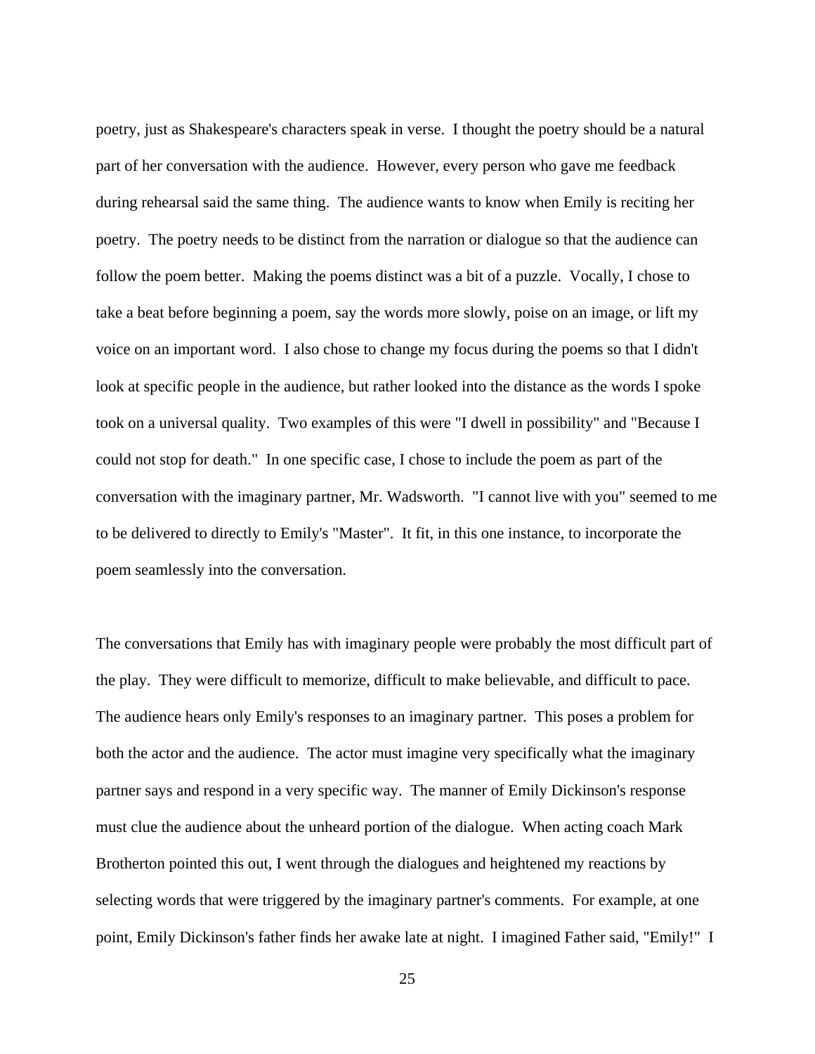poetry, just as Shakespeare's characters speak in verse. I thought the poetry should be a natural part of her conversation with the audience. However, every person who gave me feedback during rehearsal said the same thing. The audience wants to know when Emily is reciting her poetry. The poetry needs to be distinct from the narration or dialogue so that the audience can follow the poem better. Making the poems distinct was a bit of a puzzle. Vocally, I chose to take a beat before beginning a poem, say the words more slowly, poise on an image, or lift my voice on an important word. I also chose to change my focus during the poems so that I didn't look at specific people in the audience, but rather looked into the distance as the words I spoke took on a universal quality. Two examples of this were "I dwell in possibility" and "Because I could not stop for death." In one specific case, I chose to include the poem as part of the conversation with the imaginary partner, Mr. Wadsworth. "I cannot live with you" seemed to me to be delivered to directly to Emily's "Master". It fit, in this one instance, to incorporate the poem seamlessly into the conversation.

The conversations that Emily has with imaginary people were probably the most difficult part of the play. They were difficult to memorize, difficult to make believable, and difficult to pace. The audience hears only Emily's responses to an imaginary partner. This poses a problem for both the actor and the audience. The actor must imagine very specifically what the imaginary partner says and respond in a very specific way. The manner of Emily Dickinson's response must clue the audience about the unheard portion of the dialogue. When acting coach Mark Brotherton pointed this out, I went through the dialogues and heightened my reactions by selecting words that were triggered by the imaginary partner's comments. For example, at one point, Emily Dickinson's father finds her awake late at night. I imagined Father said, "Emily!" I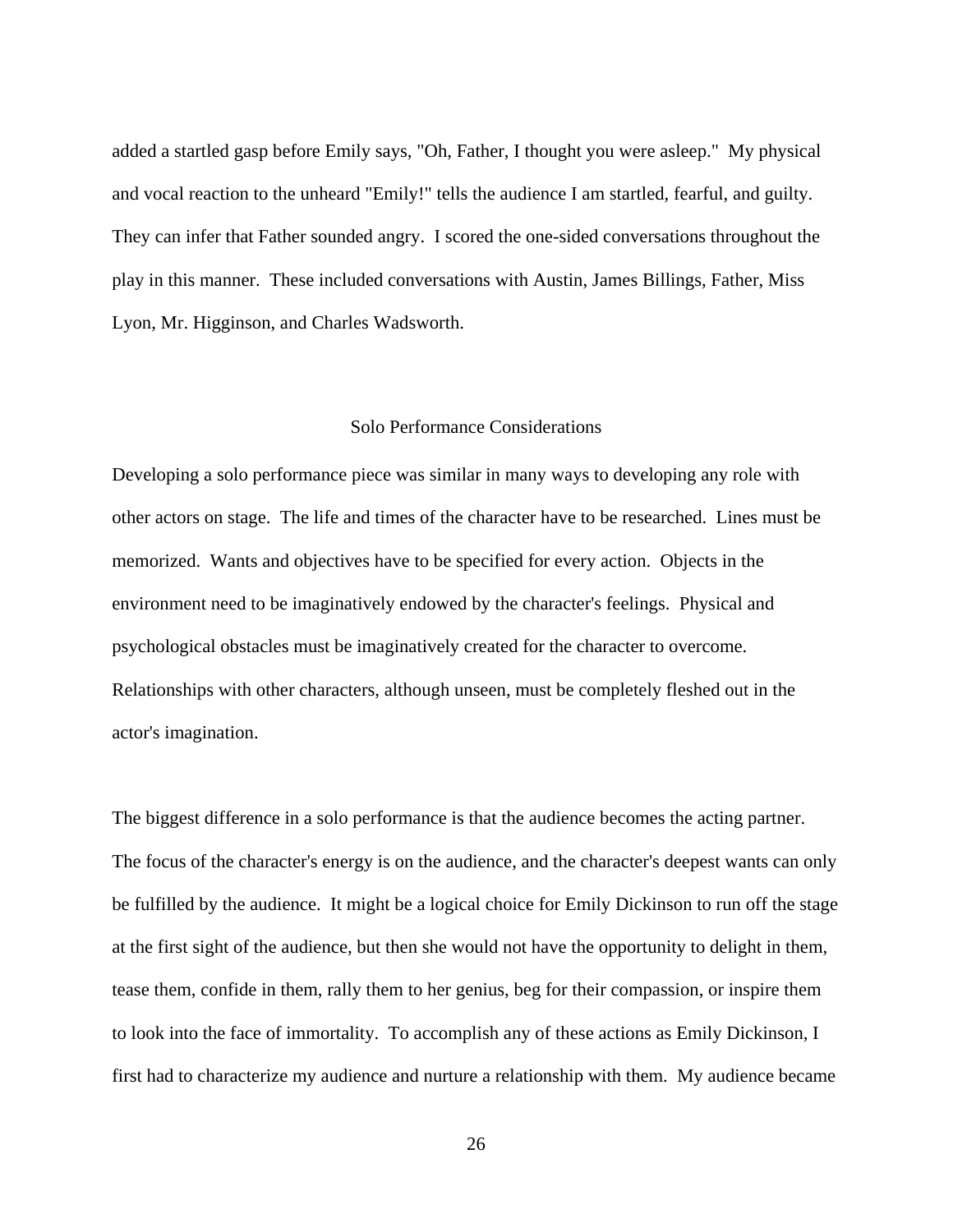added a startled gasp before Emily says, "Oh, Father, I thought you were asleep." My physical and vocal reaction to the unheard "Emily!" tells the audience I am startled, fearful, and guilty. They can infer that Father sounded angry. I scored the one-sided conversations throughout the play in this manner. These included conversations with Austin, James Billings, Father, Miss Lyon, Mr. Higginson, and Charles Wadsworth.

## Solo Performance Considerations

Developing a solo performance piece was similar in many ways to developing any role with other actors on stage. The life and times of the character have to be researched. Lines must be memorized. Wants and objectives have to be specified for every action. Objects in the environment need to be imaginatively endowed by the character's feelings. Physical and psychological obstacles must be imaginatively created for the character to overcome. Relationships with other characters, although unseen, must be completely fleshed out in the actor's imagination.

The biggest difference in a solo performance is that the audience becomes the acting partner. The focus of the character's energy is on the audience, and the character's deepest wants can only be fulfilled by the audience. It might be a logical choice for Emily Dickinson to run off the stage at the first sight of the audience, but then she would not have the opportunity to delight in them, tease them, confide in them, rally them to her genius, beg for their compassion, or inspire them to look into the face of immortality. To accomplish any of these actions as Emily Dickinson, I first had to characterize my audience and nurture a relationship with them. My audience became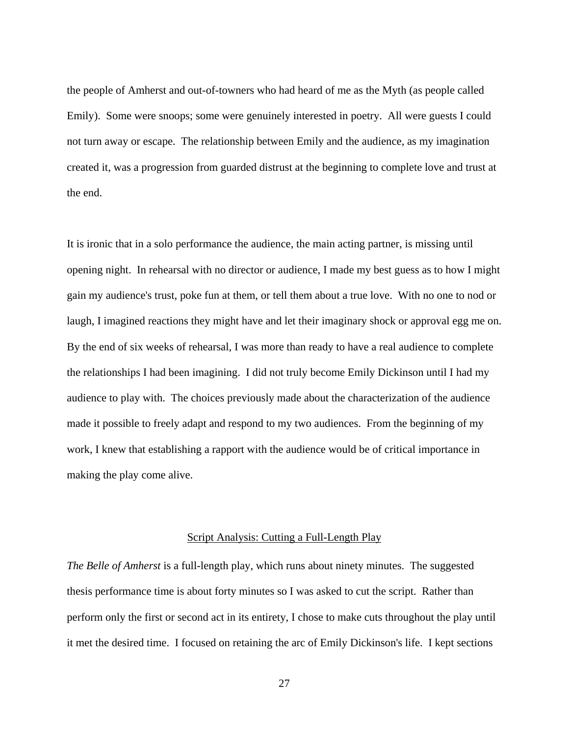the people of Amherst and out-of-towners who had heard of me as the Myth (as people called Emily). Some were snoops; some were genuinely interested in poetry. All were guests I could not turn away or escape. The relationship between Emily and the audience, as my imagination created it, was a progression from guarded distrust at the beginning to complete love and trust at the end.

It is ironic that in a solo performance the audience, the main acting partner, is missing until opening night. In rehearsal with no director or audience, I made my best guess as to how I might gain my audience's trust, poke fun at them, or tell them about a true love. With no one to nod or laugh, I imagined reactions they might have and let their imaginary shock or approval egg me on. By the end of six weeks of rehearsal, I was more than ready to have a real audience to complete the relationships I had been imagining. I did not truly become Emily Dickinson until I had my audience to play with. The choices previously made about the characterization of the audience made it possible to freely adapt and respond to my two audiences. From the beginning of my work, I knew that establishing a rapport with the audience would be of critical importance in making the play come alive.

## Script Analysis: Cutting a Full-Length Play

*The Belle of Amherst* is a full-length play, which runs about ninety minutes. The suggested thesis performance time is about forty minutes so I was asked to cut the script. Rather than perform only the first or second act in its entirety, I chose to make cuts throughout the play until it met the desired time. I focused on retaining the arc of Emily Dickinson's life. I kept sections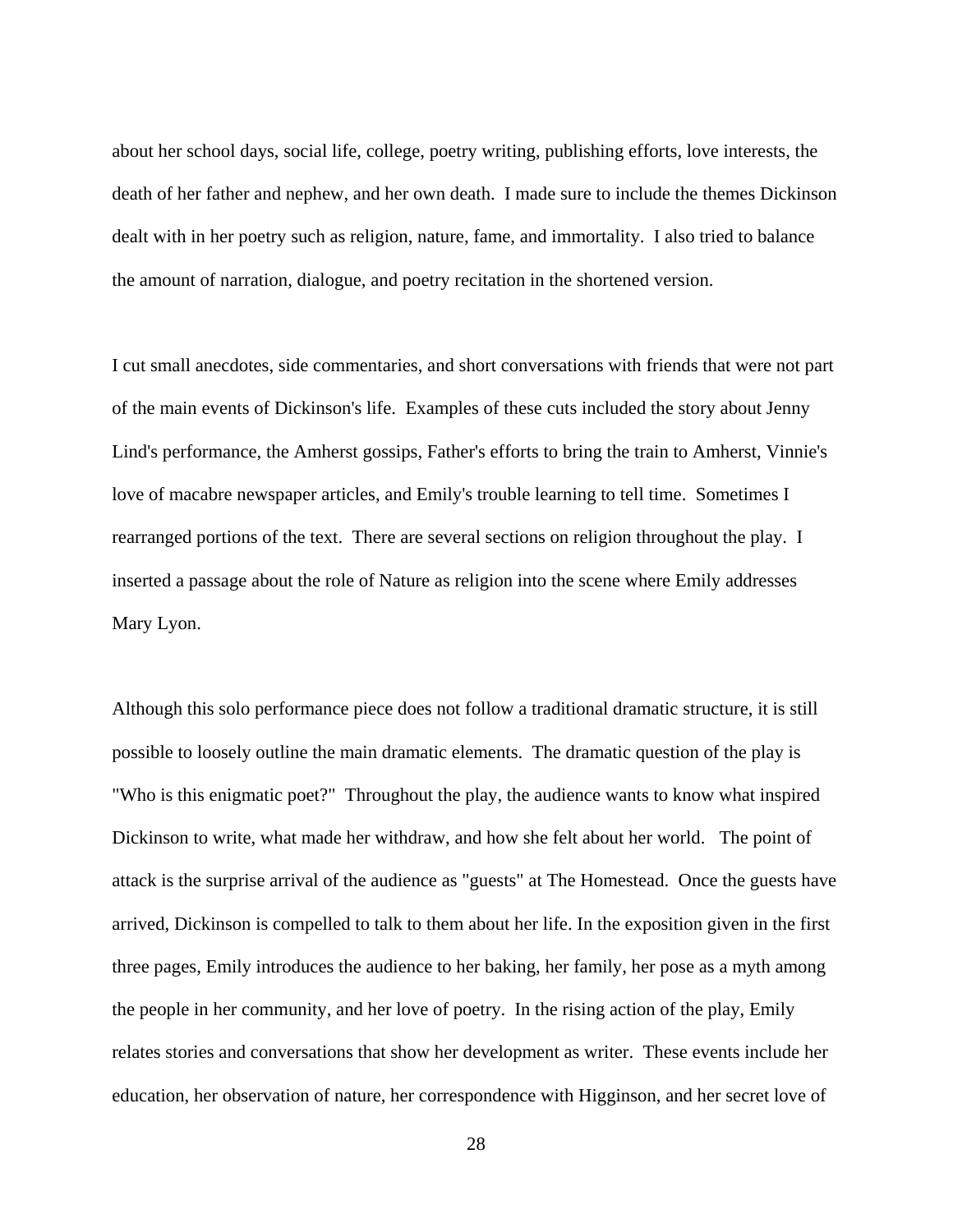about her school days, social life, college, poetry writing, publishing efforts, love interests, the death of her father and nephew, and her own death. I made sure to include the themes Dickinson dealt with in her poetry such as religion, nature, fame, and immortality. I also tried to balance the amount of narration, dialogue, and poetry recitation in the shortened version.

I cut small anecdotes, side commentaries, and short conversations with friends that were not part of the main events of Dickinson's life. Examples of these cuts included the story about Jenny Lind's performance, the Amherst gossips, Father's efforts to bring the train to Amherst, Vinnie's love of macabre newspaper articles, and Emily's trouble learning to tell time. Sometimes I rearranged portions of the text. There are several sections on religion throughout the play. I inserted a passage about the role of Nature as religion into the scene where Emily addresses Mary Lyon.

Although this solo performance piece does not follow a traditional dramatic structure, it is still possible to loosely outline the main dramatic elements. The dramatic question of the play is "Who is this enigmatic poet?" Throughout the play, the audience wants to know what inspired Dickinson to write, what made her withdraw, and how she felt about her world. The point of attack is the surprise arrival of the audience as "guests" at The Homestead. Once the guests have arrived, Dickinson is compelled to talk to them about her life. In the exposition given in the first three pages, Emily introduces the audience to her baking, her family, her pose as a myth among the people in her community, and her love of poetry. In the rising action of the play, Emily relates stories and conversations that show her development as writer. These events include her education, her observation of nature, her correspondence with Higginson, and her secret love of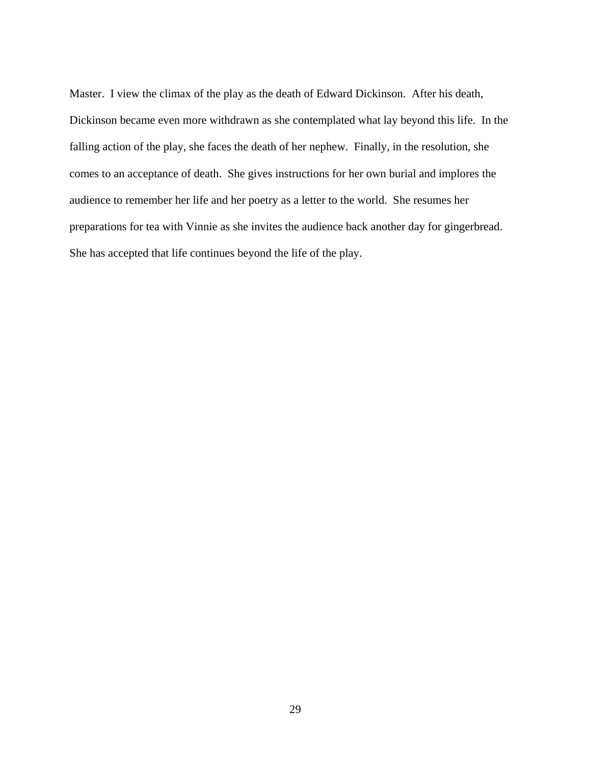Master. I view the climax of the play as the death of Edward Dickinson. After his death, Dickinson became even more withdrawn as she contemplated what lay beyond this life. In the falling action of the play, she faces the death of her nephew. Finally, in the resolution, she comes to an acceptance of death. She gives instructions for her own burial and implores the audience to remember her life and her poetry as a letter to the world. She resumes her preparations for tea with Vinnie as she invites the audience back another day for gingerbread. She has accepted that life continues beyond the life of the play.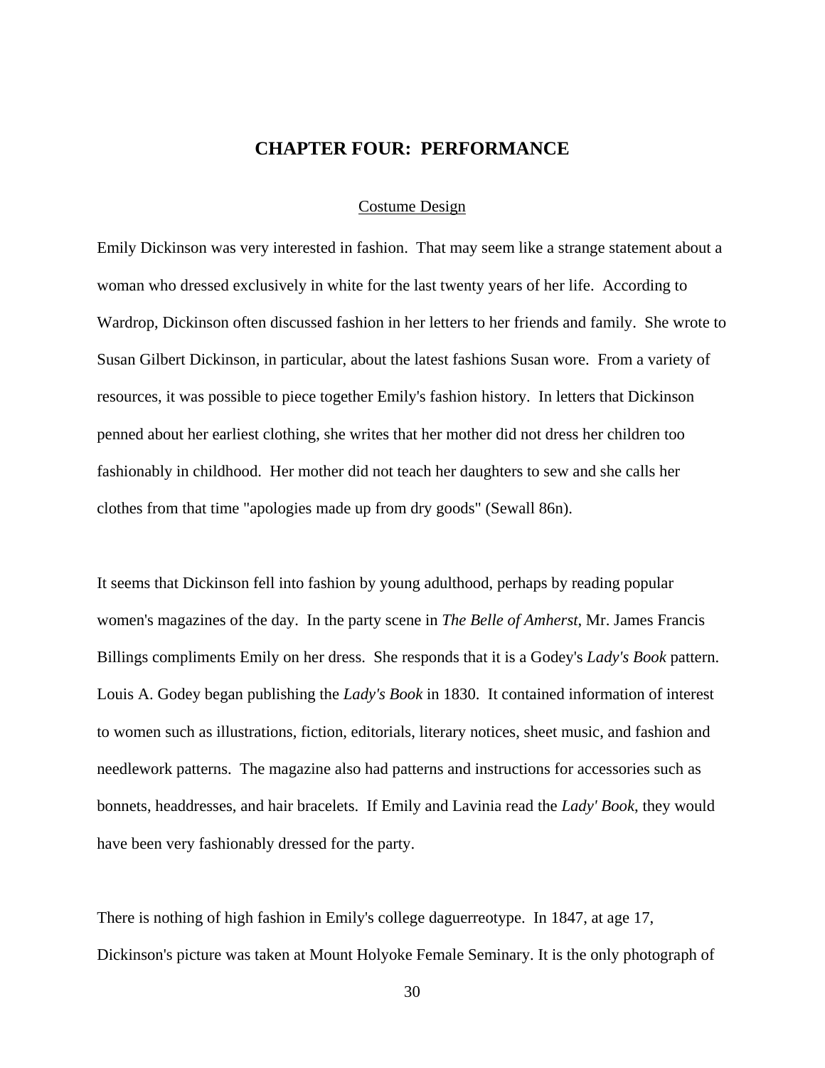## CHAPTER FOUR: PERFORMANCE

### Costume Design

Emily Dickinson was very interested in fashion. That may seem like a strange statement about a woman who dressed exclusively in white for the last twenty years of her life. According to Wardrop, Dickinson often discussed fashion in her letters to her friends and family. She wrote to Susan Gilbert Dickinson, in particular, about the latest fashions Susan wore. From a variety of resources, it was possible to piece together Emily's fashion history. In letters that Dickinson penned about her earliest clothing, she writes that her mother did not dress her children too fashionably in childhood. Her mother did not teach her daughters to sew and she calls her clothes from that time "apologies made up from dry goods" (Sewall 86n).

It seems that Dickinson fell into fashion by young adulthood, perhaps by reading popular women's magazines of the day. In the party scene in *The Belle of Amherst*, Mr. James Francis Billings compliments Emily on her dress. She responds that it is a Godey's *Lady's Book* pattern. Louis A. Godey began publishing the *Lady's Book* in 1830. It contained information of interest to women such as illustrations, fiction, editorials, literary notices, sheet music, and fashion and needlework patterns. The magazine also had patterns and instructions for accessories such as bonnets, headdresses, and hair bracelets. If Emily and Lavinia read the *Lady' Book*, they would have been very fashionably dressed for the party.

There is nothing of high fashion in Emily's college daguerreotype. In 1847, at age 17, Dickinson's picture was taken at Mount Holyoke Female Seminary. It is the only photograph of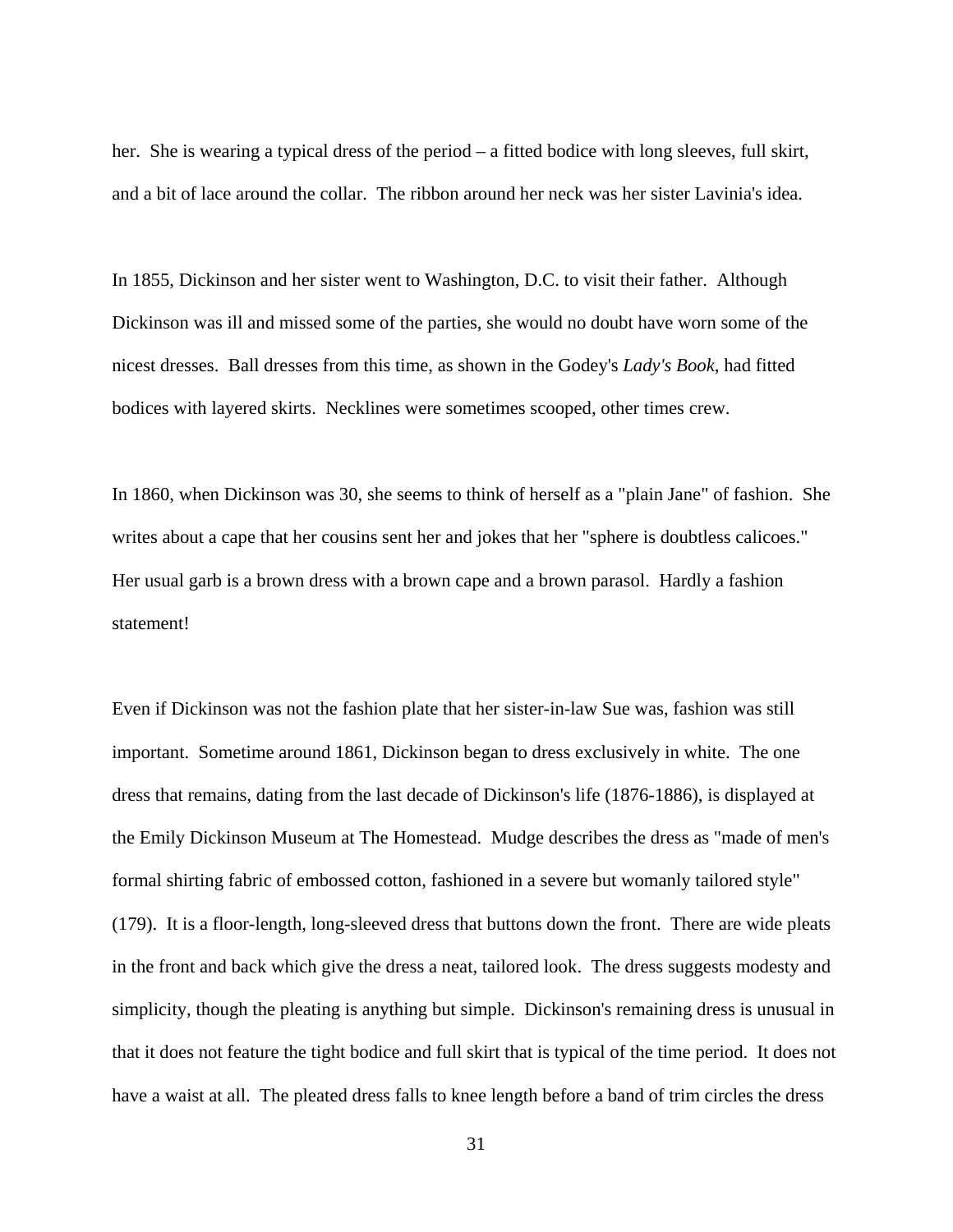her.  She is wearing a typical dress of the period – a fitted bodice with long sleeves, full skirt, and a bit of lace around the collar.  The ribbon around her neck was her sister Lavinia's idea.

In 1855, Dickinson and her sister went to Washington, D.C. to visit their father.  Although Dickinson was ill and missed some of the parties, she would no doubt have worn some of the nicest dresses.  Ball dresses from this time, as shown in the Godey's *Lady's Book*, had fitted bodices with layered skirts.  Necklines were sometimes scooped, other times crew.

In 1860, when Dickinson was 30, she seems to think of herself as a "plain Jane" of fashion.  She writes about a cape that her cousins sent her and jokes that her "sphere is doubtless calicoes." Her usual garb is a brown dress with a brown cape and a brown parasol.  Hardly a fashion statement!

Even if Dickinson was not the fashion plate that her sister-in-law Sue was, fashion was still important.  Sometime around 1861, Dickinson began to dress exclusively in white.  The one dress that remains, dating from the last decade of Dickinson's life (1876-1886), is displayed at the Emily Dickinson Museum at The Homestead.  Mudge describes the dress as "made of men's formal shirting fabric of embossed cotton, fashioned in a severe but womanly tailored style" (179).  It is a floor-length, long-sleeved dress that buttons down the front.  There are wide pleats in the front and back which give the dress a neat, tailored look.  The dress suggests modesty and simplicity, though the pleating is anything but simple.  Dickinson's remaining dress is unusual in that it does not feature the tight bodice and full skirt that is typical of the time period.  It does not have a waist at all.  The pleated dress falls to knee length before a band of trim circles the dress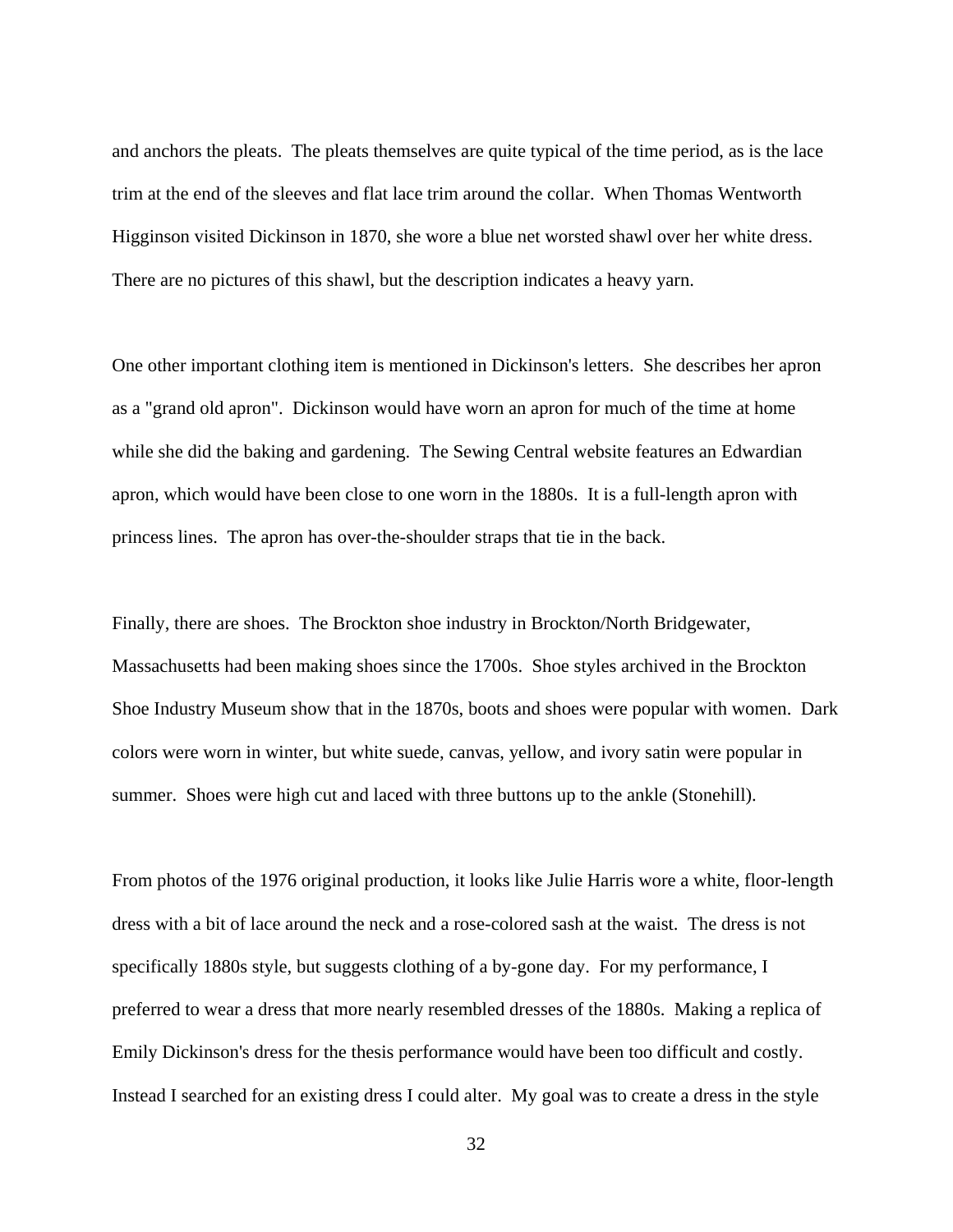and anchors the pleats. The pleats themselves are quite typical of the time period, as is the lace trim at the end of the sleeves and flat lace trim around the collar. When Thomas Wentworth Higginson visited Dickinson in 1870, she wore a blue net worsted shawl over her white dress. There are no pictures of this shawl, but the description indicates a heavy yarn.

One other important clothing item is mentioned in Dickinson's letters. She describes her apron as a "grand old apron". Dickinson would have worn an apron for much of the time at home while she did the baking and gardening. The Sewing Central website features an Edwardian apron, which would have been close to one worn in the 1880s. It is a full-length apron with princess lines. The apron has over-the-shoulder straps that tie in the back.

Finally, there are shoes. The Brockton shoe industry in Brockton/North Bridgewater, Massachusetts had been making shoes since the 1700s. Shoe styles archived in the Brockton Shoe Industry Museum show that in the 1870s, boots and shoes were popular with women. Dark colors were worn in winter, but white suede, canvas, yellow, and ivory satin were popular in summer. Shoes were high cut and laced with three buttons up to the ankle (Stonehill).

From photos of the 1976 original production, it looks like Julie Harris wore a white, floor-length dress with a bit of lace around the neck and a rose-colored sash at the waist. The dress is not specifically 1880s style, but suggests clothing of a by-gone day. For my performance, I preferred to wear a dress that more nearly resembled dresses of the 1880s. Making a replica of Emily Dickinson's dress for the thesis performance would have been too difficult and costly. Instead I searched for an existing dress I could alter. My goal was to create a dress in the style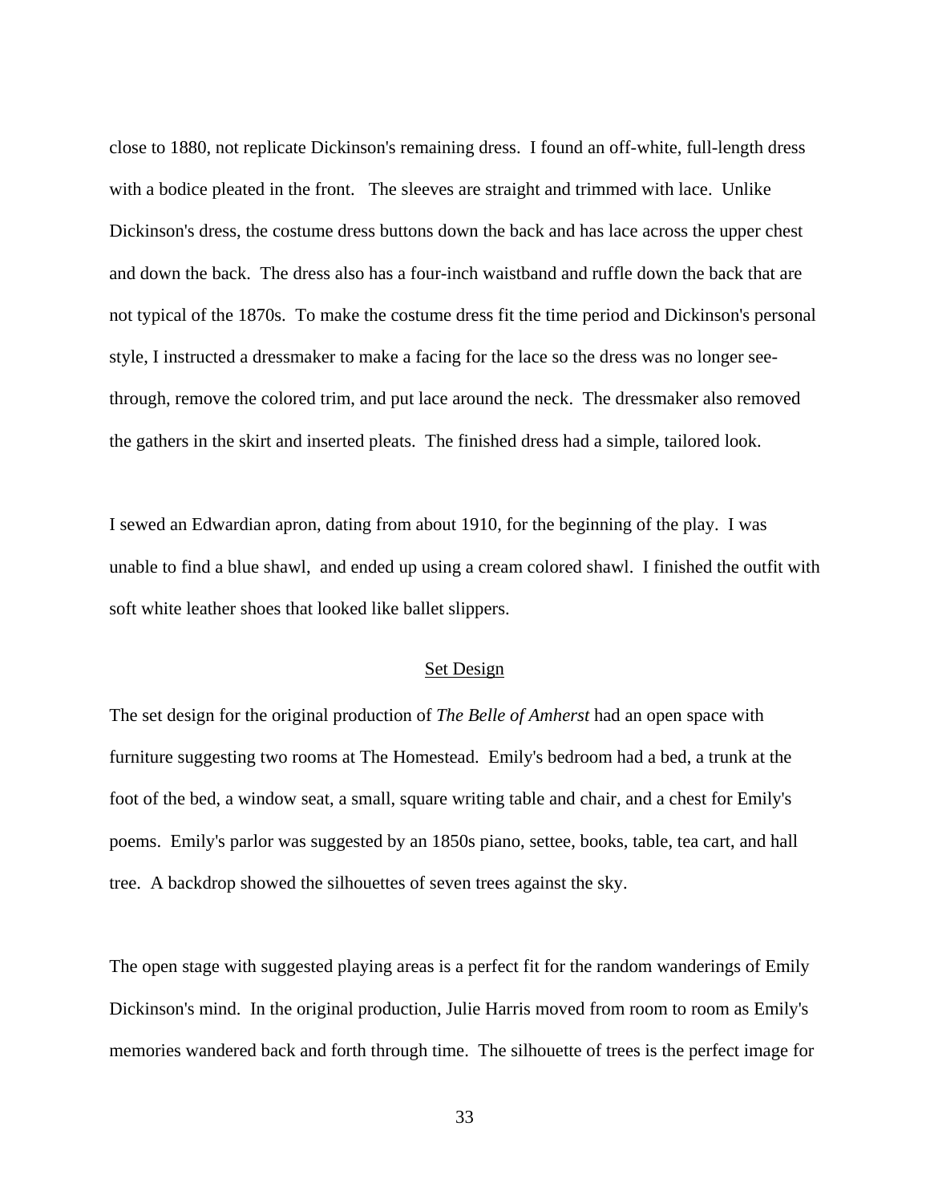close to 1880, not replicate Dickinson's remaining dress. I found an off-white, full-length dress with a bodice pleated in the front. The sleeves are straight and trimmed with lace. Unlike Dickinson's dress, the costume dress buttons down the back and has lace across the upper chest and down the back. The dress also has a four-inch waistband and ruffle down the back that are not typical of the 1870s. To make the costume dress fit the time period and Dickinson's personal style, I instructed a dressmaker to make a facing for the lace so the dress was no longer see-through, remove the colored trim, and put lace around the neck. The dressmaker also removed the gathers in the skirt and inserted pleats. The finished dress had a simple, tailored look.

I sewed an Edwardian apron, dating from about 1910, for the beginning of the play. I was unable to find a blue shawl, and ended up using a cream colored shawl. I finished the outfit with soft white leather shoes that looked like ballet slippers.

## Set Design

The set design for the original production of *The Belle of Amherst* had an open space with furniture suggesting two rooms at The Homestead. Emily's bedroom had a bed, a trunk at the foot of the bed, a window seat, a small, square writing table and chair, and a chest for Emily's poems. Emily's parlor was suggested by an 1850s piano, settee, books, table, tea cart, and hall tree. A backdrop showed the silhouettes of seven trees against the sky.

The open stage with suggested playing areas is a perfect fit for the random wanderings of Emily Dickinson's mind. In the original production, Julie Harris moved from room to room as Emily's memories wandered back and forth through time. The silhouette of trees is the perfect image for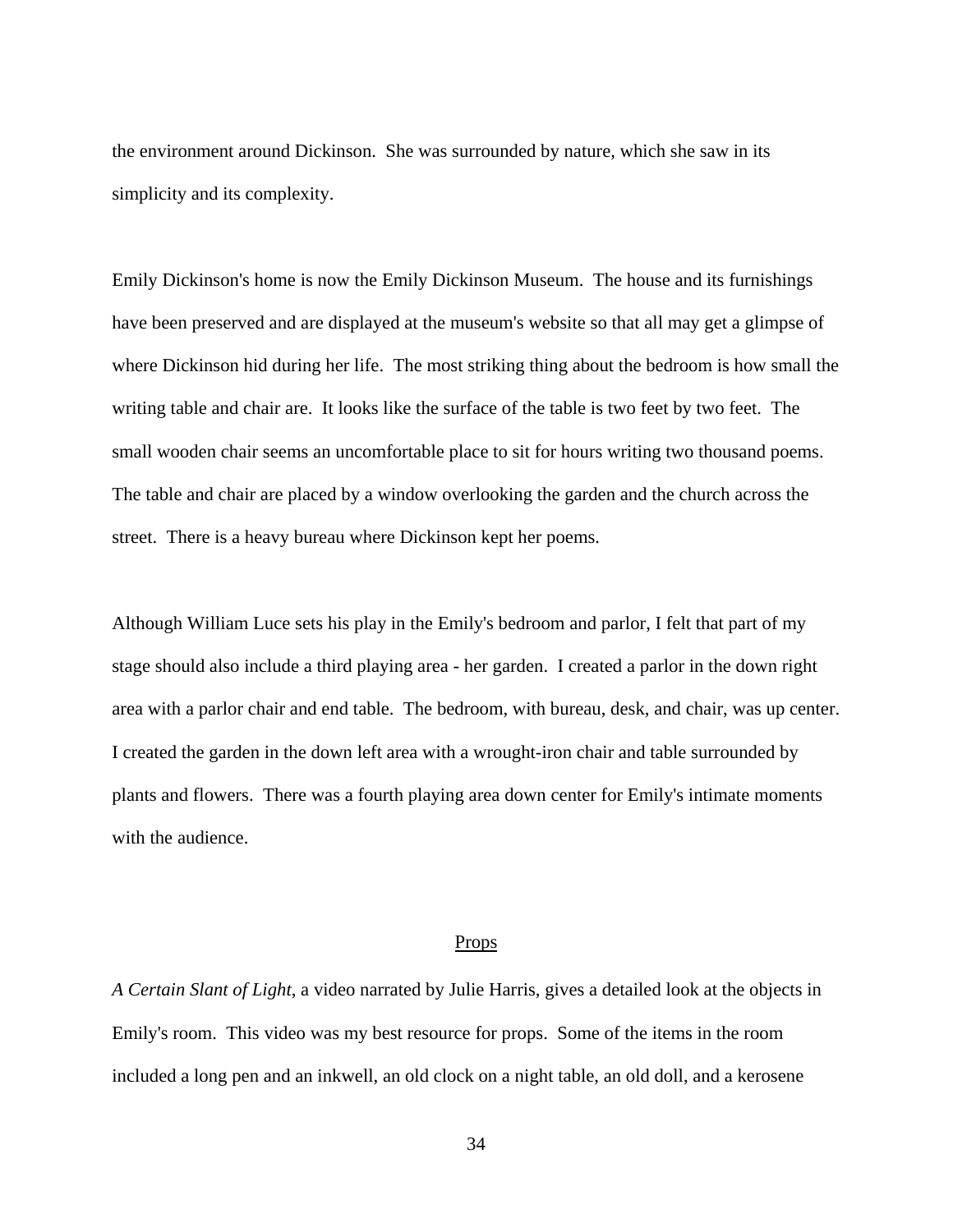the environment around Dickinson. She was surrounded by nature, which she saw in its simplicity and its complexity.

Emily Dickinson's home is now the Emily Dickinson Museum. The house and its furnishings have been preserved and are displayed at the museum's website so that all may get a glimpse of where Dickinson hid during her life. The most striking thing about the bedroom is how small the writing table and chair are. It looks like the surface of the table is two feet by two feet. The small wooden chair seems an uncomfortable place to sit for hours writing two thousand poems. The table and chair are placed by a window overlooking the garden and the church across the street. There is a heavy bureau where Dickinson kept her poems.

Although William Luce sets his play in the Emily's bedroom and parlor, I felt that part of my stage should also include a third playing area - her garden. I created a parlor in the down right area with a parlor chair and end table. The bedroom, with bureau, desk, and chair, was up center. I created the garden in the down left area with a wrought-iron chair and table surrounded by plants and flowers. There was a fourth playing area down center for Emily's intimate moments with the audience.

## Props

*A Certain Slant of Light*, a video narrated by Julie Harris, gives a detailed look at the objects in Emily's room. This video was my best resource for props. Some of the items in the room included a long pen and an inkwell, an old clock on a night table, an old doll, and a kerosene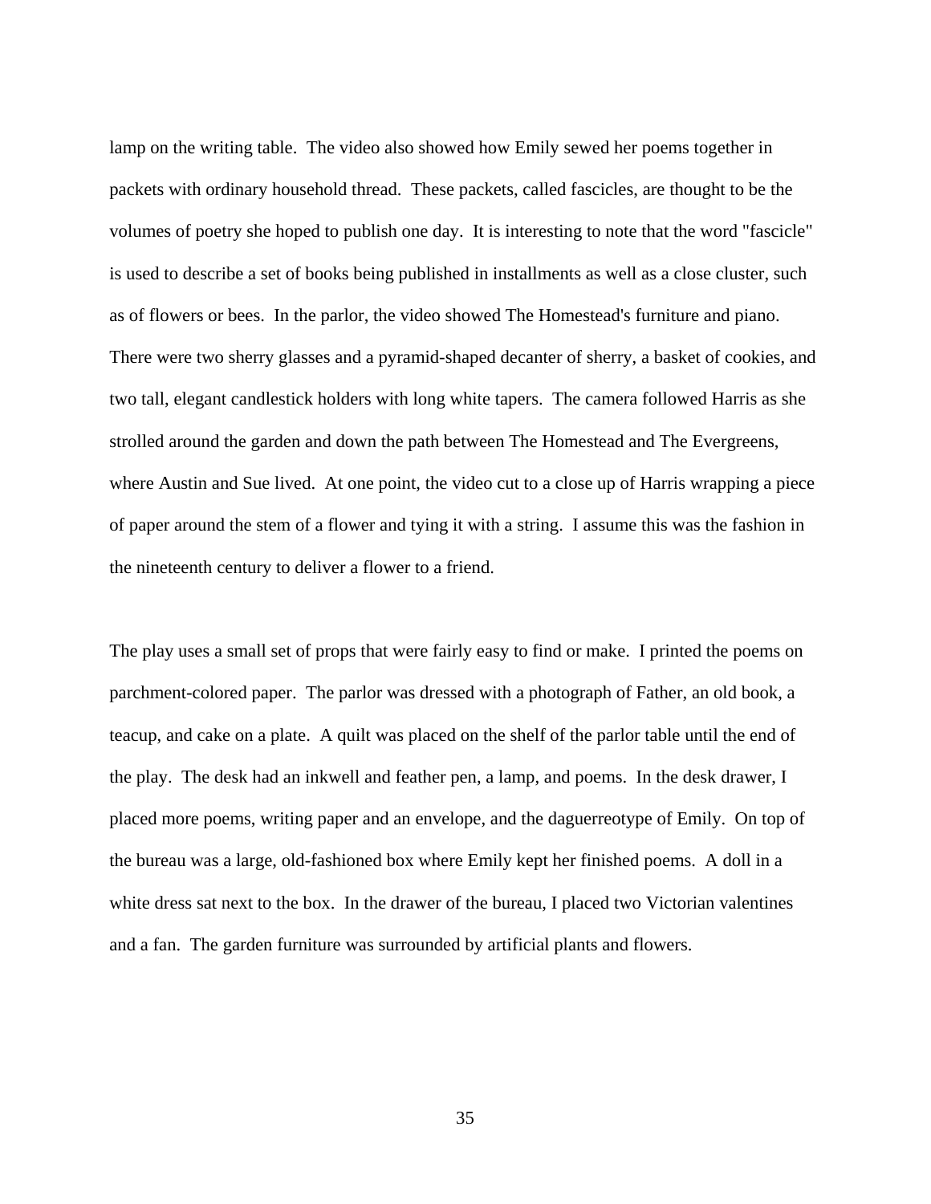lamp on the writing table. The video also showed how Emily sewed her poems together in packets with ordinary household thread. These packets, called fascicles, are thought to be the volumes of poetry she hoped to publish one day. It is interesting to note that the word "fascicle" is used to describe a set of books being published in installments as well as a close cluster, such as of flowers or bees. In the parlor, the video showed The Homestead's furniture and piano. There were two sherry glasses and a pyramid-shaped decanter of sherry, a basket of cookies, and two tall, elegant candlestick holders with long white tapers. The camera followed Harris as she strolled around the garden and down the path between The Homestead and The Evergreens, where Austin and Sue lived. At one point, the video cut to a close up of Harris wrapping a piece of paper around the stem of a flower and tying it with a string. I assume this was the fashion in the nineteenth century to deliver a flower to a friend.

The play uses a small set of props that were fairly easy to find or make. I printed the poems on parchment-colored paper. The parlor was dressed with a photograph of Father, an old book, a teacup, and cake on a plate. A quilt was placed on the shelf of the parlor table until the end of the play. The desk had an inkwell and feather pen, a lamp, and poems. In the desk drawer, I placed more poems, writing paper and an envelope, and the daguerreotype of Emily. On top of the bureau was a large, old-fashioned box where Emily kept her finished poems. A doll in a white dress sat next to the box. In the drawer of the bureau, I placed two Victorian valentines and a fan. The garden furniture was surrounded by artificial plants and flowers.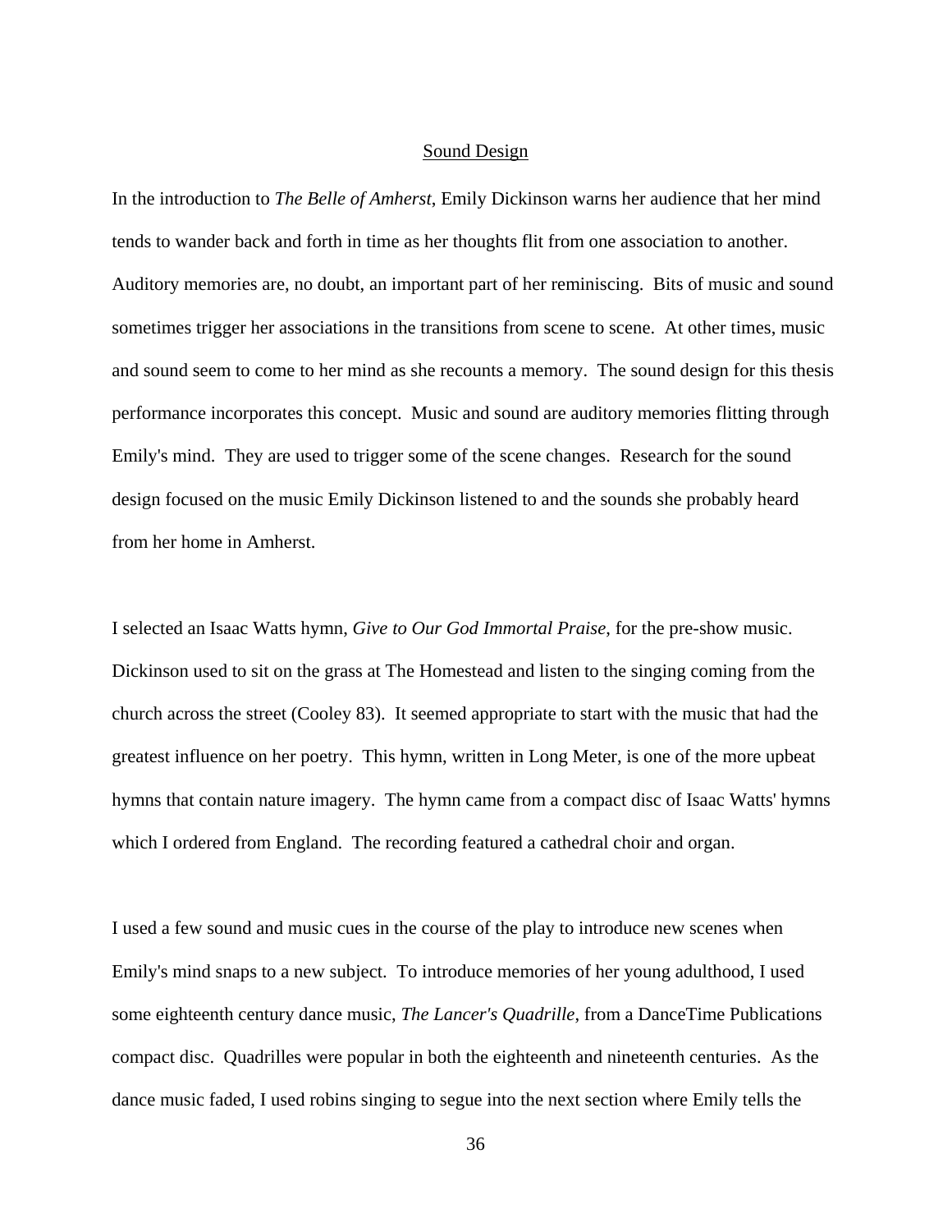## Sound Design

In the introduction to *The Belle of Amherst*, Emily Dickinson warns her audience that her mind tends to wander back and forth in time as her thoughts flit from one association to another. Auditory memories are, no doubt, an important part of her reminiscing. Bits of music and sound sometimes trigger her associations in the transitions from scene to scene. At other times, music and sound seem to come to her mind as she recounts a memory. The sound design for this thesis performance incorporates this concept. Music and sound are auditory memories flitting through Emily's mind. They are used to trigger some of the scene changes. Research for the sound design focused on the music Emily Dickinson listened to and the sounds she probably heard from her home in Amherst.

I selected an Isaac Watts hymn, *Give to Our God Immortal Praise*, for the pre-show music. Dickinson used to sit on the grass at The Homestead and listen to the singing coming from the church across the street (Cooley 83). It seemed appropriate to start with the music that had the greatest influence on her poetry. This hymn, written in Long Meter, is one of the more upbeat hymns that contain nature imagery. The hymn came from a compact disc of Isaac Watts' hymns which I ordered from England. The recording featured a cathedral choir and organ.

I used a few sound and music cues in the course of the play to introduce new scenes when Emily's mind snaps to a new subject. To introduce memories of her young adulthood, I used some eighteenth century dance music, *The Lancer's Quadrille*, from a DanceTime Publications compact disc. Quadrilles were popular in both the eighteenth and nineteenth centuries. As the dance music faded, I used robins singing to segue into the next section where Emily tells the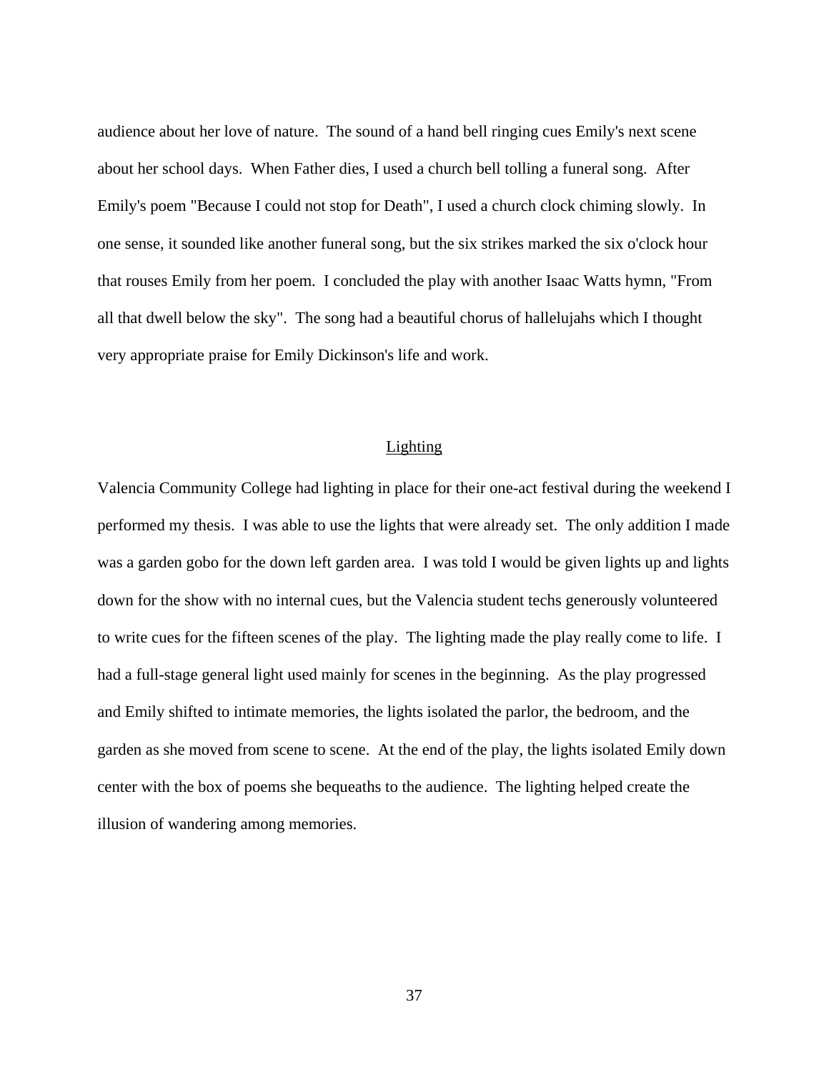audience about her love of nature. The sound of a hand bell ringing cues Emily's next scene about her school days. When Father dies, I used a church bell tolling a funeral song. After Emily's poem "Because I could not stop for Death", I used a church clock chiming slowly. In one sense, it sounded like another funeral song, but the six strikes marked the six o'clock hour that rouses Emily from her poem. I concluded the play with another Isaac Watts hymn, "From all that dwell below the sky". The song had a beautiful chorus of hallelujahs which I thought very appropriate praise for Emily Dickinson's life and work.

## Lighting

Valencia Community College had lighting in place for their one-act festival during the weekend I performed my thesis. I was able to use the lights that were already set. The only addition I made was a garden gobo for the down left garden area. I was told I would be given lights up and lights down for the show with no internal cues, but the Valencia student techs generously volunteered to write cues for the fifteen scenes of the play. The lighting made the play really come to life. I had a full-stage general light used mainly for scenes in the beginning. As the play progressed and Emily shifted to intimate memories, the lights isolated the parlor, the bedroom, and the garden as she moved from scene to scene. At the end of the play, the lights isolated Emily down center with the box of poems she bequeaths to the audience. The lighting helped create the illusion of wandering among memories.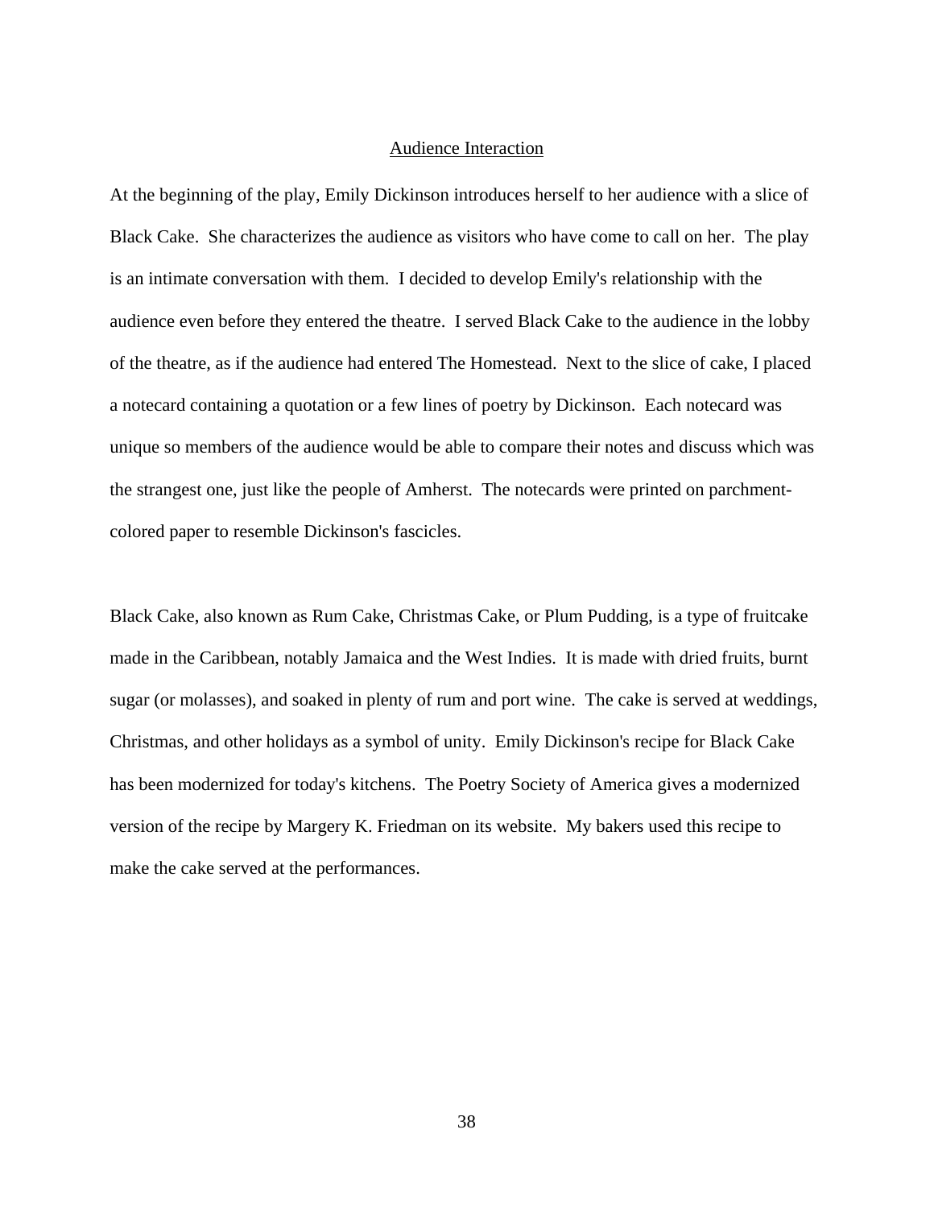## Audience Interaction

At the beginning of the play, Emily Dickinson introduces herself to her audience with a slice of Black Cake. She characterizes the audience as visitors who have come to call on her. The play is an intimate conversation with them. I decided to develop Emily's relationship with the audience even before they entered the theatre. I served Black Cake to the audience in the lobby of the theatre, as if the audience had entered The Homestead. Next to the slice of cake, I placed a notecard containing a quotation or a few lines of poetry by Dickinson. Each notecard was unique so members of the audience would be able to compare their notes and discuss which was the strangest one, just like the people of Amherst. The notecards were printed on parchment-colored paper to resemble Dickinson's fascicles.

Black Cake, also known as Rum Cake, Christmas Cake, or Plum Pudding, is a type of fruitcake made in the Caribbean, notably Jamaica and the West Indies. It is made with dried fruits, burnt sugar (or molasses), and soaked in plenty of rum and port wine. The cake is served at weddings, Christmas, and other holidays as a symbol of unity. Emily Dickinson's recipe for Black Cake has been modernized for today's kitchens. The Poetry Society of America gives a modernized version of the recipe by Margery K. Friedman on its website. My bakers used this recipe to make the cake served at the performances.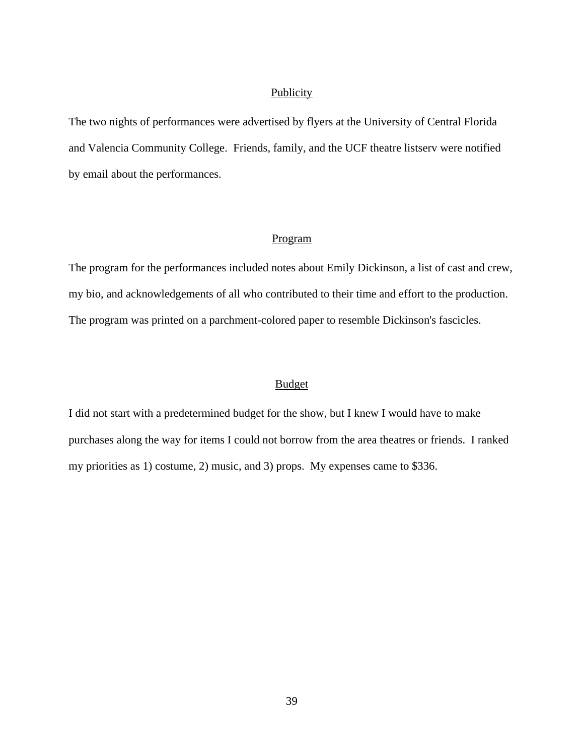## Publicity

The two nights of performances were advertised by flyers at the University of Central Florida and Valencia Community College. Friends, family, and the UCF theatre listserv were notified by email about the performances.

## Program

The program for the performances included notes about Emily Dickinson, a list of cast and crew, my bio, and acknowledgements of all who contributed to their time and effort to the production. The program was printed on a parchment-colored paper to resemble Dickinson's fascicles.

## Budget

I did not start with a predetermined budget for the show, but I knew I would have to make purchases along the way for items I could not borrow from the area theatres or friends. I ranked my priorities as 1) costume, 2) music, and 3) props. My expenses came to $336.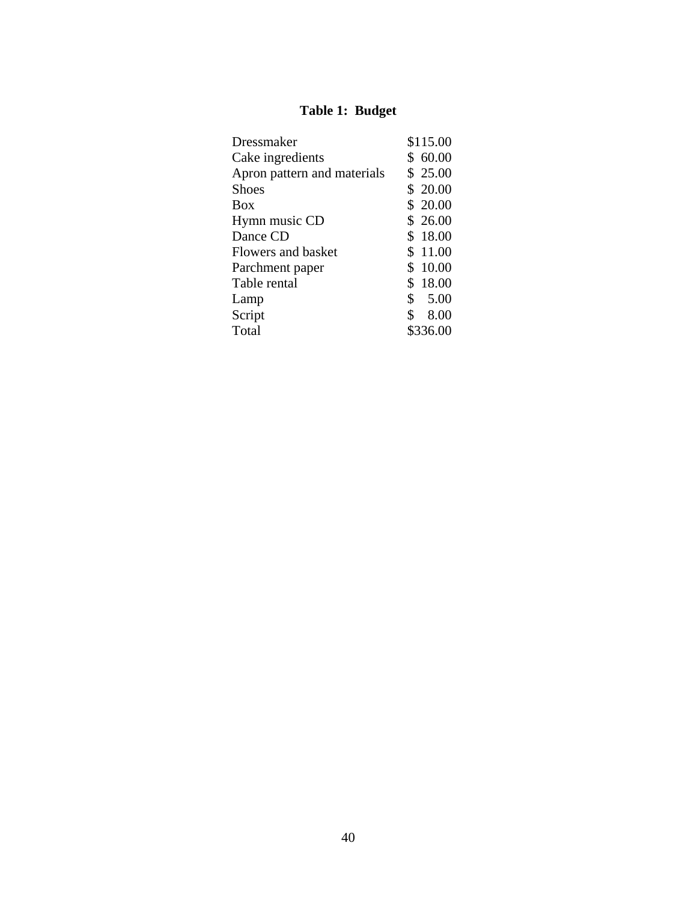**Table 1: Budget**

| Item | Cost |
|---|---|
| Dressmaker | \$115.00 |
| Cake ingredients | \$ 60.00 |
| Apron pattern and materials | \$ 25.00 |
| Shoes | \$ 20.00 |
| Box | \$ 20.00 |
| Hymn music CD | \$ 26.00 |
| Dance CD | \$ 18.00 |
| Flowers and basket | \$ 11.00 |
| Parchment paper | \$ 10.00 |
| Table rental | \$ 18.00 |
| Lamp | \$ 5.00 |
| Script | \$ 8.00 |
| Total | \$336.00 |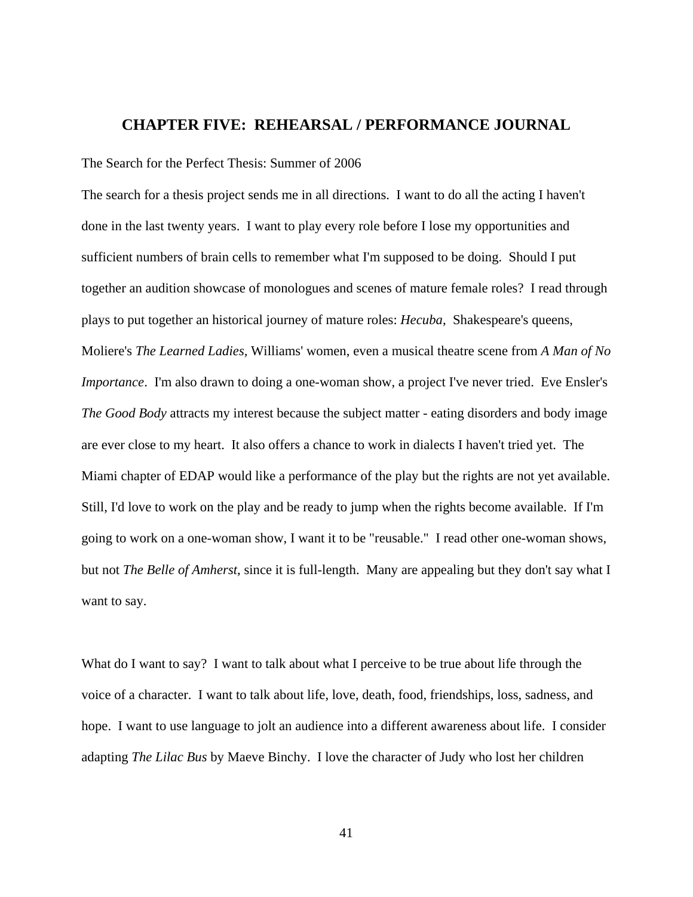## CHAPTER FIVE: REHEARSAL / PERFORMANCE JOURNAL

The Search for the Perfect Thesis: Summer of 2006

The search for a thesis project sends me in all directions. I want to do all the acting I haven't done in the last twenty years. I want to play every role before I lose my opportunities and sufficient numbers of brain cells to remember what I'm supposed to be doing. Should I put together an audition showcase of monologues and scenes of mature female roles? I read through plays to put together an historical journey of mature roles: *Hecuba*, Shakespeare's queens, Moliere's *The Learned Ladies*, Williams' women, even a musical theatre scene from *A Man of No Importance*. I'm also drawn to doing a one-woman show, a project I've never tried. Eve Ensler's *The Good Body* attracts my interest because the subject matter - eating disorders and body image are ever close to my heart. It also offers a chance to work in dialects I haven't tried yet. The Miami chapter of EDAP would like a performance of the play but the rights are not yet available. Still, I'd love to work on the play and be ready to jump when the rights become available. If I'm going to work on a one-woman show, I want it to be "reusable." I read other one-woman shows, but not *The Belle of Amherst*, since it is full-length. Many are appealing but they don't say what I want to say.

What do I want to say? I want to talk about what I perceive to be true about life through the voice of a character. I want to talk about life, love, death, food, friendships, loss, sadness, and hope. I want to use language to jolt an audience into a different awareness about life. I consider adapting *The Lilac Bus* by Maeve Binchy. I love the character of Judy who lost her children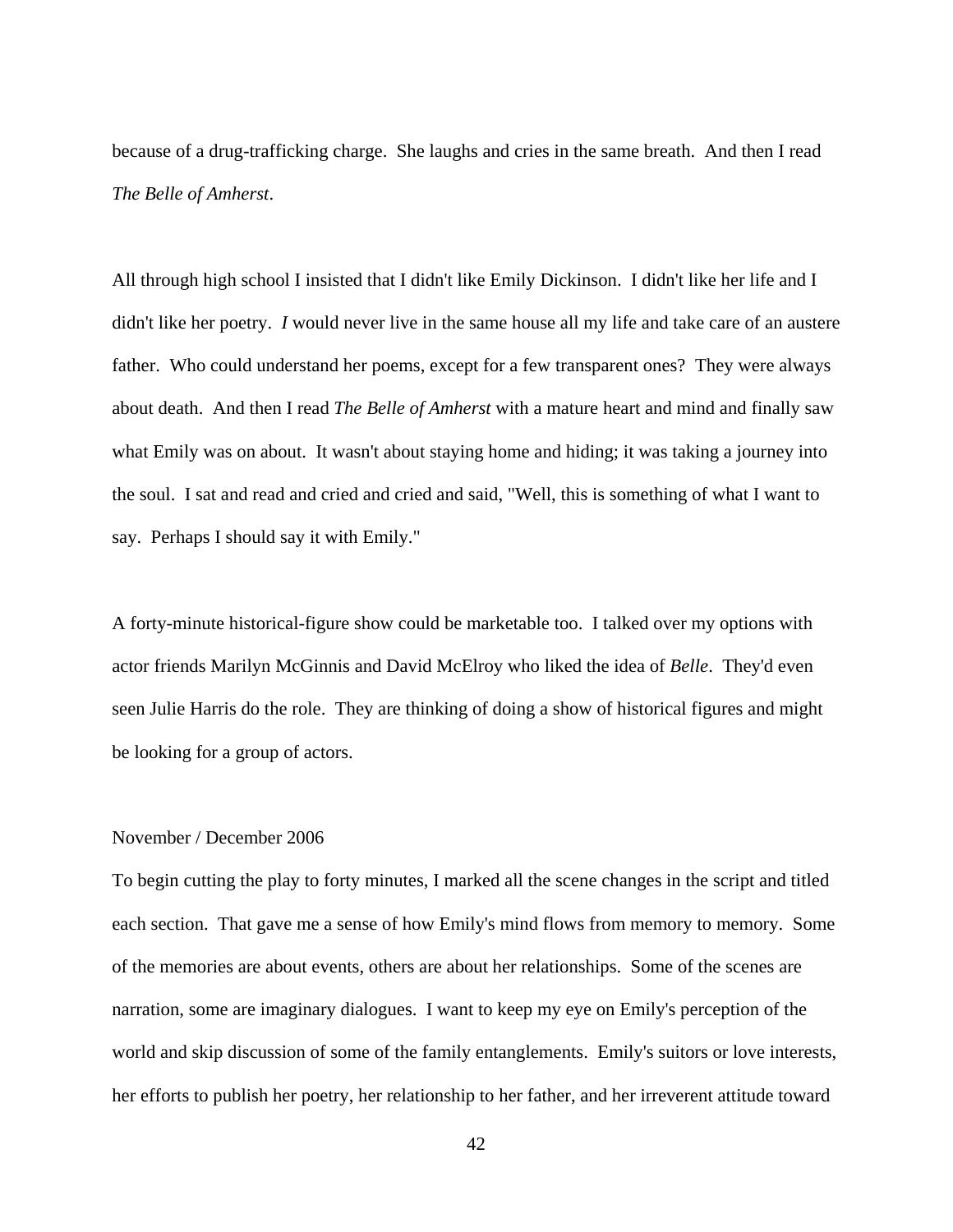because of a drug-trafficking charge. She laughs and cries in the same breath. And then I read *The Belle of Amherst*.

All through high school I insisted that I didn't like Emily Dickinson. I didn't like her life and I didn't like her poetry. *I* would never live in the same house all my life and take care of an austere father. Who could understand her poems, except for a few transparent ones? They were always about death. And then I read *The Belle of Amherst* with a mature heart and mind and finally saw what Emily was on about. It wasn't about staying home and hiding; it was taking a journey into the soul. I sat and read and cried and cried and said, "Well, this is something of what I want to say. Perhaps I should say it with Emily."

A forty-minute historical-figure show could be marketable too. I talked over my options with actor friends Marilyn McGinnis and David McElroy who liked the idea of *Belle*. They'd even seen Julie Harris do the role. They are thinking of doing a show of historical figures and might be looking for a group of actors.

November / December 2006

To begin cutting the play to forty minutes, I marked all the scene changes in the script and titled each section. That gave me a sense of how Emily's mind flows from memory to memory. Some of the memories are about events, others are about her relationships. Some of the scenes are narration, some are imaginary dialogues. I want to keep my eye on Emily's perception of the world and skip discussion of some of the family entanglements. Emily's suitors or love interests, her efforts to publish her poetry, her relationship to her father, and her irreverent attitude toward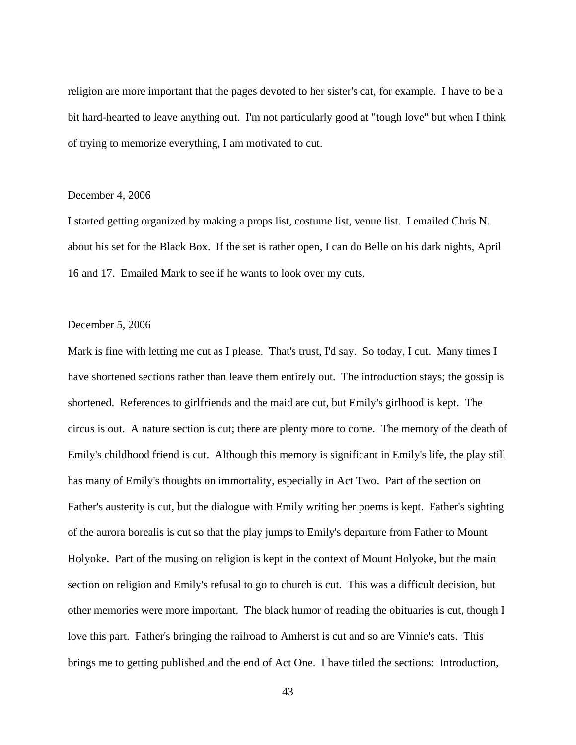religion are more important that the pages devoted to her sister's cat, for example. I have to be a bit hard-hearted to leave anything out. I'm not particularly good at "tough love" but when I think of trying to memorize everything, I am motivated to cut.

December 4, 2006

I started getting organized by making a props list, costume list, venue list. I emailed Chris N. about his set for the Black Box. If the set is rather open, I can do Belle on his dark nights, April 16 and 17. Emailed Mark to see if he wants to look over my cuts.

December 5, 2006

Mark is fine with letting me cut as I please. That's trust, I'd say. So today, I cut. Many times I have shortened sections rather than leave them entirely out. The introduction stays; the gossip is shortened. References to girlfriends and the maid are cut, but Emily's girlhood is kept. The circus is out. A nature section is cut; there are plenty more to come. The memory of the death of Emily's childhood friend is cut. Although this memory is significant in Emily's life, the play still has many of Emily's thoughts on immortality, especially in Act Two. Part of the section on Father's austerity is cut, but the dialogue with Emily writing her poems is kept. Father's sighting of the aurora borealis is cut so that the play jumps to Emily's departure from Father to Mount Holyoke. Part of the musing on religion is kept in the context of Mount Holyoke, but the main section on religion and Emily's refusal to go to church is cut. This was a difficult decision, but other memories were more important. The black humor of reading the obituaries is cut, though I love this part. Father's bringing the railroad to Amherst is cut and so are Vinnie's cats. This brings me to getting published and the end of Act One. I have titled the sections: Introduction,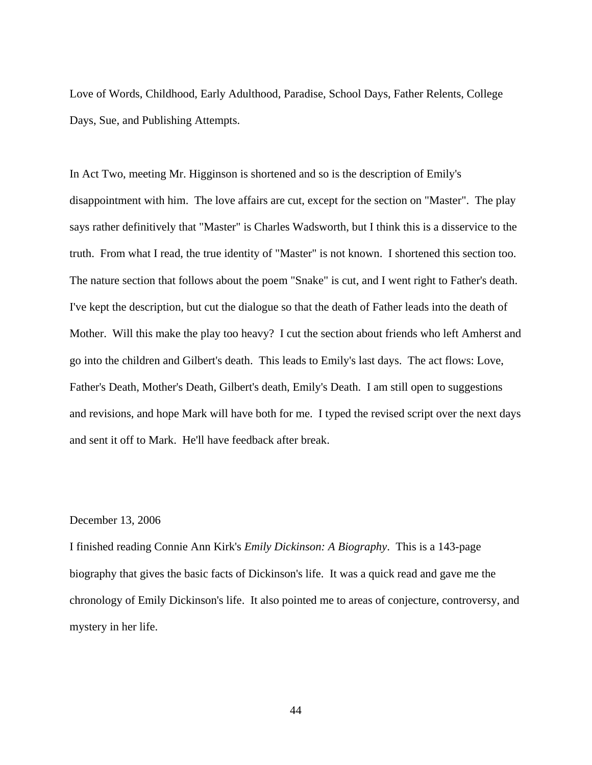Love of Words, Childhood, Early Adulthood, Paradise, School Days, Father Relents, College Days, Sue, and Publishing Attempts.

In Act Two, meeting Mr. Higginson is shortened and so is the description of Emily's disappointment with him. The love affairs are cut, except for the section on "Master". The play says rather definitively that "Master" is Charles Wadsworth, but I think this is a disservice to the truth. From what I read, the true identity of "Master" is not known. I shortened this section too. The nature section that follows about the poem "Snake" is cut, and I went right to Father's death. I've kept the description, but cut the dialogue so that the death of Father leads into the death of Mother. Will this make the play too heavy? I cut the section about friends who left Amherst and go into the children and Gilbert's death. This leads to Emily's last days. The act flows: Love, Father's Death, Mother's Death, Gilbert's death, Emily's Death. I am still open to suggestions and revisions, and hope Mark will have both for me. I typed the revised script over the next days and sent it off to Mark. He'll have feedback after break.

December 13, 2006

I finished reading Connie Ann Kirk's *Emily Dickinson: A Biography*. This is a 143-page biography that gives the basic facts of Dickinson's life. It was a quick read and gave me the chronology of Emily Dickinson's life. It also pointed me to areas of conjecture, controversy, and mystery in her life.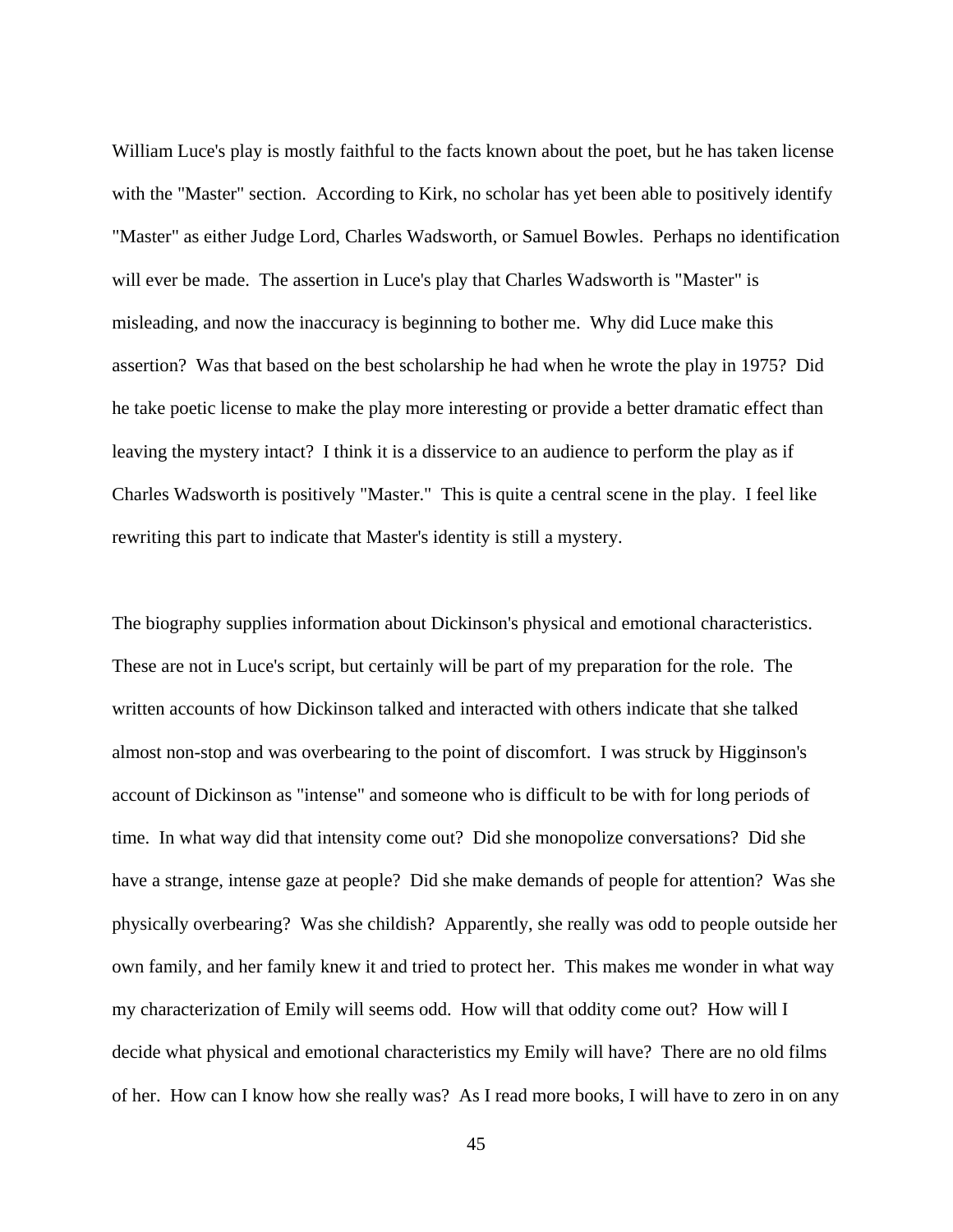William Luce's play is mostly faithful to the facts known about the poet, but he has taken license with the "Master" section. According to Kirk, no scholar has yet been able to positively identify "Master" as either Judge Lord, Charles Wadsworth, or Samuel Bowles. Perhaps no identification will ever be made. The assertion in Luce's play that Charles Wadsworth is "Master" is misleading, and now the inaccuracy is beginning to bother me. Why did Luce make this assertion? Was that based on the best scholarship he had when he wrote the play in 1975? Did he take poetic license to make the play more interesting or provide a better dramatic effect than leaving the mystery intact? I think it is a disservice to an audience to perform the play as if Charles Wadsworth is positively "Master." This is quite a central scene in the play. I feel like rewriting this part to indicate that Master's identity is still a mystery.

The biography supplies information about Dickinson's physical and emotional characteristics. These are not in Luce's script, but certainly will be part of my preparation for the role. The written accounts of how Dickinson talked and interacted with others indicate that she talked almost non-stop and was overbearing to the point of discomfort. I was struck by Higginson's account of Dickinson as "intense" and someone who is difficult to be with for long periods of time. In what way did that intensity come out? Did she monopolize conversations? Did she have a strange, intense gaze at people? Did she make demands of people for attention? Was she physically overbearing? Was she childish? Apparently, she really was odd to people outside her own family, and her family knew it and tried to protect her. This makes me wonder in what way my characterization of Emily will seems odd. How will that oddity come out? How will I decide what physical and emotional characteristics my Emily will have? There are no old films of her. How can I know how she really was? As I read more books, I will have to zero in on any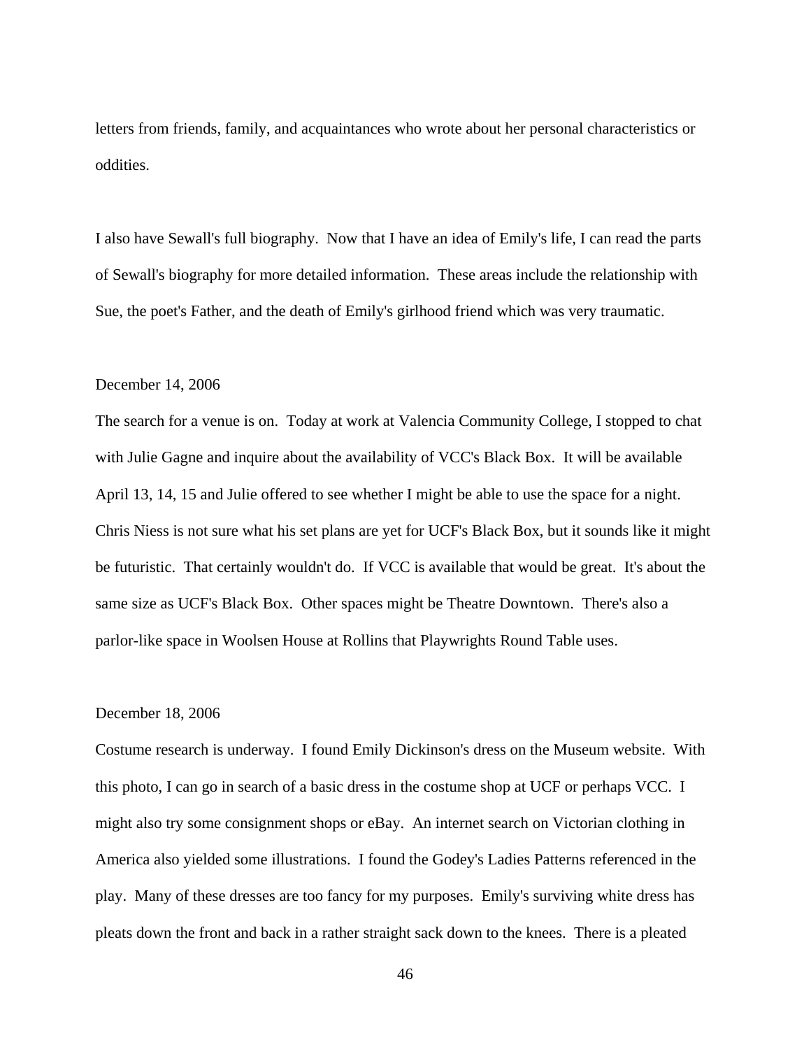letters from friends, family, and acquaintances who wrote about her personal characteristics or oddities.

I also have Sewall's full biography. Now that I have an idea of Emily's life, I can read the parts of Sewall's biography for more detailed information. These areas include the relationship with Sue, the poet's Father, and the death of Emily's girlhood friend which was very traumatic.

December 14, 2006

The search for a venue is on. Today at work at Valencia Community College, I stopped to chat with Julie Gagne and inquire about the availability of VCC's Black Box. It will be available April 13, 14, 15 and Julie offered to see whether I might be able to use the space for a night. Chris Niess is not sure what his set plans are yet for UCF's Black Box, but it sounds like it might be futuristic. That certainly wouldn't do. If VCC is available that would be great. It's about the same size as UCF's Black Box. Other spaces might be Theatre Downtown. There's also a parlor-like space in Woolsen House at Rollins that Playwrights Round Table uses.

December 18, 2006

Costume research is underway. I found Emily Dickinson's dress on the Museum website. With this photo, I can go in search of a basic dress in the costume shop at UCF or perhaps VCC. I might also try some consignment shops or eBay. An internet search on Victorian clothing in America also yielded some illustrations. I found the Godey's Ladies Patterns referenced in the play. Many of these dresses are too fancy for my purposes. Emily's surviving white dress has pleats down the front and back in a rather straight sack down to the knees. There is a pleated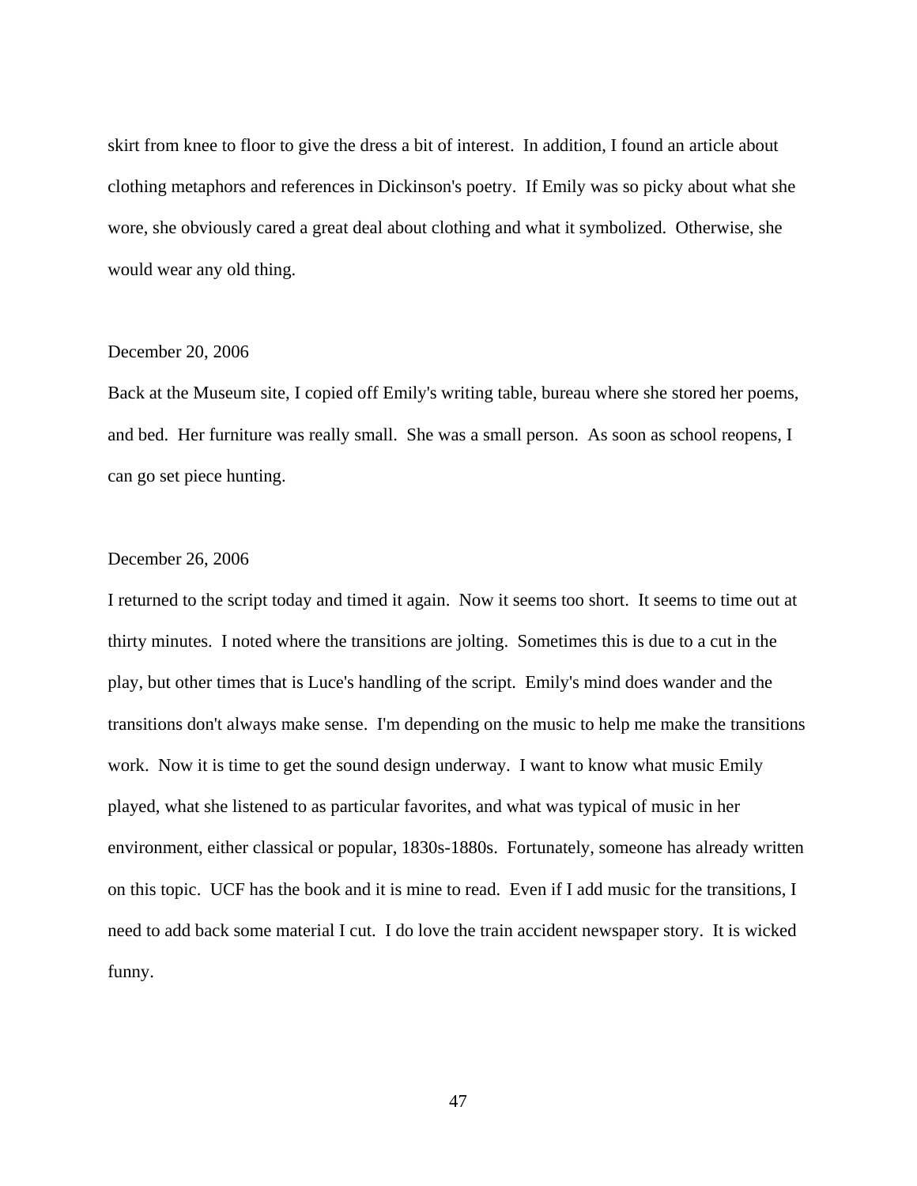skirt from knee to floor to give the dress a bit of interest. In addition, I found an article about clothing metaphors and references in Dickinson's poetry. If Emily was so picky about what she wore, she obviously cared a great deal about clothing and what it symbolized. Otherwise, she would wear any old thing.

December 20, 2006

Back at the Museum site, I copied off Emily's writing table, bureau where she stored her poems, and bed. Her furniture was really small. She was a small person. As soon as school reopens, I can go set piece hunting.

December 26, 2006

I returned to the script today and timed it again. Now it seems too short. It seems to time out at thirty minutes. I noted where the transitions are jolting. Sometimes this is due to a cut in the play, but other times that is Luce's handling of the script. Emily's mind does wander and the transitions don't always make sense. I'm depending on the music to help me make the transitions work. Now it is time to get the sound design underway. I want to know what music Emily played, what she listened to as particular favorites, and what was typical of music in her environment, either classical or popular, 1830s-1880s. Fortunately, someone has already written on this topic. UCF has the book and it is mine to read. Even if I add music for the transitions, I need to add back some material I cut. I do love the train accident newspaper story. It is wicked funny.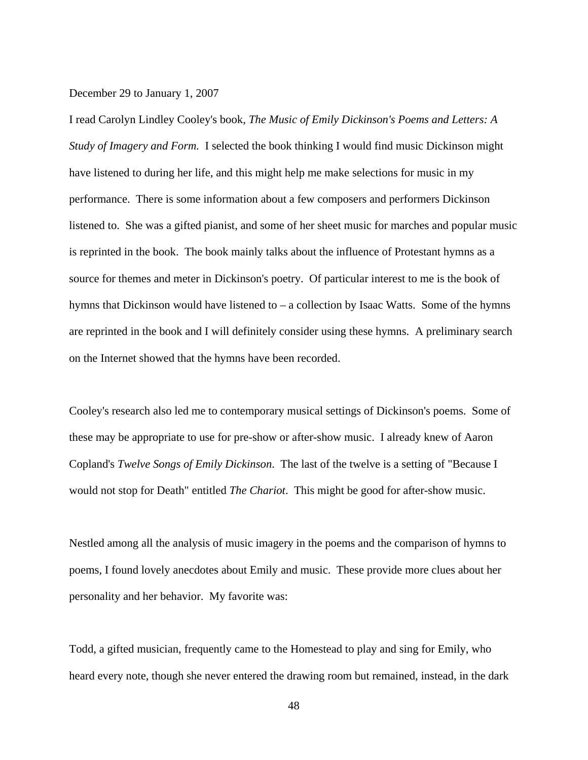December 29 to January 1, 2007

I read Carolyn Lindley Cooley's book, *The Music of Emily Dickinson's Poems and Letters: A Study of Imagery and Form.* I selected the book thinking I would find music Dickinson might have listened to during her life, and this might help me make selections for music in my performance. There is some information about a few composers and performers Dickinson listened to. She was a gifted pianist, and some of her sheet music for marches and popular music is reprinted in the book. The book mainly talks about the influence of Protestant hymns as a source for themes and meter in Dickinson's poetry. Of particular interest to me is the book of hymns that Dickinson would have listened to – a collection by Isaac Watts. Some of the hymns are reprinted in the book and I will definitely consider using these hymns. A preliminary search on the Internet showed that the hymns have been recorded.

Cooley's research also led me to contemporary musical settings of Dickinson's poems. Some of these may be appropriate to use for pre-show or after-show music. I already knew of Aaron Copland's *Twelve Songs of Emily Dickinson*. The last of the twelve is a setting of "Because I would not stop for Death" entitled *The Chariot*. This might be good for after-show music.

Nestled among all the analysis of music imagery in the poems and the comparison of hymns to poems, I found lovely anecdotes about Emily and music. These provide more clues about her personality and her behavior. My favorite was:

Todd, a gifted musician, frequently came to the Homestead to play and sing for Emily, who heard every note, though she never entered the drawing room but remained, instead, in the dark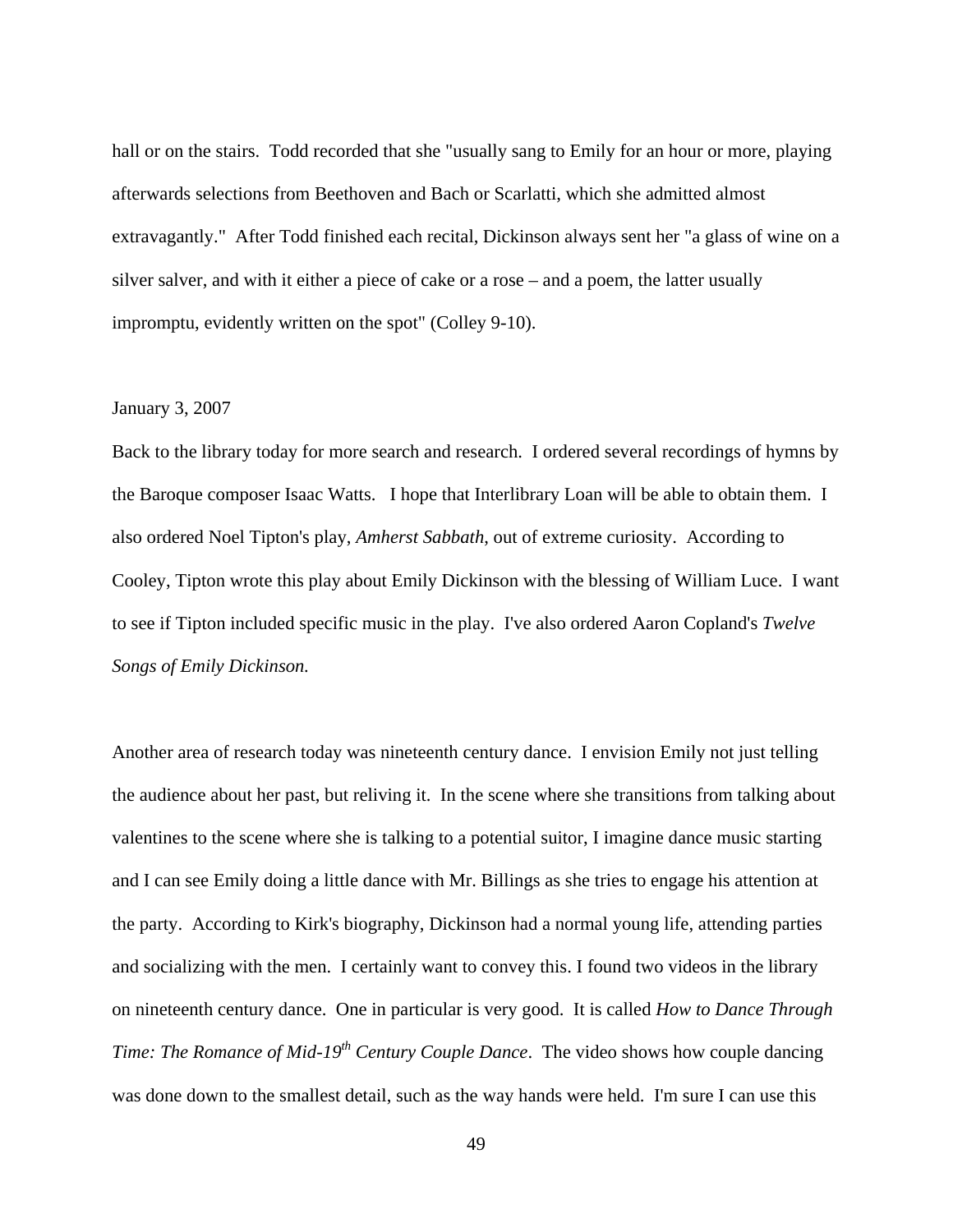hall or on the stairs. Todd recorded that she "usually sang to Emily for an hour or more, playing afterwards selections from Beethoven and Bach or Scarlatti, which she admitted almost extravagantly." After Todd finished each recital, Dickinson always sent her "a glass of wine on a silver salver, and with it either a piece of cake or a rose – and a poem, the latter usually impromptu, evidently written on the spot" (Colley 9-10).

January 3, 2007

Back to the library today for more search and research. I ordered several recordings of hymns by the Baroque composer Isaac Watts. I hope that Interlibrary Loan will be able to obtain them. I also ordered Noel Tipton's play, *Amherst Sabbath*, out of extreme curiosity. According to Cooley, Tipton wrote this play about Emily Dickinson with the blessing of William Luce. I want to see if Tipton included specific music in the play. I've also ordered Aaron Copland's *Twelve Songs of Emily Dickinson.*

Another area of research today was nineteenth century dance. I envision Emily not just telling the audience about her past, but reliving it. In the scene where she transitions from talking about valentines to the scene where she is talking to a potential suitor, I imagine dance music starting and I can see Emily doing a little dance with Mr. Billings as she tries to engage his attention at the party. According to Kirk's biography, Dickinson had a normal young life, attending parties and socializing with the men. I certainly want to convey this. I found two videos in the library on nineteenth century dance. One in particular is very good. It is called *How to Dance Through Time: The Romance of Mid-19th Century Couple Dance*. The video shows how couple dancing was done down to the smallest detail, such as the way hands were held. I'm sure I can use this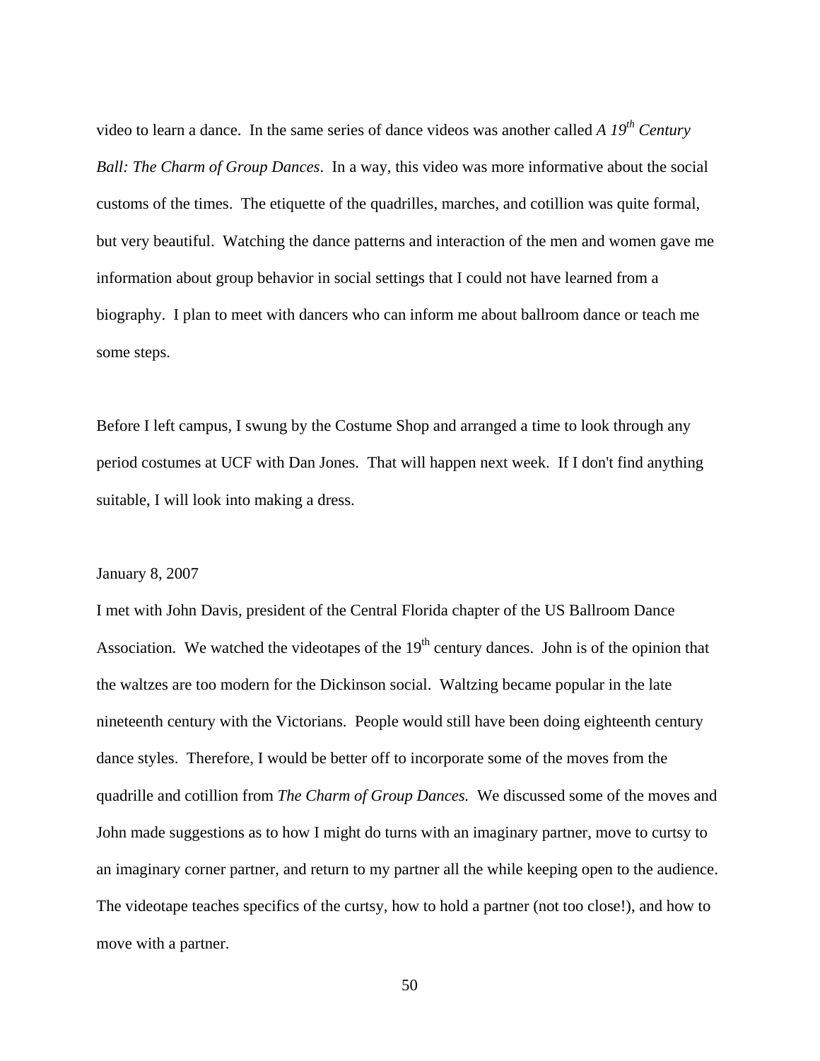video to learn a dance. In the same series of dance videos was another called *A 19th Century Ball: The Charm of Group Dances*. In a way, this video was more informative about the social customs of the times. The etiquette of the quadrilles, marches, and cotillion was quite formal, but very beautiful. Watching the dance patterns and interaction of the men and women gave me information about group behavior in social settings that I could not have learned from a biography. I plan to meet with dancers who can inform me about ballroom dance or teach me some steps.

Before I left campus, I swung by the Costume Shop and arranged a time to look through any period costumes at UCF with Dan Jones. That will happen next week. If I don't find anything suitable, I will look into making a dress.

January 8, 2007

I met with John Davis, president of the Central Florida chapter of the US Ballroom Dance Association. We watched the videotapes of the 19th century dances. John is of the opinion that the waltzes are too modern for the Dickinson social. Waltzing became popular in the late nineteenth century with the Victorians. People would still have been doing eighteenth century dance styles. Therefore, I would be better off to incorporate some of the moves from the quadrille and cotillion from *The Charm of Group Dances.* We discussed some of the moves and John made suggestions as to how I might do turns with an imaginary partner, move to curtsy to an imaginary corner partner, and return to my partner all the while keeping open to the audience. The videotape teaches specifics of the curtsy, how to hold a partner (not too close!), and how to move with a partner.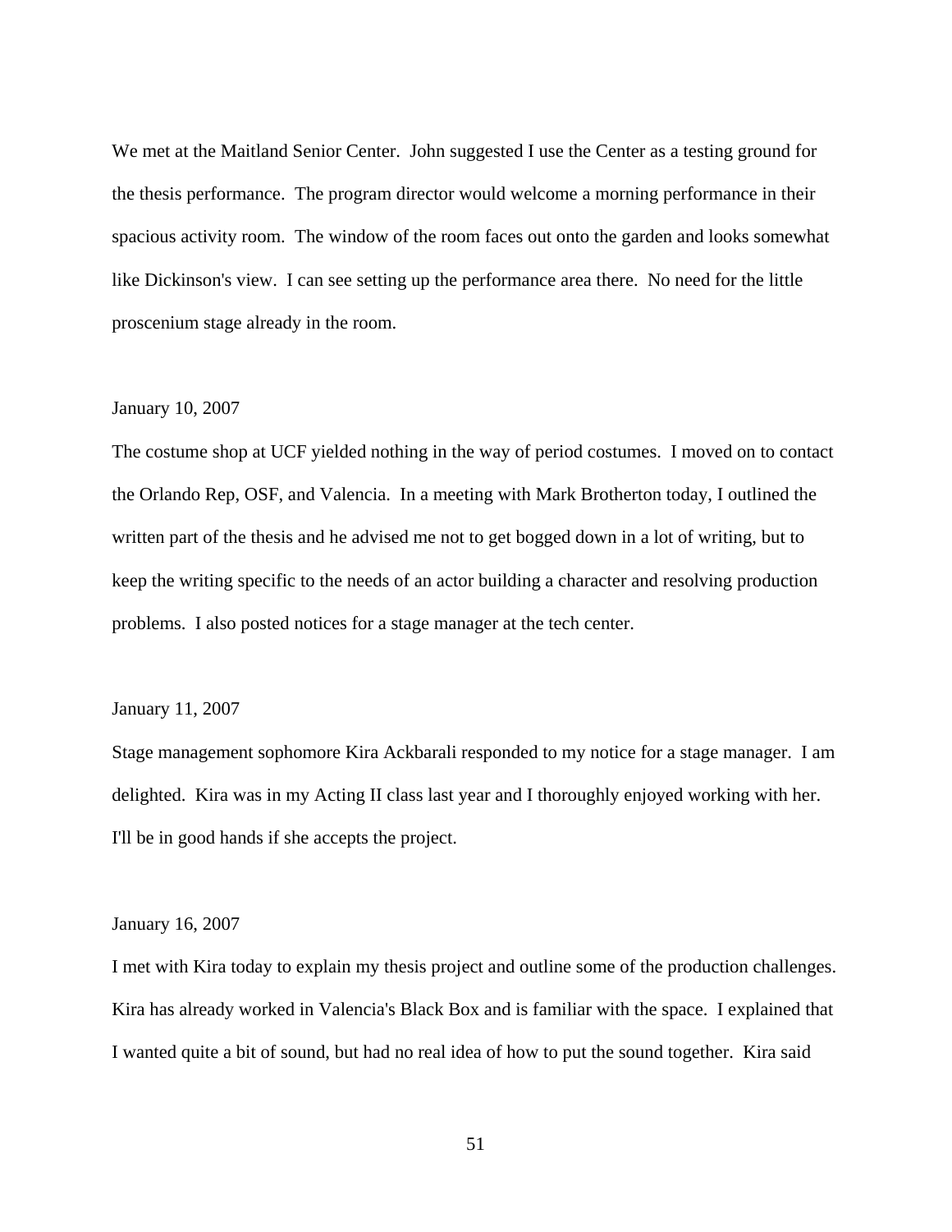We met at the Maitland Senior Center. John suggested I use the Center as a testing ground for the thesis performance. The program director would welcome a morning performance in their spacious activity room. The window of the room faces out onto the garden and looks somewhat like Dickinson's view. I can see setting up the performance area there. No need for the little proscenium stage already in the room.

January 10, 2007

The costume shop at UCF yielded nothing in the way of period costumes. I moved on to contact the Orlando Rep, OSF, and Valencia. In a meeting with Mark Brotherton today, I outlined the written part of the thesis and he advised me not to get bogged down in a lot of writing, but to keep the writing specific to the needs of an actor building a character and resolving production problems. I also posted notices for a stage manager at the tech center.

January 11, 2007

Stage management sophomore Kira Ackbarali responded to my notice for a stage manager. I am delighted. Kira was in my Acting II class last year and I thoroughly enjoyed working with her. I'll be in good hands if she accepts the project.

January 16, 2007

I met with Kira today to explain my thesis project and outline some of the production challenges. Kira has already worked in Valencia's Black Box and is familiar with the space. I explained that I wanted quite a bit of sound, but had no real idea of how to put the sound together. Kira said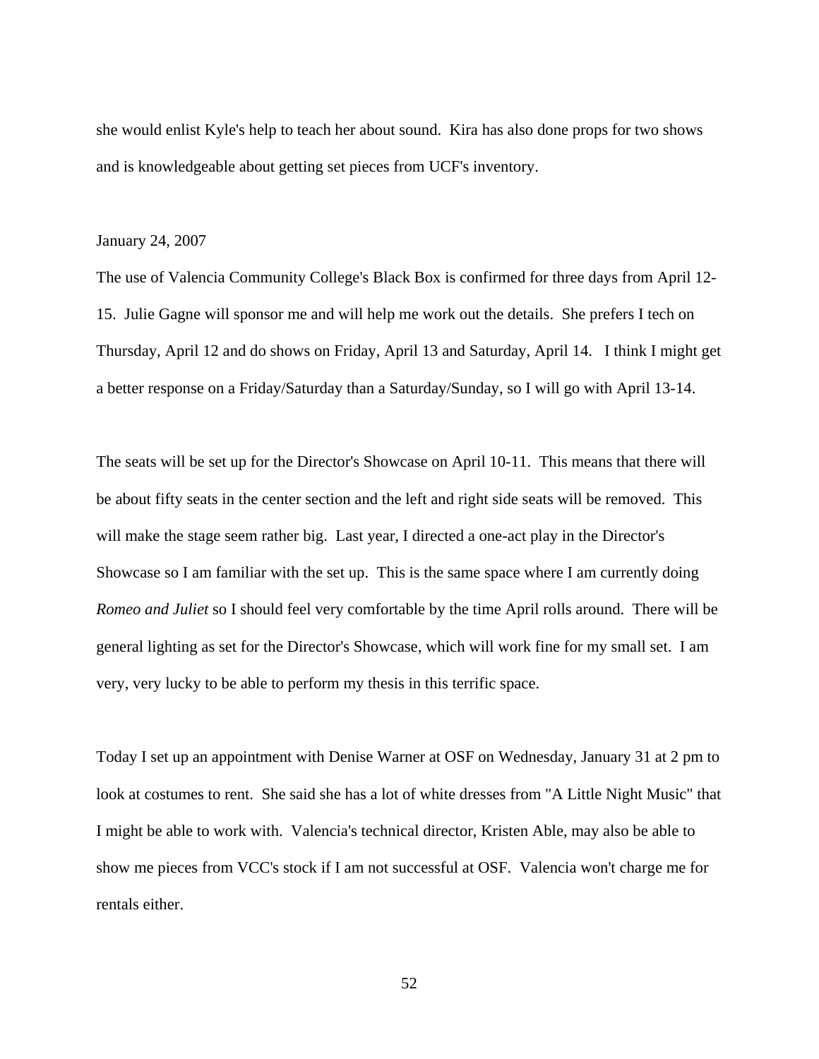she would enlist Kyle's help to teach her about sound. Kira has also done props for two shows and is knowledgeable about getting set pieces from UCF's inventory.

January 24, 2007

The use of Valencia Community College's Black Box is confirmed for three days from April 12-15. Julie Gagne will sponsor me and will help me work out the details. She prefers I tech on Thursday, April 12 and do shows on Friday, April 13 and Saturday, April 14. I think I might get a better response on a Friday/Saturday than a Saturday/Sunday, so I will go with April 13-14.

The seats will be set up for the Director's Showcase on April 10-11. This means that there will be about fifty seats in the center section and the left and right side seats will be removed. This will make the stage seem rather big. Last year, I directed a one-act play in the Director's Showcase so I am familiar with the set up. This is the same space where I am currently doing *Romeo and Juliet* so I should feel very comfortable by the time April rolls around. There will be general lighting as set for the Director's Showcase, which will work fine for my small set. I am very, very lucky to be able to perform my thesis in this terrific space.

Today I set up an appointment with Denise Warner at OSF on Wednesday, January 31 at 2 pm to look at costumes to rent. She said she has a lot of white dresses from "A Little Night Music" that I might be able to work with. Valencia's technical director, Kristen Able, may also be able to show me pieces from VCC's stock if I am not successful at OSF. Valencia won't charge me for rentals either.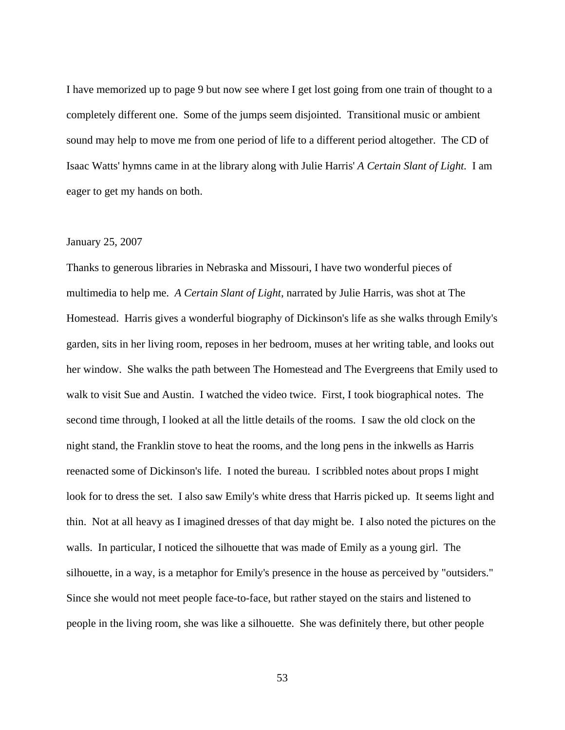I have memorized up to page 9 but now see where I get lost going from one train of thought to a completely different one. Some of the jumps seem disjointed. Transitional music or ambient sound may help to move me from one period of life to a different period altogether. The CD of Isaac Watts' hymns came in at the library along with Julie Harris' *A Certain Slant of Light.* I am eager to get my hands on both.

January 25, 2007

Thanks to generous libraries in Nebraska and Missouri, I have two wonderful pieces of multimedia to help me. *A Certain Slant of Light*, narrated by Julie Harris, was shot at The Homestead. Harris gives a wonderful biography of Dickinson's life as she walks through Emily's garden, sits in her living room, reposes in her bedroom, muses at her writing table, and looks out her window. She walks the path between The Homestead and The Evergreens that Emily used to walk to visit Sue and Austin. I watched the video twice. First, I took biographical notes. The second time through, I looked at all the little details of the rooms. I saw the old clock on the night stand, the Franklin stove to heat the rooms, and the long pens in the inkwells as Harris reenacted some of Dickinson's life. I noted the bureau. I scribbled notes about props I might look for to dress the set. I also saw Emily's white dress that Harris picked up. It seems light and thin. Not at all heavy as I imagined dresses of that day might be. I also noted the pictures on the walls. In particular, I noticed the silhouette that was made of Emily as a young girl. The silhouette, in a way, is a metaphor for Emily's presence in the house as perceived by "outsiders." Since she would not meet people face-to-face, but rather stayed on the stairs and listened to people in the living room, she was like a silhouette. She was definitely there, but other people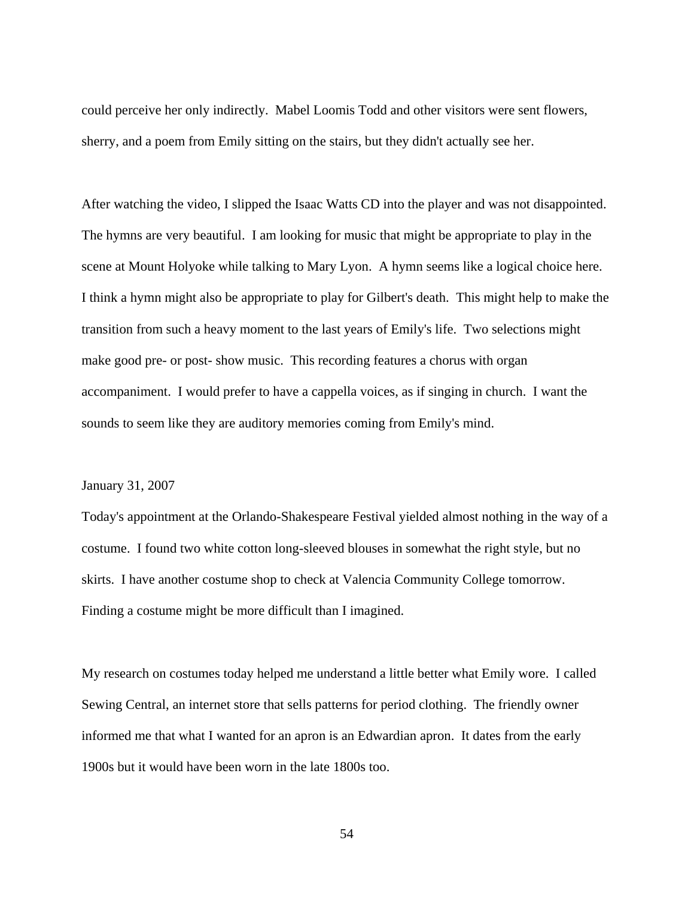could perceive her only indirectly. Mabel Loomis Todd and other visitors were sent flowers, sherry, and a poem from Emily sitting on the stairs, but they didn't actually see her.

After watching the video, I slipped the Isaac Watts CD into the player and was not disappointed. The hymns are very beautiful. I am looking for music that might be appropriate to play in the scene at Mount Holyoke while talking to Mary Lyon. A hymn seems like a logical choice here. I think a hymn might also be appropriate to play for Gilbert's death. This might help to make the transition from such a heavy moment to the last years of Emily's life. Two selections might make good pre- or post- show music. This recording features a chorus with organ accompaniment. I would prefer to have a cappella voices, as if singing in church. I want the sounds to seem like they are auditory memories coming from Emily's mind.

January 31, 2007

Today's appointment at the Orlando-Shakespeare Festival yielded almost nothing in the way of a costume. I found two white cotton long-sleeved blouses in somewhat the right style, but no skirts. I have another costume shop to check at Valencia Community College tomorrow. Finding a costume might be more difficult than I imagined.

My research on costumes today helped me understand a little better what Emily wore. I called Sewing Central, an internet store that sells patterns for period clothing. The friendly owner informed me that what I wanted for an apron is an Edwardian apron. It dates from the early 1900s but it would have been worn in the late 1800s too.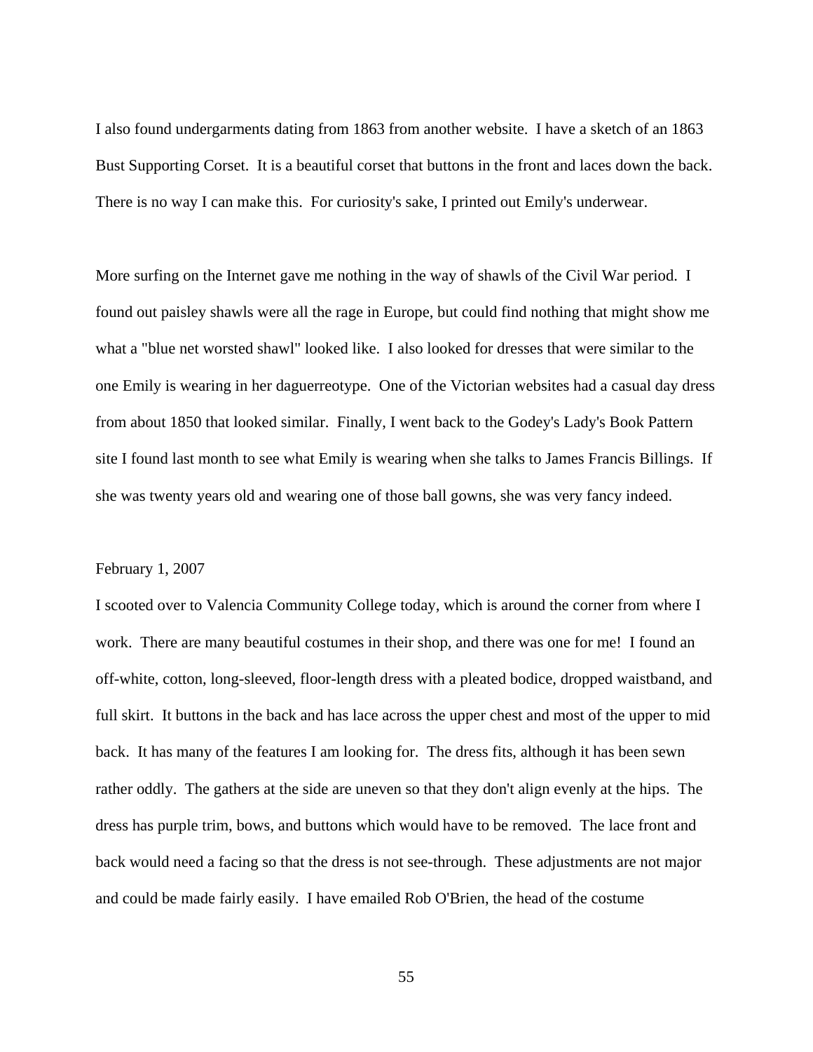I also found undergarments dating from 1863 from another website. I have a sketch of an 1863 Bust Supporting Corset. It is a beautiful corset that buttons in the front and laces down the back. There is no way I can make this. For curiosity's sake, I printed out Emily's underwear.

More surfing on the Internet gave me nothing in the way of shawls of the Civil War period. I found out paisley shawls were all the rage in Europe, but could find nothing that might show me what a "blue net worsted shawl" looked like. I also looked for dresses that were similar to the one Emily is wearing in her daguerreotype. One of the Victorian websites had a casual day dress from about 1850 that looked similar. Finally, I went back to the Godey's Lady's Book Pattern site I found last month to see what Emily is wearing when she talks to James Francis Billings. If she was twenty years old and wearing one of those ball gowns, she was very fancy indeed.

February 1, 2007

I scooted over to Valencia Community College today, which is around the corner from where I work. There are many beautiful costumes in their shop, and there was one for me! I found an off-white, cotton, long-sleeved, floor-length dress with a pleated bodice, dropped waistband, and full skirt. It buttons in the back and has lace across the upper chest and most of the upper to mid back. It has many of the features I am looking for. The dress fits, although it has been sewn rather oddly. The gathers at the side are uneven so that they don't align evenly at the hips. The dress has purple trim, bows, and buttons which would have to be removed. The lace front and back would need a facing so that the dress is not see-through. These adjustments are not major and could be made fairly easily. I have emailed Rob O'Brien, the head of the costume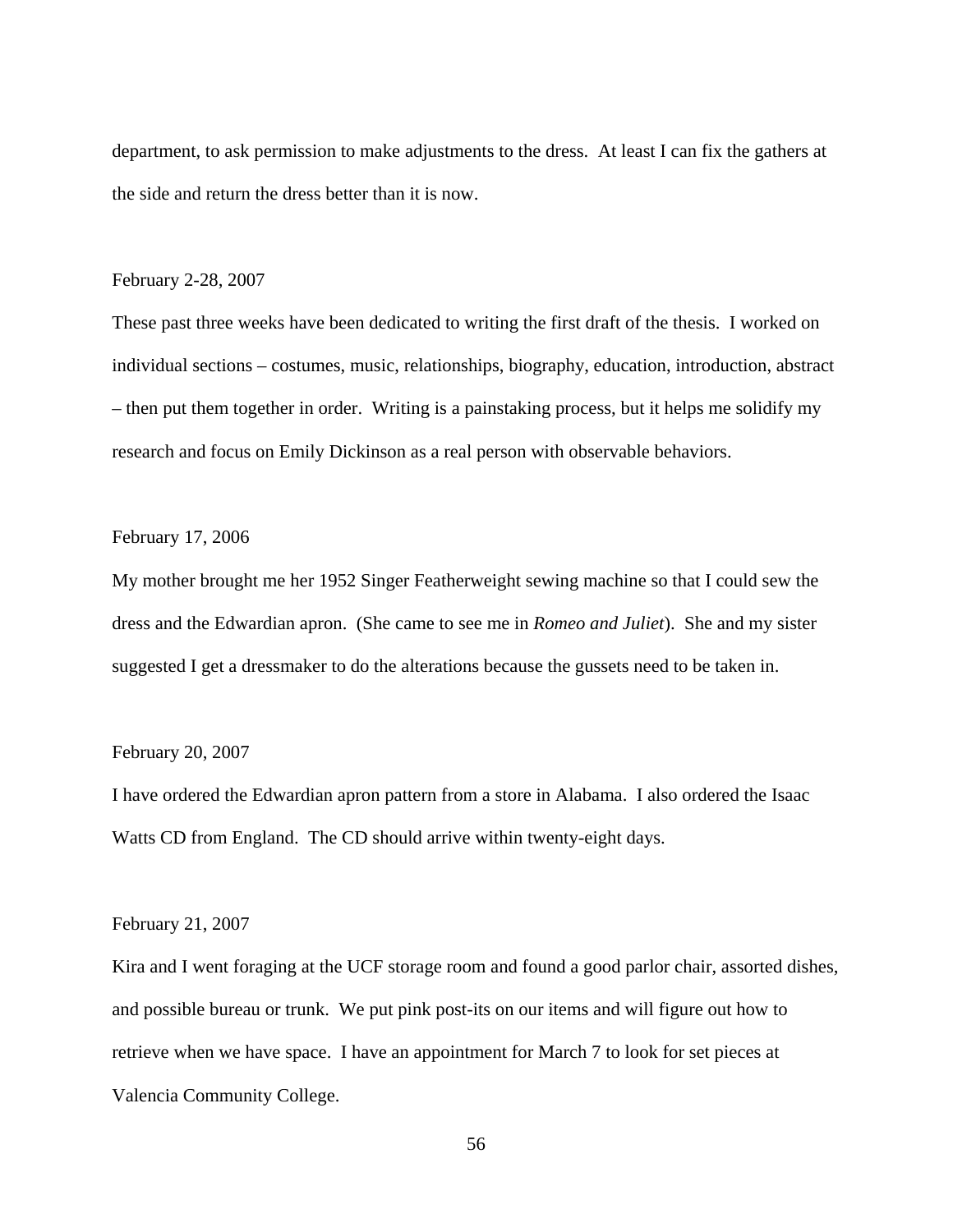department, to ask permission to make adjustments to the dress. At least I can fix the gathers at the side and return the dress better than it is now.

February 2-28, 2007

These past three weeks have been dedicated to writing the first draft of the thesis. I worked on individual sections – costumes, music, relationships, biography, education, introduction, abstract – then put them together in order. Writing is a painstaking process, but it helps me solidify my research and focus on Emily Dickinson as a real person with observable behaviors.

February 17, 2006

My mother brought me her 1952 Singer Featherweight sewing machine so that I could sew the dress and the Edwardian apron. (She came to see me in *Romeo and Juliet*). She and my sister suggested I get a dressmaker to do the alterations because the gussets need to be taken in.

February 20, 2007

I have ordered the Edwardian apron pattern from a store in Alabama. I also ordered the Isaac Watts CD from England. The CD should arrive within twenty-eight days.

February 21, 2007

Kira and I went foraging at the UCF storage room and found a good parlor chair, assorted dishes, and possible bureau or trunk. We put pink post-its on our items and will figure out how to retrieve when we have space. I have an appointment for March 7 to look for set pieces at Valencia Community College.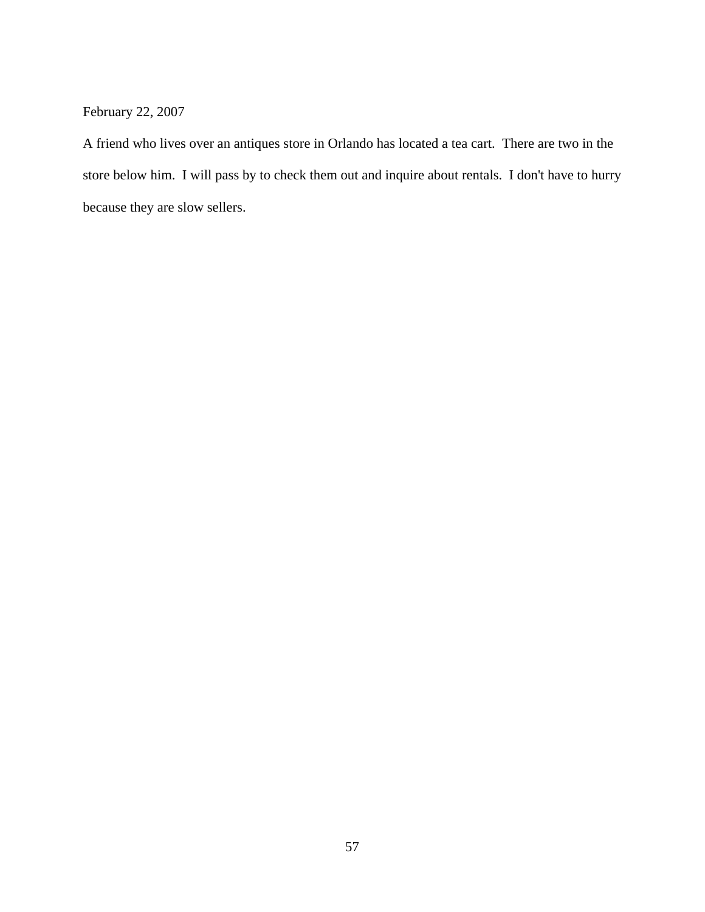February 22, 2007

A friend who lives over an antiques store in Orlando has located a tea cart. There are two in the store below him. I will pass by to check them out and inquire about rentals. I don't have to hurry because they are slow sellers.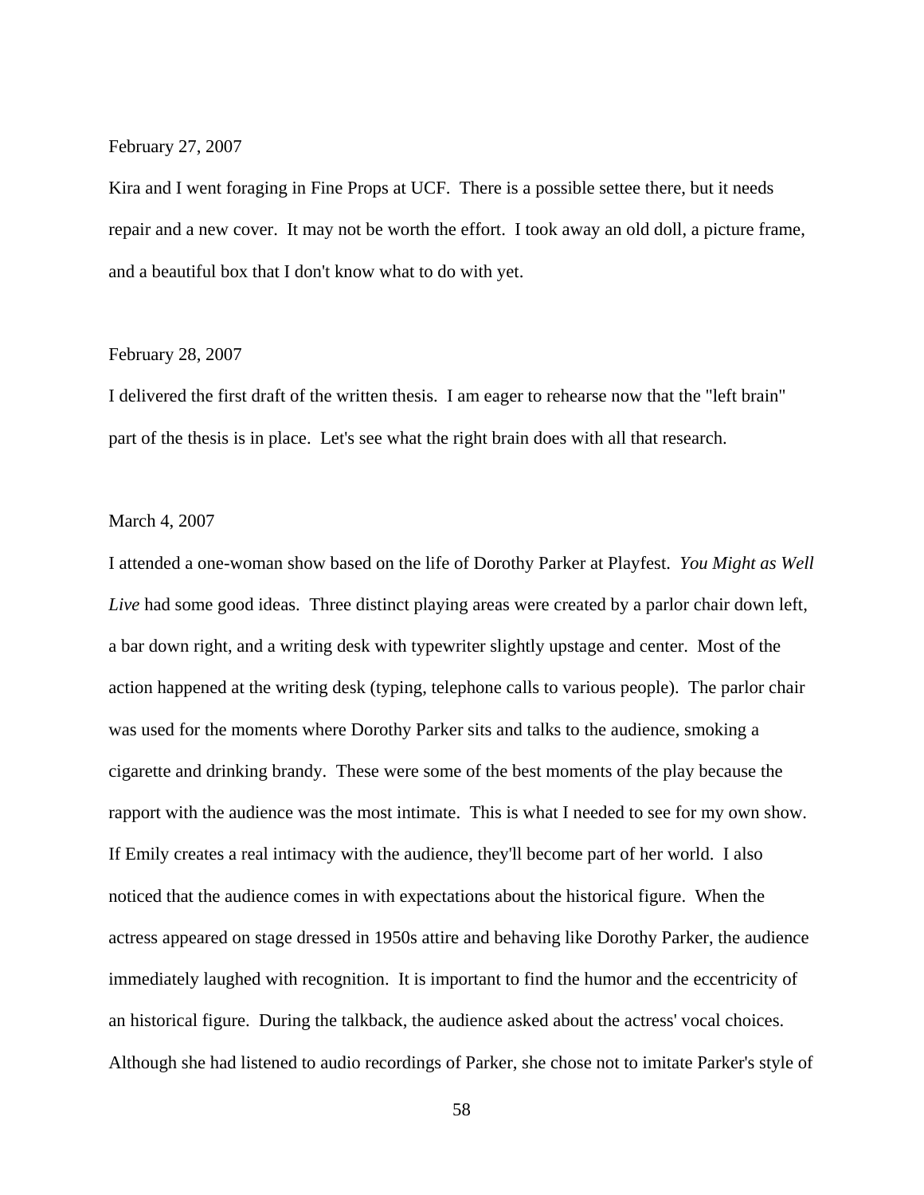February 27, 2007

Kira and I went foraging in Fine Props at UCF. There is a possible settee there, but it needs repair and a new cover. It may not be worth the effort. I took away an old doll, a picture frame, and a beautiful box that I don't know what to do with yet.

February 28, 2007

I delivered the first draft of the written thesis. I am eager to rehearse now that the "left brain" part of the thesis is in place. Let's see what the right brain does with all that research.

March 4, 2007

I attended a one-woman show based on the life of Dorothy Parker at Playfest. *You Might as Well Live* had some good ideas. Three distinct playing areas were created by a parlor chair down left, a bar down right, and a writing desk with typewriter slightly upstage and center. Most of the action happened at the writing desk (typing, telephone calls to various people). The parlor chair was used for the moments where Dorothy Parker sits and talks to the audience, smoking a cigarette and drinking brandy. These were some of the best moments of the play because the rapport with the audience was the most intimate. This is what I needed to see for my own show. If Emily creates a real intimacy with the audience, they'll become part of her world. I also noticed that the audience comes in with expectations about the historical figure. When the actress appeared on stage dressed in 1950s attire and behaving like Dorothy Parker, the audience immediately laughed with recognition. It is important to find the humor and the eccentricity of an historical figure. During the talkback, the audience asked about the actress' vocal choices. Although she had listened to audio recordings of Parker, she chose not to imitate Parker's style of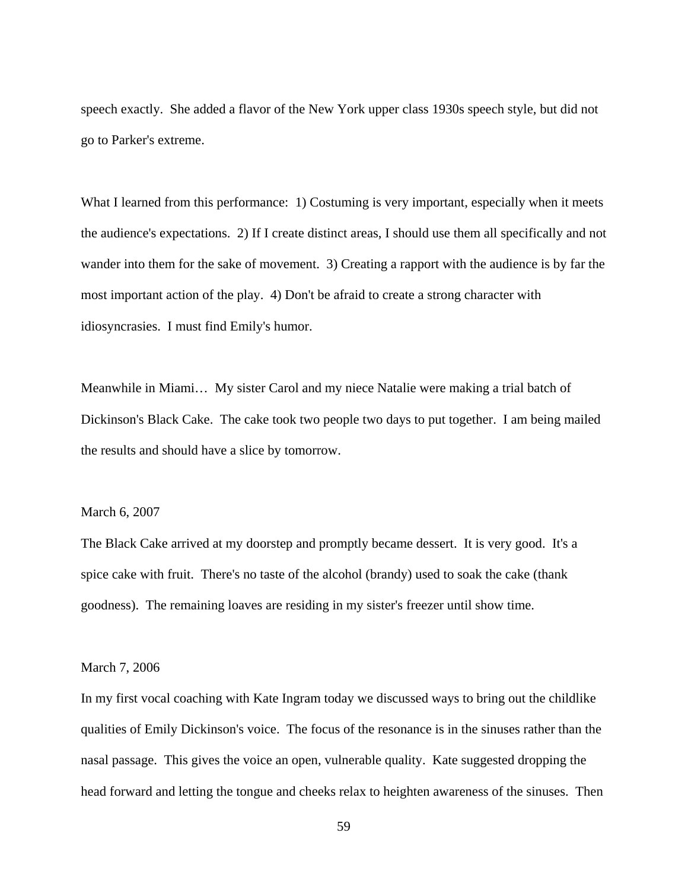speech exactly. She added a flavor of the New York upper class 1930s speech style, but did not go to Parker's extreme.

What I learned from this performance: 1) Costuming is very important, especially when it meets the audience's expectations. 2) If I create distinct areas, I should use them all specifically and not wander into them for the sake of movement. 3) Creating a rapport with the audience is by far the most important action of the play. 4) Don't be afraid to create a strong character with idiosyncrasies. I must find Emily's humor.

Meanwhile in Miami… My sister Carol and my niece Natalie were making a trial batch of Dickinson's Black Cake. The cake took two people two days to put together. I am being mailed the results and should have a slice by tomorrow.

March 6, 2007

The Black Cake arrived at my doorstep and promptly became dessert. It is very good. It's a spice cake with fruit. There's no taste of the alcohol (brandy) used to soak the cake (thank goodness). The remaining loaves are residing in my sister's freezer until show time.

March 7, 2006

In my first vocal coaching with Kate Ingram today we discussed ways to bring out the childlike qualities of Emily Dickinson's voice. The focus of the resonance is in the sinuses rather than the nasal passage. This gives the voice an open, vulnerable quality. Kate suggested dropping the head forward and letting the tongue and cheeks relax to heighten awareness of the sinuses. Then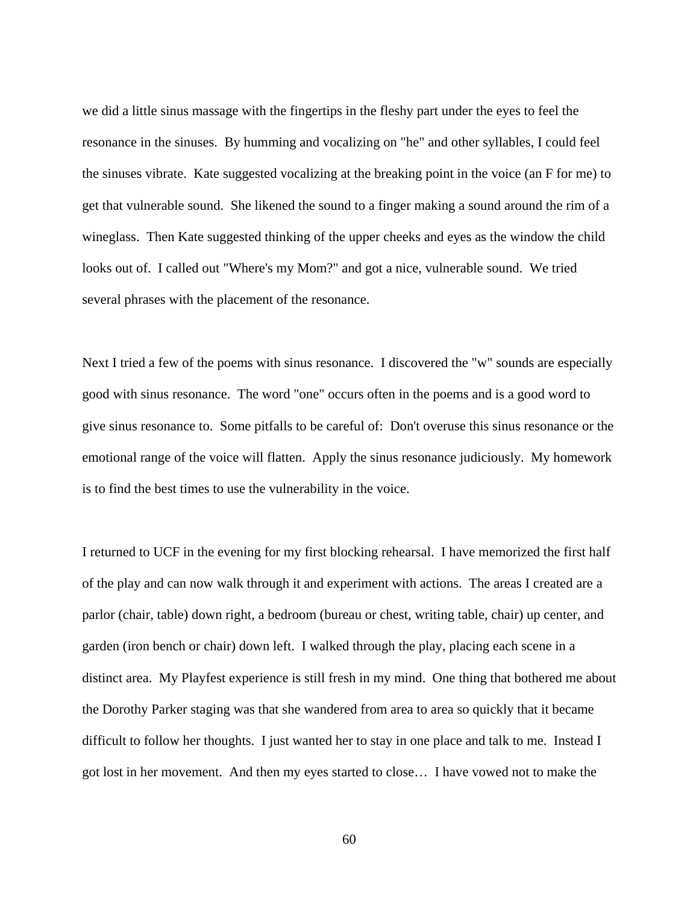we did a little sinus massage with the fingertips in the fleshy part under the eyes to feel the resonance in the sinuses.  By humming and vocalizing on "he" and other syllables, I could feel the sinuses vibrate.  Kate suggested vocalizing at the breaking point in the voice (an F for me) to get that vulnerable sound.  She likened the sound to a finger making a sound around the rim of a wineglass.  Then Kate suggested thinking of the upper cheeks and eyes as the window the child looks out of.  I called out "Where's my Mom?" and got a nice, vulnerable sound.  We tried several phrases with the placement of the resonance.

Next I tried a few of the poems with sinus resonance.  I discovered the "w" sounds are especially good with sinus resonance.  The word "one" occurs often in the poems and is a good word to give sinus resonance to.  Some pitfalls to be careful of:  Don't overuse this sinus resonance or the emotional range of the voice will flatten.  Apply the sinus resonance judiciously.  My homework is to find the best times to use the vulnerability in the voice.

I returned to UCF in the evening for my first blocking rehearsal.  I have memorized the first half of the play and can now walk through it and experiment with actions.  The areas I created are a parlor (chair, table) down right, a bedroom (bureau or chest, writing table, chair) up center, and garden (iron bench or chair) down left.  I walked through the play, placing each scene in a distinct area.  My Playfest experience is still fresh in my mind.  One thing that bothered me about the Dorothy Parker staging was that she wandered from area to area so quickly that it became difficult to follow her thoughts.  I just wanted her to stay in one place and talk to me.  Instead I got lost in her movement.  And then my eyes started to close…  I have vowed not to make the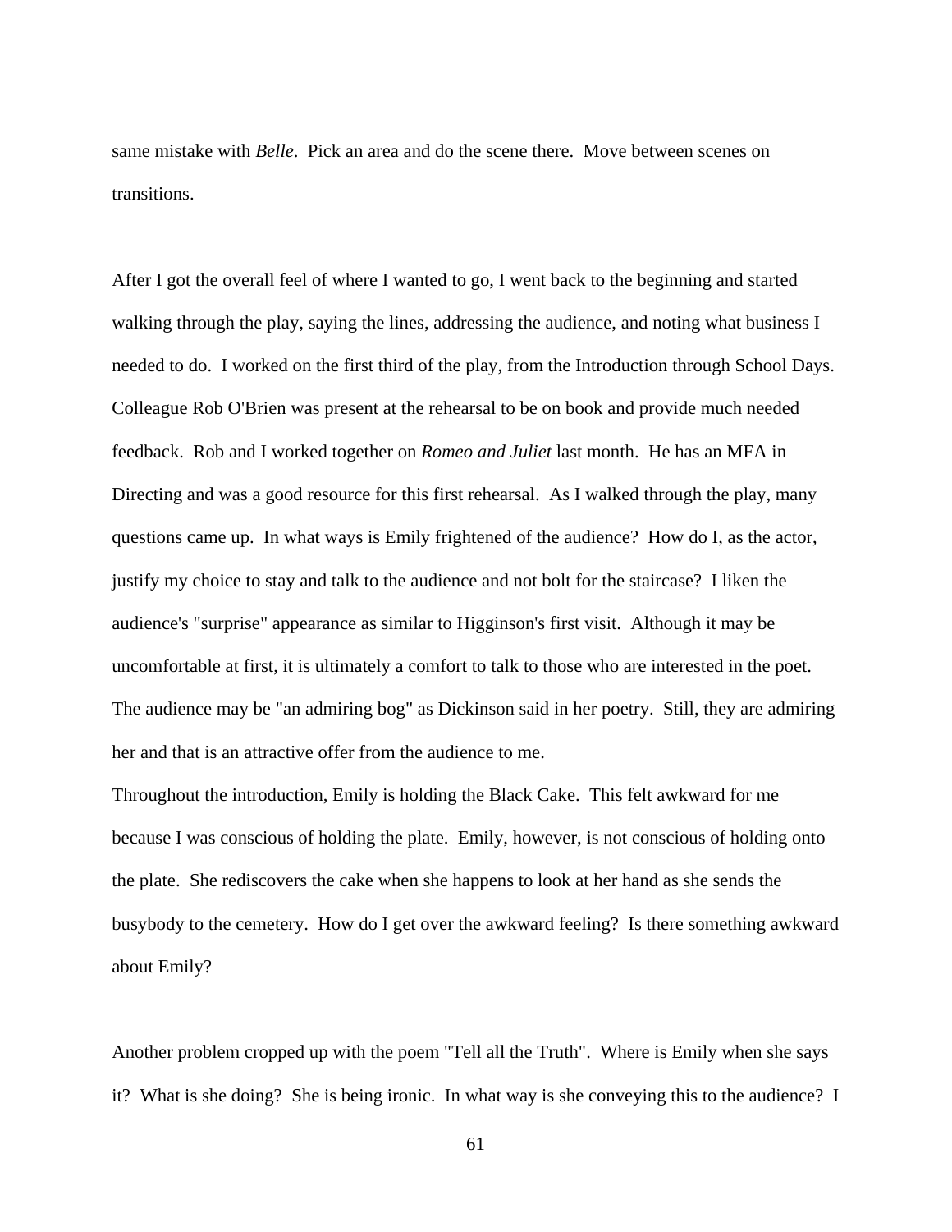same mistake with *Belle*. Pick an area and do the scene there. Move between scenes on transitions.

After I got the overall feel of where I wanted to go, I went back to the beginning and started walking through the play, saying the lines, addressing the audience, and noting what business I needed to do. I worked on the first third of the play, from the Introduction through School Days. Colleague Rob O'Brien was present at the rehearsal to be on book and provide much needed feedback. Rob and I worked together on *Romeo and Juliet* last month. He has an MFA in Directing and was a good resource for this first rehearsal. As I walked through the play, many questions came up. In what ways is Emily frightened of the audience? How do I, as the actor, justify my choice to stay and talk to the audience and not bolt for the staircase? I liken the audience's "surprise" appearance as similar to Higginson's first visit. Although it may be uncomfortable at first, it is ultimately a comfort to talk to those who are interested in the poet. The audience may be "an admiring bog" as Dickinson said in her poetry. Still, they are admiring her and that is an attractive offer from the audience to me.

Throughout the introduction, Emily is holding the Black Cake. This felt awkward for me because I was conscious of holding the plate. Emily, however, is not conscious of holding onto the plate. She rediscovers the cake when she happens to look at her hand as she sends the busybody to the cemetery. How do I get over the awkward feeling? Is there something awkward about Emily?

Another problem cropped up with the poem "Tell all the Truth". Where is Emily when she says it? What is she doing? She is being ironic. In what way is she conveying this to the audience? I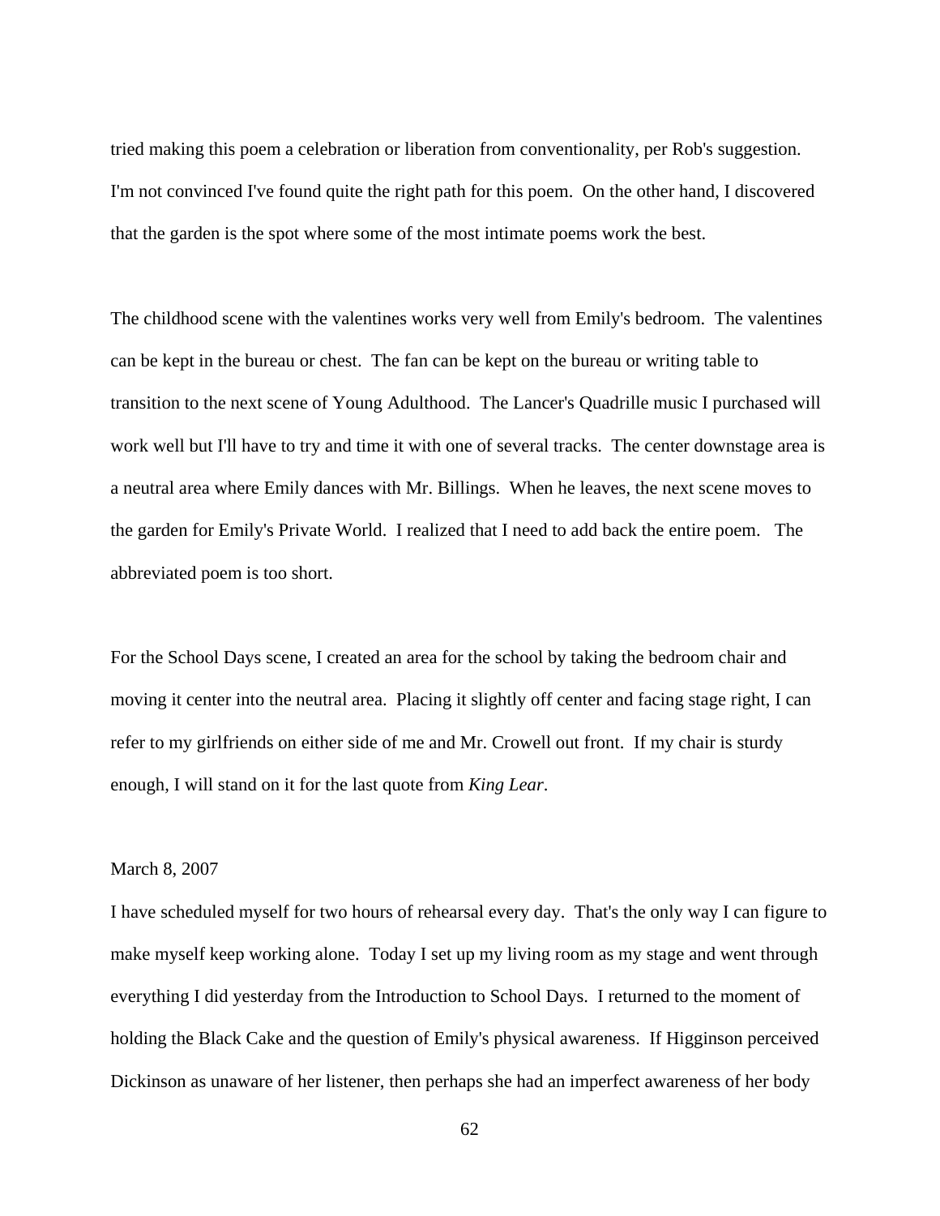tried making this poem a celebration or liberation from conventionality, per Rob's suggestion. I'm not convinced I've found quite the right path for this poem. On the other hand, I discovered that the garden is the spot where some of the most intimate poems work the best.

The childhood scene with the valentines works very well from Emily's bedroom. The valentines can be kept in the bureau or chest. The fan can be kept on the bureau or writing table to transition to the next scene of Young Adulthood. The Lancer's Quadrille music I purchased will work well but I'll have to try and time it with one of several tracks. The center downstage area is a neutral area where Emily dances with Mr. Billings. When he leaves, the next scene moves to the garden for Emily's Private World. I realized that I need to add back the entire poem. The abbreviated poem is too short.

For the School Days scene, I created an area for the school by taking the bedroom chair and moving it center into the neutral area. Placing it slightly off center and facing stage right, I can refer to my girlfriends on either side of me and Mr. Crowell out front. If my chair is sturdy enough, I will stand on it for the last quote from *King Lear*.

March 8, 2007

I have scheduled myself for two hours of rehearsal every day. That's the only way I can figure to make myself keep working alone. Today I set up my living room as my stage and went through everything I did yesterday from the Introduction to School Days. I returned to the moment of holding the Black Cake and the question of Emily's physical awareness. If Higginson perceived Dickinson as unaware of her listener, then perhaps she had an imperfect awareness of her body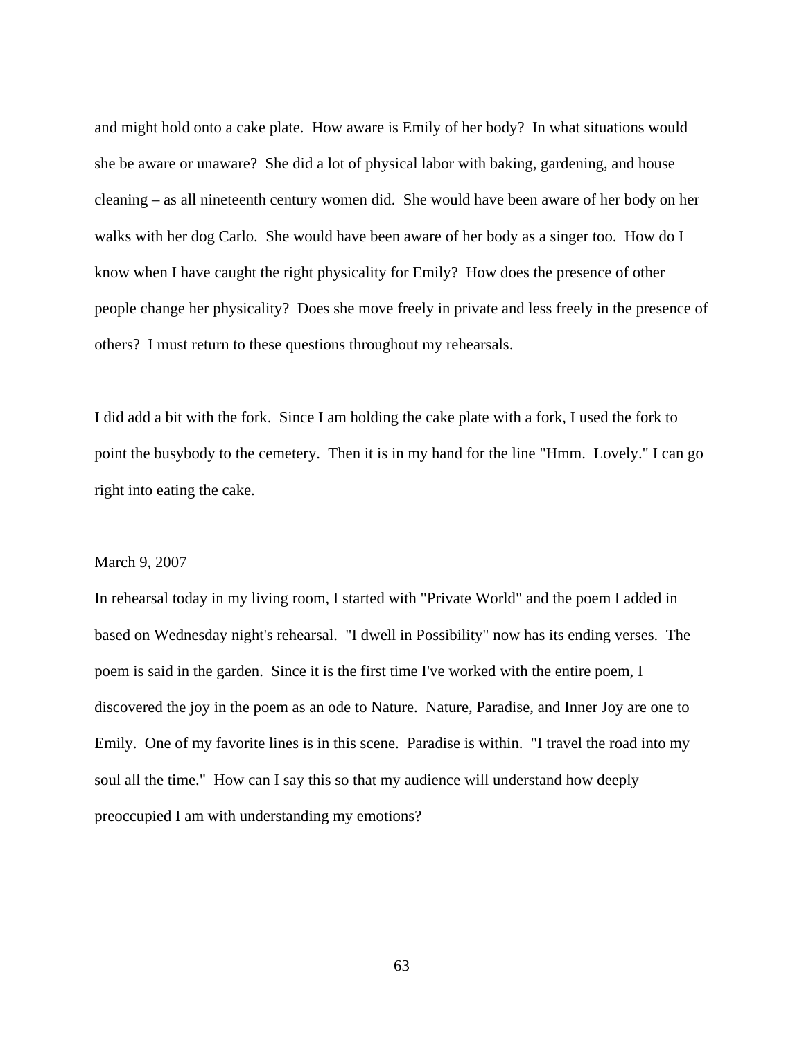and might hold onto a cake plate. How aware is Emily of her body? In what situations would she be aware or unaware? She did a lot of physical labor with baking, gardening, and house cleaning – as all nineteenth century women did. She would have been aware of her body on her walks with her dog Carlo. She would have been aware of her body as a singer too. How do I know when I have caught the right physicality for Emily? How does the presence of other people change her physicality? Does she move freely in private and less freely in the presence of others? I must return to these questions throughout my rehearsals.

I did add a bit with the fork. Since I am holding the cake plate with a fork, I used the fork to point the busybody to the cemetery. Then it is in my hand for the line "Hmm. Lovely." I can go right into eating the cake.

March 9, 2007

In rehearsal today in my living room, I started with "Private World" and the poem I added in based on Wednesday night's rehearsal. "I dwell in Possibility" now has its ending verses. The poem is said in the garden. Since it is the first time I've worked with the entire poem, I discovered the joy in the poem as an ode to Nature. Nature, Paradise, and Inner Joy are one to Emily. One of my favorite lines is in this scene. Paradise is within. "I travel the road into my soul all the time." How can I say this so that my audience will understand how deeply preoccupied I am with understanding my emotions?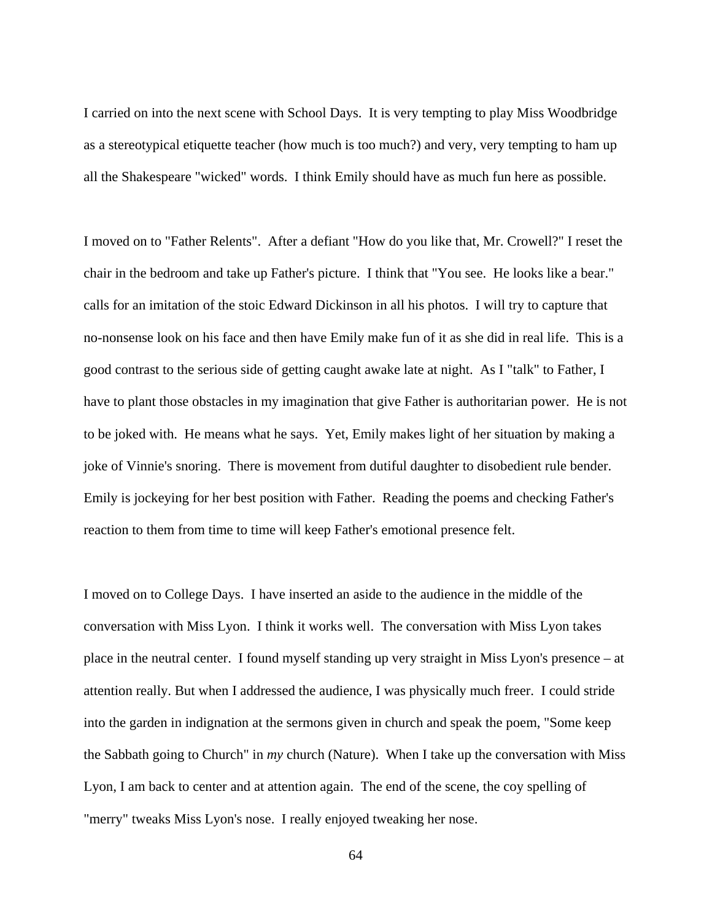I carried on into the next scene with School Days. It is very tempting to play Miss Woodbridge as a stereotypical etiquette teacher (how much is too much?) and very, very tempting to ham up all the Shakespeare "wicked" words. I think Emily should have as much fun here as possible.

I moved on to "Father Relents". After a defiant "How do you like that, Mr. Crowell?" I reset the chair in the bedroom and take up Father's picture. I think that "You see. He looks like a bear." calls for an imitation of the stoic Edward Dickinson in all his photos. I will try to capture that no-nonsense look on his face and then have Emily make fun of it as she did in real life. This is a good contrast to the serious side of getting caught awake late at night. As I "talk" to Father, I have to plant those obstacles in my imagination that give Father is authoritarian power. He is not to be joked with. He means what he says. Yet, Emily makes light of her situation by making a joke of Vinnie's snoring. There is movement from dutiful daughter to disobedient rule bender. Emily is jockeying for her best position with Father. Reading the poems and checking Father's reaction to them from time to time will keep Father's emotional presence felt.

I moved on to College Days. I have inserted an aside to the audience in the middle of the conversation with Miss Lyon. I think it works well. The conversation with Miss Lyon takes place in the neutral center. I found myself standing up very straight in Miss Lyon's presence – at attention really. But when I addressed the audience, I was physically much freer. I could stride into the garden in indignation at the sermons given in church and speak the poem, "Some keep the Sabbath going to Church" in *my* church (Nature). When I take up the conversation with Miss Lyon, I am back to center and at attention again. The end of the scene, the coy spelling of "merry" tweaks Miss Lyon's nose. I really enjoyed tweaking her nose.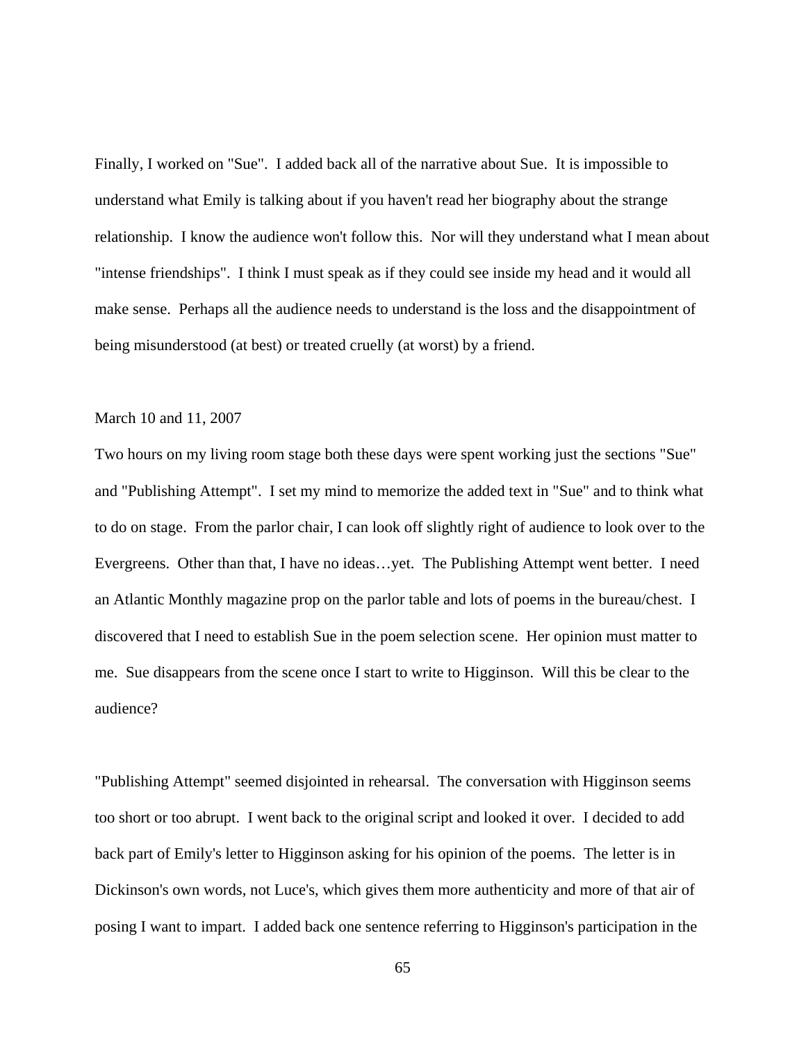Finally, I worked on "Sue". I added back all of the narrative about Sue. It is impossible to understand what Emily is talking about if you haven't read her biography about the strange relationship. I know the audience won't follow this. Nor will they understand what I mean about "intense friendships". I think I must speak as if they could see inside my head and it would all make sense. Perhaps all the audience needs to understand is the loss and the disappointment of being misunderstood (at best) or treated cruelly (at worst) by a friend.

March 10 and 11, 2007

Two hours on my living room stage both these days were spent working just the sections "Sue" and "Publishing Attempt". I set my mind to memorize the added text in "Sue" and to think what to do on stage. From the parlor chair, I can look off slightly right of audience to look over to the Evergreens. Other than that, I have no ideas…yet. The Publishing Attempt went better. I need an Atlantic Monthly magazine prop on the parlor table and lots of poems in the bureau/chest. I discovered that I need to establish Sue in the poem selection scene. Her opinion must matter to me. Sue disappears from the scene once I start to write to Higginson. Will this be clear to the audience?

"Publishing Attempt" seemed disjointed in rehearsal. The conversation with Higginson seems too short or too abrupt. I went back to the original script and looked it over. I decided to add back part of Emily's letter to Higginson asking for his opinion of the poems. The letter is in Dickinson's own words, not Luce's, which gives them more authenticity and more of that air of posing I want to impart. I added back one sentence referring to Higginson's participation in the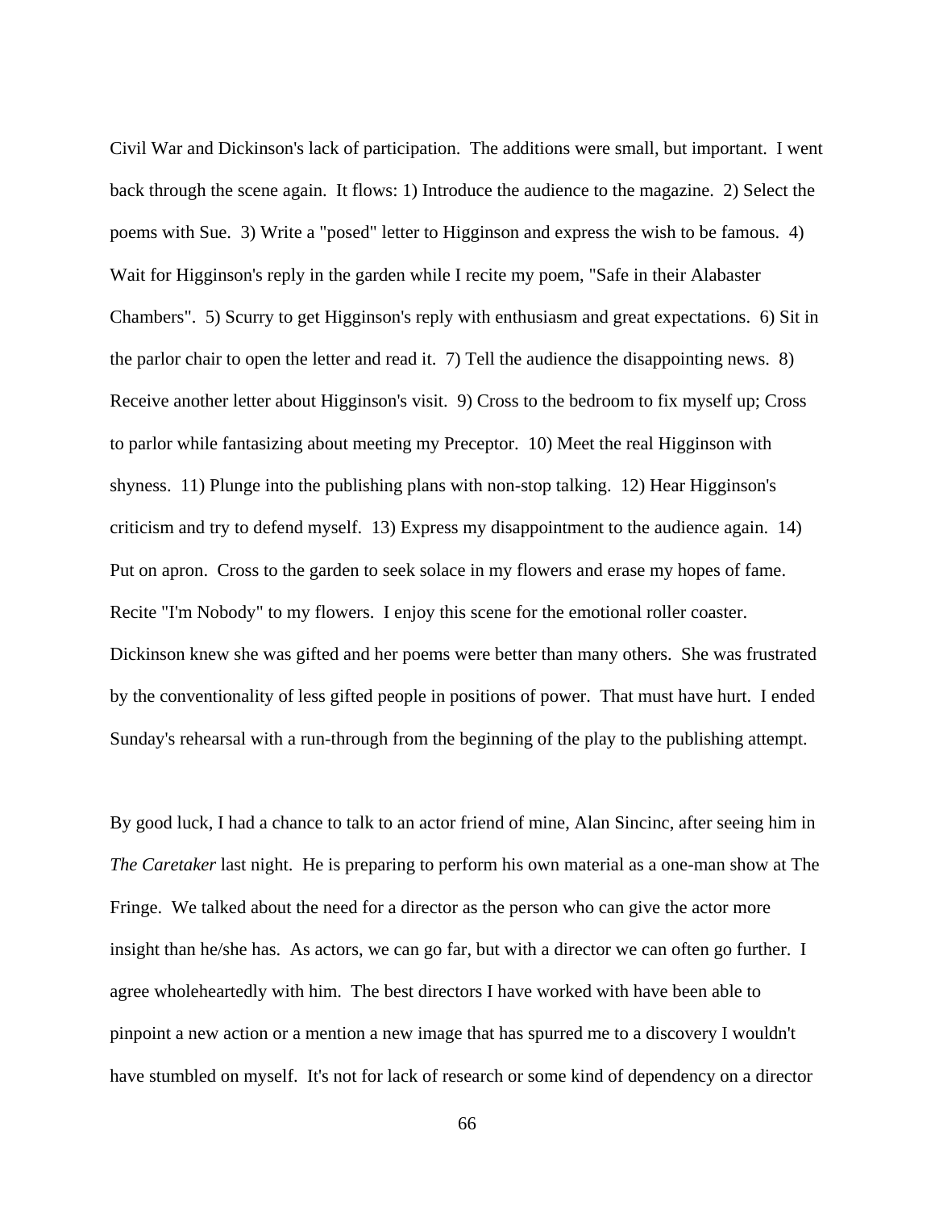Civil War and Dickinson's lack of participation. The additions were small, but important. I went back through the scene again. It flows: 1) Introduce the audience to the magazine. 2) Select the poems with Sue. 3) Write a "posed" letter to Higginson and express the wish to be famous. 4) Wait for Higginson's reply in the garden while I recite my poem, "Safe in their Alabaster Chambers". 5) Scurry to get Higginson's reply with enthusiasm and great expectations. 6) Sit in the parlor chair to open the letter and read it. 7) Tell the audience the disappointing news. 8) Receive another letter about Higginson's visit. 9) Cross to the bedroom to fix myself up; Cross to parlor while fantasizing about meeting my Preceptor. 10) Meet the real Higginson with shyness. 11) Plunge into the publishing plans with non-stop talking. 12) Hear Higginson's criticism and try to defend myself. 13) Express my disappointment to the audience again. 14) Put on apron. Cross to the garden to seek solace in my flowers and erase my hopes of fame. Recite "I'm Nobody" to my flowers. I enjoy this scene for the emotional roller coaster. Dickinson knew she was gifted and her poems were better than many others. She was frustrated by the conventionality of less gifted people in positions of power. That must have hurt. I ended Sunday's rehearsal with a run-through from the beginning of the play to the publishing attempt.

By good luck, I had a chance to talk to an actor friend of mine, Alan Sincinc, after seeing him in *The Caretaker* last night. He is preparing to perform his own material as a one-man show at The Fringe. We talked about the need for a director as the person who can give the actor more insight than he/she has. As actors, we can go far, but with a director we can often go further. I agree wholeheartedly with him. The best directors I have worked with have been able to pinpoint a new action or a mention a new image that has spurred me to a discovery I wouldn't have stumbled on myself. It's not for lack of research or some kind of dependency on a director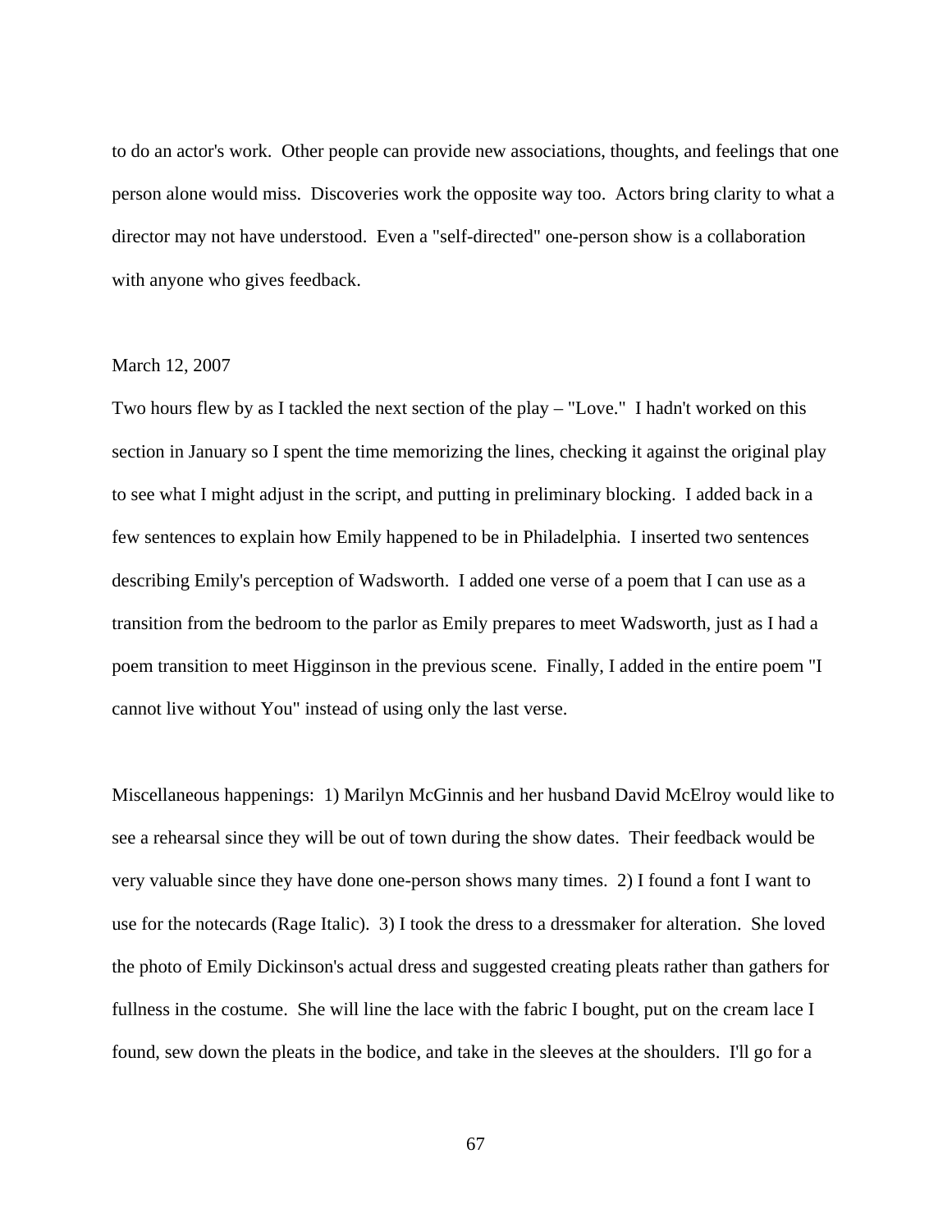to do an actor's work. Other people can provide new associations, thoughts, and feelings that one person alone would miss. Discoveries work the opposite way too. Actors bring clarity to what a director may not have understood. Even a "self-directed" one-person show is a collaboration with anyone who gives feedback.

March 12, 2007

Two hours flew by as I tackled the next section of the play – "Love." I hadn't worked on this section in January so I spent the time memorizing the lines, checking it against the original play to see what I might adjust in the script, and putting in preliminary blocking. I added back in a few sentences to explain how Emily happened to be in Philadelphia. I inserted two sentences describing Emily's perception of Wadsworth. I added one verse of a poem that I can use as a transition from the bedroom to the parlor as Emily prepares to meet Wadsworth, just as I had a poem transition to meet Higginson in the previous scene. Finally, I added in the entire poem "I cannot live without You" instead of using only the last verse.

Miscellaneous happenings: 1) Marilyn McGinnis and her husband David McElroy would like to see a rehearsal since they will be out of town during the show dates. Their feedback would be very valuable since they have done one-person shows many times. 2) I found a font I want to use for the notecards (Rage Italic). 3) I took the dress to a dressmaker for alteration. She loved the photo of Emily Dickinson's actual dress and suggested creating pleats rather than gathers for fullness in the costume. She will line the lace with the fabric I bought, put on the cream lace I found, sew down the pleats in the bodice, and take in the sleeves at the shoulders. I'll go for a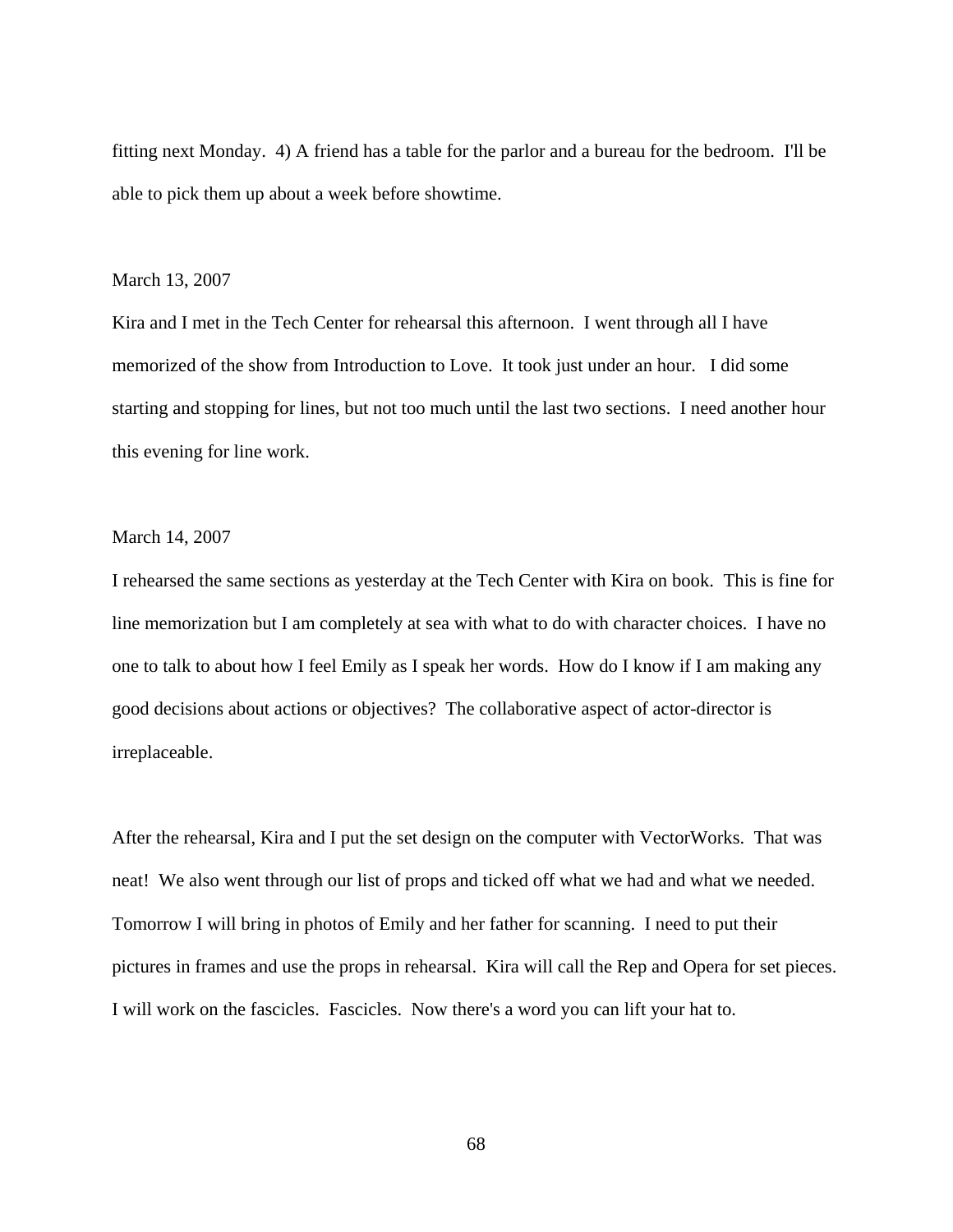fitting next Monday. 4) A friend has a table for the parlor and a bureau for the bedroom. I'll be able to pick them up about a week before showtime.

March 13, 2007

Kira and I met in the Tech Center for rehearsal this afternoon. I went through all I have memorized of the show from Introduction to Love. It took just under an hour. I did some starting and stopping for lines, but not too much until the last two sections. I need another hour this evening for line work.

March 14, 2007

I rehearsed the same sections as yesterday at the Tech Center with Kira on book. This is fine for line memorization but I am completely at sea with what to do with character choices. I have no one to talk to about how I feel Emily as I speak her words. How do I know if I am making any good decisions about actions or objectives? The collaborative aspect of actor-director is irreplaceable.

After the rehearsal, Kira and I put the set design on the computer with VectorWorks. That was neat! We also went through our list of props and ticked off what we had and what we needed. Tomorrow I will bring in photos of Emily and her father for scanning. I need to put their pictures in frames and use the props in rehearsal. Kira will call the Rep and Opera for set pieces. I will work on the fascicles. Fascicles. Now there's a word you can lift your hat to.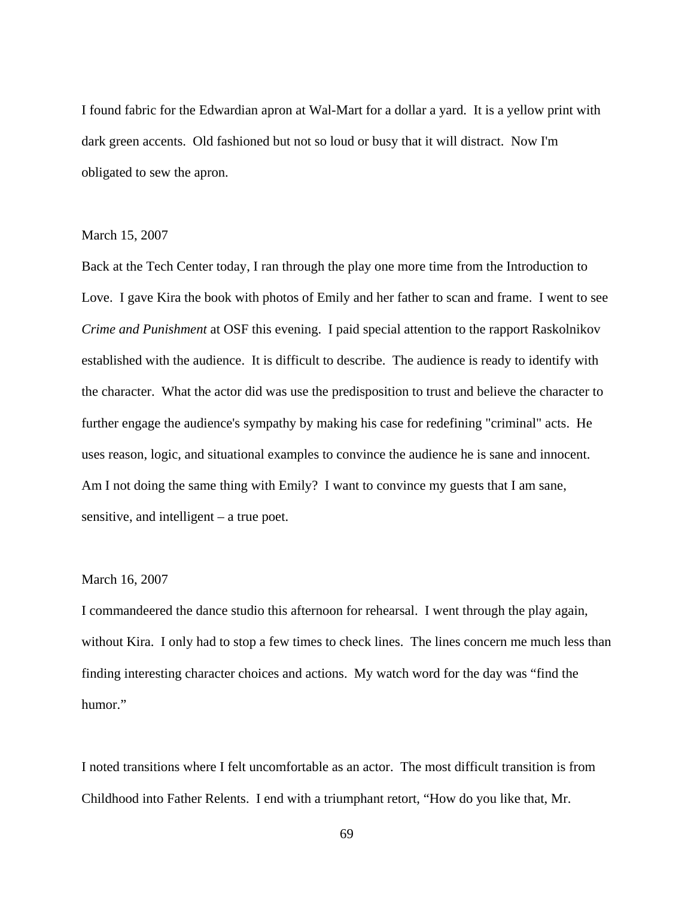I found fabric for the Edwardian apron at Wal-Mart for a dollar a yard. It is a yellow print with dark green accents. Old fashioned but not so loud or busy that it will distract. Now I'm obligated to sew the apron.

March 15, 2007

Back at the Tech Center today, I ran through the play one more time from the Introduction to Love. I gave Kira the book with photos of Emily and her father to scan and frame. I went to see *Crime and Punishment* at OSF this evening. I paid special attention to the rapport Raskolnikov established with the audience. It is difficult to describe. The audience is ready to identify with the character. What the actor did was use the predisposition to trust and believe the character to further engage the audience's sympathy by making his case for redefining "criminal" acts. He uses reason, logic, and situational examples to convince the audience he is sane and innocent. Am I not doing the same thing with Emily? I want to convince my guests that I am sane, sensitive, and intelligent – a true poet.

March 16, 2007

I commandeered the dance studio this afternoon for rehearsal. I went through the play again, without Kira. I only had to stop a few times to check lines. The lines concern me much less than finding interesting character choices and actions. My watch word for the day was "find the humor."

I noted transitions where I felt uncomfortable as an actor. The most difficult transition is from Childhood into Father Relents. I end with a triumphant retort, "How do you like that, Mr.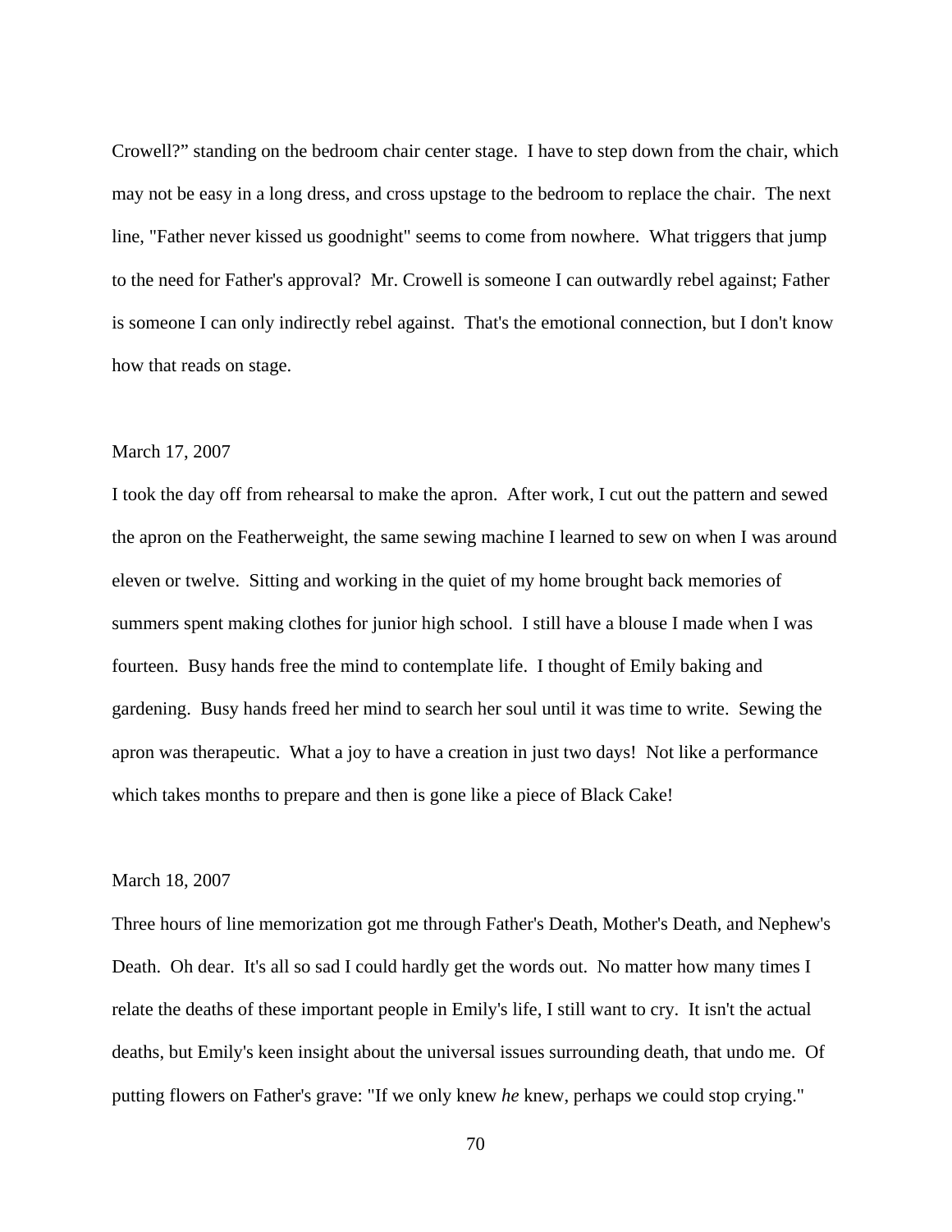Crowell?" standing on the bedroom chair center stage. I have to step down from the chair, which may not be easy in a long dress, and cross upstage to the bedroom to replace the chair. The next line, "Father never kissed us goodnight" seems to come from nowhere. What triggers that jump to the need for Father's approval? Mr. Crowell is someone I can outwardly rebel against; Father is someone I can only indirectly rebel against. That's the emotional connection, but I don't know how that reads on stage.

March 17, 2007

I took the day off from rehearsal to make the apron. After work, I cut out the pattern and sewed the apron on the Featherweight, the same sewing machine I learned to sew on when I was around eleven or twelve. Sitting and working in the quiet of my home brought back memories of summers spent making clothes for junior high school. I still have a blouse I made when I was fourteen. Busy hands free the mind to contemplate life. I thought of Emily baking and gardening. Busy hands freed her mind to search her soul until it was time to write. Sewing the apron was therapeutic. What a joy to have a creation in just two days! Not like a performance which takes months to prepare and then is gone like a piece of Black Cake!

March 18, 2007

Three hours of line memorization got me through Father's Death, Mother's Death, and Nephew's Death. Oh dear. It's all so sad I could hardly get the words out. No matter how many times I relate the deaths of these important people in Emily's life, I still want to cry. It isn't the actual deaths, but Emily's keen insight about the universal issues surrounding death, that undo me. Of putting flowers on Father's grave: "If we only knew *he* knew, perhaps we could stop crying."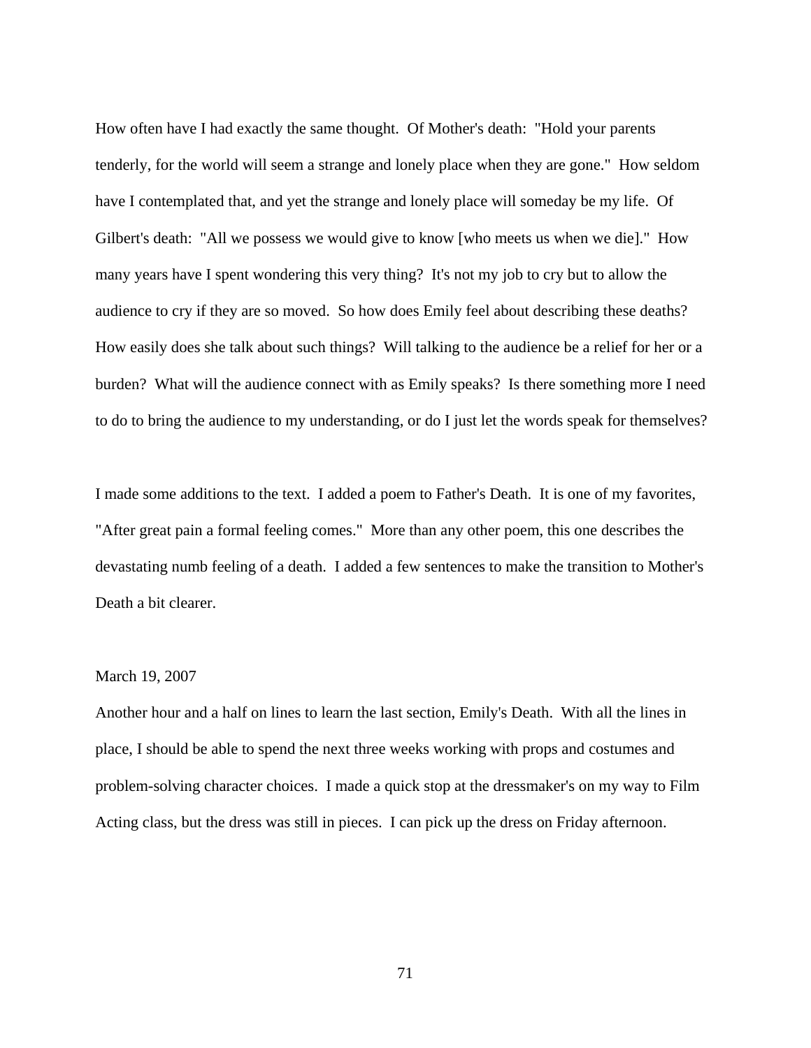How often have I had exactly the same thought. Of Mother's death: "Hold your parents tenderly, for the world will seem a strange and lonely place when they are gone." How seldom have I contemplated that, and yet the strange and lonely place will someday be my life. Of Gilbert's death: "All we possess we would give to know [who meets us when we die]." How many years have I spent wondering this very thing? It's not my job to cry but to allow the audience to cry if they are so moved. So how does Emily feel about describing these deaths? How easily does she talk about such things? Will talking to the audience be a relief for her or a burden? What will the audience connect with as Emily speaks? Is there something more I need to do to bring the audience to my understanding, or do I just let the words speak for themselves?

I made some additions to the text. I added a poem to Father's Death. It is one of my favorites, "After great pain a formal feeling comes." More than any other poem, this one describes the devastating numb feeling of a death. I added a few sentences to make the transition to Mother's Death a bit clearer.

March 19, 2007

Another hour and a half on lines to learn the last section, Emily's Death. With all the lines in place, I should be able to spend the next three weeks working with props and costumes and problem-solving character choices. I made a quick stop at the dressmaker's on my way to Film Acting class, but the dress was still in pieces. I can pick up the dress on Friday afternoon.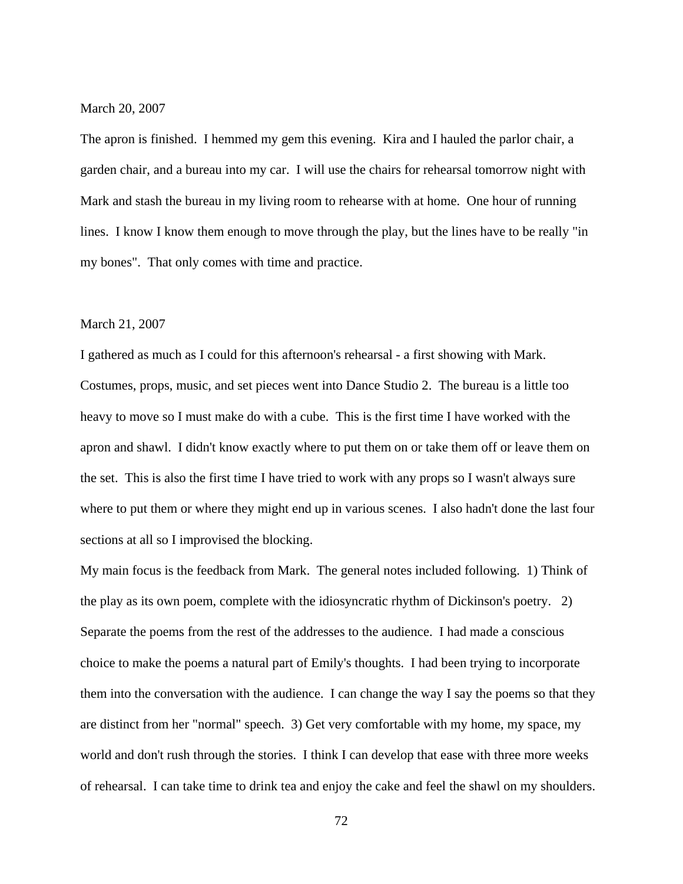March 20, 2007

The apron is finished. I hemmed my gem this evening. Kira and I hauled the parlor chair, a garden chair, and a bureau into my car. I will use the chairs for rehearsal tomorrow night with Mark and stash the bureau in my living room to rehearse with at home. One hour of running lines. I know I know them enough to move through the play, but the lines have to be really "in my bones". That only comes with time and practice.

March 21, 2007

I gathered as much as I could for this afternoon's rehearsal - a first showing with Mark. Costumes, props, music, and set pieces went into Dance Studio 2. The bureau is a little too heavy to move so I must make do with a cube. This is the first time I have worked with the apron and shawl. I didn't know exactly where to put them on or take them off or leave them on the set. This is also the first time I have tried to work with any props so I wasn't always sure where to put them or where they might end up in various scenes. I also hadn't done the last four sections at all so I improvised the blocking.

My main focus is the feedback from Mark. The general notes included following. 1) Think of the play as its own poem, complete with the idiosyncratic rhythm of Dickinson's poetry. 2) Separate the poems from the rest of the addresses to the audience. I had made a conscious choice to make the poems a natural part of Emily's thoughts. I had been trying to incorporate them into the conversation with the audience. I can change the way I say the poems so that they are distinct from her "normal" speech. 3) Get very comfortable with my home, my space, my world and don't rush through the stories. I think I can develop that ease with three more weeks of rehearsal. I can take time to drink tea and enjoy the cake and feel the shawl on my shoulders.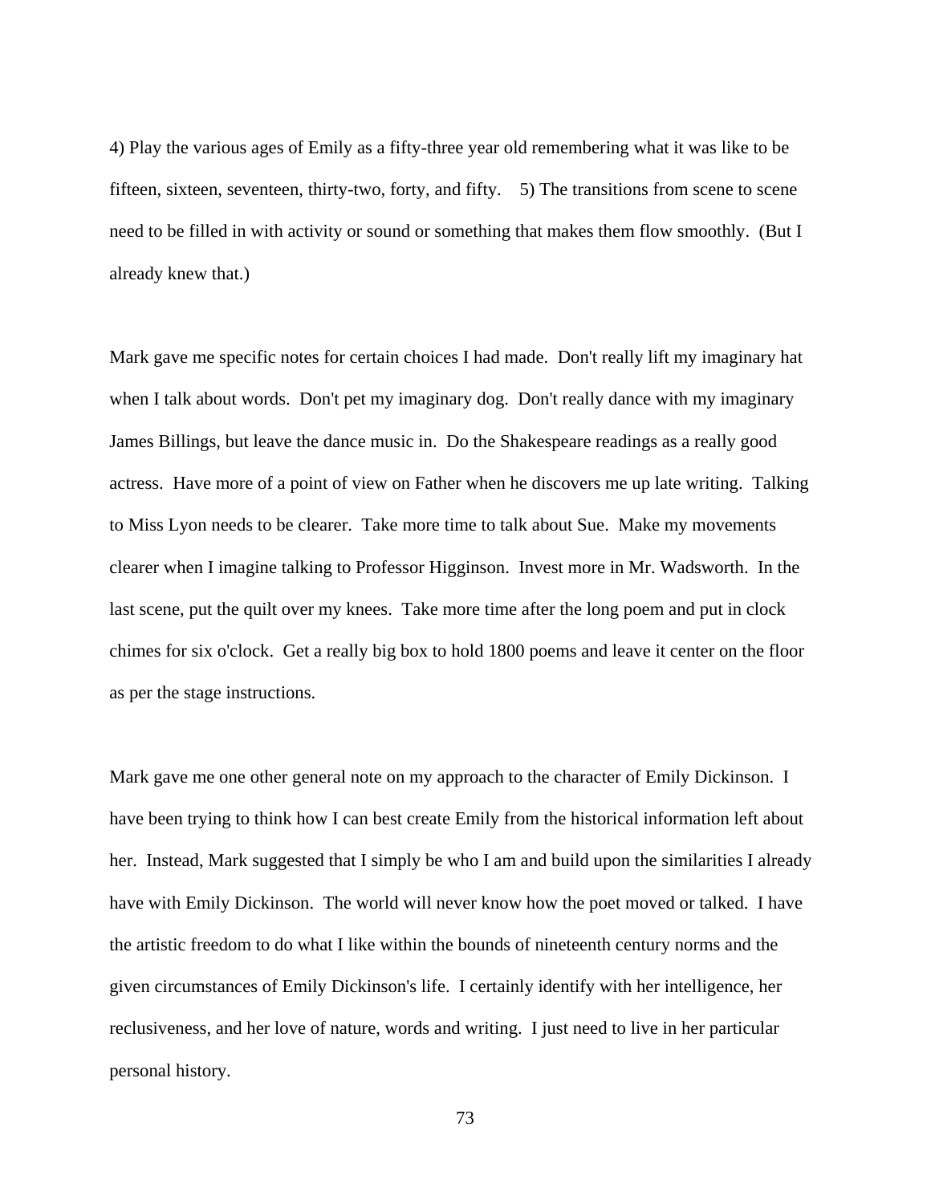4) Play the various ages of Emily as a fifty-three year old remembering what it was like to be fifteen, sixteen, seventeen, thirty-two, forty, and fifty.   5) The transitions from scene to scene need to be filled in with activity or sound or something that makes them flow smoothly.  (But I already knew that.)

Mark gave me specific notes for certain choices I had made.  Don't really lift my imaginary hat when I talk about words.  Don't pet my imaginary dog.  Don't really dance with my imaginary James Billings, but leave the dance music in.  Do the Shakespeare readings as a really good actress.  Have more of a point of view on Father when he discovers me up late writing.  Talking to Miss Lyon needs to be clearer.  Take more time to talk about Sue.  Make my movements clearer when I imagine talking to Professor Higginson.  Invest more in Mr. Wadsworth.  In the last scene, put the quilt over my knees.  Take more time after the long poem and put in clock chimes for six o'clock.  Get a really big box to hold 1800 poems and leave it center on the floor as per the stage instructions.

Mark gave me one other general note on my approach to the character of Emily Dickinson.  I have been trying to think how I can best create Emily from the historical information left about her.  Instead, Mark suggested that I simply be who I am and build upon the similarities I already have with Emily Dickinson.  The world will never know how the poet moved or talked.  I have the artistic freedom to do what I like within the bounds of nineteenth century norms and the given circumstances of Emily Dickinson's life.  I certainly identify with her intelligence, her reclusiveness, and her love of nature, words and writing.  I just need to live in her particular personal history.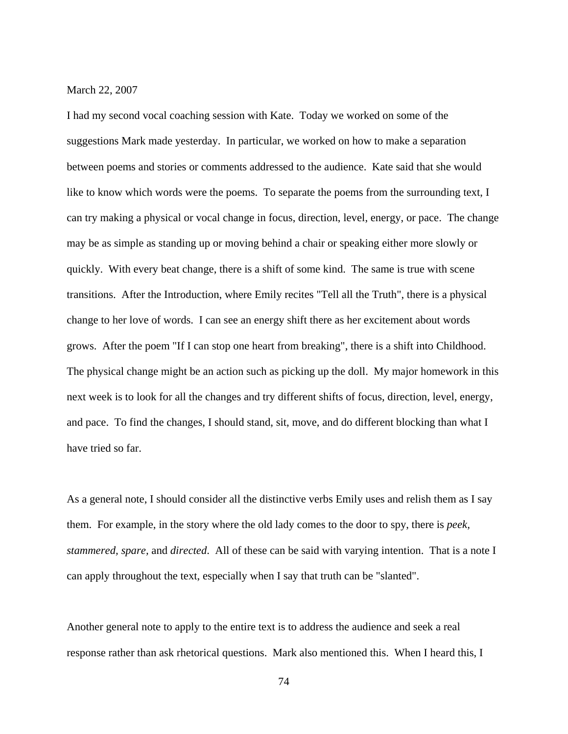March 22, 2007

I had my second vocal coaching session with Kate. Today we worked on some of the suggestions Mark made yesterday. In particular, we worked on how to make a separation between poems and stories or comments addressed to the audience. Kate said that she would like to know which words were the poems. To separate the poems from the surrounding text, I can try making a physical or vocal change in focus, direction, level, energy, or pace. The change may be as simple as standing up or moving behind a chair or speaking either more slowly or quickly. With every beat change, there is a shift of some kind. The same is true with scene transitions. After the Introduction, where Emily recites "Tell all the Truth", there is a physical change to her love of words. I can see an energy shift there as her excitement about words grows. After the poem "If I can stop one heart from breaking", there is a shift into Childhood. The physical change might be an action such as picking up the doll. My major homework in this next week is to look for all the changes and try different shifts of focus, direction, level, energy, and pace. To find the changes, I should stand, sit, move, and do different blocking than what I have tried so far.

As a general note, I should consider all the distinctive verbs Emily uses and relish them as I say them. For example, in the story where the old lady comes to the door to spy, there is *peek, stammered, spare,* and *directed*. All of these can be said with varying intention. That is a note I can apply throughout the text, especially when I say that truth can be "slanted".

Another general note to apply to the entire text is to address the audience and seek a real response rather than ask rhetorical questions. Mark also mentioned this. When I heard this, I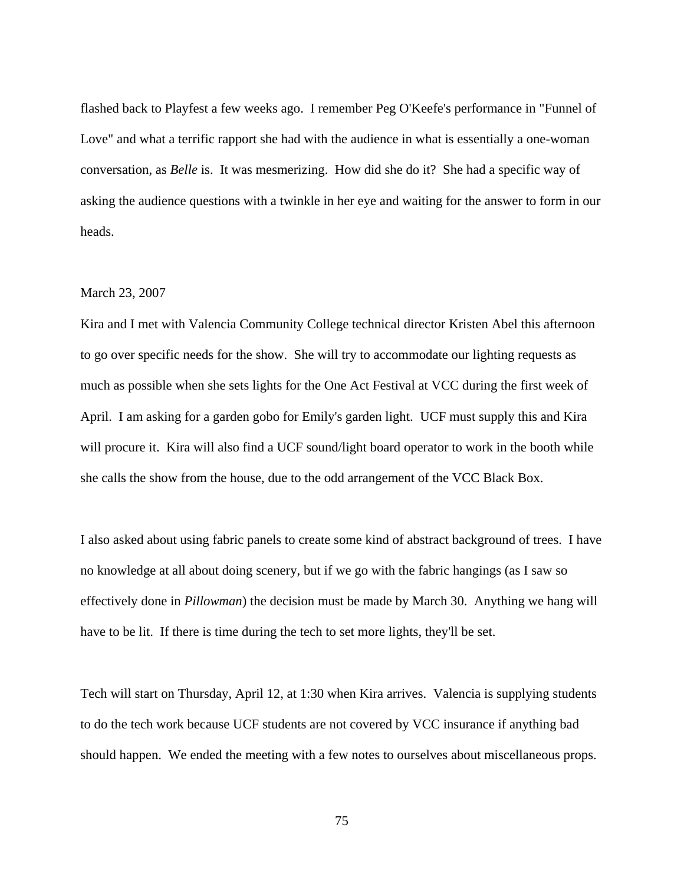flashed back to Playfest a few weeks ago. I remember Peg O'Keefe's performance in "Funnel of Love" and what a terrific rapport she had with the audience in what is essentially a one-woman conversation, as *Belle* is. It was mesmerizing. How did she do it? She had a specific way of asking the audience questions with a twinkle in her eye and waiting for the answer to form in our heads.

March 23, 2007

Kira and I met with Valencia Community College technical director Kristen Abel this afternoon to go over specific needs for the show. She will try to accommodate our lighting requests as much as possible when she sets lights for the One Act Festival at VCC during the first week of April. I am asking for a garden gobo for Emily's garden light. UCF must supply this and Kira will procure it. Kira will also find a UCF sound/light board operator to work in the booth while she calls the show from the house, due to the odd arrangement of the VCC Black Box.

I also asked about using fabric panels to create some kind of abstract background of trees. I have no knowledge at all about doing scenery, but if we go with the fabric hangings (as I saw so effectively done in *Pillowman*) the decision must be made by March 30. Anything we hang will have to be lit. If there is time during the tech to set more lights, they'll be set.

Tech will start on Thursday, April 12, at 1:30 when Kira arrives. Valencia is supplying students to do the tech work because UCF students are not covered by VCC insurance if anything bad should happen. We ended the meeting with a few notes to ourselves about miscellaneous props.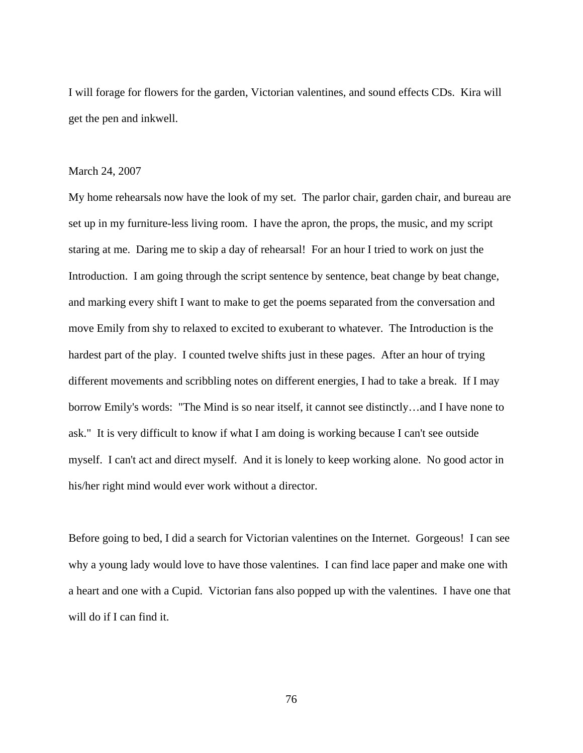I will forage for flowers for the garden, Victorian valentines, and sound effects CDs. Kira will get the pen and inkwell.

March 24, 2007

My home rehearsals now have the look of my set. The parlor chair, garden chair, and bureau are set up in my furniture-less living room. I have the apron, the props, the music, and my script staring at me. Daring me to skip a day of rehearsal! For an hour I tried to work on just the Introduction. I am going through the script sentence by sentence, beat change by beat change, and marking every shift I want to make to get the poems separated from the conversation and move Emily from shy to relaxed to excited to exuberant to whatever. The Introduction is the hardest part of the play. I counted twelve shifts just in these pages. After an hour of trying different movements and scribbling notes on different energies, I had to take a break. If I may borrow Emily's words: "The Mind is so near itself, it cannot see distinctly…and I have none to ask." It is very difficult to know if what I am doing is working because I can't see outside myself. I can't act and direct myself. And it is lonely to keep working alone. No good actor in his/her right mind would ever work without a director.

Before going to bed, I did a search for Victorian valentines on the Internet. Gorgeous! I can see why a young lady would love to have those valentines. I can find lace paper and make one with a heart and one with a Cupid. Victorian fans also popped up with the valentines. I have one that will do if I can find it.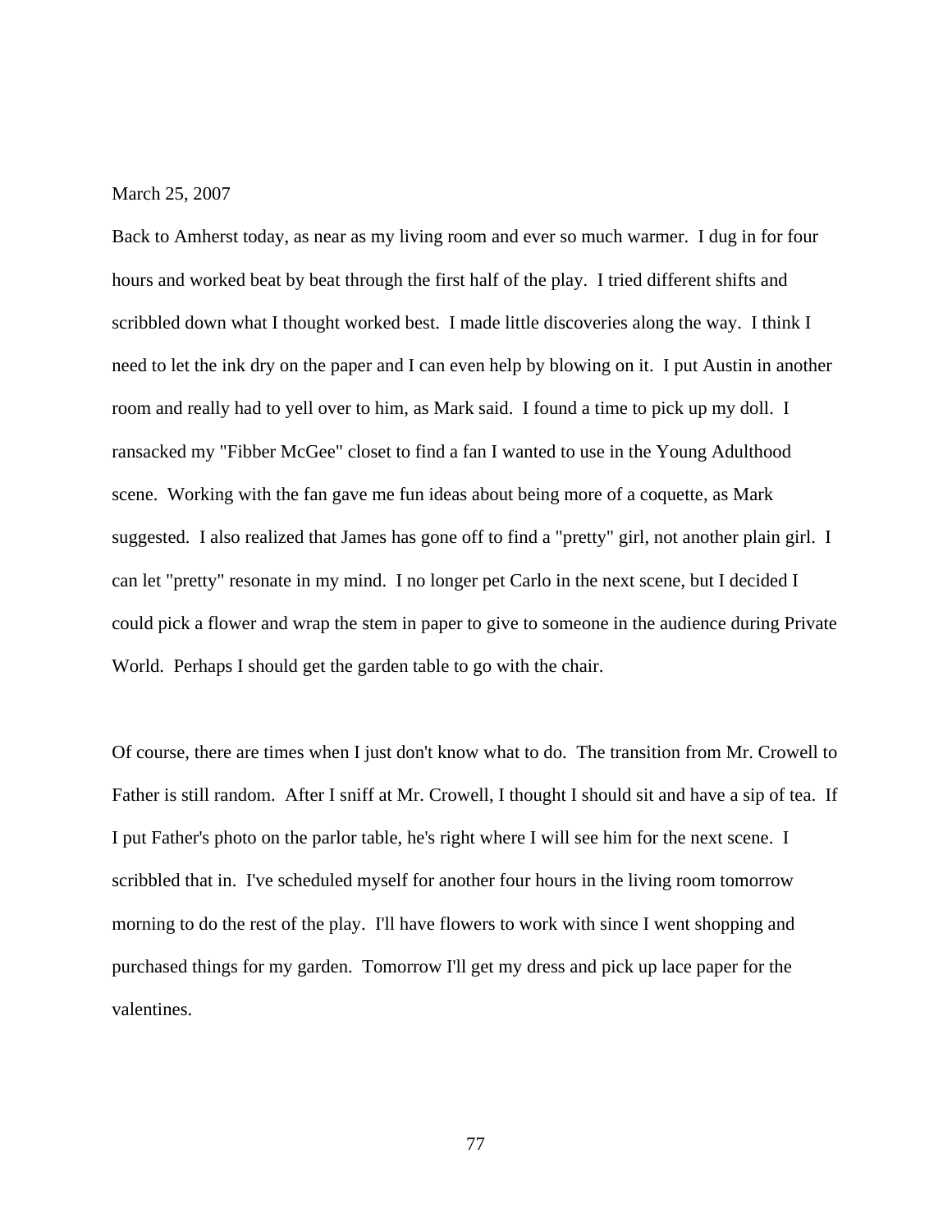March 25, 2007

Back to Amherst today, as near as my living room and ever so much warmer. I dug in for four hours and worked beat by beat through the first half of the play. I tried different shifts and scribbled down what I thought worked best. I made little discoveries along the way. I think I need to let the ink dry on the paper and I can even help by blowing on it. I put Austin in another room and really had to yell over to him, as Mark said. I found a time to pick up my doll. I ransacked my "Fibber McGee" closet to find a fan I wanted to use in the Young Adulthood scene. Working with the fan gave me fun ideas about being more of a coquette, as Mark suggested. I also realized that James has gone off to find a "pretty" girl, not another plain girl. I can let "pretty" resonate in my mind. I no longer pet Carlo in the next scene, but I decided I could pick a flower and wrap the stem in paper to give to someone in the audience during Private World. Perhaps I should get the garden table to go with the chair.

Of course, there are times when I just don't know what to do. The transition from Mr. Crowell to Father is still random. After I sniff at Mr. Crowell, I thought I should sit and have a sip of tea. If I put Father's photo on the parlor table, he's right where I will see him for the next scene. I scribbled that in. I've scheduled myself for another four hours in the living room tomorrow morning to do the rest of the play. I'll have flowers to work with since I went shopping and purchased things for my garden. Tomorrow I'll get my dress and pick up lace paper for the valentines.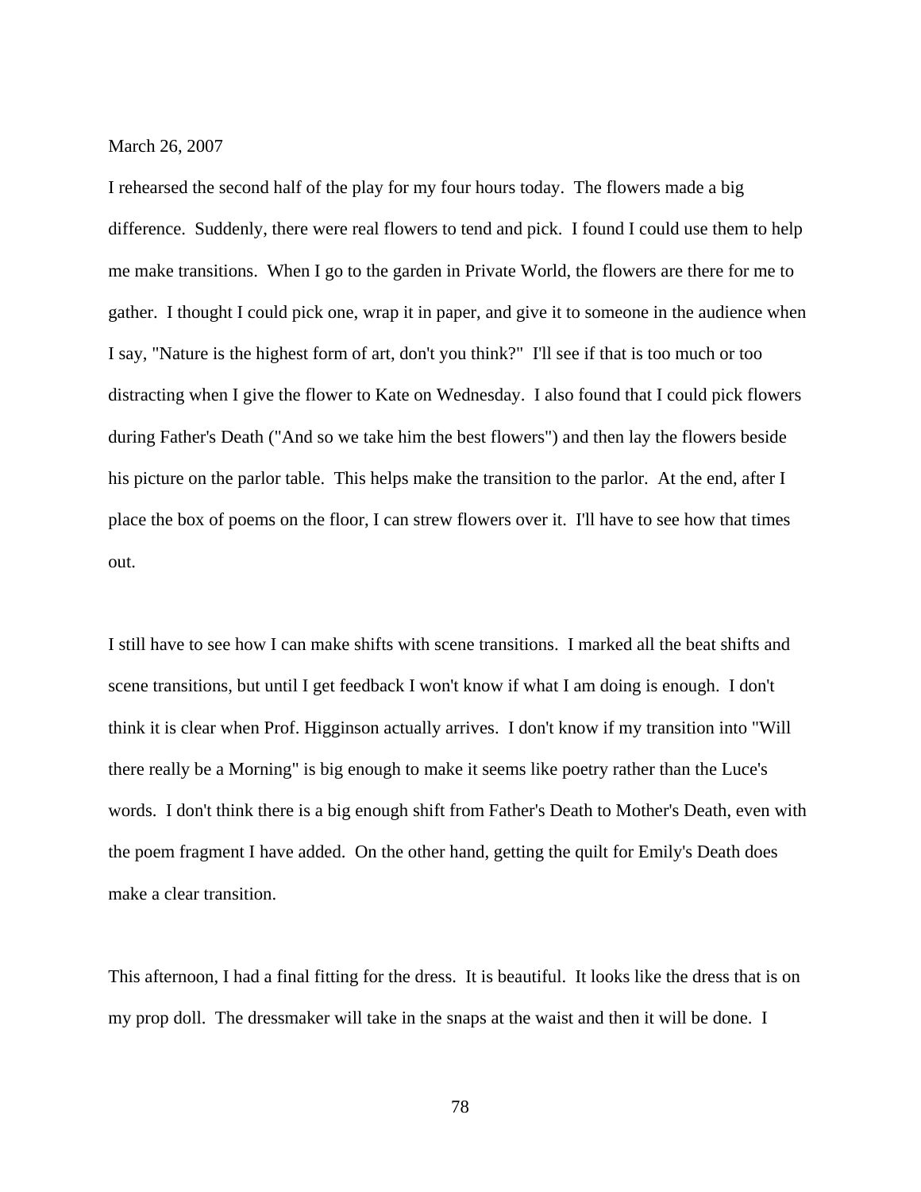March 26, 2007

I rehearsed the second half of the play for my four hours today. The flowers made a big difference. Suddenly, there were real flowers to tend and pick. I found I could use them to help me make transitions. When I go to the garden in Private World, the flowers are there for me to gather. I thought I could pick one, wrap it in paper, and give it to someone in the audience when I say, "Nature is the highest form of art, don't you think?" I'll see if that is too much or too distracting when I give the flower to Kate on Wednesday. I also found that I could pick flowers during Father's Death ("And so we take him the best flowers") and then lay the flowers beside his picture on the parlor table. This helps make the transition to the parlor. At the end, after I place the box of poems on the floor, I can strew flowers over it. I'll have to see how that times out.

I still have to see how I can make shifts with scene transitions. I marked all the beat shifts and scene transitions, but until I get feedback I won't know if what I am doing is enough. I don't think it is clear when Prof. Higginson actually arrives. I don't know if my transition into "Will there really be a Morning" is big enough to make it seems like poetry rather than the Luce's words. I don't think there is a big enough shift from Father's Death to Mother's Death, even with the poem fragment I have added. On the other hand, getting the quilt for Emily's Death does make a clear transition.

This afternoon, I had a final fitting for the dress. It is beautiful. It looks like the dress that is on my prop doll. The dressmaker will take in the snaps at the waist and then it will be done. I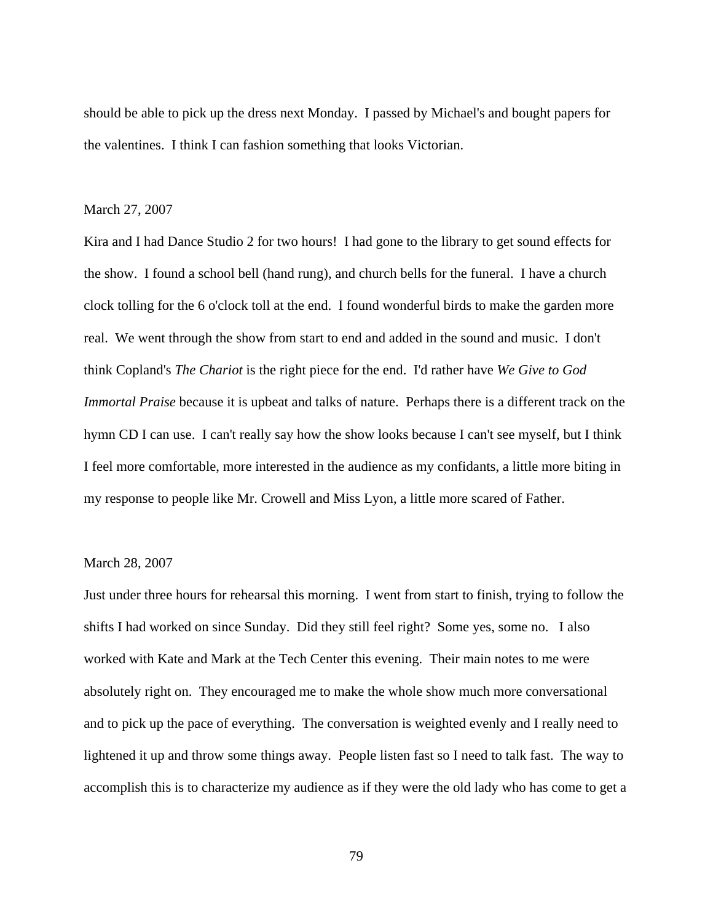should be able to pick up the dress next Monday. I passed by Michael's and bought papers for the valentines. I think I can fashion something that looks Victorian.

March 27, 2007

Kira and I had Dance Studio 2 for two hours! I had gone to the library to get sound effects for the show. I found a school bell (hand rung), and church bells for the funeral. I have a church clock tolling for the 6 o'clock toll at the end. I found wonderful birds to make the garden more real. We went through the show from start to end and added in the sound and music. I don't think Copland's *The Chariot* is the right piece for the end. I'd rather have *We Give to God Immortal Praise* because it is upbeat and talks of nature. Perhaps there is a different track on the hymn CD I can use. I can't really say how the show looks because I can't see myself, but I think I feel more comfortable, more interested in the audience as my confidants, a little more biting in my response to people like Mr. Crowell and Miss Lyon, a little more scared of Father.

March 28, 2007

Just under three hours for rehearsal this morning. I went from start to finish, trying to follow the shifts I had worked on since Sunday. Did they still feel right? Some yes, some no. I also worked with Kate and Mark at the Tech Center this evening. Their main notes to me were absolutely right on. They encouraged me to make the whole show much more conversational and to pick up the pace of everything. The conversation is weighted evenly and I really need to lightened it up and throw some things away. People listen fast so I need to talk fast. The way to accomplish this is to characterize my audience as if they were the old lady who has come to get a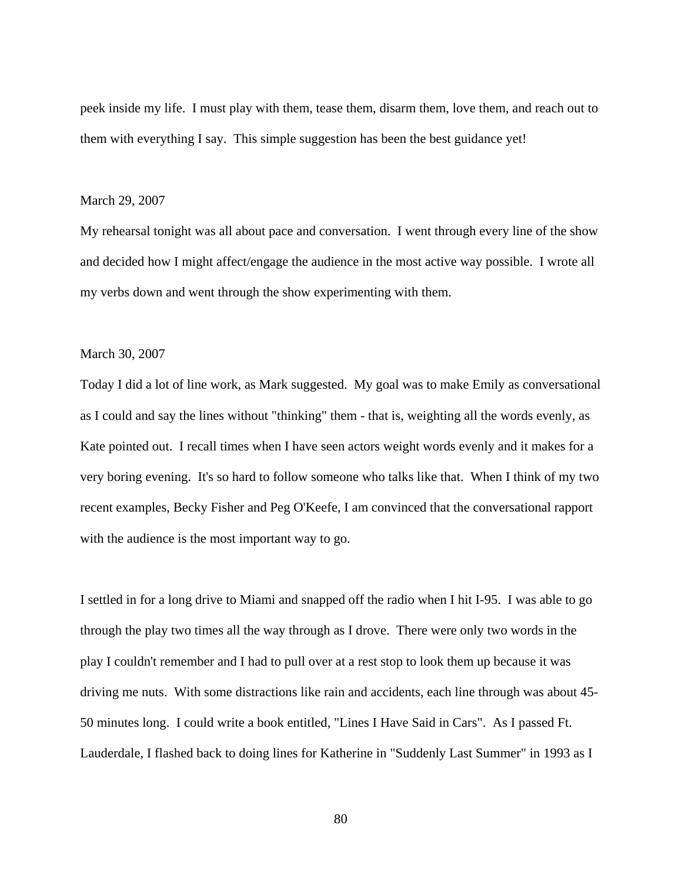peek inside my life. I must play with them, tease them, disarm them, love them, and reach out to them with everything I say. This simple suggestion has been the best guidance yet!

March 29, 2007

My rehearsal tonight was all about pace and conversation. I went through every line of the show and decided how I might affect/engage the audience in the most active way possible. I wrote all my verbs down and went through the show experimenting with them.

March 30, 2007

Today I did a lot of line work, as Mark suggested. My goal was to make Emily as conversational as I could and say the lines without "thinking" them - that is, weighting all the words evenly, as Kate pointed out. I recall times when I have seen actors weight words evenly and it makes for a very boring evening. It's so hard to follow someone who talks like that. When I think of my two recent examples, Becky Fisher and Peg O'Keefe, I am convinced that the conversational rapport with the audience is the most important way to go.

I settled in for a long drive to Miami and snapped off the radio when I hit I-95. I was able to go through the play two times all the way through as I drove. There were only two words in the play I couldn't remember and I had to pull over at a rest stop to look them up because it was driving me nuts. With some distractions like rain and accidents, each line through was about 45-50 minutes long. I could write a book entitled, "Lines I Have Said in Cars". As I passed Ft. Lauderdale, I flashed back to doing lines for Katherine in "Suddenly Last Summer" in 1993 as I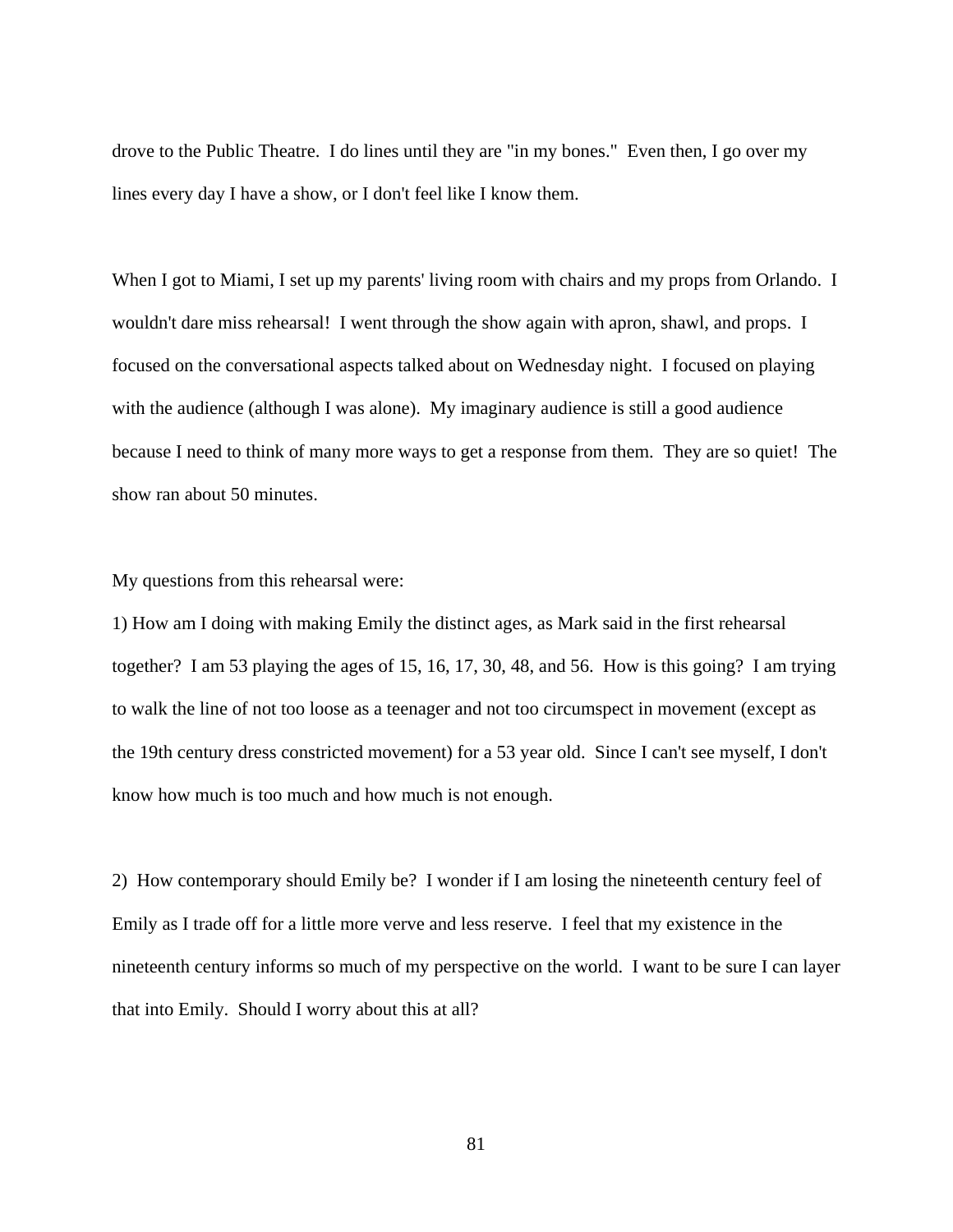drove to the Public Theatre. I do lines until they are "in my bones." Even then, I go over my lines every day I have a show, or I don't feel like I know them.

When I got to Miami, I set up my parents' living room with chairs and my props from Orlando. I wouldn't dare miss rehearsal! I went through the show again with apron, shawl, and props. I focused on the conversational aspects talked about on Wednesday night. I focused on playing with the audience (although I was alone). My imaginary audience is still a good audience because I need to think of many more ways to get a response from them. They are so quiet! The show ran about 50 minutes.

My questions from this rehearsal were:

1) How am I doing with making Emily the distinct ages, as Mark said in the first rehearsal together? I am 53 playing the ages of 15, 16, 17, 30, 48, and 56. How is this going? I am trying to walk the line of not too loose as a teenager and not too circumspect in movement (except as the 19th century dress constricted movement) for a 53 year old. Since I can't see myself, I don't know how much is too much and how much is not enough.

2) How contemporary should Emily be? I wonder if I am losing the nineteenth century feel of Emily as I trade off for a little more verve and less reserve. I feel that my existence in the nineteenth century informs so much of my perspective on the world. I want to be sure I can layer that into Emily. Should I worry about this at all?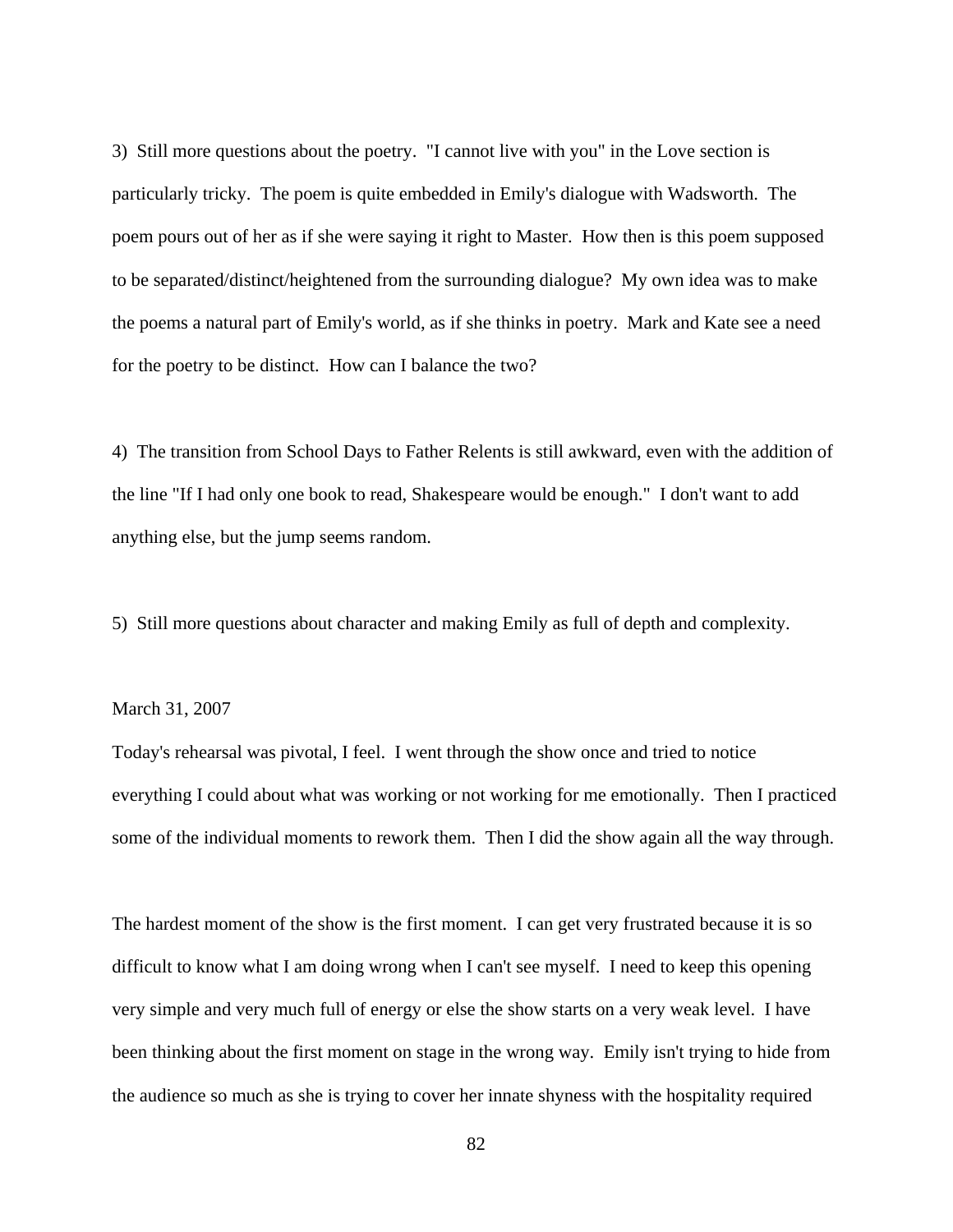3)  Still more questions about the poetry.  "I cannot live with you" in the Love section is particularly tricky.  The poem is quite embedded in Emily's dialogue with Wadsworth.  The poem pours out of her as if she were saying it right to Master.  How then is this poem supposed to be separated/distinct/heightened from the surrounding dialogue?  My own idea was to make the poems a natural part of Emily's world, as if she thinks in poetry.  Mark and Kate see a need for the poetry to be distinct.  How can I balance the two?

4)  The transition from School Days to Father Relents is still awkward, even with the addition of the line "If I had only one book to read, Shakespeare would be enough."  I don't want to add anything else, but the jump seems random.

5)  Still more questions about character and making Emily as full of depth and complexity.

March 31, 2007

Today's rehearsal was pivotal, I feel.  I went through the show once and tried to notice everything I could about what was working or not working for me emotionally.  Then I practiced some of the individual moments to rework them.  Then I did the show again all the way through.

The hardest moment of the show is the first moment.  I can get very frustrated because it is so difficult to know what I am doing wrong when I can't see myself.  I need to keep this opening very simple and very much full of energy or else the show starts on a very weak level.  I have been thinking about the first moment on stage in the wrong way.  Emily isn't trying to hide from the audience so much as she is trying to cover her innate shyness with the hospitality required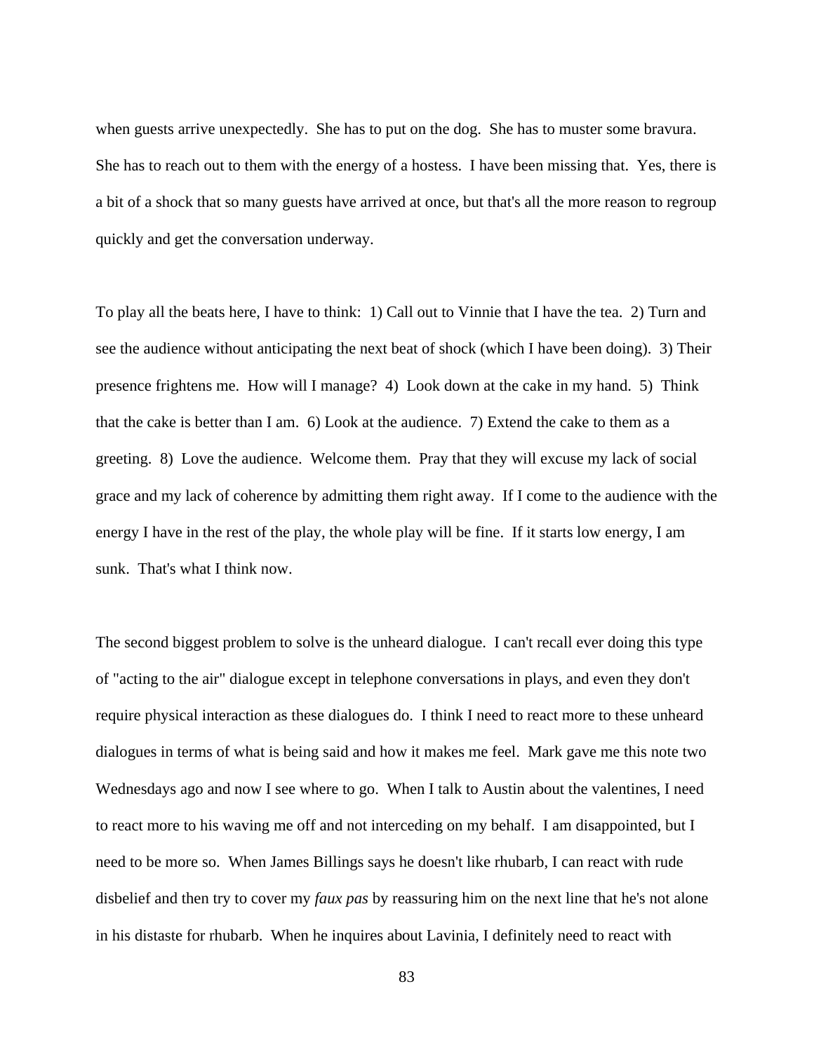when guests arrive unexpectedly. She has to put on the dog. She has to muster some bravura. She has to reach out to them with the energy of a hostess. I have been missing that. Yes, there is a bit of a shock that so many guests have arrived at once, but that's all the more reason to regroup quickly and get the conversation underway.

To play all the beats here, I have to think: 1) Call out to Vinnie that I have the tea. 2) Turn and see the audience without anticipating the next beat of shock (which I have been doing). 3) Their presence frightens me. How will I manage? 4) Look down at the cake in my hand. 5) Think that the cake is better than I am. 6) Look at the audience. 7) Extend the cake to them as a greeting. 8) Love the audience. Welcome them. Pray that they will excuse my lack of social grace and my lack of coherence by admitting them right away. If I come to the audience with the energy I have in the rest of the play, the whole play will be fine. If it starts low energy, I am sunk. That's what I think now.

The second biggest problem to solve is the unheard dialogue. I can't recall ever doing this type of "acting to the air" dialogue except in telephone conversations in plays, and even they don't require physical interaction as these dialogues do. I think I need to react more to these unheard dialogues in terms of what is being said and how it makes me feel. Mark gave me this note two Wednesdays ago and now I see where to go. When I talk to Austin about the valentines, I need to react more to his waving me off and not interceding on my behalf. I am disappointed, but I need to be more so. When James Billings says he doesn't like rhubarb, I can react with rude disbelief and then try to cover my *faux pas* by reassuring him on the next line that he's not alone in his distaste for rhubarb. When he inquires about Lavinia, I definitely need to react with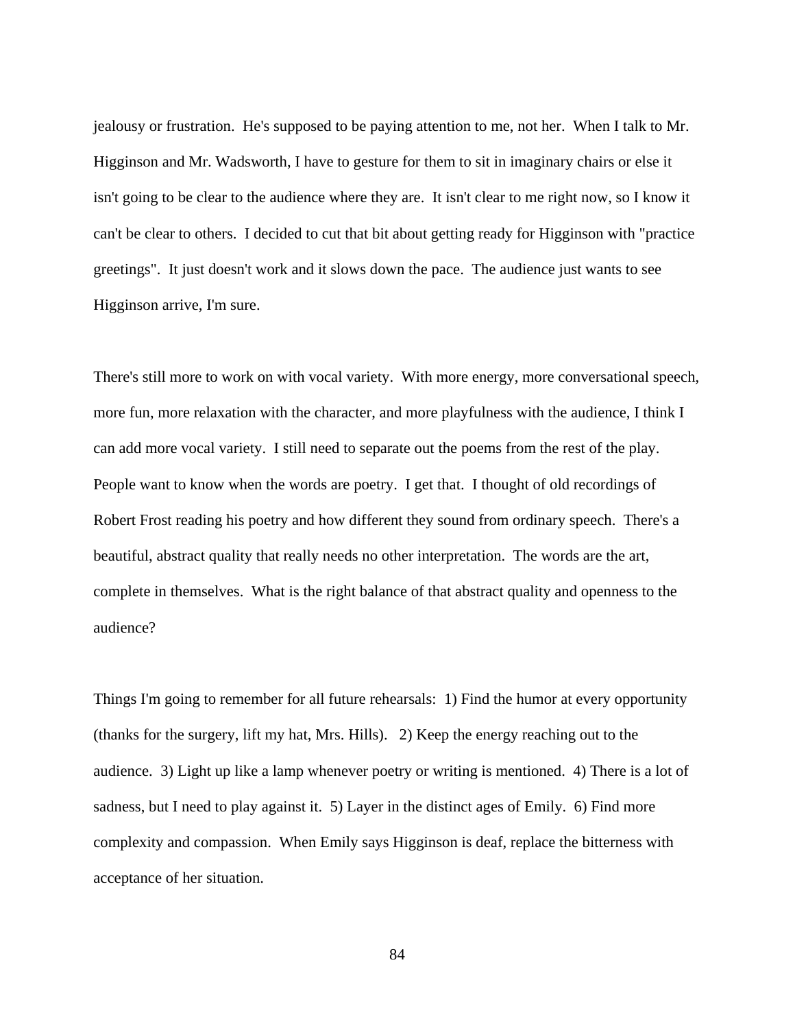jealousy or frustration. He's supposed to be paying attention to me, not her. When I talk to Mr. Higginson and Mr. Wadsworth, I have to gesture for them to sit in imaginary chairs or else it isn't going to be clear to the audience where they are. It isn't clear to me right now, so I know it can't be clear to others. I decided to cut that bit about getting ready for Higginson with "practice greetings". It just doesn't work and it slows down the pace. The audience just wants to see Higginson arrive, I'm sure.

There's still more to work on with vocal variety. With more energy, more conversational speech, more fun, more relaxation with the character, and more playfulness with the audience, I think I can add more vocal variety. I still need to separate out the poems from the rest of the play. People want to know when the words are poetry. I get that. I thought of old recordings of Robert Frost reading his poetry and how different they sound from ordinary speech. There's a beautiful, abstract quality that really needs no other interpretation. The words are the art, complete in themselves. What is the right balance of that abstract quality and openness to the audience?

Things I'm going to remember for all future rehearsals: 1) Find the humor at every opportunity (thanks for the surgery, lift my hat, Mrs. Hills). 2) Keep the energy reaching out to the audience. 3) Light up like a lamp whenever poetry or writing is mentioned. 4) There is a lot of sadness, but I need to play against it. 5) Layer in the distinct ages of Emily. 6) Find more complexity and compassion. When Emily says Higginson is deaf, replace the bitterness with acceptance of her situation.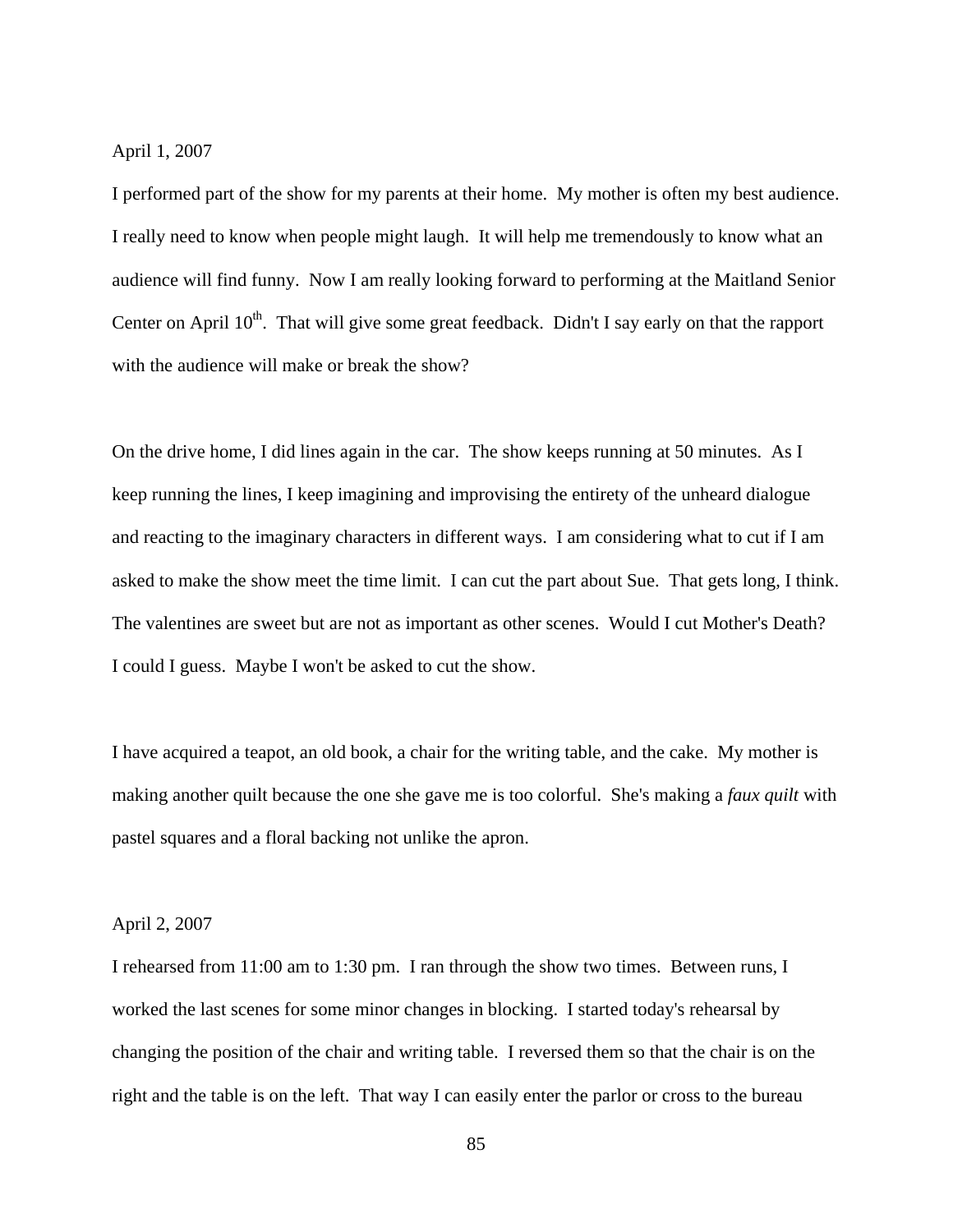April 1, 2007

I performed part of the show for my parents at their home. My mother is often my best audience. I really need to know when people might laugh. It will help me tremendously to know what an audience will find funny. Now I am really looking forward to performing at the Maitland Senior Center on April 10th. That will give some great feedback. Didn't I say early on that the rapport with the audience will make or break the show?

On the drive home, I did lines again in the car. The show keeps running at 50 minutes. As I keep running the lines, I keep imagining and improvising the entirety of the unheard dialogue and reacting to the imaginary characters in different ways. I am considering what to cut if I am asked to make the show meet the time limit. I can cut the part about Sue. That gets long, I think. The valentines are sweet but are not as important as other scenes. Would I cut Mother's Death? I could I guess. Maybe I won't be asked to cut the show.

I have acquired a teapot, an old book, a chair for the writing table, and the cake. My mother is making another quilt because the one she gave me is too colorful. She's making a *faux quilt* with pastel squares and a floral backing not unlike the apron.

April 2, 2007

I rehearsed from 11:00 am to 1:30 pm. I ran through the show two times. Between runs, I worked the last scenes for some minor changes in blocking. I started today's rehearsal by changing the position of the chair and writing table. I reversed them so that the chair is on the right and the table is on the left. That way I can easily enter the parlor or cross to the bureau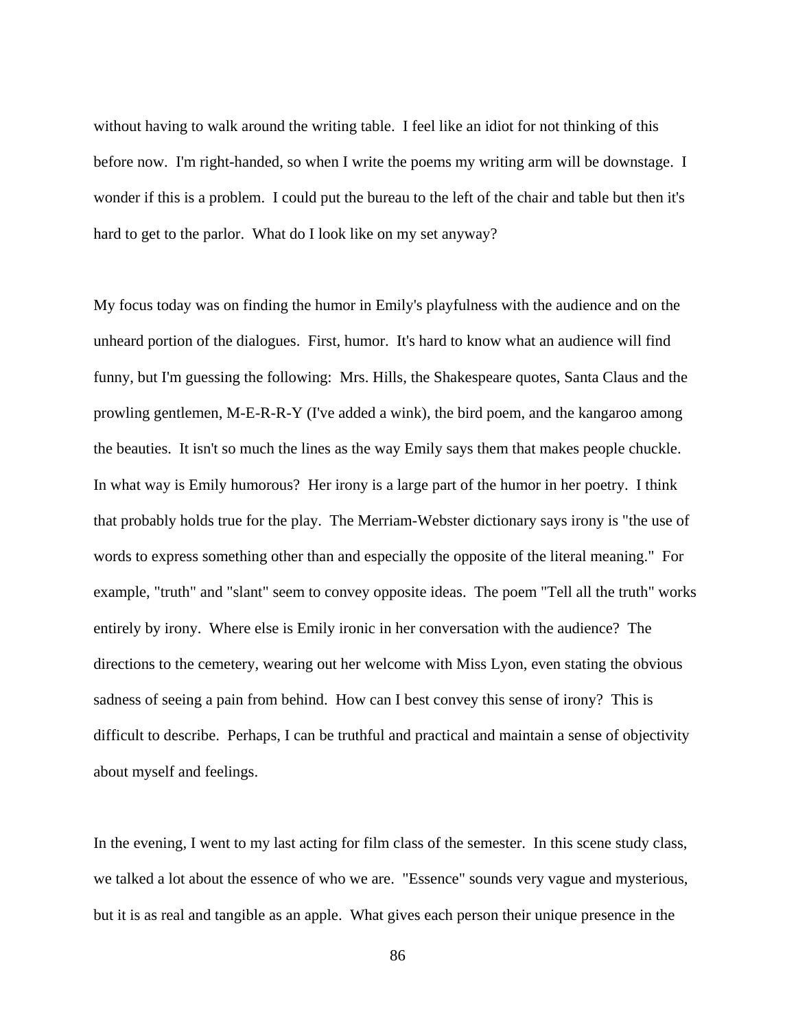without having to walk around the writing table. I feel like an idiot for not thinking of this before now. I'm right-handed, so when I write the poems my writing arm will be downstage. I wonder if this is a problem. I could put the bureau to the left of the chair and table but then it's hard to get to the parlor. What do I look like on my set anyway?

My focus today was on finding the humor in Emily's playfulness with the audience and on the unheard portion of the dialogues. First, humor. It's hard to know what an audience will find funny, but I'm guessing the following: Mrs. Hills, the Shakespeare quotes, Santa Claus and the prowling gentlemen, M-E-R-R-Y (I've added a wink), the bird poem, and the kangaroo among the beauties. It isn't so much the lines as the way Emily says them that makes people chuckle. In what way is Emily humorous? Her irony is a large part of the humor in her poetry. I think that probably holds true for the play. The Merriam-Webster dictionary says irony is "the use of words to express something other than and especially the opposite of the literal meaning." For example, "truth" and "slant" seem to convey opposite ideas. The poem "Tell all the truth" works entirely by irony. Where else is Emily ironic in her conversation with the audience? The directions to the cemetery, wearing out her welcome with Miss Lyon, even stating the obvious sadness of seeing a pain from behind. How can I best convey this sense of irony? This is difficult to describe. Perhaps, I can be truthful and practical and maintain a sense of objectivity about myself and feelings.

In the evening, I went to my last acting for film class of the semester. In this scene study class, we talked a lot about the essence of who we are. "Essence" sounds very vague and mysterious, but it is as real and tangible as an apple. What gives each person their unique presence in the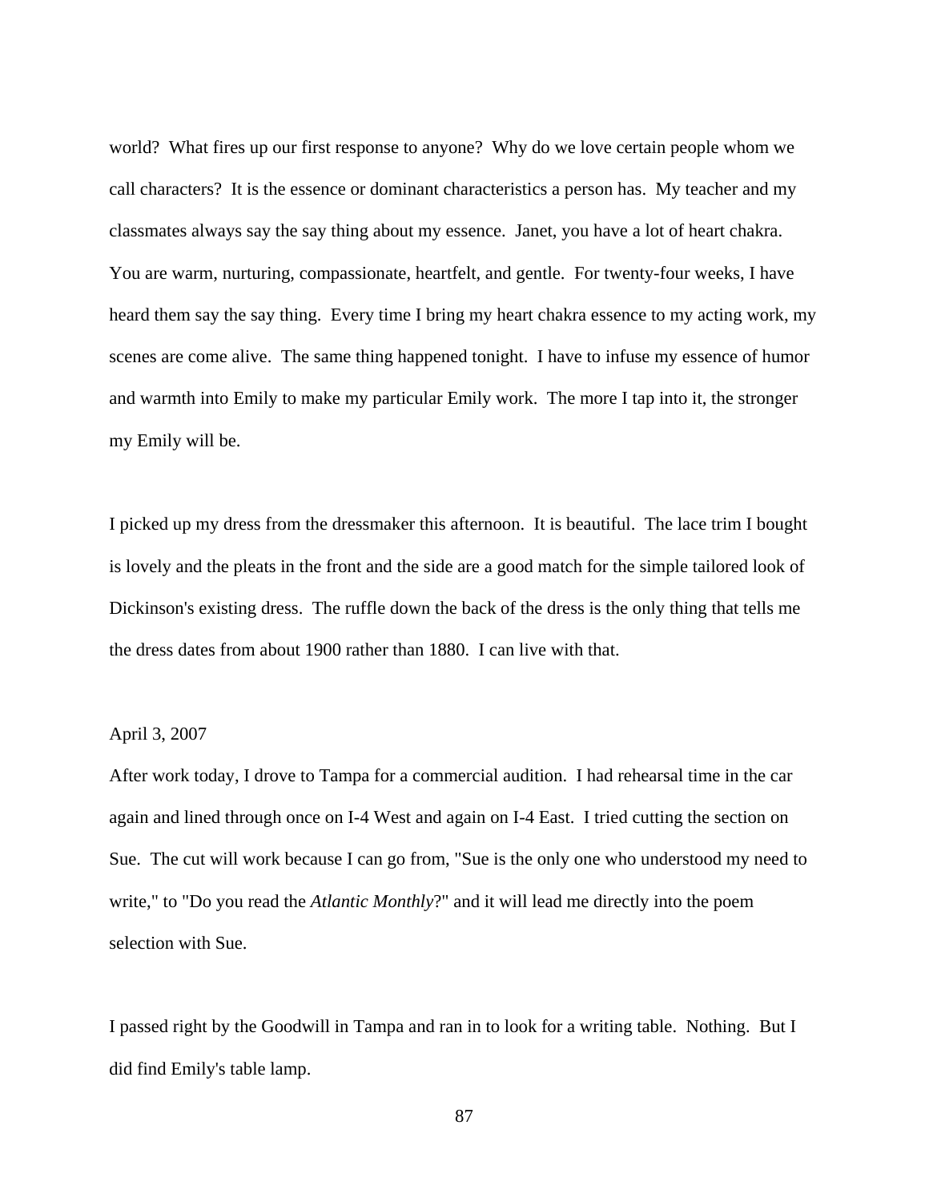world? What fires up our first response to anyone? Why do we love certain people whom we call characters? It is the essence or dominant characteristics a person has. My teacher and my classmates always say the say thing about my essence. Janet, you have a lot of heart chakra. You are warm, nurturing, compassionate, heartfelt, and gentle. For twenty-four weeks, I have heard them say the say thing. Every time I bring my heart chakra essence to my acting work, my scenes are come alive. The same thing happened tonight. I have to infuse my essence of humor and warmth into Emily to make my particular Emily work. The more I tap into it, the stronger my Emily will be.

I picked up my dress from the dressmaker this afternoon. It is beautiful. The lace trim I bought is lovely and the pleats in the front and the side are a good match for the simple tailored look of Dickinson's existing dress. The ruffle down the back of the dress is the only thing that tells me the dress dates from about 1900 rather than 1880. I can live with that.

April 3, 2007

After work today, I drove to Tampa for a commercial audition. I had rehearsal time in the car again and lined through once on I-4 West and again on I-4 East. I tried cutting the section on Sue. The cut will work because I can go from, "Sue is the only one who understood my need to write," to "Do you read the *Atlantic Monthly*?" and it will lead me directly into the poem selection with Sue.

I passed right by the Goodwill in Tampa and ran in to look for a writing table. Nothing. But I did find Emily's table lamp.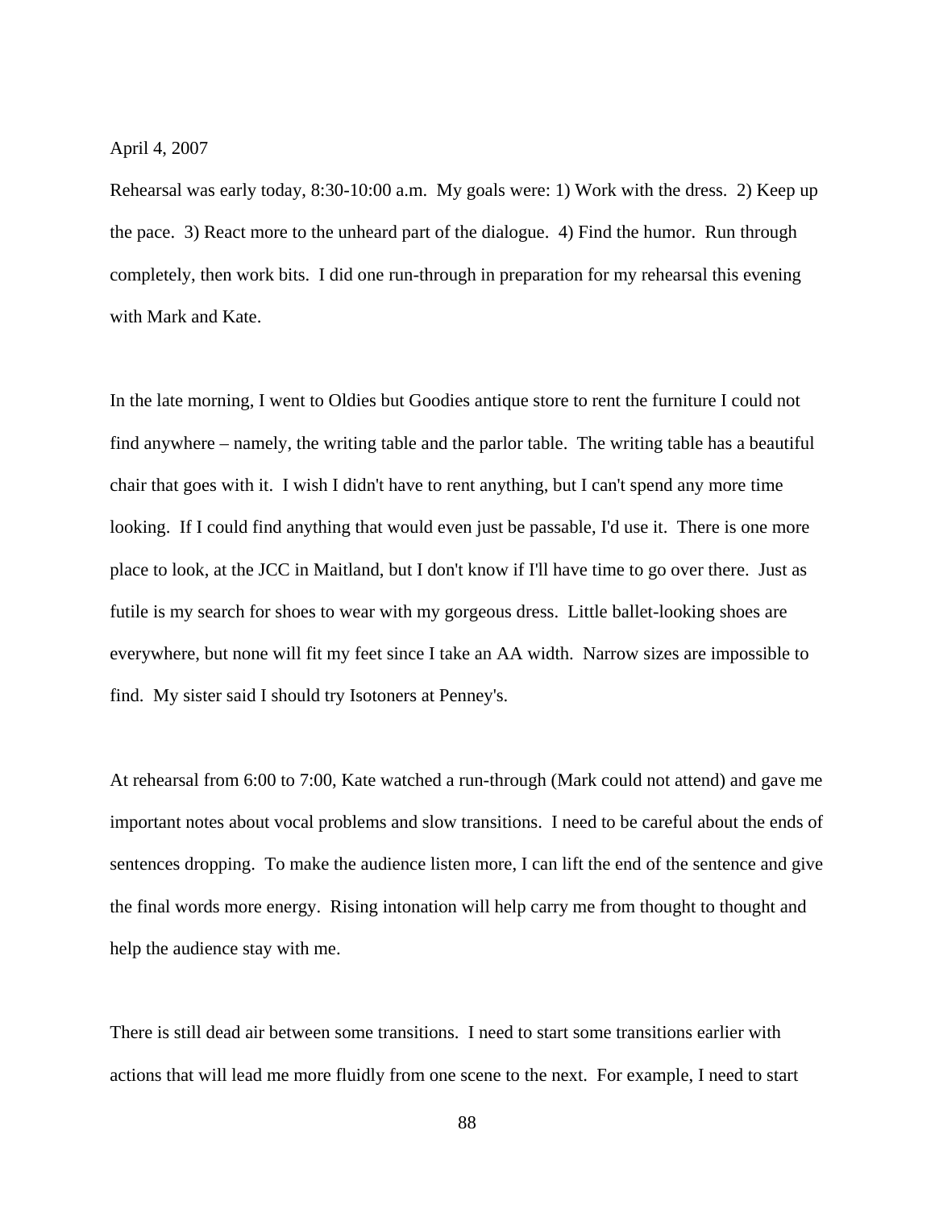April 4, 2007

Rehearsal was early today, 8:30-10:00 a.m. My goals were: 1) Work with the dress. 2) Keep up the pace. 3) React more to the unheard part of the dialogue. 4) Find the humor. Run through completely, then work bits. I did one run-through in preparation for my rehearsal this evening with Mark and Kate.

In the late morning, I went to Oldies but Goodies antique store to rent the furniture I could not find anywhere – namely, the writing table and the parlor table. The writing table has a beautiful chair that goes with it. I wish I didn't have to rent anything, but I can't spend any more time looking. If I could find anything that would even just be passable, I'd use it. There is one more place to look, at the JCC in Maitland, but I don't know if I'll have time to go over there. Just as futile is my search for shoes to wear with my gorgeous dress. Little ballet-looking shoes are everywhere, but none will fit my feet since I take an AA width. Narrow sizes are impossible to find. My sister said I should try Isotoners at Penney's.

At rehearsal from 6:00 to 7:00, Kate watched a run-through (Mark could not attend) and gave me important notes about vocal problems and slow transitions. I need to be careful about the ends of sentences dropping. To make the audience listen more, I can lift the end of the sentence and give the final words more energy. Rising intonation will help carry me from thought to thought and help the audience stay with me.

There is still dead air between some transitions. I need to start some transitions earlier with actions that will lead me more fluidly from one scene to the next. For example, I need to start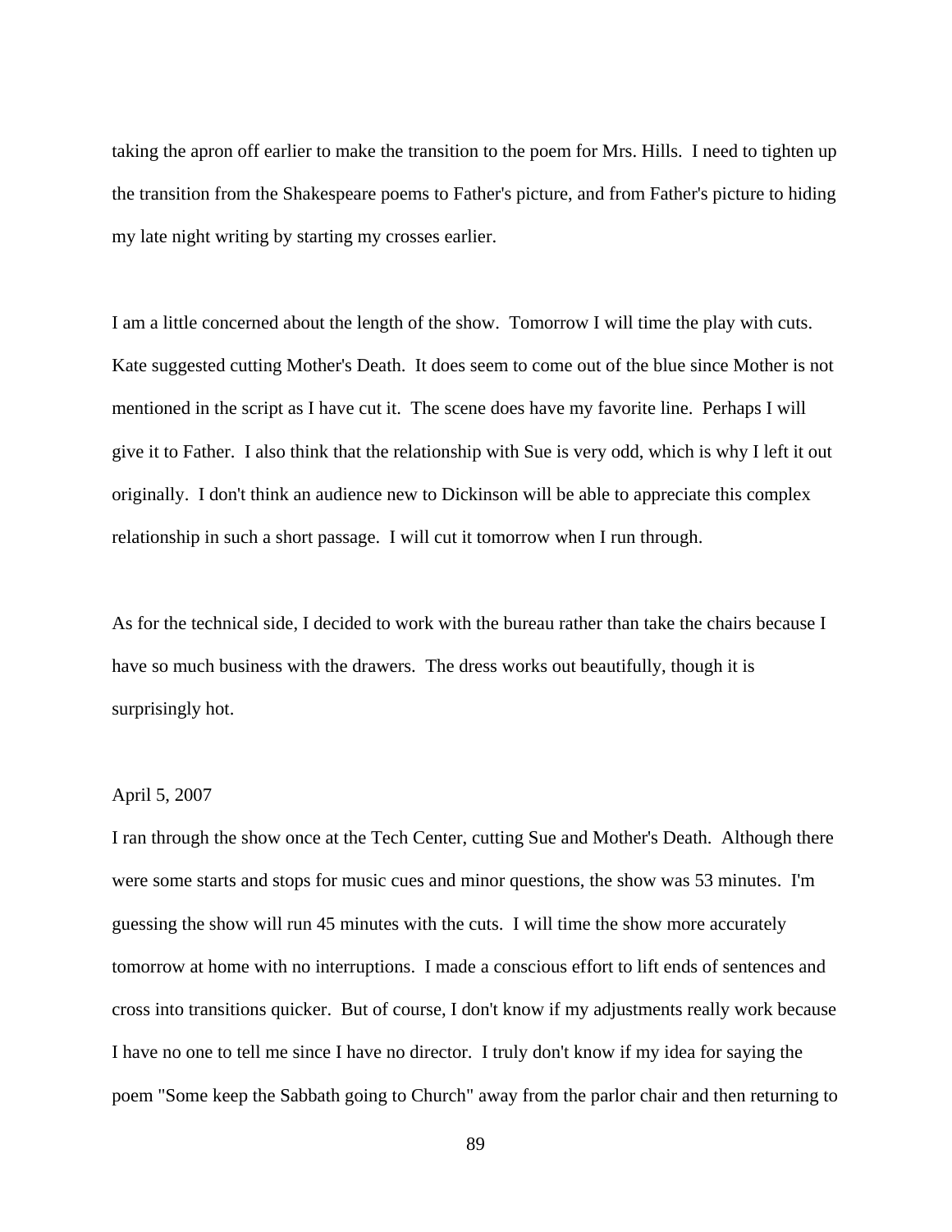taking the apron off earlier to make the transition to the poem for Mrs. Hills. I need to tighten up the transition from the Shakespeare poems to Father's picture, and from Father's picture to hiding my late night writing by starting my crosses earlier.

I am a little concerned about the length of the show. Tomorrow I will time the play with cuts. Kate suggested cutting Mother's Death. It does seem to come out of the blue since Mother is not mentioned in the script as I have cut it. The scene does have my favorite line. Perhaps I will give it to Father. I also think that the relationship with Sue is very odd, which is why I left it out originally. I don't think an audience new to Dickinson will be able to appreciate this complex relationship in such a short passage. I will cut it tomorrow when I run through.

As for the technical side, I decided to work with the bureau rather than take the chairs because I have so much business with the drawers. The dress works out beautifully, though it is surprisingly hot.

April 5, 2007

I ran through the show once at the Tech Center, cutting Sue and Mother's Death. Although there were some starts and stops for music cues and minor questions, the show was 53 minutes. I'm guessing the show will run 45 minutes with the cuts. I will time the show more accurately tomorrow at home with no interruptions. I made a conscious effort to lift ends of sentences and cross into transitions quicker. But of course, I don't know if my adjustments really work because I have no one to tell me since I have no director. I truly don't know if my idea for saying the poem "Some keep the Sabbath going to Church" away from the parlor chair and then returning to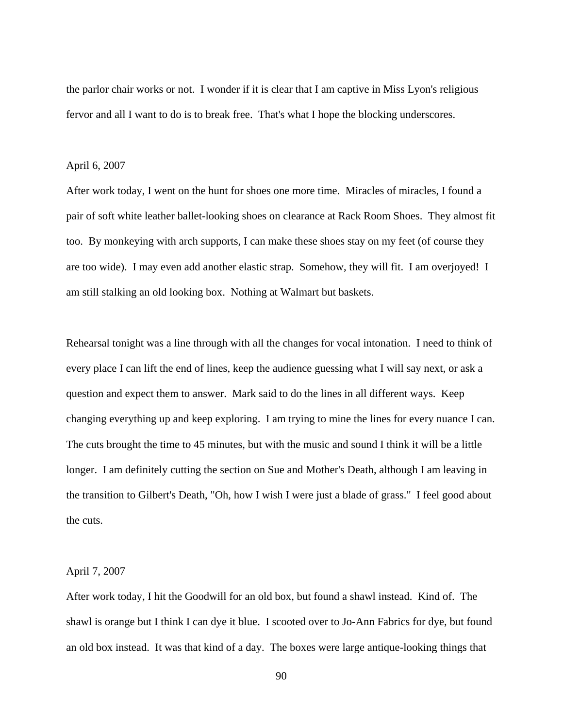the parlor chair works or not. I wonder if it is clear that I am captive in Miss Lyon's religious fervor and all I want to do is to break free. That's what I hope the blocking underscores.

April 6, 2007

After work today, I went on the hunt for shoes one more time. Miracles of miracles, I found a pair of soft white leather ballet-looking shoes on clearance at Rack Room Shoes. They almost fit too. By monkeying with arch supports, I can make these shoes stay on my feet (of course they are too wide). I may even add another elastic strap. Somehow, they will fit. I am overjoyed! I am still stalking an old looking box. Nothing at Walmart but baskets.

Rehearsal tonight was a line through with all the changes for vocal intonation. I need to think of every place I can lift the end of lines, keep the audience guessing what I will say next, or ask a question and expect them to answer. Mark said to do the lines in all different ways. Keep changing everything up and keep exploring. I am trying to mine the lines for every nuance I can. The cuts brought the time to 45 minutes, but with the music and sound I think it will be a little longer. I am definitely cutting the section on Sue and Mother's Death, although I am leaving in the transition to Gilbert's Death, "Oh, how I wish I were just a blade of grass." I feel good about the cuts.

April 7, 2007

After work today, I hit the Goodwill for an old box, but found a shawl instead. Kind of. The shawl is orange but I think I can dye it blue. I scooted over to Jo-Ann Fabrics for dye, but found an old box instead. It was that kind of a day. The boxes were large antique-looking things that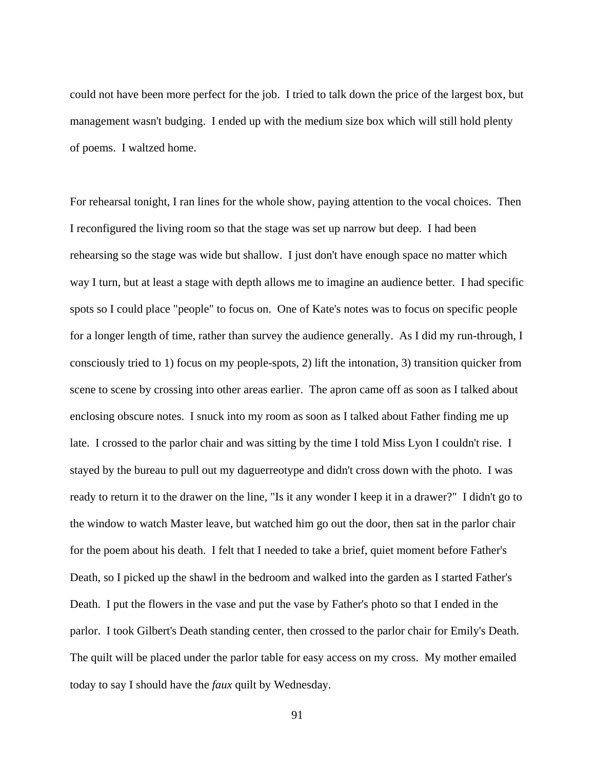could not have been more perfect for the job. I tried to talk down the price of the largest box, but management wasn't budging. I ended up with the medium size box which will still hold plenty of poems. I waltzed home.

For rehearsal tonight, I ran lines for the whole show, paying attention to the vocal choices. Then I reconfigured the living room so that the stage was set up narrow but deep. I had been rehearsing so the stage was wide but shallow. I just don't have enough space no matter which way I turn, but at least a stage with depth allows me to imagine an audience better. I had specific spots so I could place "people" to focus on. One of Kate's notes was to focus on specific people for a longer length of time, rather than survey the audience generally. As I did my run-through, I consciously tried to 1) focus on my people-spots, 2) lift the intonation, 3) transition quicker from scene to scene by crossing into other areas earlier. The apron came off as soon as I talked about enclosing obscure notes. I snuck into my room as soon as I talked about Father finding me up late. I crossed to the parlor chair and was sitting by the time I told Miss Lyon I couldn't rise. I stayed by the bureau to pull out my daguerreotype and didn't cross down with the photo. I was ready to return it to the drawer on the line, "Is it any wonder I keep it in a drawer?" I didn't go to the window to watch Master leave, but watched him go out the door, then sat in the parlor chair for the poem about his death. I felt that I needed to take a brief, quiet moment before Father's Death, so I picked up the shawl in the bedroom and walked into the garden as I started Father's Death. I put the flowers in the vase and put the vase by Father's photo so that I ended in the parlor. I took Gilbert's Death standing center, then crossed to the parlor chair for Emily's Death. The quilt will be placed under the parlor table for easy access on my cross. My mother emailed today to say I should have the *faux* quilt by Wednesday.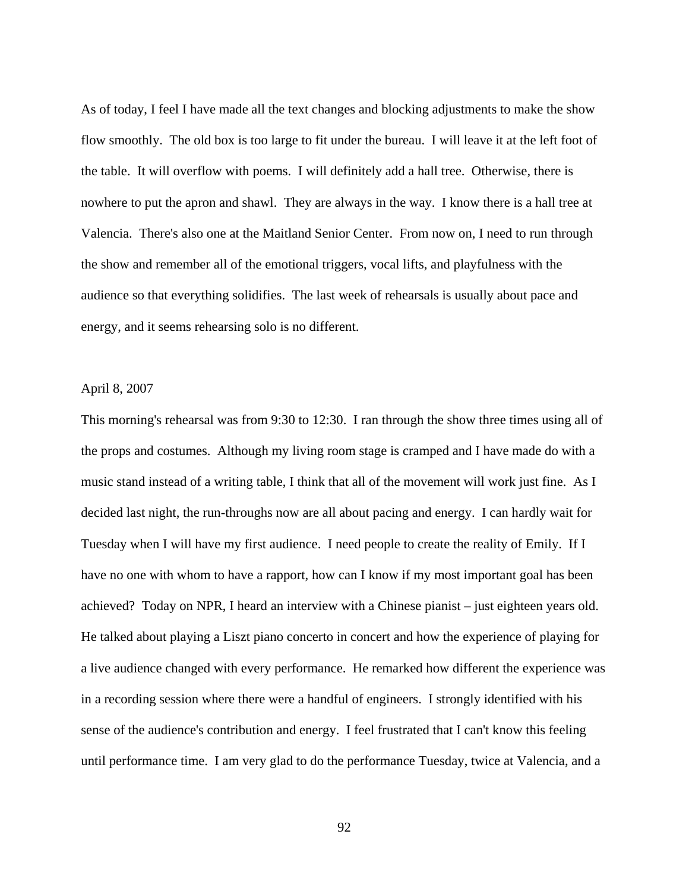As of today, I feel I have made all the text changes and blocking adjustments to make the show flow smoothly. The old box is too large to fit under the bureau. I will leave it at the left foot of the table. It will overflow with poems. I will definitely add a hall tree. Otherwise, there is nowhere to put the apron and shawl. They are always in the way. I know there is a hall tree at Valencia. There's also one at the Maitland Senior Center. From now on, I need to run through the show and remember all of the emotional triggers, vocal lifts, and playfulness with the audience so that everything solidifies. The last week of rehearsals is usually about pace and energy, and it seems rehearsing solo is no different.

April 8, 2007

This morning's rehearsal was from 9:30 to 12:30. I ran through the show three times using all of the props and costumes. Although my living room stage is cramped and I have made do with a music stand instead of a writing table, I think that all of the movement will work just fine. As I decided last night, the run-throughs now are all about pacing and energy. I can hardly wait for Tuesday when I will have my first audience. I need people to create the reality of Emily. If I have no one with whom to have a rapport, how can I know if my most important goal has been achieved? Today on NPR, I heard an interview with a Chinese pianist – just eighteen years old. He talked about playing a Liszt piano concerto in concert and how the experience of playing for a live audience changed with every performance. He remarked how different the experience was in a recording session where there were a handful of engineers. I strongly identified with his sense of the audience's contribution and energy. I feel frustrated that I can't know this feeling until performance time. I am very glad to do the performance Tuesday, twice at Valencia, and a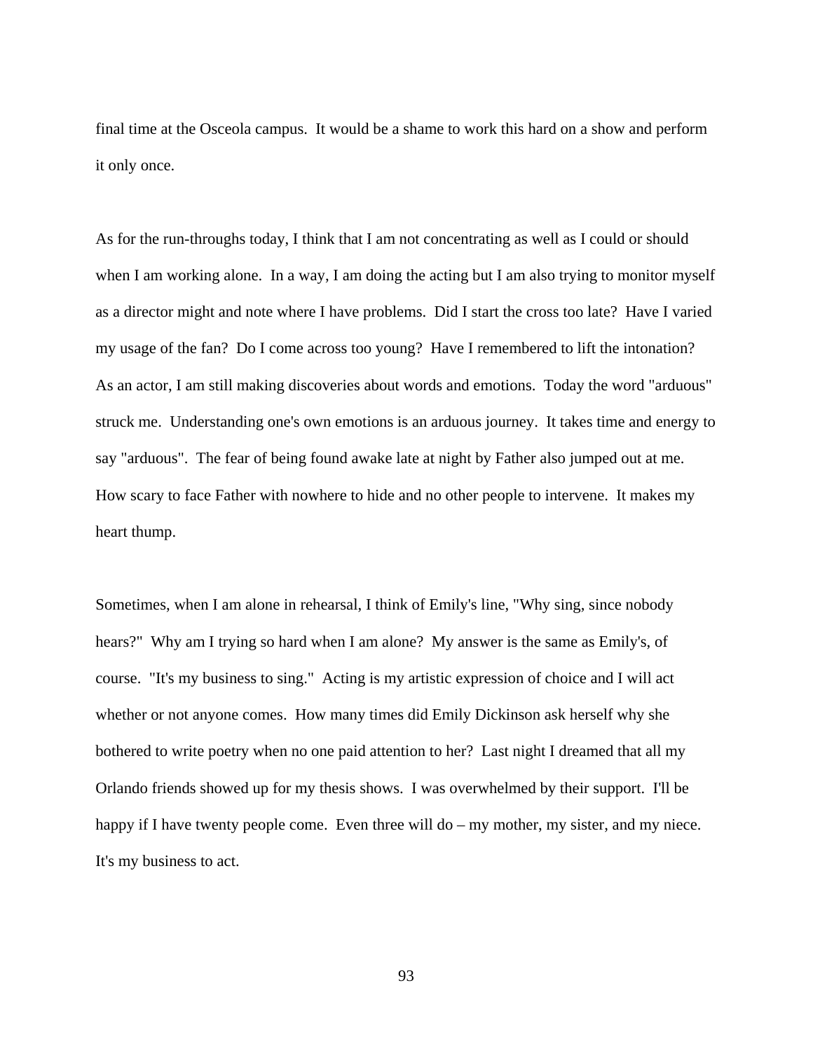final time at the Osceola campus. It would be a shame to work this hard on a show and perform it only once.

As for the run-throughs today, I think that I am not concentrating as well as I could or should when I am working alone. In a way, I am doing the acting but I am also trying to monitor myself as a director might and note where I have problems. Did I start the cross too late? Have I varied my usage of the fan? Do I come across too young? Have I remembered to lift the intonation? As an actor, I am still making discoveries about words and emotions. Today the word "arduous" struck me. Understanding one's own emotions is an arduous journey. It takes time and energy to say "arduous". The fear of being found awake late at night by Father also jumped out at me. How scary to face Father with nowhere to hide and no other people to intervene. It makes my heart thump.

Sometimes, when I am alone in rehearsal, I think of Emily's line, "Why sing, since nobody hears?" Why am I trying so hard when I am alone? My answer is the same as Emily's, of course. "It's my business to sing." Acting is my artistic expression of choice and I will act whether or not anyone comes. How many times did Emily Dickinson ask herself why she bothered to write poetry when no one paid attention to her? Last night I dreamed that all my Orlando friends showed up for my thesis shows. I was overwhelmed by their support. I'll be happy if I have twenty people come. Even three will do – my mother, my sister, and my niece. It's my business to act.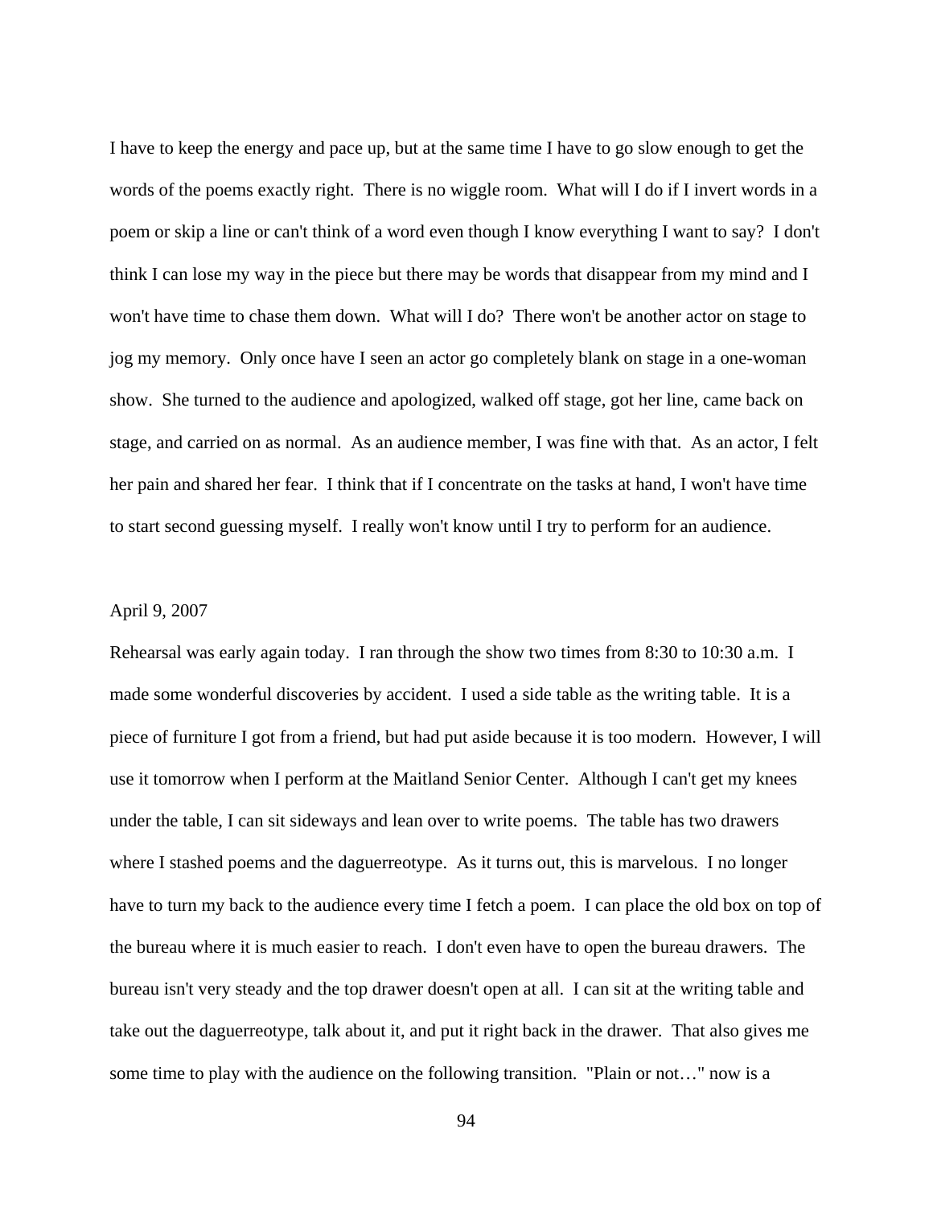I have to keep the energy and pace up, but at the same time I have to go slow enough to get the words of the poems exactly right. There is no wiggle room. What will I do if I invert words in a poem or skip a line or can't think of a word even though I know everything I want to say? I don't think I can lose my way in the piece but there may be words that disappear from my mind and I won't have time to chase them down. What will I do? There won't be another actor on stage to jog my memory. Only once have I seen an actor go completely blank on stage in a one-woman show. She turned to the audience and apologized, walked off stage, got her line, came back on stage, and carried on as normal. As an audience member, I was fine with that. As an actor, I felt her pain and shared her fear. I think that if I concentrate on the tasks at hand, I won't have time to start second guessing myself. I really won't know until I try to perform for an audience.

April 9, 2007

Rehearsal was early again today. I ran through the show two times from 8:30 to 10:30 a.m. I made some wonderful discoveries by accident. I used a side table as the writing table. It is a piece of furniture I got from a friend, but had put aside because it is too modern. However, I will use it tomorrow when I perform at the Maitland Senior Center. Although I can't get my knees under the table, I can sit sideways and lean over to write poems. The table has two drawers where I stashed poems and the daguerreotype. As it turns out, this is marvelous. I no longer have to turn my back to the audience every time I fetch a poem. I can place the old box on top of the bureau where it is much easier to reach. I don't even have to open the bureau drawers. The bureau isn't very steady and the top drawer doesn't open at all. I can sit at the writing table and take out the daguerreotype, talk about it, and put it right back in the drawer. That also gives me some time to play with the audience on the following transition. "Plain or not…" now is a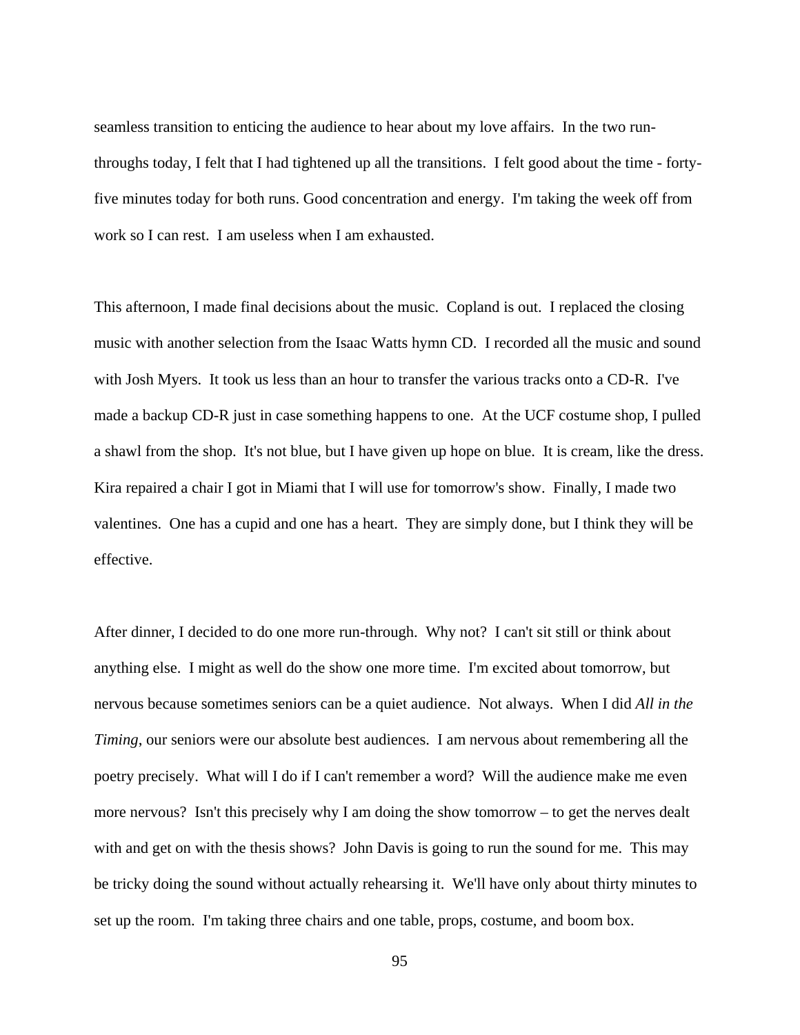seamless transition to enticing the audience to hear about my love affairs. In the two run-throughs today, I felt that I had tightened up all the transitions. I felt good about the time - forty-five minutes today for both runs. Good concentration and energy. I'm taking the week off from work so I can rest. I am useless when I am exhausted.

This afternoon, I made final decisions about the music. Copland is out. I replaced the closing music with another selection from the Isaac Watts hymn CD. I recorded all the music and sound with Josh Myers. It took us less than an hour to transfer the various tracks onto a CD-R. I've made a backup CD-R just in case something happens to one. At the UCF costume shop, I pulled a shawl from the shop. It's not blue, but I have given up hope on blue. It is cream, like the dress. Kira repaired a chair I got in Miami that I will use for tomorrow's show. Finally, I made two valentines. One has a cupid and one has a heart. They are simply done, but I think they will be effective.

After dinner, I decided to do one more run-through. Why not? I can't sit still or think about anything else. I might as well do the show one more time. I'm excited about tomorrow, but nervous because sometimes seniors can be a quiet audience. Not always. When I did *All in the Timing*, our seniors were our absolute best audiences. I am nervous about remembering all the poetry precisely. What will I do if I can't remember a word? Will the audience make me even more nervous? Isn't this precisely why I am doing the show tomorrow – to get the nerves dealt with and get on with the thesis shows? John Davis is going to run the sound for me. This may be tricky doing the sound without actually rehearsing it. We'll have only about thirty minutes to set up the room. I'm taking three chairs and one table, props, costume, and boom box.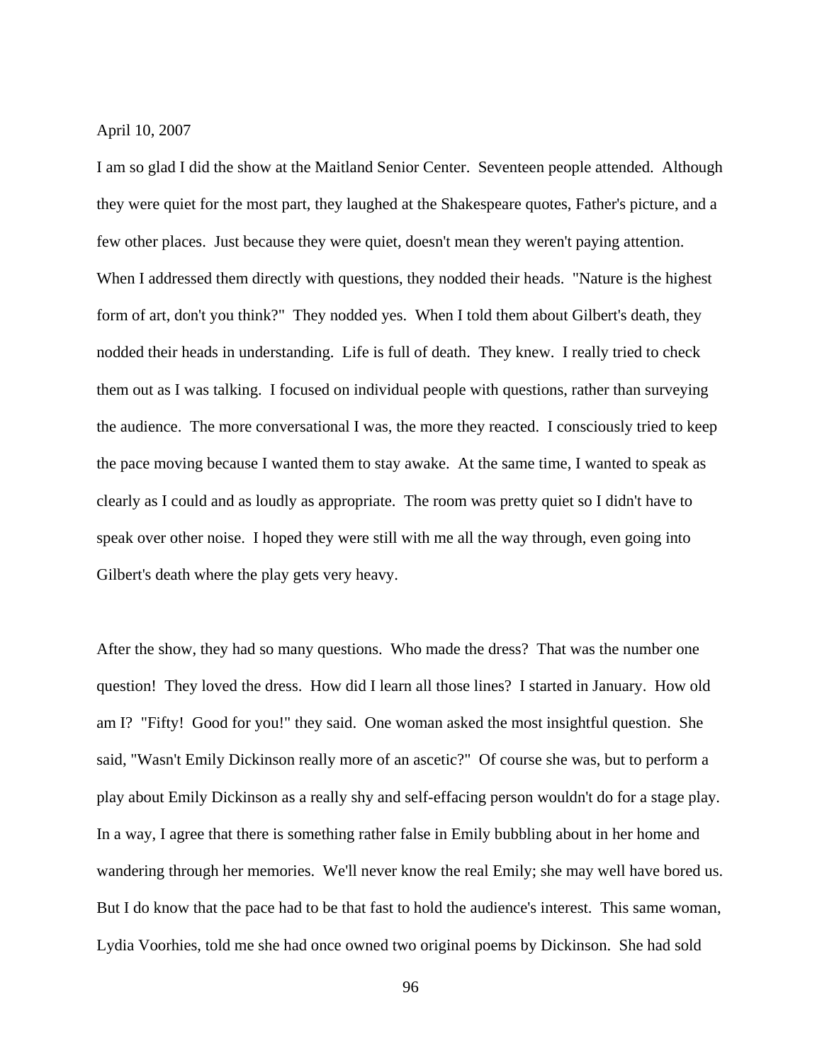April 10, 2007

I am so glad I did the show at the Maitland Senior Center. Seventeen people attended. Although they were quiet for the most part, they laughed at the Shakespeare quotes, Father's picture, and a few other places. Just because they were quiet, doesn't mean they weren't paying attention. When I addressed them directly with questions, they nodded their heads. "Nature is the highest form of art, don't you think?" They nodded yes. When I told them about Gilbert's death, they nodded their heads in understanding. Life is full of death. They knew. I really tried to check them out as I was talking. I focused on individual people with questions, rather than surveying the audience. The more conversational I was, the more they reacted. I consciously tried to keep the pace moving because I wanted them to stay awake. At the same time, I wanted to speak as clearly as I could and as loudly as appropriate. The room was pretty quiet so I didn't have to speak over other noise. I hoped they were still with me all the way through, even going into Gilbert's death where the play gets very heavy.

After the show, they had so many questions. Who made the dress? That was the number one question! They loved the dress. How did I learn all those lines? I started in January. How old am I? "Fifty! Good for you!" they said. One woman asked the most insightful question. She said, "Wasn't Emily Dickinson really more of an ascetic?" Of course she was, but to perform a play about Emily Dickinson as a really shy and self-effacing person wouldn't do for a stage play. In a way, I agree that there is something rather false in Emily bubbling about in her home and wandering through her memories. We'll never know the real Emily; she may well have bored us. But I do know that the pace had to be that fast to hold the audience's interest. This same woman, Lydia Voorhies, told me she had once owned two original poems by Dickinson. She had sold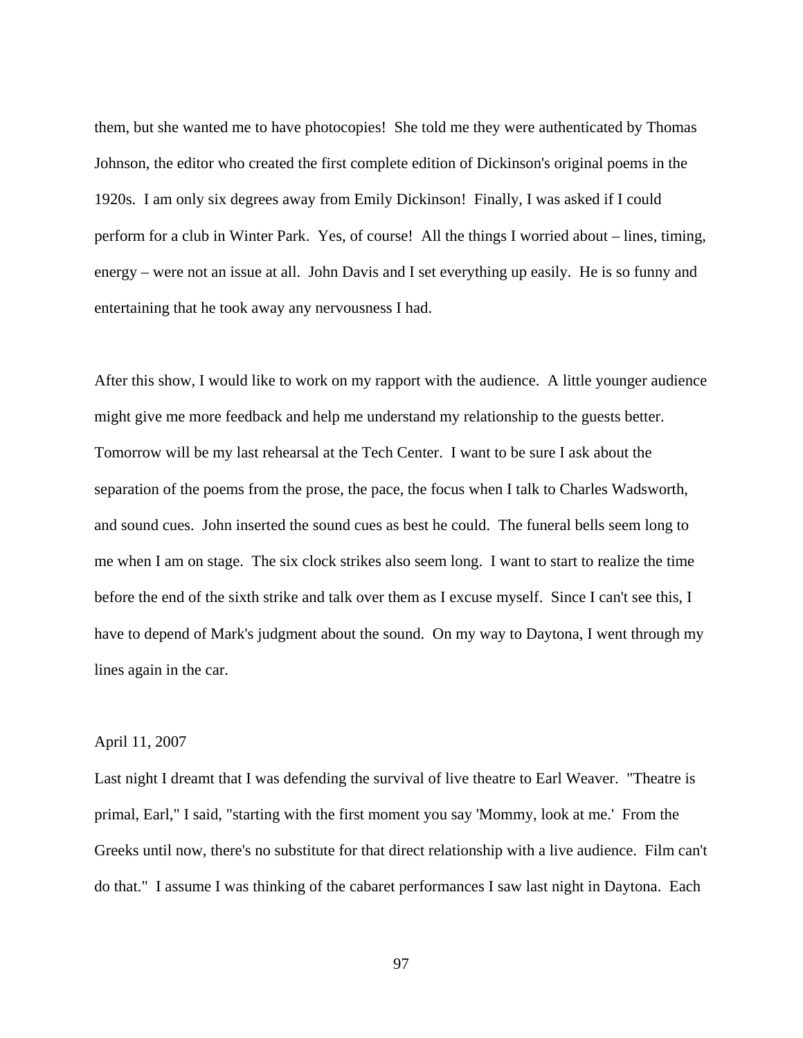them, but she wanted me to have photocopies! She told me they were authenticated by Thomas Johnson, the editor who created the first complete edition of Dickinson's original poems in the 1920s. I am only six degrees away from Emily Dickinson! Finally, I was asked if I could perform for a club in Winter Park. Yes, of course! All the things I worried about – lines, timing, energy – were not an issue at all. John Davis and I set everything up easily. He is so funny and entertaining that he took away any nervousness I had.

After this show, I would like to work on my rapport with the audience. A little younger audience might give me more feedback and help me understand my relationship to the guests better. Tomorrow will be my last rehearsal at the Tech Center. I want to be sure I ask about the separation of the poems from the prose, the pace, the focus when I talk to Charles Wadsworth, and sound cues. John inserted the sound cues as best he could. The funeral bells seem long to me when I am on stage. The six clock strikes also seem long. I want to start to realize the time before the end of the sixth strike and talk over them as I excuse myself. Since I can't see this, I have to depend of Mark's judgment about the sound. On my way to Daytona, I went through my lines again in the car.

April 11, 2007

Last night I dreamt that I was defending the survival of live theatre to Earl Weaver. "Theatre is primal, Earl," I said, "starting with the first moment you say 'Mommy, look at me.' From the Greeks until now, there's no substitute for that direct relationship with a live audience. Film can't do that." I assume I was thinking of the cabaret performances I saw last night in Daytona. Each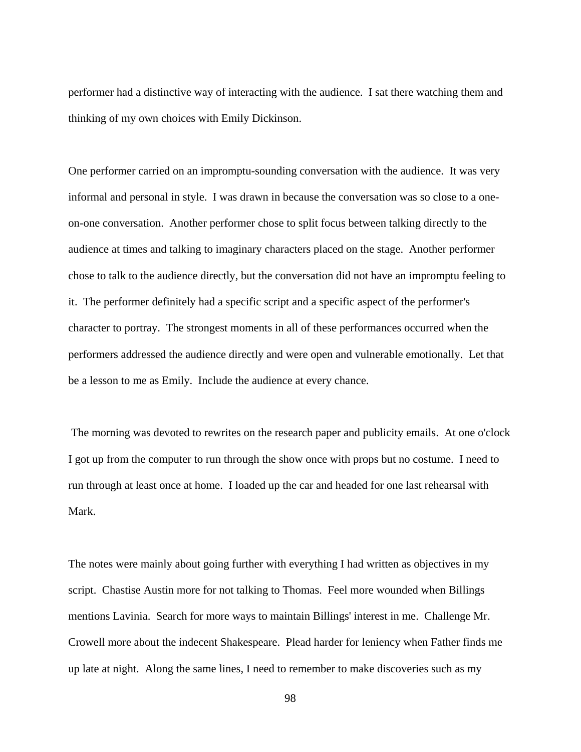performer had a distinctive way of interacting with the audience. I sat there watching them and thinking of my own choices with Emily Dickinson.

One performer carried on an impromptu-sounding conversation with the audience. It was very informal and personal in style. I was drawn in because the conversation was so close to a one-on-one conversation. Another performer chose to split focus between talking directly to the audience at times and talking to imaginary characters placed on the stage. Another performer chose to talk to the audience directly, but the conversation did not have an impromptu feeling to it. The performer definitely had a specific script and a specific aspect of the performer's character to portray. The strongest moments in all of these performances occurred when the performers addressed the audience directly and were open and vulnerable emotionally. Let that be a lesson to me as Emily. Include the audience at every chance.

The morning was devoted to rewrites on the research paper and publicity emails. At one o'clock I got up from the computer to run through the show once with props but no costume. I need to run through at least once at home. I loaded up the car and headed for one last rehearsal with Mark.

The notes were mainly about going further with everything I had written as objectives in my script. Chastise Austin more for not talking to Thomas. Feel more wounded when Billings mentions Lavinia. Search for more ways to maintain Billings' interest in me. Challenge Mr. Crowell more about the indecent Shakespeare. Plead harder for leniency when Father finds me up late at night. Along the same lines, I need to remember to make discoveries such as my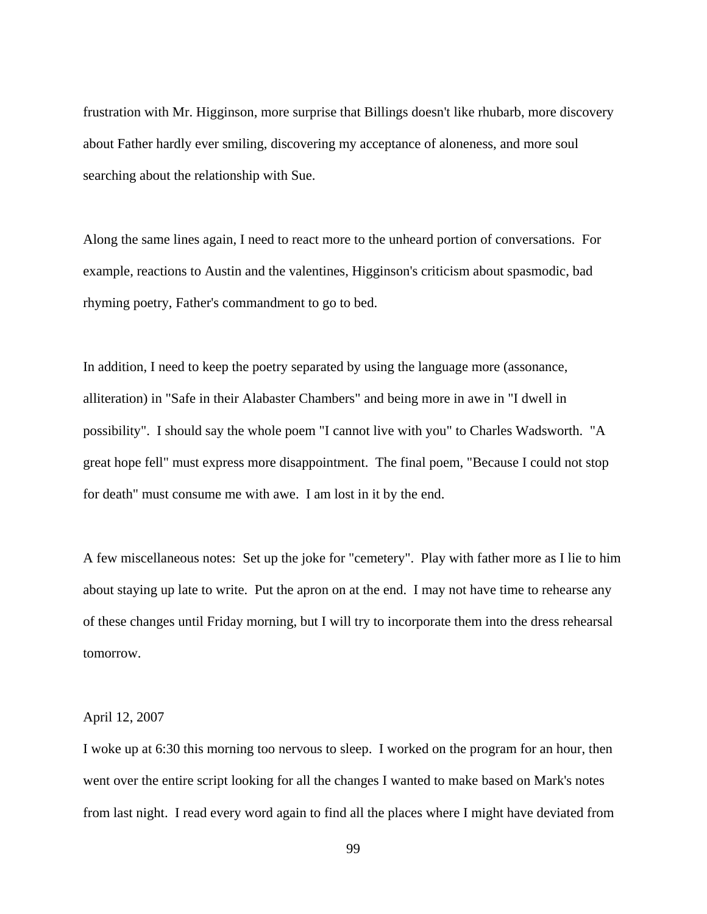frustration with Mr. Higginson, more surprise that Billings doesn't like rhubarb, more discovery about Father hardly ever smiling, discovering my acceptance of aloneness, and more soul searching about the relationship with Sue.

Along the same lines again, I need to react more to the unheard portion of conversations. For example, reactions to Austin and the valentines, Higginson's criticism about spasmodic, bad rhyming poetry, Father's commandment to go to bed.

In addition, I need to keep the poetry separated by using the language more (assonance, alliteration) in "Safe in their Alabaster Chambers" and being more in awe in "I dwell in possibility". I should say the whole poem "I cannot live with you" to Charles Wadsworth. "A great hope fell" must express more disappointment. The final poem, "Because I could not stop for death" must consume me with awe. I am lost in it by the end.

A few miscellaneous notes: Set up the joke for "cemetery". Play with father more as I lie to him about staying up late to write. Put the apron on at the end. I may not have time to rehearse any of these changes until Friday morning, but I will try to incorporate them into the dress rehearsal tomorrow.

April 12, 2007

I woke up at 6:30 this morning too nervous to sleep. I worked on the program for an hour, then went over the entire script looking for all the changes I wanted to make based on Mark's notes from last night. I read every word again to find all the places where I might have deviated from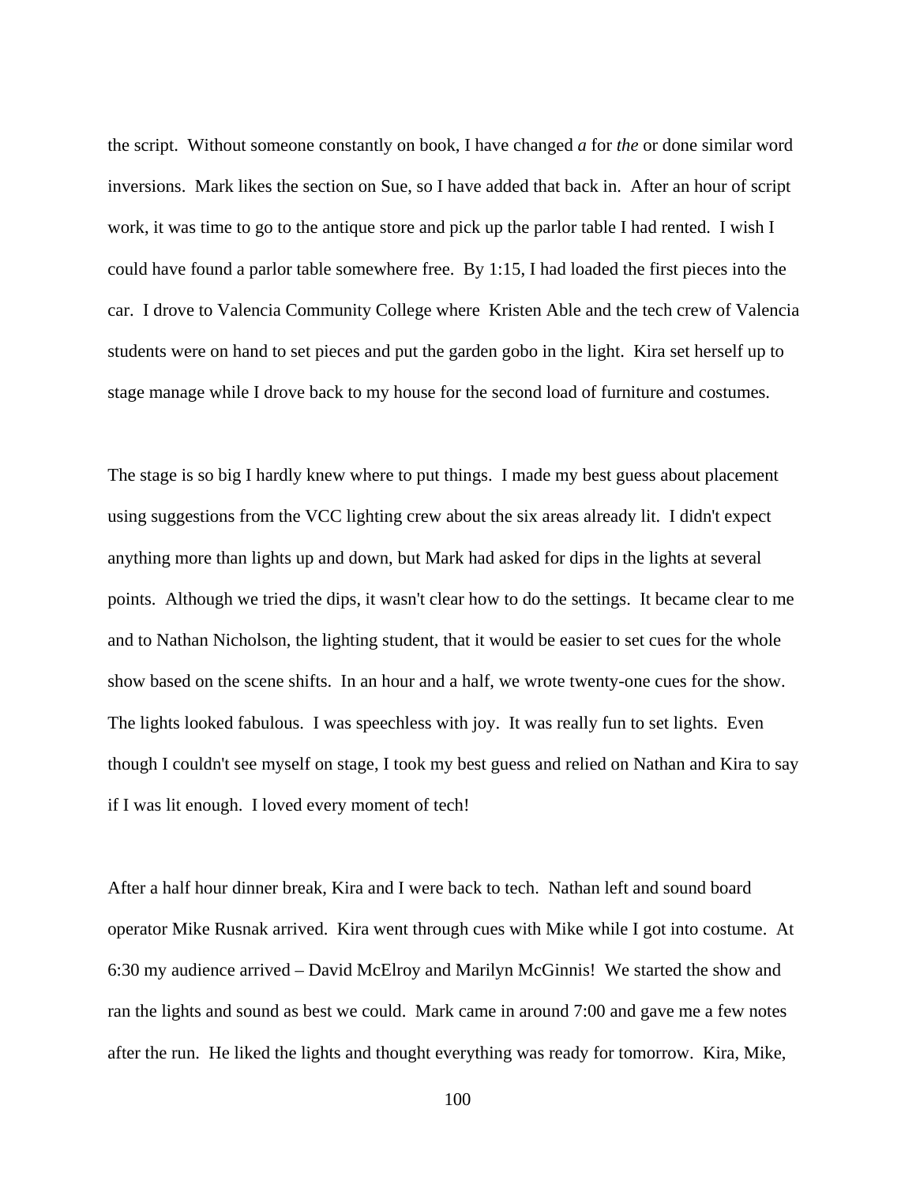the script. Without someone constantly on book, I have changed *a* for *the* or done similar word inversions. Mark likes the section on Sue, so I have added that back in. After an hour of script work, it was time to go to the antique store and pick up the parlor table I had rented. I wish I could have found a parlor table somewhere free. By 1:15, I had loaded the first pieces into the car. I drove to Valencia Community College where Kristen Able and the tech crew of Valencia students were on hand to set pieces and put the garden gobo in the light. Kira set herself up to stage manage while I drove back to my house for the second load of furniture and costumes.

The stage is so big I hardly knew where to put things. I made my best guess about placement using suggestions from the VCC lighting crew about the six areas already lit. I didn't expect anything more than lights up and down, but Mark had asked for dips in the lights at several points. Although we tried the dips, it wasn't clear how to do the settings. It became clear to me and to Nathan Nicholson, the lighting student, that it would be easier to set cues for the whole show based on the scene shifts. In an hour and a half, we wrote twenty-one cues for the show. The lights looked fabulous. I was speechless with joy. It was really fun to set lights. Even though I couldn't see myself on stage, I took my best guess and relied on Nathan and Kira to say if I was lit enough. I loved every moment of tech!

After a half hour dinner break, Kira and I were back to tech. Nathan left and sound board operator Mike Rusnak arrived. Kira went through cues with Mike while I got into costume. At 6:30 my audience arrived – David McElroy and Marilyn McGinnis! We started the show and ran the lights and sound as best we could. Mark came in around 7:00 and gave me a few notes after the run. He liked the lights and thought everything was ready for tomorrow. Kira, Mike,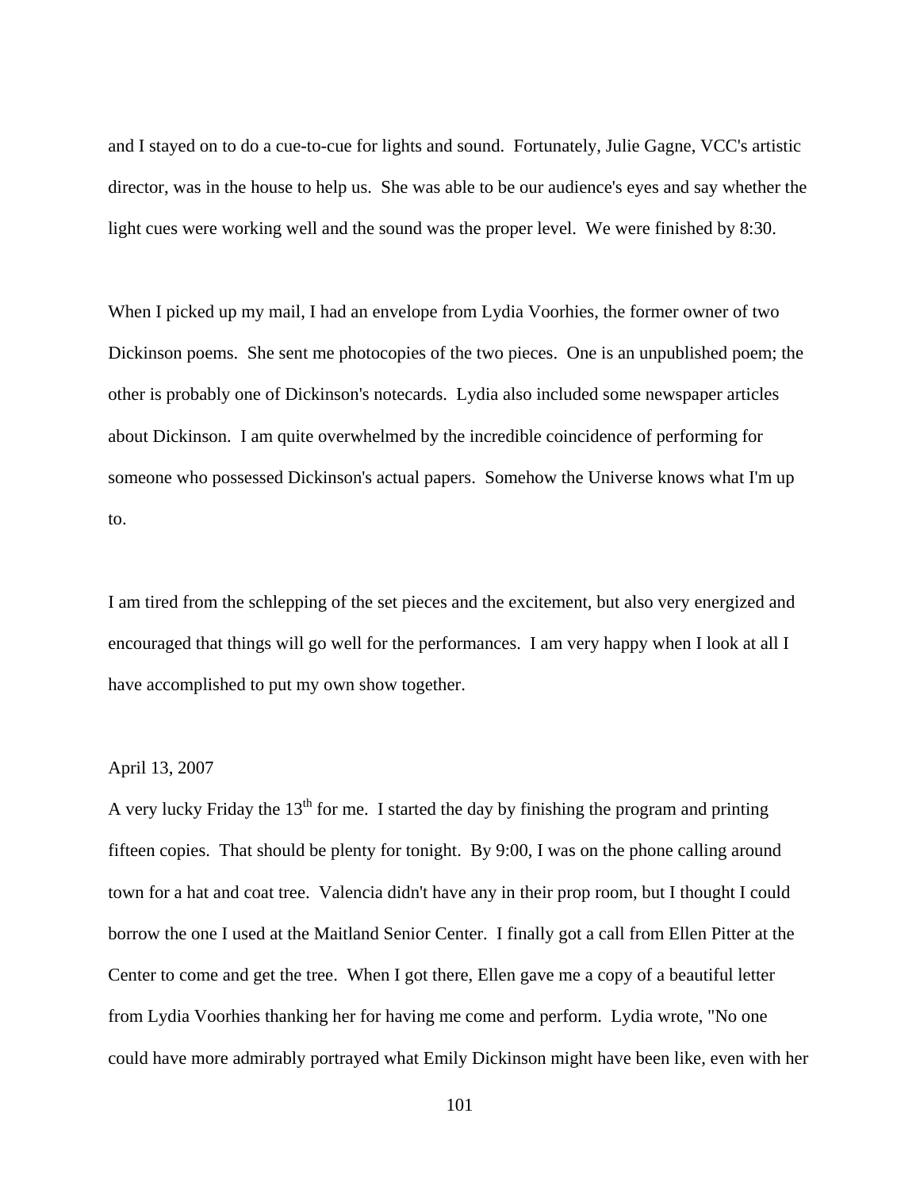and I stayed on to do a cue-to-cue for lights and sound. Fortunately, Julie Gagne, VCC's artistic director, was in the house to help us. She was able to be our audience's eyes and say whether the light cues were working well and the sound was the proper level. We were finished by 8:30.

When I picked up my mail, I had an envelope from Lydia Voorhies, the former owner of two Dickinson poems. She sent me photocopies of the two pieces. One is an unpublished poem; the other is probably one of Dickinson's notecards. Lydia also included some newspaper articles about Dickinson. I am quite overwhelmed by the incredible coincidence of performing for someone who possessed Dickinson's actual papers. Somehow the Universe knows what I'm up to.

I am tired from the schlepping of the set pieces and the excitement, but also very energized and encouraged that things will go well for the performances. I am very happy when I look at all I have accomplished to put my own show together.

April 13, 2007

A very lucky Friday the 13th for me. I started the day by finishing the program and printing fifteen copies. That should be plenty for tonight. By 9:00, I was on the phone calling around town for a hat and coat tree. Valencia didn't have any in their prop room, but I thought I could borrow the one I used at the Maitland Senior Center. I finally got a call from Ellen Pitter at the Center to come and get the tree. When I got there, Ellen gave me a copy of a beautiful letter from Lydia Voorhies thanking her for having me come and perform. Lydia wrote, "No one could have more admirably portrayed what Emily Dickinson might have been like, even with her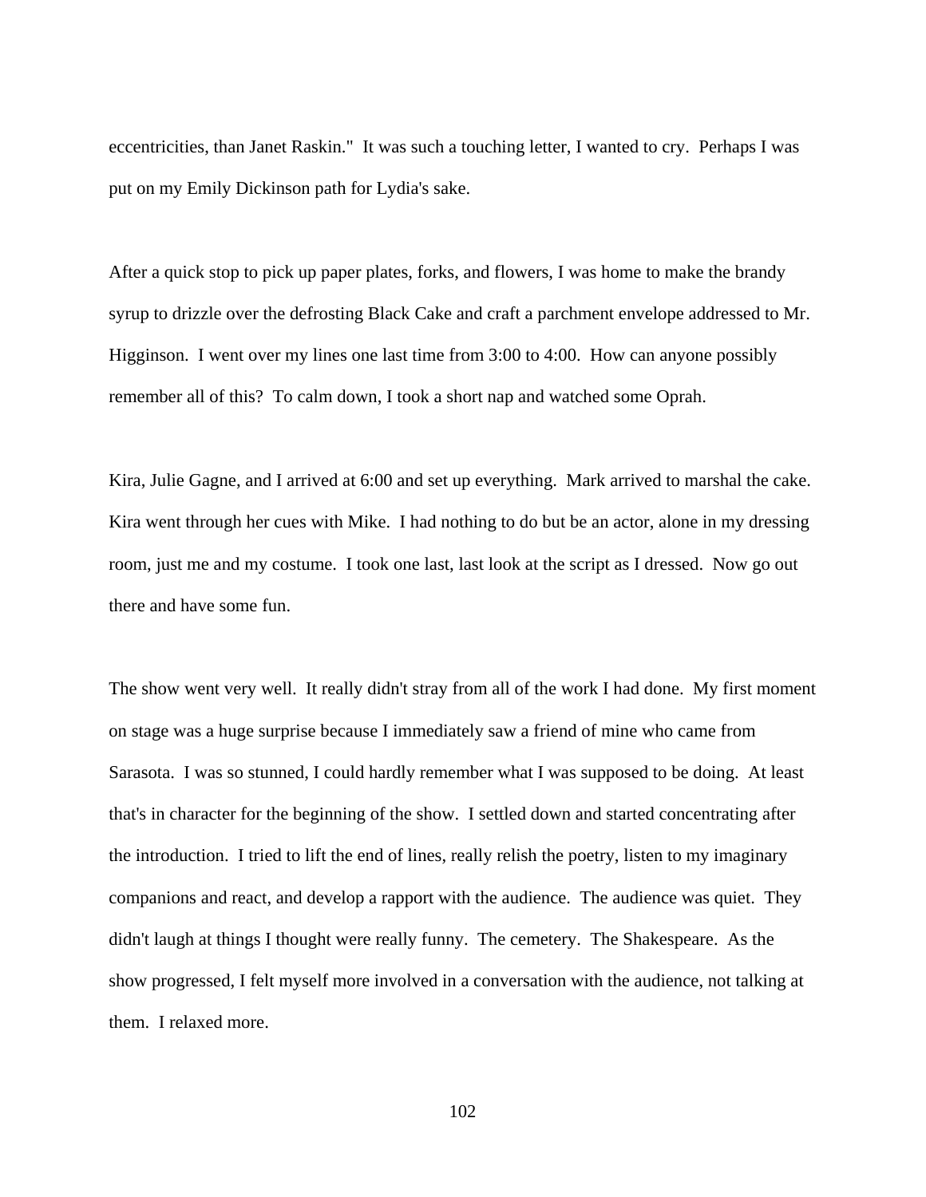eccentricities, than Janet Raskin." It was such a touching letter, I wanted to cry. Perhaps I was put on my Emily Dickinson path for Lydia's sake.

After a quick stop to pick up paper plates, forks, and flowers, I was home to make the brandy syrup to drizzle over the defrosting Black Cake and craft a parchment envelope addressed to Mr. Higginson. I went over my lines one last time from 3:00 to 4:00. How can anyone possibly remember all of this? To calm down, I took a short nap and watched some Oprah.

Kira, Julie Gagne, and I arrived at 6:00 and set up everything. Mark arrived to marshal the cake. Kira went through her cues with Mike. I had nothing to do but be an actor, alone in my dressing room, just me and my costume. I took one last, last look at the script as I dressed. Now go out there and have some fun.

The show went very well. It really didn't stray from all of the work I had done. My first moment on stage was a huge surprise because I immediately saw a friend of mine who came from Sarasota. I was so stunned, I could hardly remember what I was supposed to be doing. At least that's in character for the beginning of the show. I settled down and started concentrating after the introduction. I tried to lift the end of lines, really relish the poetry, listen to my imaginary companions and react, and develop a rapport with the audience. The audience was quiet. They didn't laugh at things I thought were really funny. The cemetery. The Shakespeare. As the show progressed, I felt myself more involved in a conversation with the audience, not talking at them. I relaxed more.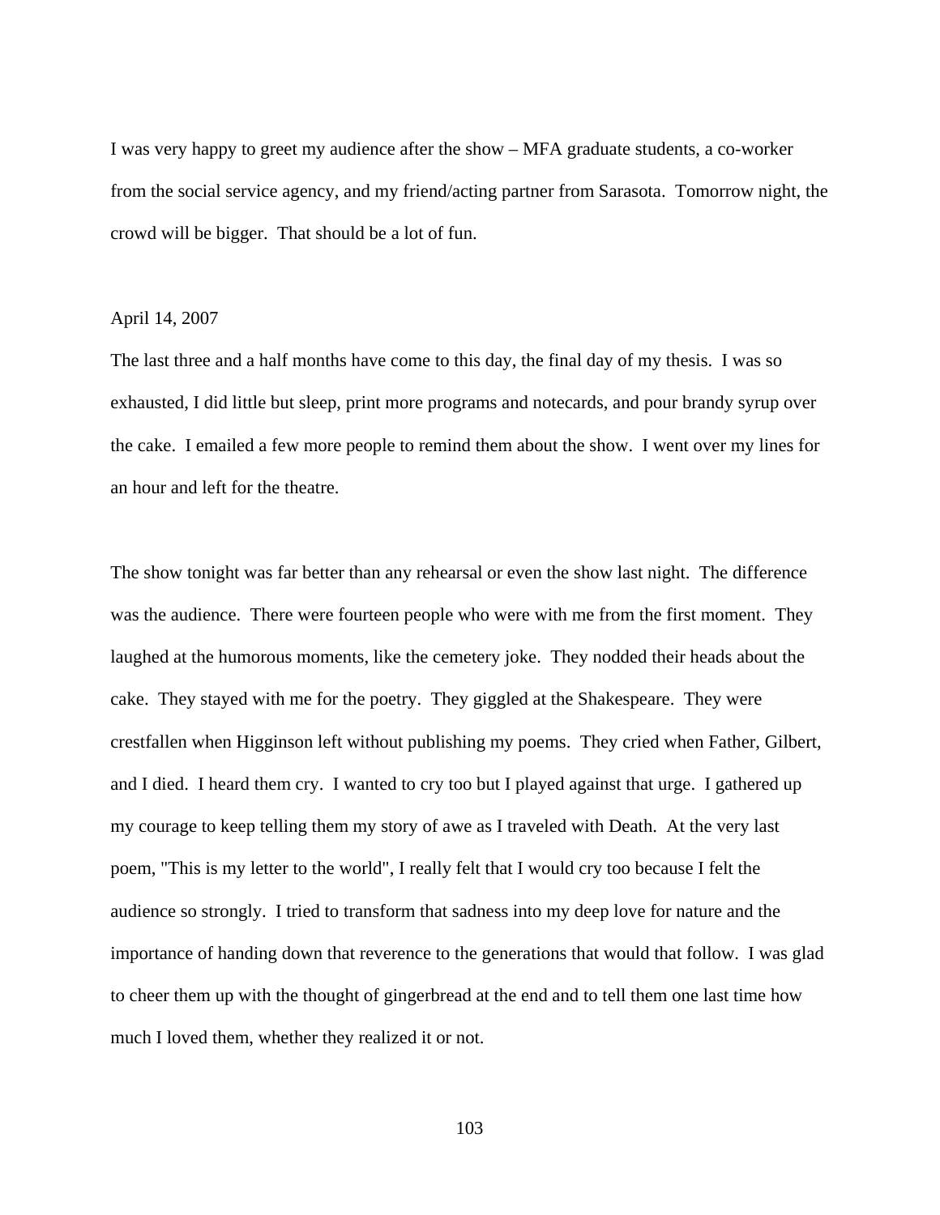I was very happy to greet my audience after the show – MFA graduate students, a co-worker from the social service agency, and my friend/acting partner from Sarasota. Tomorrow night, the crowd will be bigger. That should be a lot of fun.

April 14, 2007

The last three and a half months have come to this day, the final day of my thesis. I was so exhausted, I did little but sleep, print more programs and notecards, and pour brandy syrup over the cake. I emailed a few more people to remind them about the show. I went over my lines for an hour and left for the theatre.

The show tonight was far better than any rehearsal or even the show last night. The difference was the audience. There were fourteen people who were with me from the first moment. They laughed at the humorous moments, like the cemetery joke. They nodded their heads about the cake. They stayed with me for the poetry. They giggled at the Shakespeare. They were crestfallen when Higginson left without publishing my poems. They cried when Father, Gilbert, and I died. I heard them cry. I wanted to cry too but I played against that urge. I gathered up my courage to keep telling them my story of awe as I traveled with Death. At the very last poem, "This is my letter to the world", I really felt that I would cry too because I felt the audience so strongly. I tried to transform that sadness into my deep love for nature and the importance of handing down that reverence to the generations that would that follow. I was glad to cheer them up with the thought of gingerbread at the end and to tell them one last time how much I loved them, whether they realized it or not.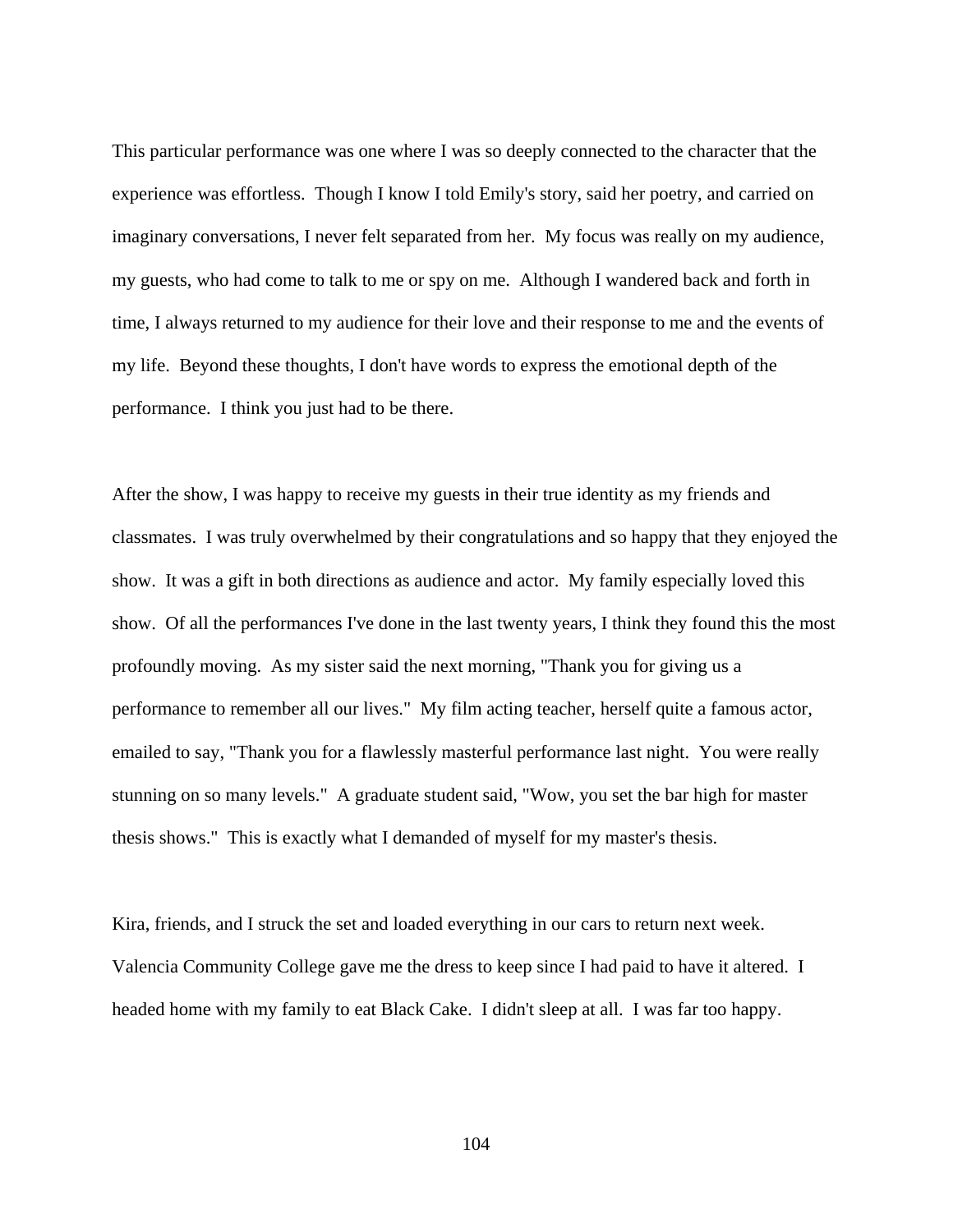This particular performance was one where I was so deeply connected to the character that the experience was effortless. Though I know I told Emily's story, said her poetry, and carried on imaginary conversations, I never felt separated from her. My focus was really on my audience, my guests, who had come to talk to me or spy on me. Although I wandered back and forth in time, I always returned to my audience for their love and their response to me and the events of my life. Beyond these thoughts, I don't have words to express the emotional depth of the performance. I think you just had to be there.

After the show, I was happy to receive my guests in their true identity as my friends and classmates. I was truly overwhelmed by their congratulations and so happy that they enjoyed the show. It was a gift in both directions as audience and actor. My family especially loved this show. Of all the performances I've done in the last twenty years, I think they found this the most profoundly moving. As my sister said the next morning, "Thank you for giving us a performance to remember all our lives." My film acting teacher, herself quite a famous actor, emailed to say, "Thank you for a flawlessly masterful performance last night. You were really stunning on so many levels." A graduate student said, "Wow, you set the bar high for master thesis shows." This is exactly what I demanded of myself for my master's thesis.

Kira, friends, and I struck the set and loaded everything in our cars to return next week. Valencia Community College gave me the dress to keep since I had paid to have it altered. I headed home with my family to eat Black Cake. I didn't sleep at all. I was far too happy.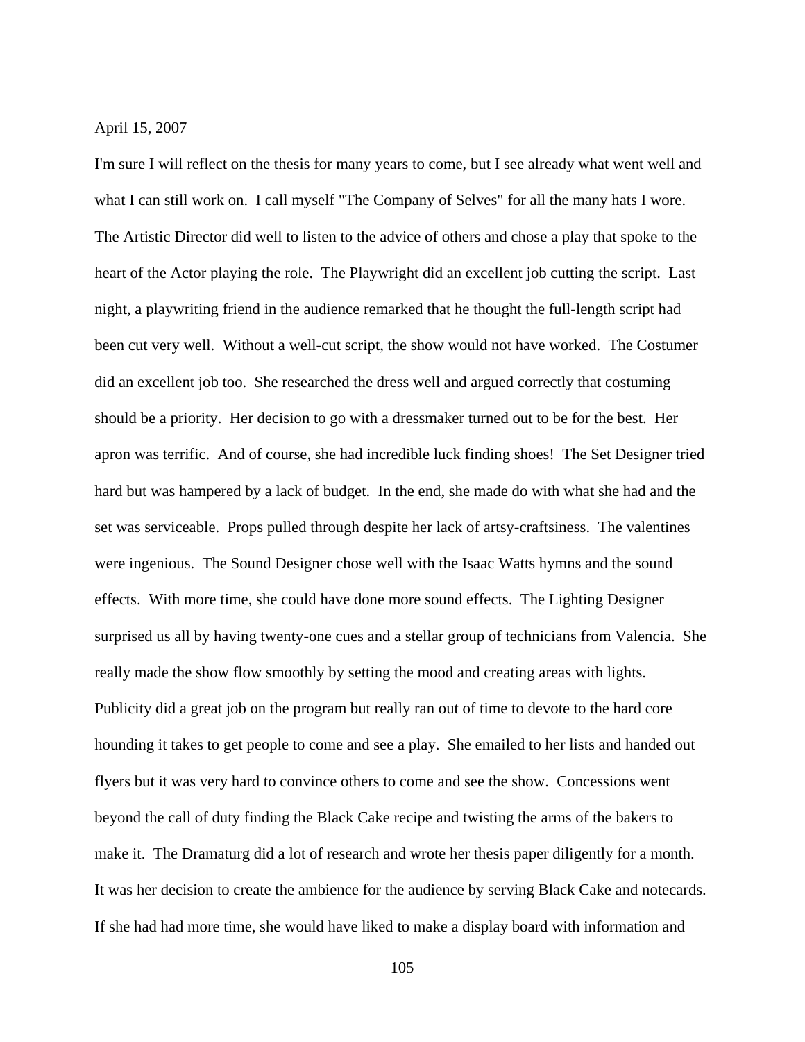April 15, 2007

I'm sure I will reflect on the thesis for many years to come, but I see already what went well and what I can still work on. I call myself "The Company of Selves" for all the many hats I wore. The Artistic Director did well to listen to the advice of others and chose a play that spoke to the heart of the Actor playing the role. The Playwright did an excellent job cutting the script. Last night, a playwriting friend in the audience remarked that he thought the full-length script had been cut very well. Without a well-cut script, the show would not have worked. The Costumer did an excellent job too. She researched the dress well and argued correctly that costuming should be a priority. Her decision to go with a dressmaker turned out to be for the best. Her apron was terrific. And of course, she had incredible luck finding shoes! The Set Designer tried hard but was hampered by a lack of budget. In the end, she made do with what she had and the set was serviceable. Props pulled through despite her lack of artsy-craftsiness. The valentines were ingenious. The Sound Designer chose well with the Isaac Watts hymns and the sound effects. With more time, she could have done more sound effects. The Lighting Designer surprised us all by having twenty-one cues and a stellar group of technicians from Valencia. She really made the show flow smoothly by setting the mood and creating areas with lights. Publicity did a great job on the program but really ran out of time to devote to the hard core hounding it takes to get people to come and see a play. She emailed to her lists and handed out flyers but it was very hard to convince others to come and see the show. Concessions went beyond the call of duty finding the Black Cake recipe and twisting the arms of the bakers to make it. The Dramaturg did a lot of research and wrote her thesis paper diligently for a month. It was her decision to create the ambience for the audience by serving Black Cake and notecards. If she had had more time, she would have liked to make a display board with information and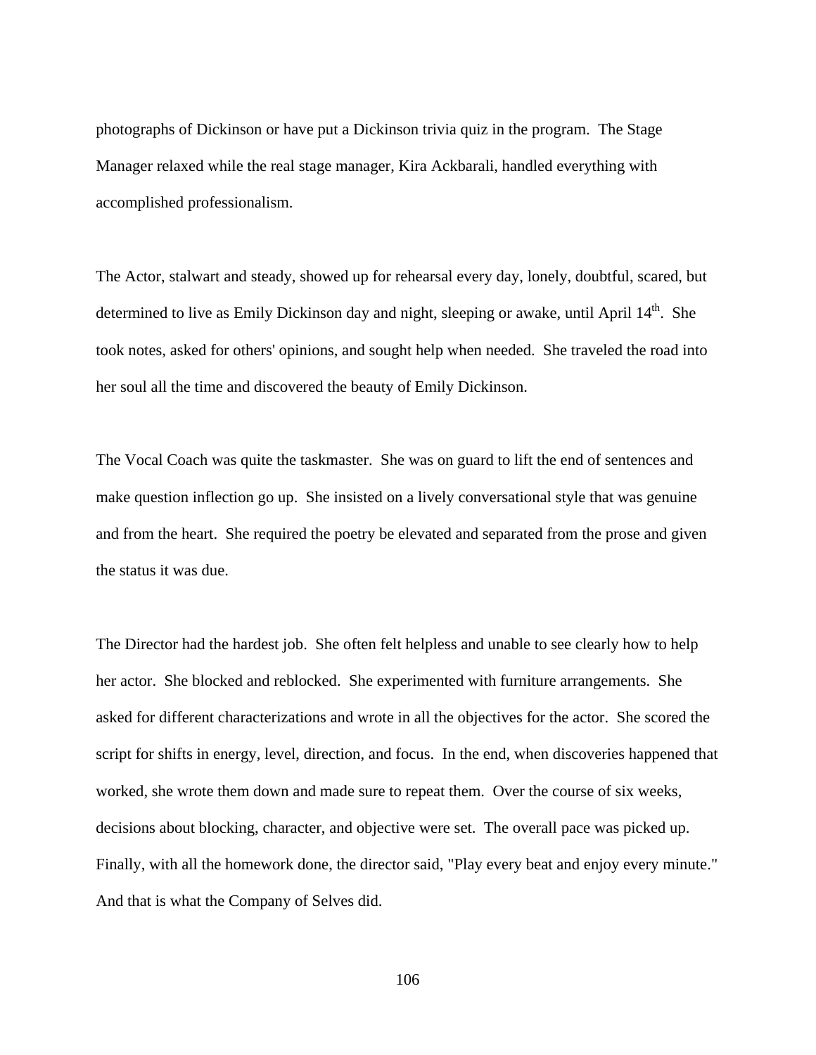photographs of Dickinson or have put a Dickinson trivia quiz in the program. The Stage Manager relaxed while the real stage manager, Kira Ackbarali, handled everything with accomplished professionalism.

The Actor, stalwart and steady, showed up for rehearsal every day, lonely, doubtful, scared, but determined to live as Emily Dickinson day and night, sleeping or awake, until April 14th. She took notes, asked for others' opinions, and sought help when needed. She traveled the road into her soul all the time and discovered the beauty of Emily Dickinson.

The Vocal Coach was quite the taskmaster. She was on guard to lift the end of sentences and make question inflection go up. She insisted on a lively conversational style that was genuine and from the heart. She required the poetry be elevated and separated from the prose and given the status it was due.

The Director had the hardest job. She often felt helpless and unable to see clearly how to help her actor. She blocked and reblocked. She experimented with furniture arrangements. She asked for different characterizations and wrote in all the objectives for the actor. She scored the script for shifts in energy, level, direction, and focus. In the end, when discoveries happened that worked, she wrote them down and made sure to repeat them. Over the course of six weeks, decisions about blocking, character, and objective were set. The overall pace was picked up. Finally, with all the homework done, the director said, "Play every beat and enjoy every minute." And that is what the Company of Selves did.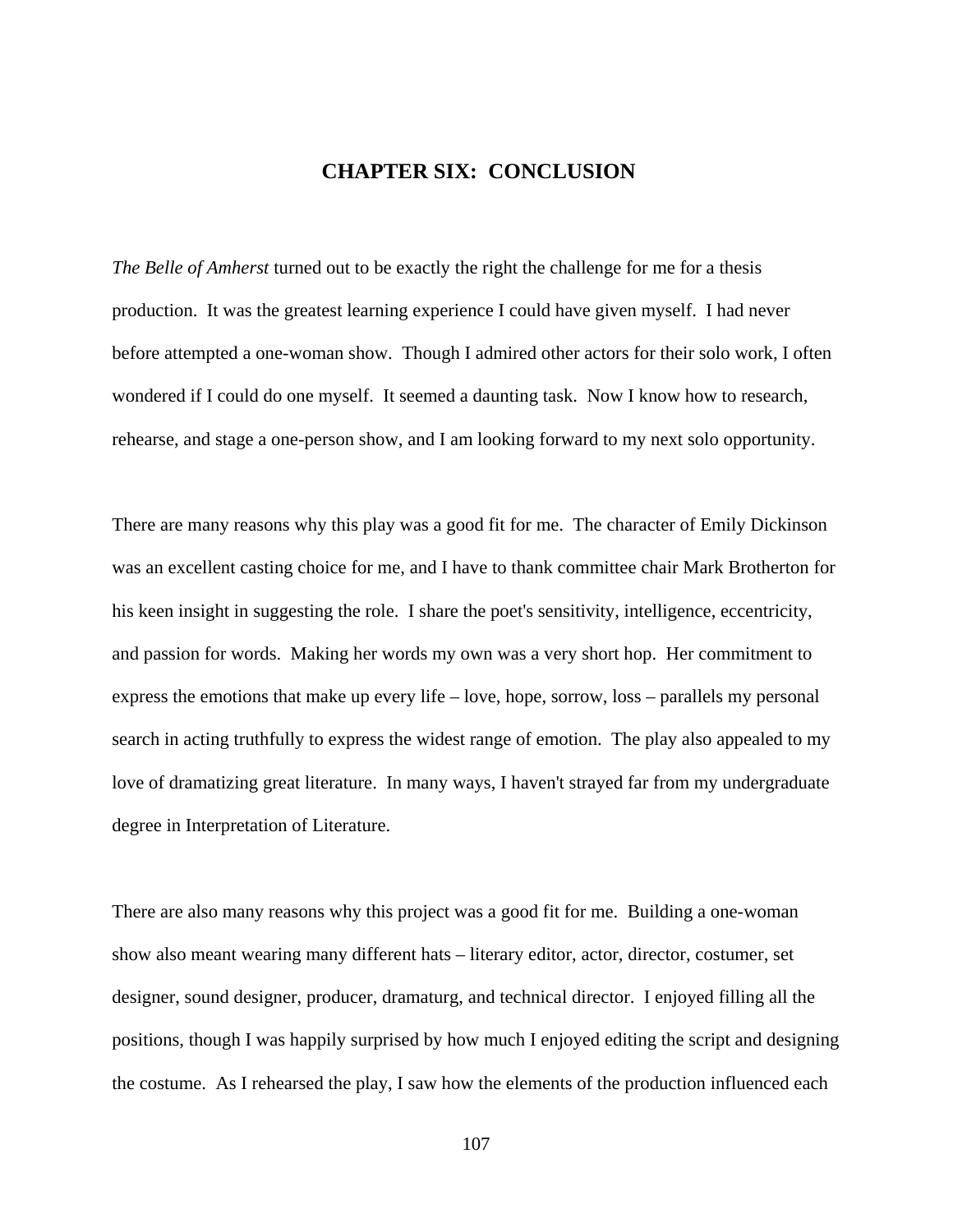# CHAPTER SIX: CONCLUSION

*The Belle of Amherst* turned out to be exactly the right the challenge for me for a thesis production. It was the greatest learning experience I could have given myself. I had never before attempted a one-woman show. Though I admired other actors for their solo work, I often wondered if I could do one myself. It seemed a daunting task. Now I know how to research, rehearse, and stage a one-person show, and I am looking forward to my next solo opportunity.

There are many reasons why this play was a good fit for me. The character of Emily Dickinson was an excellent casting choice for me, and I have to thank committee chair Mark Brotherton for his keen insight in suggesting the role. I share the poet's sensitivity, intelligence, eccentricity, and passion for words. Making her words my own was a very short hop. Her commitment to express the emotions that make up every life – love, hope, sorrow, loss – parallels my personal search in acting truthfully to express the widest range of emotion. The play also appealed to my love of dramatizing great literature. In many ways, I haven't strayed far from my undergraduate degree in Interpretation of Literature.

There are also many reasons why this project was a good fit for me. Building a one-woman show also meant wearing many different hats – literary editor, actor, director, costumer, set designer, sound designer, producer, dramaturg, and technical director. I enjoyed filling all the positions, though I was happily surprised by how much I enjoyed editing the script and designing the costume. As I rehearsed the play, I saw how the elements of the production influenced each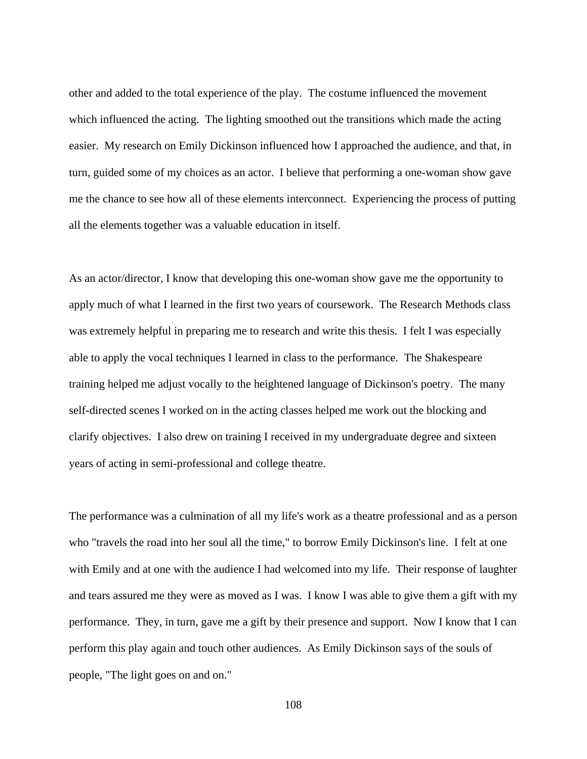other and added to the total experience of the play. The costume influenced the movement which influenced the acting. The lighting smoothed out the transitions which made the acting easier. My research on Emily Dickinson influenced how I approached the audience, and that, in turn, guided some of my choices as an actor. I believe that performing a one-woman show gave me the chance to see how all of these elements interconnect. Experiencing the process of putting all the elements together was a valuable education in itself.

As an actor/director, I know that developing this one-woman show gave me the opportunity to apply much of what I learned in the first two years of coursework. The Research Methods class was extremely helpful in preparing me to research and write this thesis. I felt I was especially able to apply the vocal techniques I learned in class to the performance. The Shakespeare training helped me adjust vocally to the heightened language of Dickinson's poetry. The many self-directed scenes I worked on in the acting classes helped me work out the blocking and clarify objectives. I also drew on training I received in my undergraduate degree and sixteen years of acting in semi-professional and college theatre.

The performance was a culmination of all my life's work as a theatre professional and as a person who "travels the road into her soul all the time," to borrow Emily Dickinson's line. I felt at one with Emily and at one with the audience I had welcomed into my life. Their response of laughter and tears assured me they were as moved as I was. I know I was able to give them a gift with my performance. They, in turn, gave me a gift by their presence and support. Now I know that I can perform this play again and touch other audiences. As Emily Dickinson says of the souls of people, "The light goes on and on."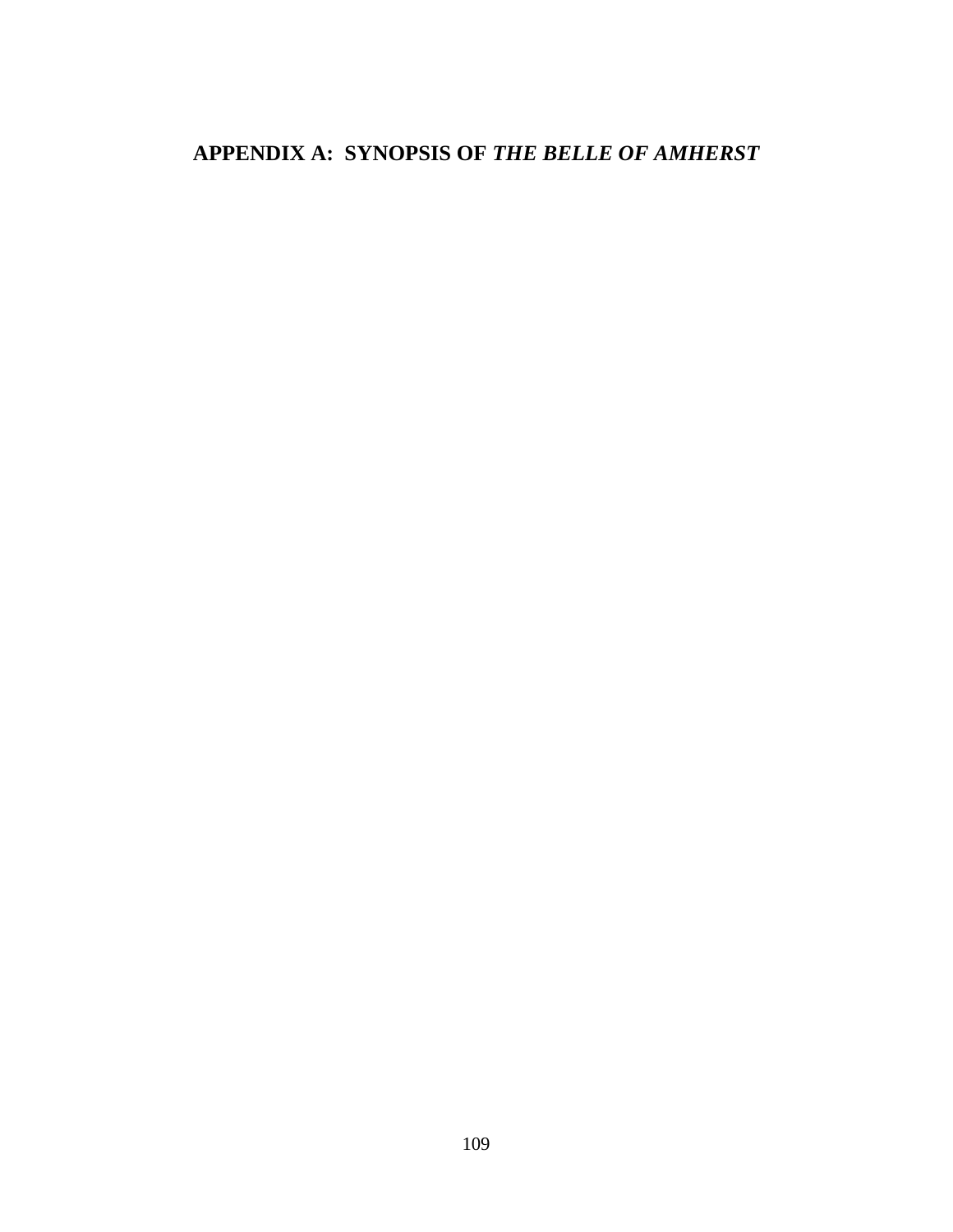# APPENDIX A: SYNOPSIS OF *THE BELLE OF AMHERST*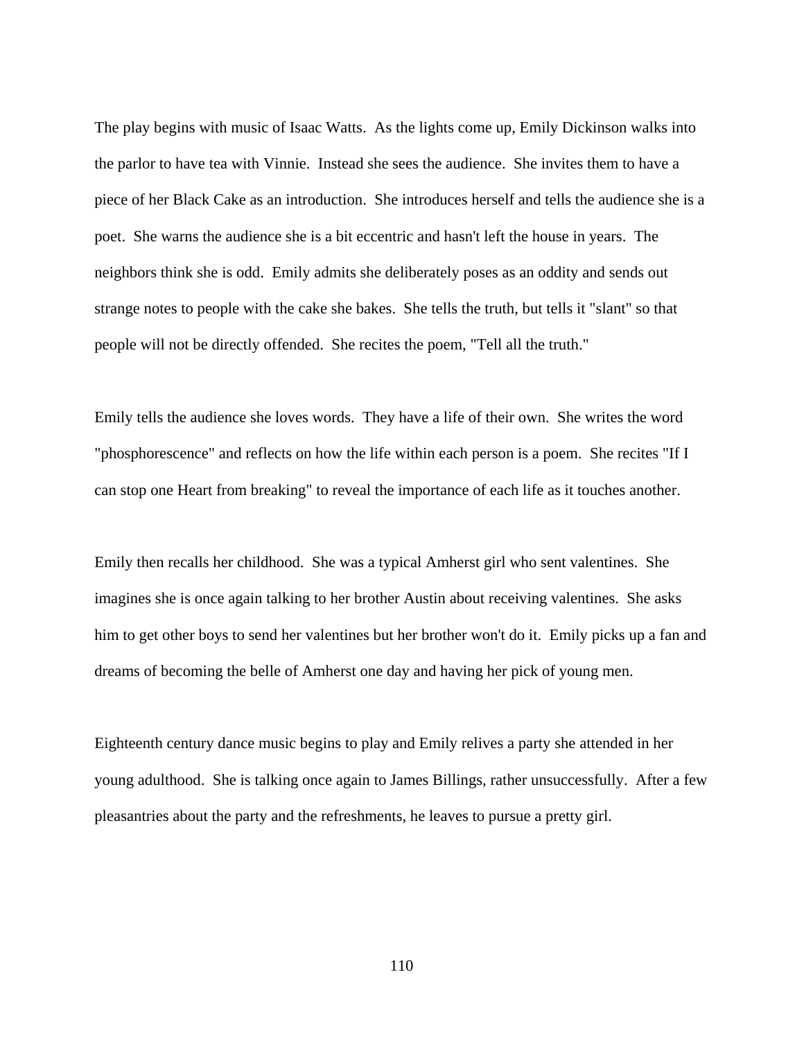The play begins with music of Isaac Watts. As the lights come up, Emily Dickinson walks into the parlor to have tea with Vinnie. Instead she sees the audience. She invites them to have a piece of her Black Cake as an introduction. She introduces herself and tells the audience she is a poet. She warns the audience she is a bit eccentric and hasn't left the house in years. The neighbors think she is odd. Emily admits she deliberately poses as an oddity and sends out strange notes to people with the cake she bakes. She tells the truth, but tells it "slant" so that people will not be directly offended. She recites the poem, "Tell all the truth."

Emily tells the audience she loves words. They have a life of their own. She writes the word "phosphorescence" and reflects on how the life within each person is a poem. She recites "If I can stop one Heart from breaking" to reveal the importance of each life as it touches another.

Emily then recalls her childhood. She was a typical Amherst girl who sent valentines. She imagines she is once again talking to her brother Austin about receiving valentines. She asks him to get other boys to send her valentines but her brother won't do it. Emily picks up a fan and dreams of becoming the belle of Amherst one day and having her pick of young men.

Eighteenth century dance music begins to play and Emily relives a party she attended in her young adulthood. She is talking once again to James Billings, rather unsuccessfully. After a few pleasantries about the party and the refreshments, he leaves to pursue a pretty girl.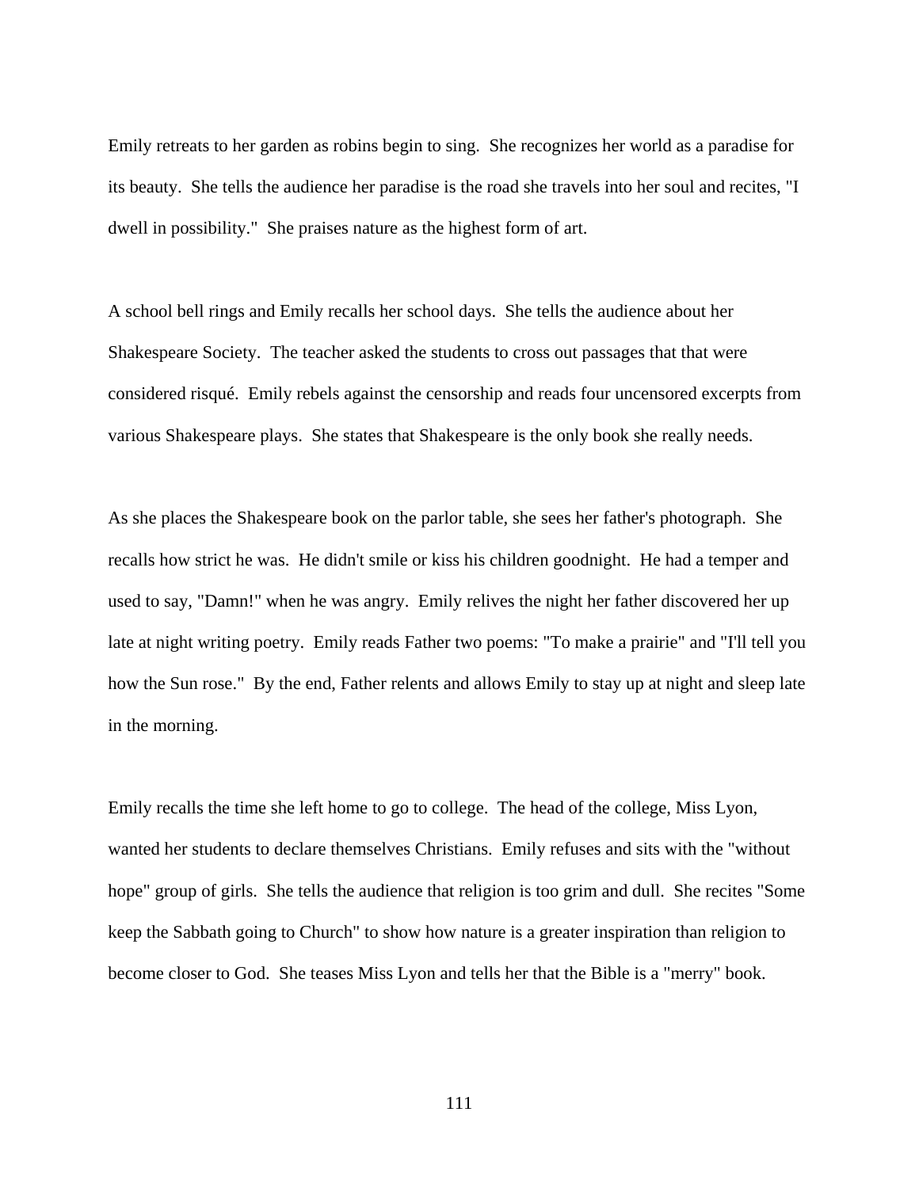Emily retreats to her garden as robins begin to sing. She recognizes her world as a paradise for its beauty. She tells the audience her paradise is the road she travels into her soul and recites, "I dwell in possibility." She praises nature as the highest form of art.

A school bell rings and Emily recalls her school days. She tells the audience about her Shakespeare Society. The teacher asked the students to cross out passages that that were considered risqué. Emily rebels against the censorship and reads four uncensored excerpts from various Shakespeare plays. She states that Shakespeare is the only book she really needs.

As she places the Shakespeare book on the parlor table, she sees her father's photograph. She recalls how strict he was. He didn't smile or kiss his children goodnight. He had a temper and used to say, "Damn!" when he was angry. Emily relives the night her father discovered her up late at night writing poetry. Emily reads Father two poems: "To make a prairie" and "I'll tell you how the Sun rose." By the end, Father relents and allows Emily to stay up at night and sleep late in the morning.

Emily recalls the time she left home to go to college. The head of the college, Miss Lyon, wanted her students to declare themselves Christians. Emily refuses and sits with the "without hope" group of girls. She tells the audience that religion is too grim and dull. She recites "Some keep the Sabbath going to Church" to show how nature is a greater inspiration than religion to become closer to God. She teases Miss Lyon and tells her that the Bible is a "merry" book.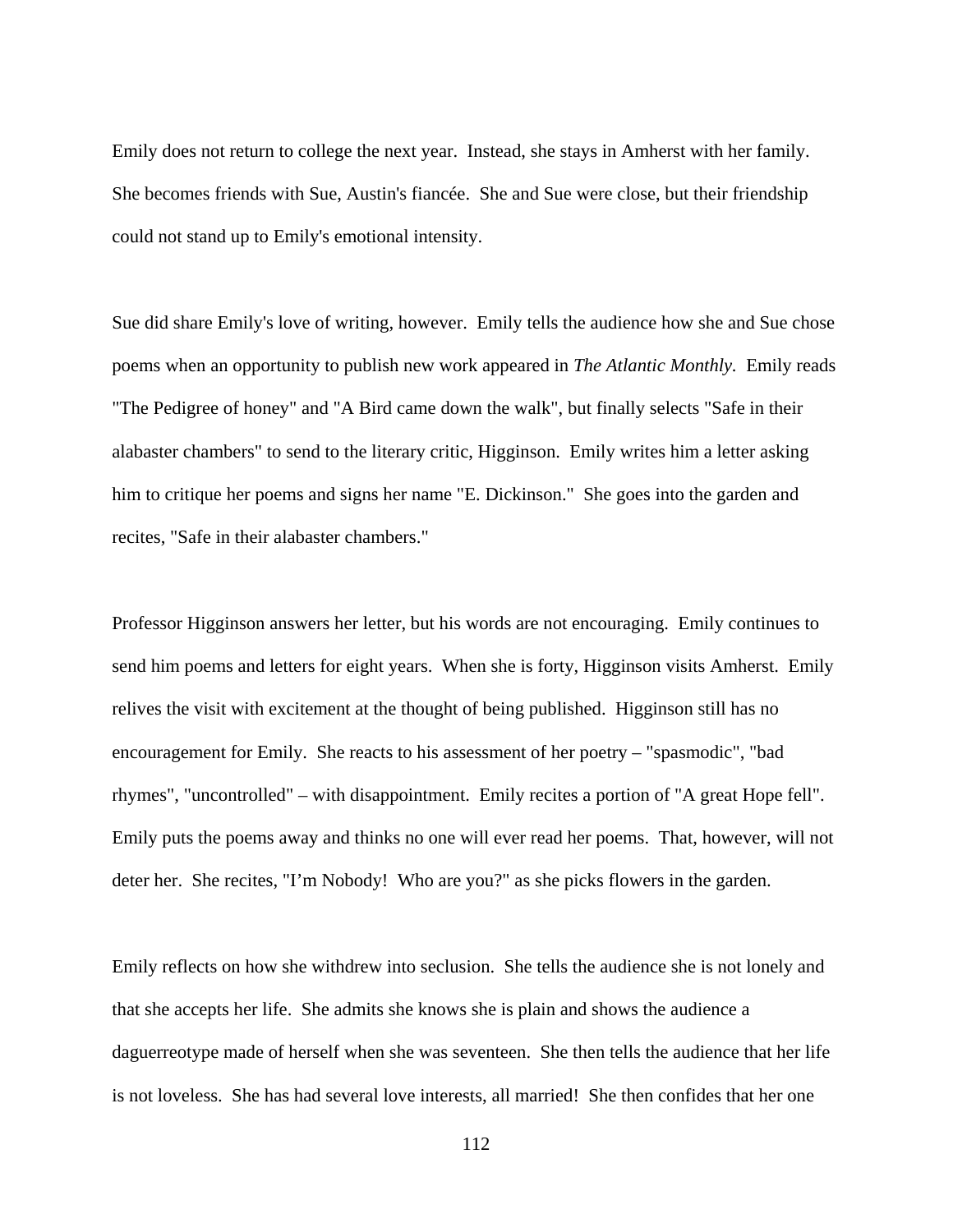Emily does not return to college the next year. Instead, she stays in Amherst with her family. She becomes friends with Sue, Austin's fiancée. She and Sue were close, but their friendship could not stand up to Emily's emotional intensity.

Sue did share Emily's love of writing, however. Emily tells the audience how she and Sue chose poems when an opportunity to publish new work appeared in *The Atlantic Monthly*. Emily reads "The Pedigree of honey" and "A Bird came down the walk", but finally selects "Safe in their alabaster chambers" to send to the literary critic, Higginson. Emily writes him a letter asking him to critique her poems and signs her name "E. Dickinson." She goes into the garden and recites, "Safe in their alabaster chambers."

Professor Higginson answers her letter, but his words are not encouraging. Emily continues to send him poems and letters for eight years. When she is forty, Higginson visits Amherst. Emily relives the visit with excitement at the thought of being published. Higginson still has no encouragement for Emily. She reacts to his assessment of her poetry – "spasmodic", "bad rhymes", "uncontrolled" – with disappointment. Emily recites a portion of "A great Hope fell". Emily puts the poems away and thinks no one will ever read her poems. That, however, will not deter her. She recites, "I'm Nobody! Who are you?" as she picks flowers in the garden.

Emily reflects on how she withdrew into seclusion. She tells the audience she is not lonely and that she accepts her life. She admits she knows she is plain and shows the audience a daguerreotype made of herself when she was seventeen. She then tells the audience that her life is not loveless. She has had several love interests, all married! She then confides that her one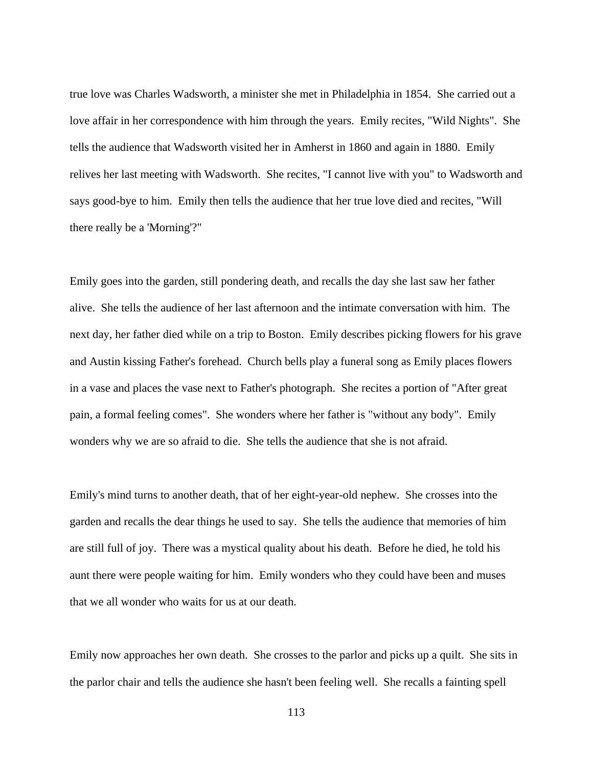true love was Charles Wadsworth, a minister she met in Philadelphia in 1854. She carried out a love affair in her correspondence with him through the years. Emily recites, "Wild Nights". She tells the audience that Wadsworth visited her in Amherst in 1860 and again in 1880. Emily relives her last meeting with Wadsworth. She recites, "I cannot live with you" to Wadsworth and says good-bye to him. Emily then tells the audience that her true love died and recites, "Will there really be a 'Morning'?"

Emily goes into the garden, still pondering death, and recalls the day she last saw her father alive. She tells the audience of her last afternoon and the intimate conversation with him. The next day, her father died while on a trip to Boston. Emily describes picking flowers for his grave and Austin kissing Father's forehead. Church bells play a funeral song as Emily places flowers in a vase and places the vase next to Father's photograph. She recites a portion of "After great pain, a formal feeling comes". She wonders where her father is "without any body". Emily wonders why we are so afraid to die. She tells the audience that she is not afraid.

Emily's mind turns to another death, that of her eight-year-old nephew. She crosses into the garden and recalls the dear things he used to say. She tells the audience that memories of him are still full of joy. There was a mystical quality about his death. Before he died, he told his aunt there were people waiting for him. Emily wonders who they could have been and muses that we all wonder who waits for us at our death.

Emily now approaches her own death. She crosses to the parlor and picks up a quilt. She sits in the parlor chair and tells the audience she hasn't been feeling well. She recalls a fainting spell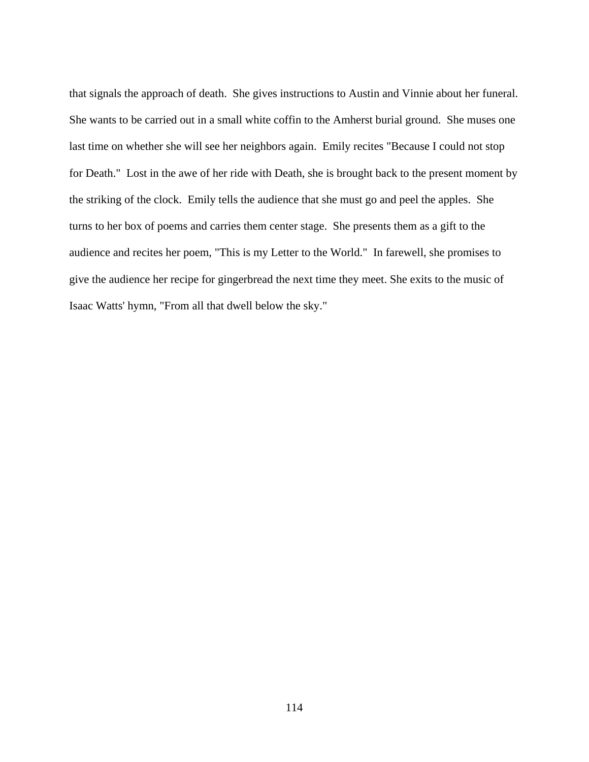that signals the approach of death. She gives instructions to Austin and Vinnie about her funeral. She wants to be carried out in a small white coffin to the Amherst burial ground. She muses one last time on whether she will see her neighbors again. Emily recites "Because I could not stop for Death." Lost in the awe of her ride with Death, she is brought back to the present moment by the striking of the clock. Emily tells the audience that she must go and peel the apples. She turns to her box of poems and carries them center stage. She presents them as a gift to the audience and recites her poem, "This is my Letter to the World." In farewell, she promises to give the audience her recipe for gingerbread the next time they meet. She exits to the music of Isaac Watts' hymn, "From all that dwell below the sky."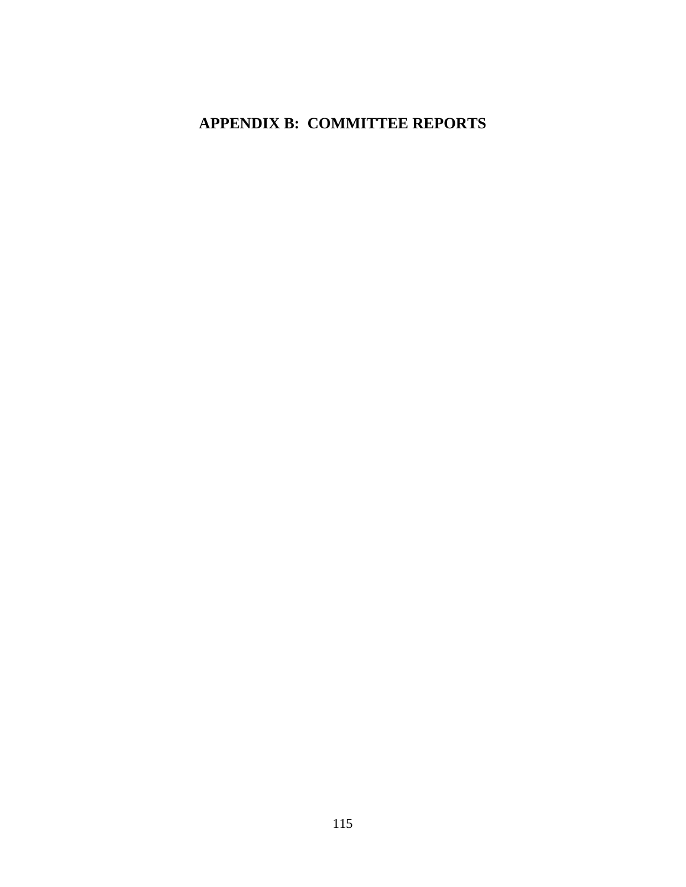# APPENDIX B: COMMITTEE REPORTS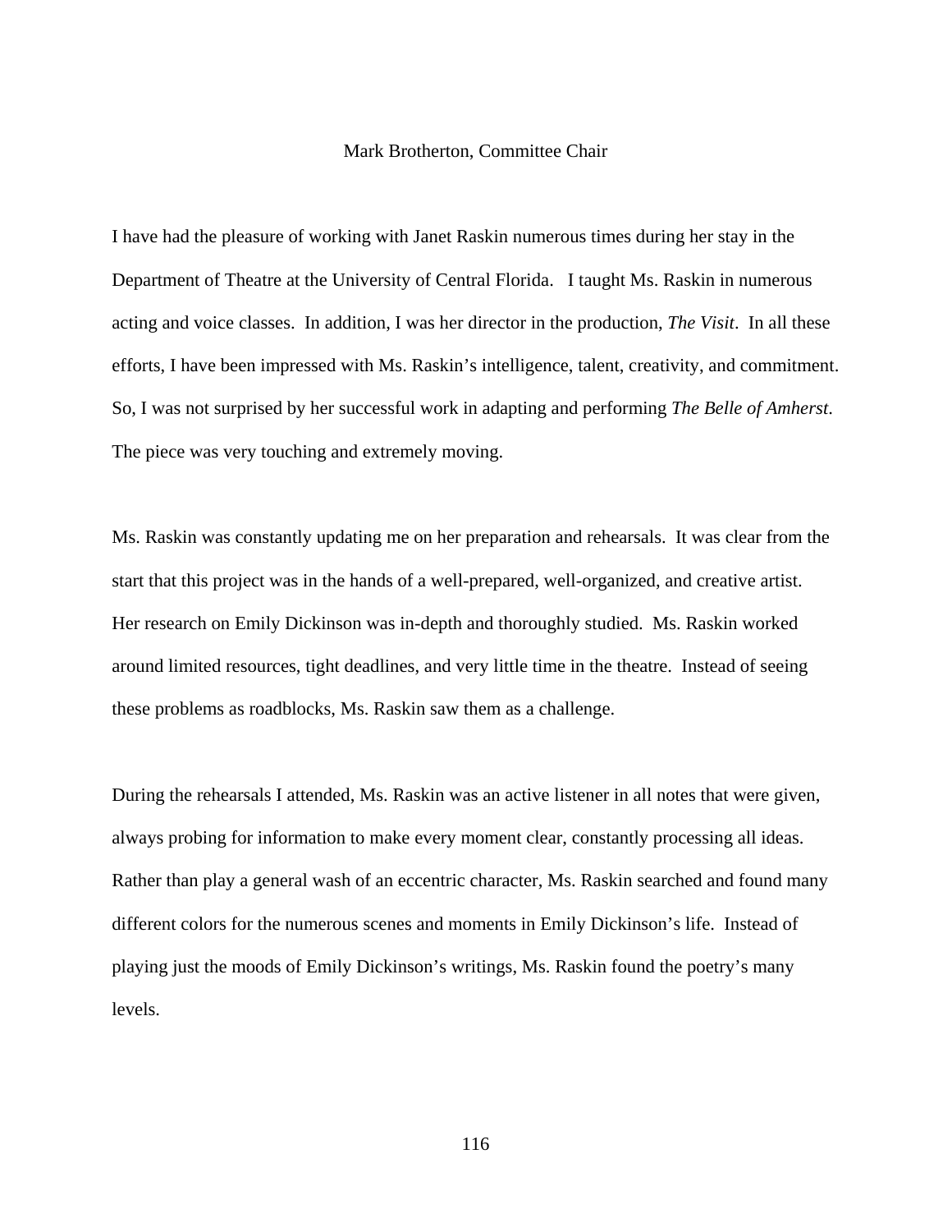Mark Brotherton, Committee Chair

I have had the pleasure of working with Janet Raskin numerous times during her stay in the Department of Theatre at the University of Central Florida. I taught Ms. Raskin in numerous acting and voice classes. In addition, I was her director in the production, *The Visit*. In all these efforts, I have been impressed with Ms. Raskin's intelligence, talent, creativity, and commitment. So, I was not surprised by her successful work in adapting and performing *The Belle of Amherst*. The piece was very touching and extremely moving.

Ms. Raskin was constantly updating me on her preparation and rehearsals. It was clear from the start that this project was in the hands of a well-prepared, well-organized, and creative artist. Her research on Emily Dickinson was in-depth and thoroughly studied. Ms. Raskin worked around limited resources, tight deadlines, and very little time in the theatre. Instead of seeing these problems as roadblocks, Ms. Raskin saw them as a challenge.

During the rehearsals I attended, Ms. Raskin was an active listener in all notes that were given, always probing for information to make every moment clear, constantly processing all ideas. Rather than play a general wash of an eccentric character, Ms. Raskin searched and found many different colors for the numerous scenes and moments in Emily Dickinson's life. Instead of playing just the moods of Emily Dickinson's writings, Ms. Raskin found the poetry's many levels.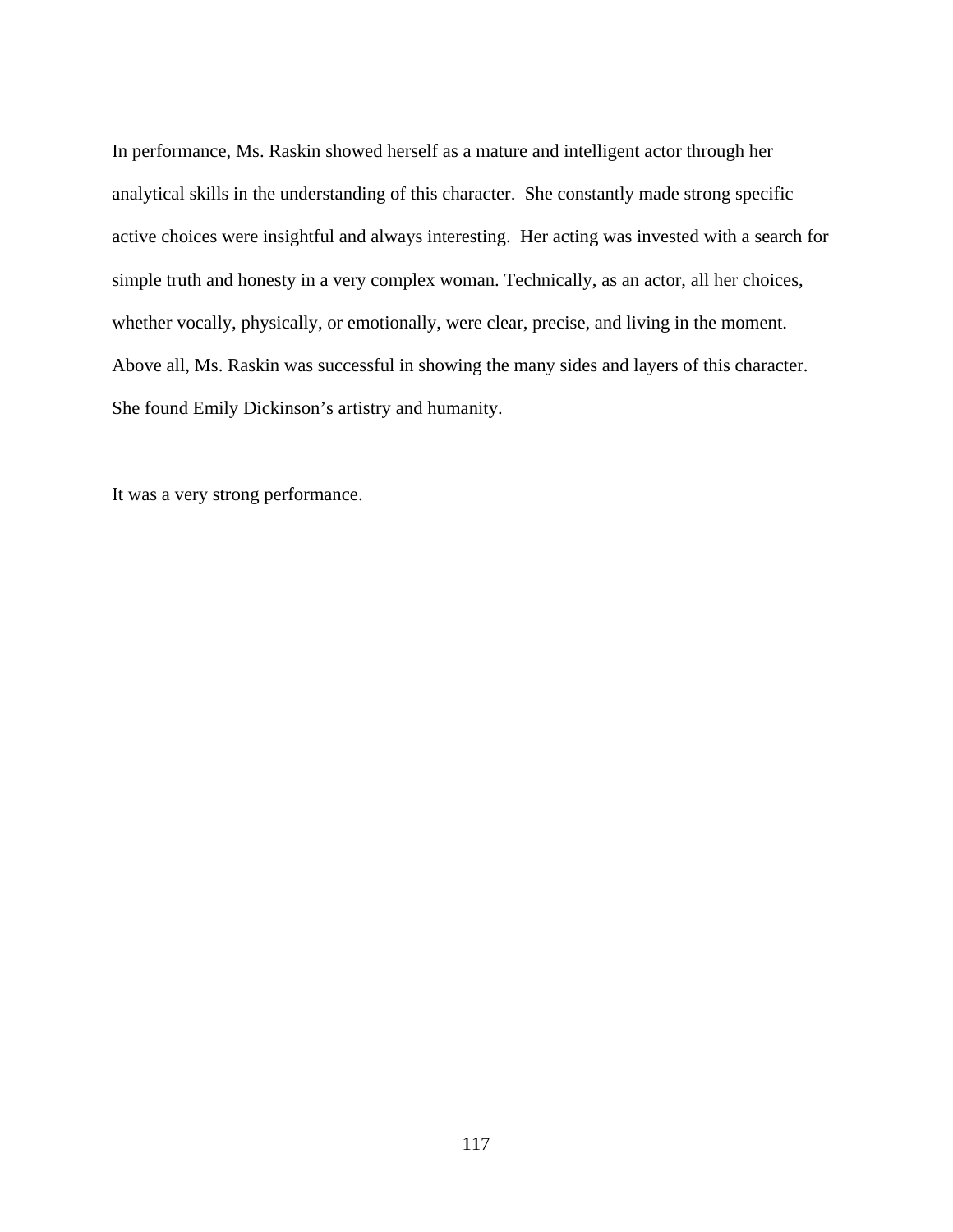In performance, Ms. Raskin showed herself as a mature and intelligent actor through her analytical skills in the understanding of this character. She constantly made strong specific active choices were insightful and always interesting. Her acting was invested with a search for simple truth and honesty in a very complex woman. Technically, as an actor, all her choices, whether vocally, physically, or emotionally, were clear, precise, and living in the moment. Above all, Ms. Raskin was successful in showing the many sides and layers of this character. She found Emily Dickinson's artistry and humanity.

It was a very strong performance.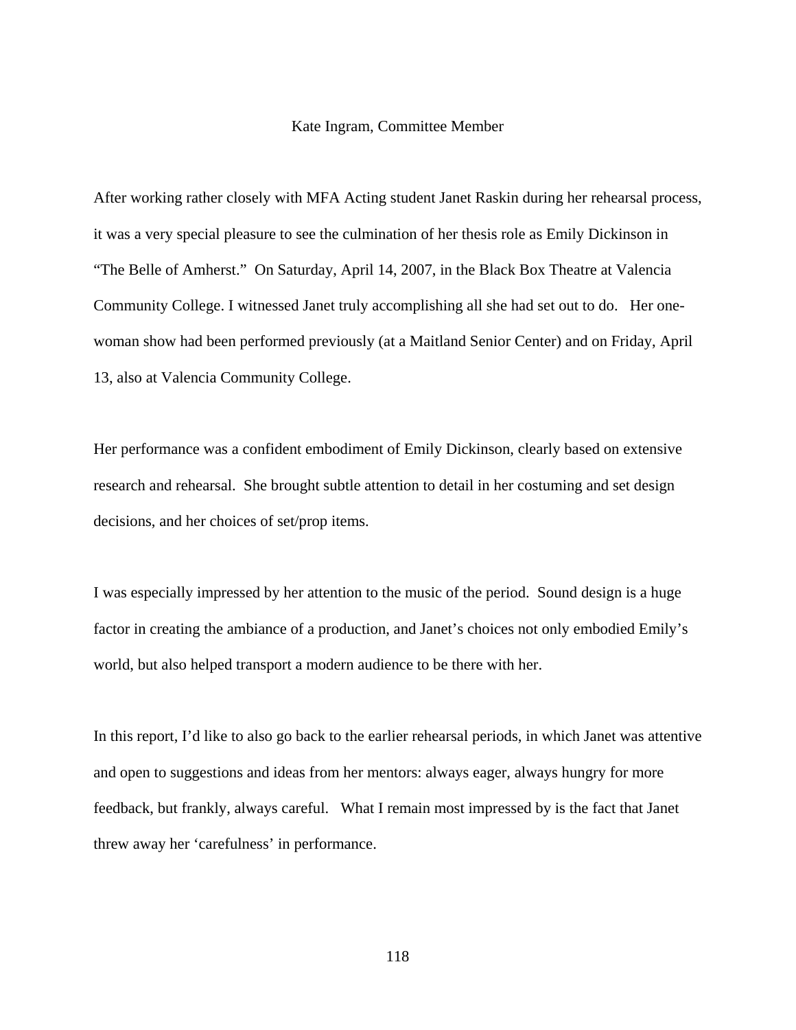Kate Ingram, Committee Member

After working rather closely with MFA Acting student Janet Raskin during her rehearsal process, it was a very special pleasure to see the culmination of her thesis role as Emily Dickinson in "The Belle of Amherst." On Saturday, April 14, 2007, in the Black Box Theatre at Valencia Community College. I witnessed Janet truly accomplishing all she had set out to do. Her one-woman show had been performed previously (at a Maitland Senior Center) and on Friday, April 13, also at Valencia Community College.

Her performance was a confident embodiment of Emily Dickinson, clearly based on extensive research and rehearsal. She brought subtle attention to detail in her costuming and set design decisions, and her choices of set/prop items.

I was especially impressed by her attention to the music of the period. Sound design is a huge factor in creating the ambiance of a production, and Janet's choices not only embodied Emily's world, but also helped transport a modern audience to be there with her.

In this report, I'd like to also go back to the earlier rehearsal periods, in which Janet was attentive and open to suggestions and ideas from her mentors: always eager, always hungry for more feedback, but frankly, always careful. What I remain most impressed by is the fact that Janet threw away her 'carefulness' in performance.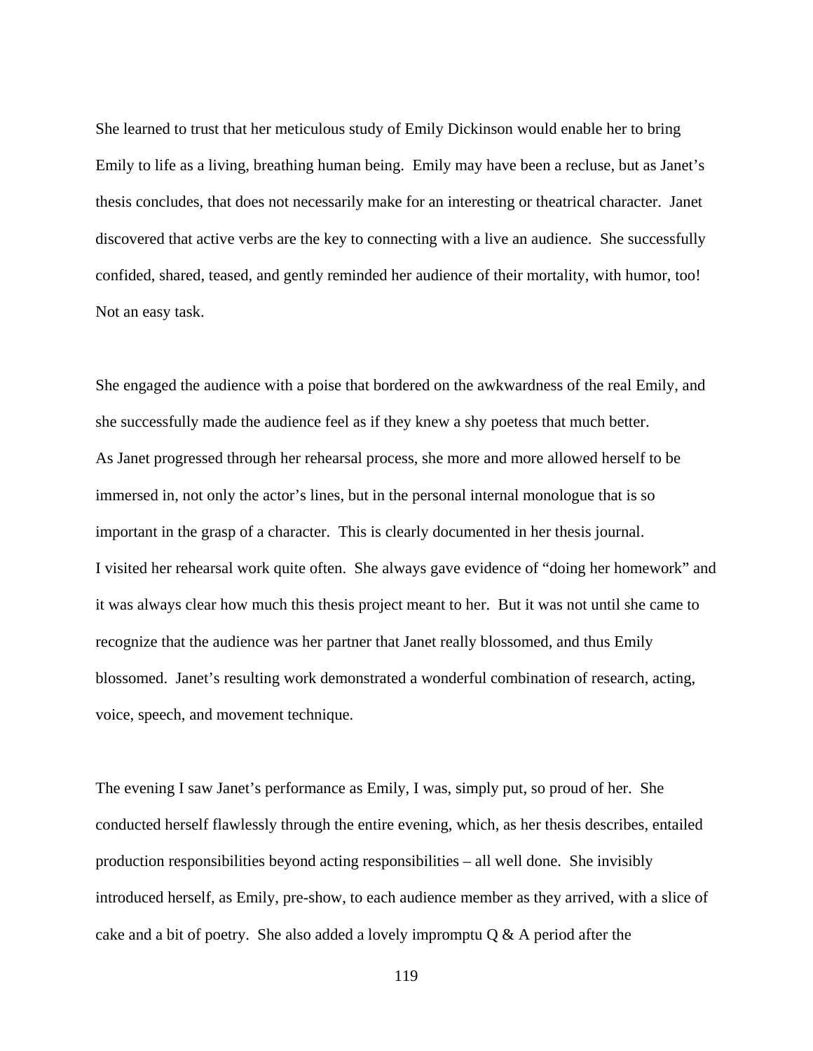She learned to trust that her meticulous study of Emily Dickinson would enable her to bring Emily to life as a living, breathing human being. Emily may have been a recluse, but as Janet's thesis concludes, that does not necessarily make for an interesting or theatrical character. Janet discovered that active verbs are the key to connecting with a live an audience. She successfully confided, shared, teased, and gently reminded her audience of their mortality, with humor, too! Not an easy task.

She engaged the audience with a poise that bordered on the awkwardness of the real Emily, and she successfully made the audience feel as if they knew a shy poetess that much better.
As Janet progressed through her rehearsal process, she more and more allowed herself to be immersed in, not only the actor's lines, but in the personal internal monologue that is so important in the grasp of a character. This is clearly documented in her thesis journal.
I visited her rehearsal work quite often. She always gave evidence of "doing her homework" and it was always clear how much this thesis project meant to her. But it was not until she came to recognize that the audience was her partner that Janet really blossomed, and thus Emily blossomed. Janet's resulting work demonstrated a wonderful combination of research, acting, voice, speech, and movement technique.

The evening I saw Janet's performance as Emily, I was, simply put, so proud of her. She conducted herself flawlessly through the entire evening, which, as her thesis describes, entailed production responsibilities beyond acting responsibilities – all well done. She invisibly introduced herself, as Emily, pre-show, to each audience member as they arrived, with a slice of cake and a bit of poetry. She also added a lovely impromptu Q & A period after the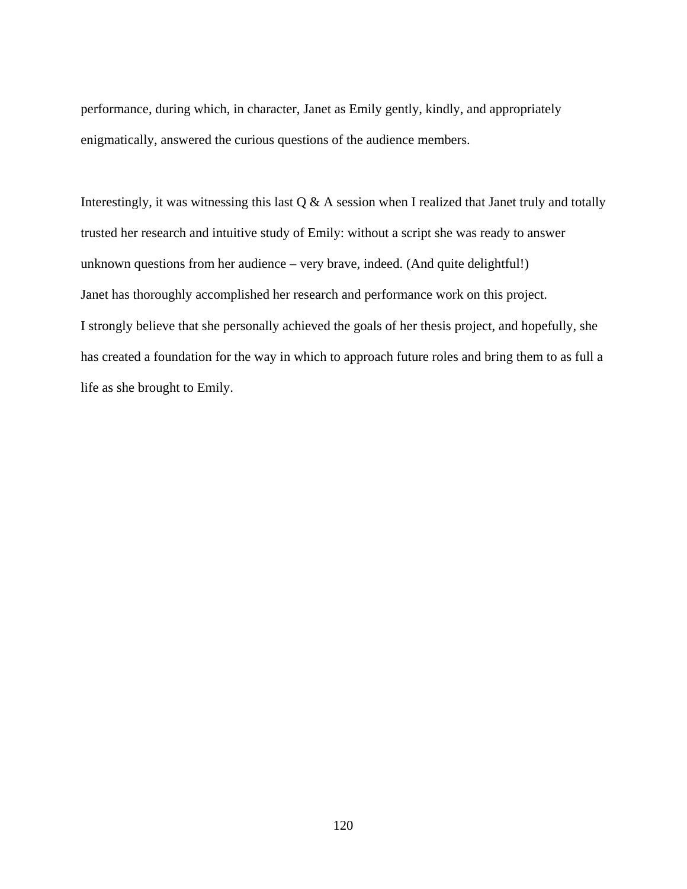performance, during which, in character, Janet as Emily gently, kindly, and appropriately enigmatically, answered the curious questions of the audience members.

Interestingly, it was witnessing this last Q & A session when I realized that Janet truly and totally trusted her research and intuitive study of Emily: without a script she was ready to answer unknown questions from her audience – very brave, indeed. (And quite delightful!)
Janet has thoroughly accomplished her research and performance work on this project.
I strongly believe that she personally achieved the goals of her thesis project, and hopefully, she has created a foundation for the way in which to approach future roles and bring them to as full a life as she brought to Emily.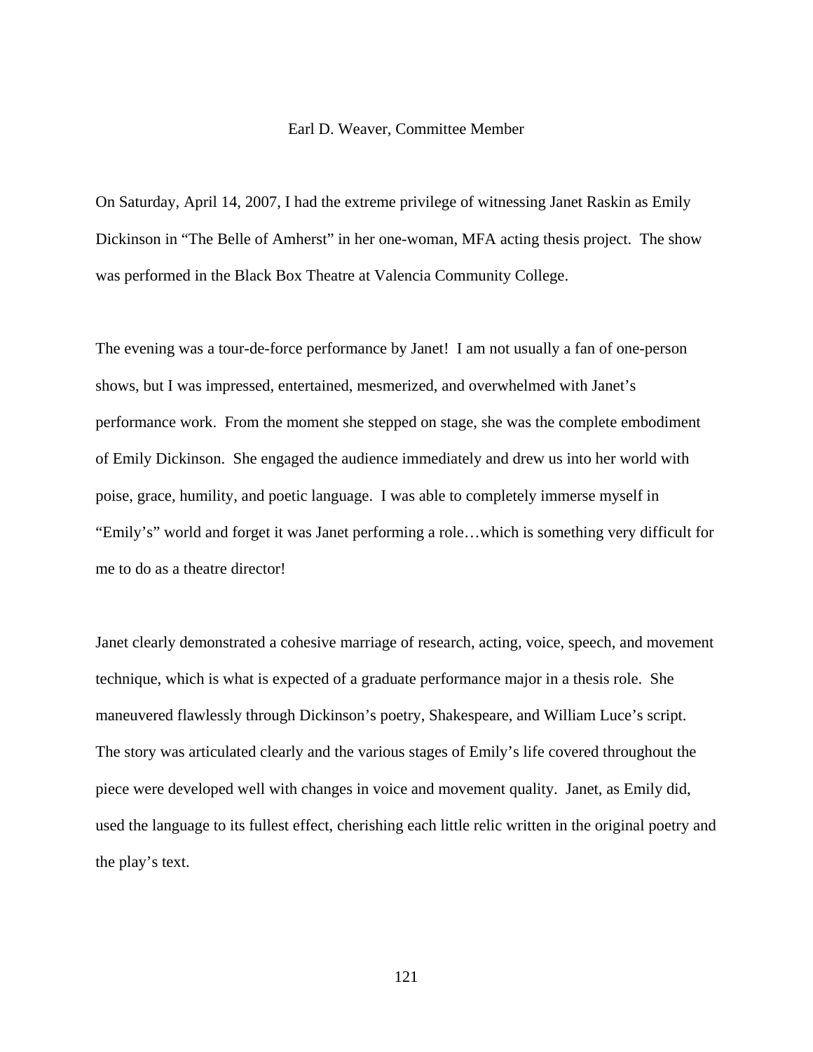Earl D. Weaver, Committee Member

On Saturday, April 14, 2007, I had the extreme privilege of witnessing Janet Raskin as Emily Dickinson in "The Belle of Amherst" in her one-woman, MFA acting thesis project. The show was performed in the Black Box Theatre at Valencia Community College.

The evening was a tour-de-force performance by Janet! I am not usually a fan of one-person shows, but I was impressed, entertained, mesmerized, and overwhelmed with Janet's performance work. From the moment she stepped on stage, she was the complete embodiment of Emily Dickinson. She engaged the audience immediately and drew us into her world with poise, grace, humility, and poetic language. I was able to completely immerse myself in "Emily's" world and forget it was Janet performing a role…which is something very difficult for me to do as a theatre director!

Janet clearly demonstrated a cohesive marriage of research, acting, voice, speech, and movement technique, which is what is expected of a graduate performance major in a thesis role. She maneuvered flawlessly through Dickinson's poetry, Shakespeare, and William Luce's script. The story was articulated clearly and the various stages of Emily's life covered throughout the piece were developed well with changes in voice and movement quality. Janet, as Emily did, used the language to its fullest effect, cherishing each little relic written in the original poetry and the play's text.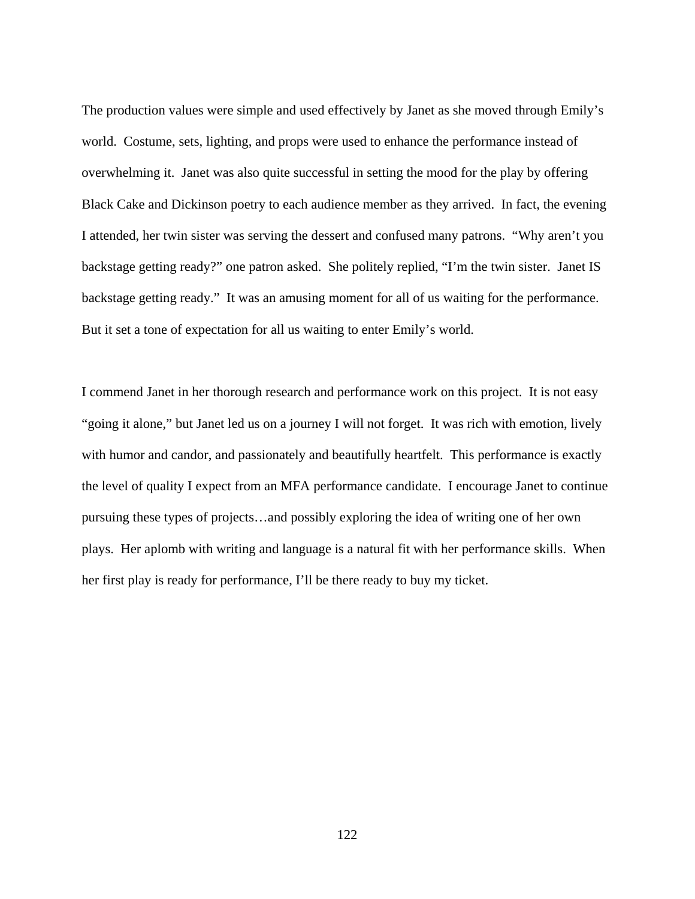The production values were simple and used effectively by Janet as she moved through Emily's world. Costume, sets, lighting, and props were used to enhance the performance instead of overwhelming it. Janet was also quite successful in setting the mood for the play by offering Black Cake and Dickinson poetry to each audience member as they arrived. In fact, the evening I attended, her twin sister was serving the dessert and confused many patrons. "Why aren't you backstage getting ready?" one patron asked. She politely replied, "I'm the twin sister. Janet IS backstage getting ready." It was an amusing moment for all of us waiting for the performance. But it set a tone of expectation for all us waiting to enter Emily's world.

I commend Janet in her thorough research and performance work on this project. It is not easy "going it alone," but Janet led us on a journey I will not forget. It was rich with emotion, lively with humor and candor, and passionately and beautifully heartfelt. This performance is exactly the level of quality I expect from an MFA performance candidate. I encourage Janet to continue pursuing these types of projects…and possibly exploring the idea of writing one of her own plays. Her aplomb with writing and language is a natural fit with her performance skills. When her first play is ready for performance, I'll be there ready to buy my ticket.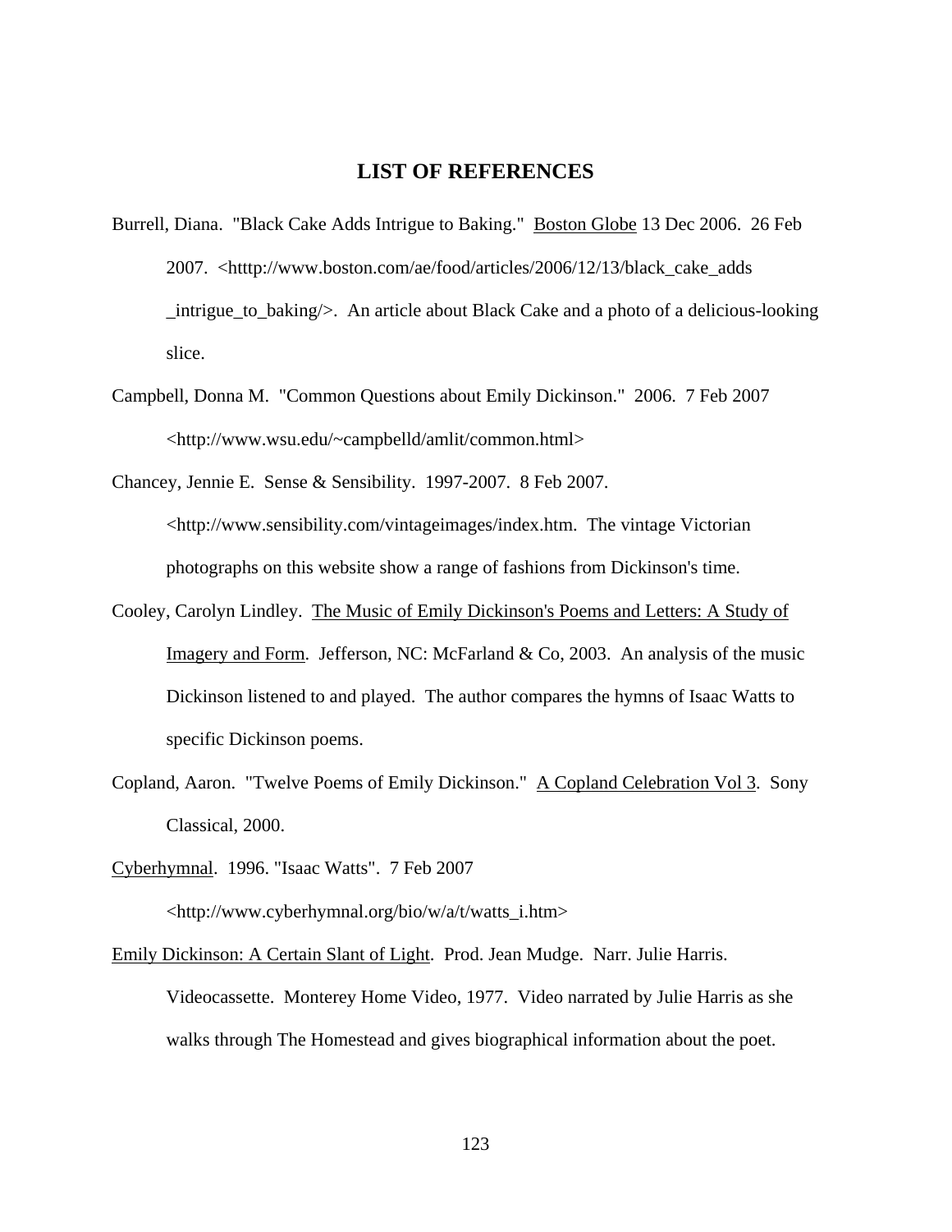# LIST OF REFERENCES

Burrell, Diana. "Black Cake Adds Intrigue to Baking." Boston Globe 13 Dec 2006. 26 Feb 2007. <htttp://www.boston.com/ae/food/articles/2006/12/13/black_cake_adds_intrigue_to_baking/>. An article about Black Cake and a photo of a delicious-looking slice.

Campbell, Donna M. "Common Questions about Emily Dickinson." 2006. 7 Feb 2007 <http://www.wsu.edu/~campbelld/amlit/common.html>

Chancey, Jennie E. Sense & Sensibility. 1997-2007. 8 Feb 2007. <http://www.sensibility.com/vintageimages/index.htm. The vintage Victorian photographs on this website show a range of fashions from Dickinson's time.

Cooley, Carolyn Lindley. The Music of Emily Dickinson's Poems and Letters: A Study of Imagery and Form. Jefferson, NC: McFarland & Co, 2003. An analysis of the music Dickinson listened to and played. The author compares the hymns of Isaac Watts to specific Dickinson poems.

Copland, Aaron. "Twelve Poems of Emily Dickinson." A Copland Celebration Vol 3. Sony Classical, 2000.

Cyberhymnal. 1996. "Isaac Watts". 7 Feb 2007 <http://www.cyberhymnal.org/bio/w/a/t/watts_i.htm>

Emily Dickinson: A Certain Slant of Light. Prod. Jean Mudge. Narr. Julie Harris. Videocassette. Monterey Home Video, 1977. Video narrated by Julie Harris as she walks through The Homestead and gives biographical information about the poet.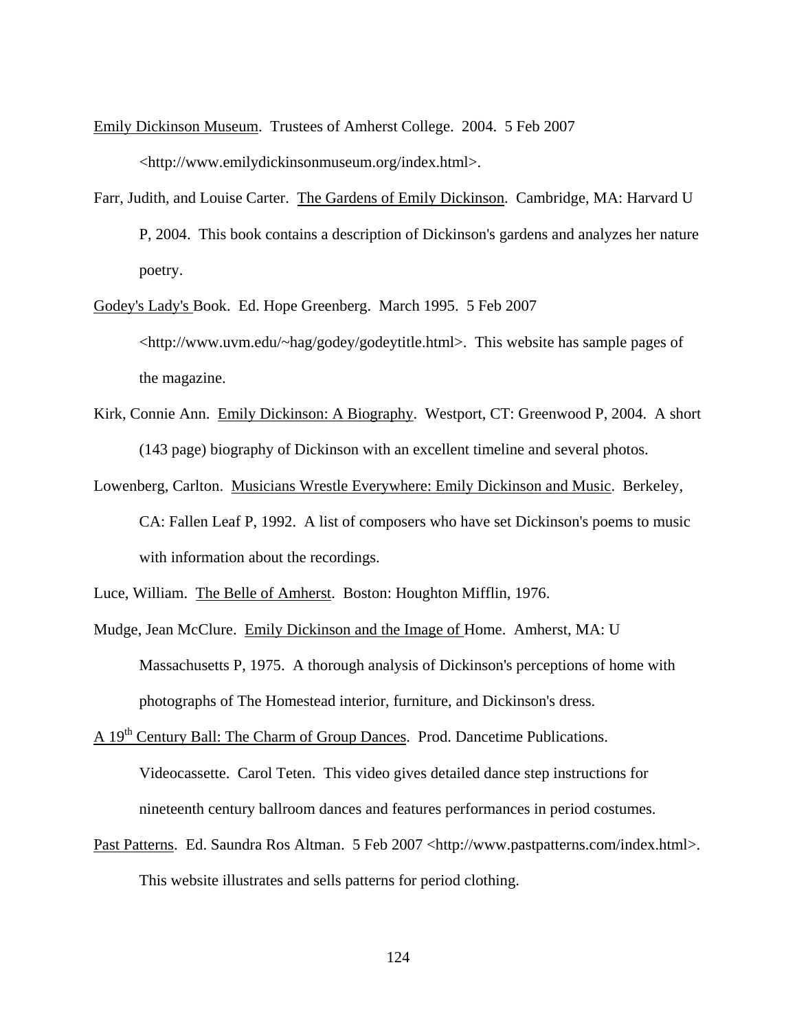Emily Dickinson Museum. Trustees of Amherst College. 2004. 5 Feb 2007 <http://www.emilydickinsonmuseum.org/index.html>.

Farr, Judith, and Louise Carter. The Gardens of Emily Dickinson. Cambridge, MA: Harvard U P, 2004. This book contains a description of Dickinson's gardens and analyzes her nature poetry.

Godey's Lady's Book. Ed. Hope Greenberg. March 1995. 5 Feb 2007 <http://www.uvm.edu/~hag/godey/godeytitle.html>. This website has sample pages of the magazine.

Kirk, Connie Ann. Emily Dickinson: A Biography. Westport, CT: Greenwood P, 2004. A short (143 page) biography of Dickinson with an excellent timeline and several photos.

Lowenberg, Carlton. Musicians Wrestle Everywhere: Emily Dickinson and Music. Berkeley, CA: Fallen Leaf P, 1992. A list of composers who have set Dickinson's poems to music with information about the recordings.

Luce, William. The Belle of Amherst. Boston: Houghton Mifflin, 1976.

Mudge, Jean McClure. Emily Dickinson and the Image of Home. Amherst, MA: U Massachusetts P, 1975. A thorough analysis of Dickinson's perceptions of home with photographs of The Homestead interior, furniture, and Dickinson's dress.

A 19th Century Ball: The Charm of Group Dances. Prod. Dancetime Publications. Videocassette. Carol Teten. This video gives detailed dance step instructions for nineteenth century ballroom dances and features performances in period costumes.

Past Patterns. Ed. Saundra Ros Altman. 5 Feb 2007 <http://www.pastpatterns.com/index.html>. This website illustrates and sells patterns for period clothing.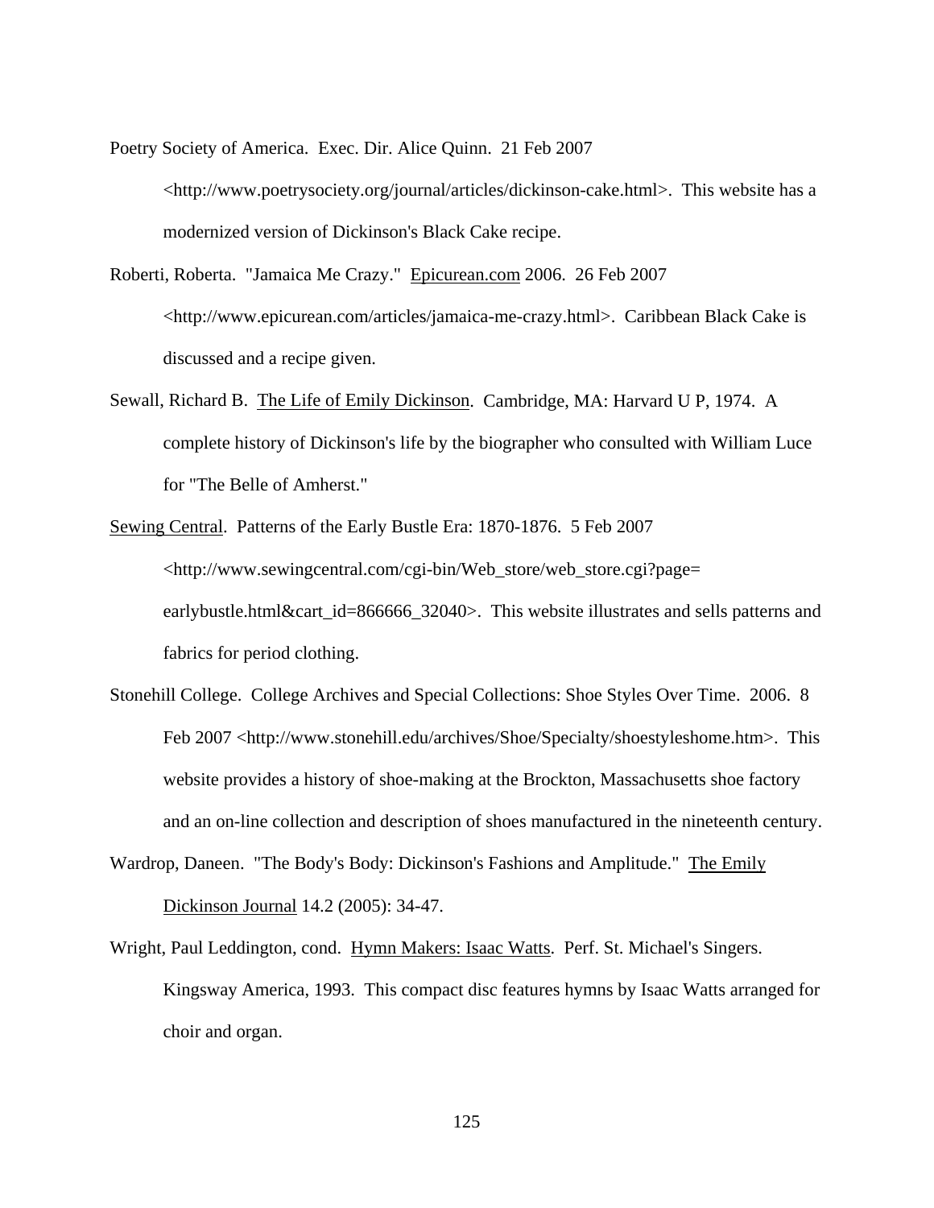Poetry Society of America. Exec. Dir. Alice Quinn. 21 Feb 2007 <http://www.poetrysociety.org/journal/articles/dickinson-cake.html>. This website has a modernized version of Dickinson's Black Cake recipe.

Roberti, Roberta. "Jamaica Me Crazy." Epicurean.com 2006. 26 Feb 2007 <http://www.epicurean.com/articles/jamaica-me-crazy.html>. Caribbean Black Cake is discussed and a recipe given.

Sewall, Richard B. The Life of Emily Dickinson. Cambridge, MA: Harvard U P, 1974. A complete history of Dickinson's life by the biographer who consulted with William Luce for "The Belle of Amherst."

Sewing Central. Patterns of the Early Bustle Era: 1870-1876. 5 Feb 2007 <http://www.sewingcentral.com/cgi-bin/Web_store/web_store.cgi?page=earlybustle.html&cart_id=866666_32040>. This website illustrates and sells patterns and fabrics for period clothing.

Stonehill College. College Archives and Special Collections: Shoe Styles Over Time. 2006. 8 Feb 2007 <http://www.stonehill.edu/archives/Shoe/Specialty/shoestyleshome.htm>. This website provides a history of shoe-making at the Brockton, Massachusetts shoe factory and an on-line collection and description of shoes manufactured in the nineteenth century.

Wardrop, Daneen. "The Body's Body: Dickinson's Fashions and Amplitude." The Emily Dickinson Journal 14.2 (2005): 34-47.

Wright, Paul Leddington, cond. Hymn Makers: Isaac Watts. Perf. St. Michael's Singers. Kingsway America, 1993. This compact disc features hymns by Isaac Watts arranged for choir and organ.